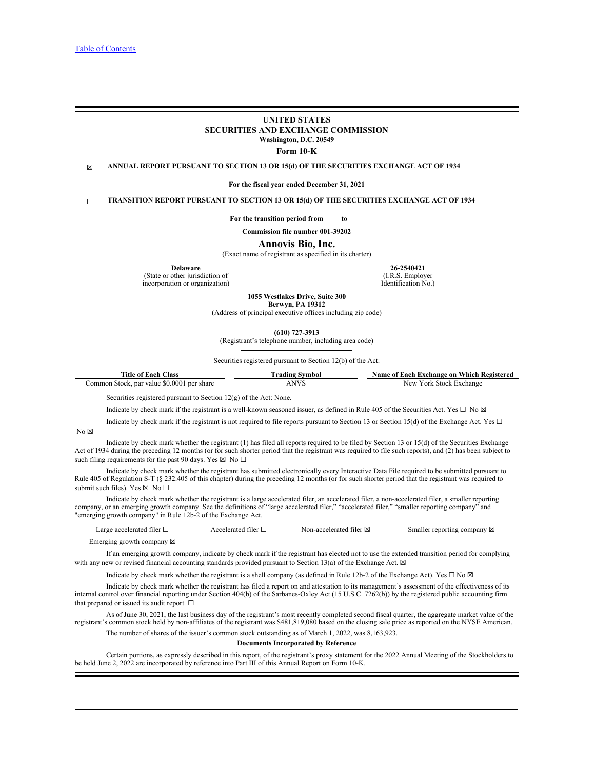[Table of Contents](#)

# UNITED STATES
# SECURITIES AND EXCHANGE COMMISSION
**Washington, D.C. 20549**

**Form 10-K**

☒ **ANNUAL REPORT PURSUANT TO SECTION 13 OR 15(d) OF THE SECURITIES EXCHANGE ACT OF 1934**

**For the fiscal year ended December 31, 2021**

☐ **TRANSITION REPORT PURSUANT TO SECTION 13 OR 15(d) OF THE SECURITIES EXCHANGE ACT OF 1934**

**For the transition period from to**

**Commission file number 001-39202**

## Annovis Bio, Inc.
(Exact name of registrant as specified in its charter)

| **Delaware** | **26-2540421** |
|---|---|
| (State or other jurisdiction of incorporation or organization) | (I.R.S. Employer Identification No.) |

**1055 Westlakes Drive, Suite 300**
**Berwyn, PA 19312**
(Address of principal executive offices including zip code)

**(610) 727-3913**
(Registrant's telephone number, including area code)

Securities registered pursuant to Section 12(b) of the Act:

| Title of Each Class | Trading Symbol | Name of Each Exchange on Which Registered |
|---|---|---|
| Common Stock, par value $0.0001 per share | ANVS | New York Stock Exchange |

Securities registered pursuant to Section 12(g) of the Act: None.

Indicate by check mark if the registrant is a well-known seasoned issuer, as defined in Rule 405 of the Securities Act. Yes ☐ No ☒

Indicate by check mark if the registrant is not required to file reports pursuant to Section 13 or Section 15(d) of the Exchange Act. Yes ☐ No ☒

Indicate by check mark whether the registrant (1) has filed all reports required to be filed by Section 13 or 15(d) of the Securities Exchange Act of 1934 during the preceding 12 months (or for such shorter period that the registrant was required to file such reports), and (2) has been subject to such filing requirements for the past 90 days. Yes ☒ No ☐

Indicate by check mark whether the registrant has submitted electronically every Interactive Data File required to be submitted pursuant to Rule 405 of Regulation S-T (§ 232.405 of this chapter) during the preceding 12 months (or for such shorter period that the registrant was required to submit such files). Yes ☒ No ☐

Indicate by check mark whether the registrant is a large accelerated filer, an accelerated filer, a non-accelerated filer, a smaller reporting company, or an emerging growth company. See the definitions of "large accelerated filer," "accelerated filer," "smaller reporting company" and "emerging growth company" in Rule 12b-2 of the Exchange Act.

| Large accelerated filer ☐ | Accelerated filer ☐ | Non-accelerated filer ☒ | Smaller reporting company ☒ |
|---|---|---|---|
| Emerging growth company ☒ | | | |

If an emerging growth company, indicate by check mark if the registrant has elected not to use the extended transition period for complying with any new or revised financial accounting standards provided pursuant to Section 13(a) of the Exchange Act. ☒

Indicate by check mark whether the registrant is a shell company (as defined in Rule 12b-2 of the Exchange Act). Yes ☐ No ☒

Indicate by check mark whether the registrant has filed a report on and attestation to its management's assessment of the effectiveness of its internal control over financial reporting under Section 404(b) of the Sarbanes-Oxley Act (15 U.S.C. 7262(b)) by the registered public accounting firm that prepared or issued its audit report. ☐

As of June 30, 2021, the last business day of the registrant's most recently completed second fiscal quarter, the aggregate market value of the registrant's common stock held by non-affiliates of the registrant was $481,819,080 based on the closing sale price as reported on the NYSE American.

The number of shares of the issuer's common stock outstanding as of March 1, 2022, was 8,163,923.

**Documents Incorporated by Reference**

Certain portions, as expressly described in this report, of the registrant's proxy statement for the 2022 Annual Meeting of the Stockholders to be held June 2, 2022 are incorporated by reference into Part III of this Annual Report on Form 10-K.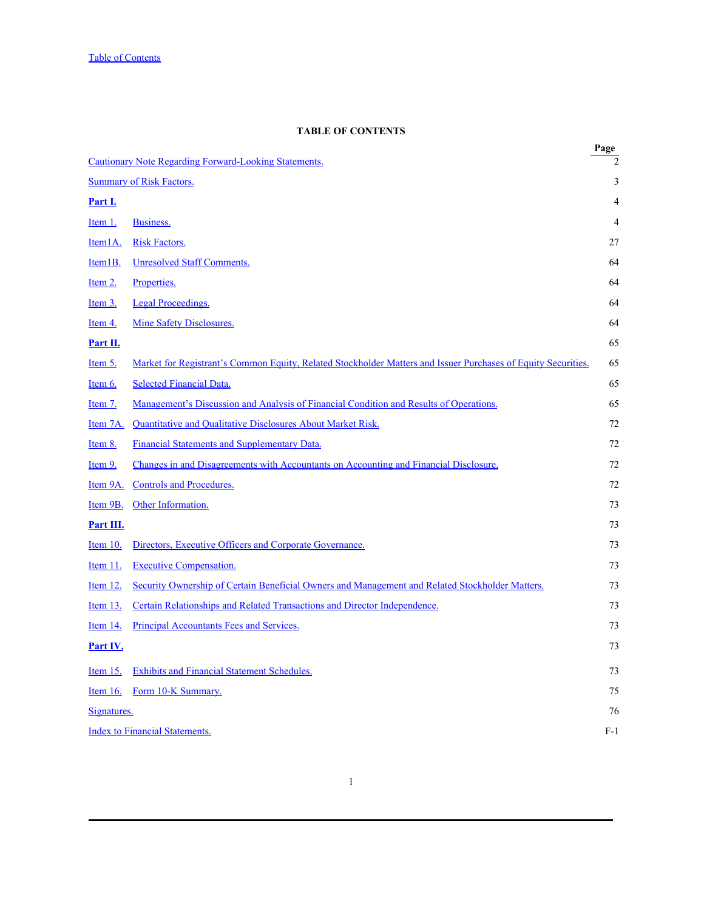[Table of Contents](#)

## TABLE OF CONTENTS

| | | Page |
|---|---|---|
| Cautionary Note Regarding Forward-Looking Statements. | | 2 |
| Summary of Risk Factors. | | 3 |
| **Part I.** | | 4 |
| Item 1. | Business. | 4 |
| Item1A. | Risk Factors. | 27 |
| Item1B. | Unresolved Staff Comments. | 64 |
| Item 2. | Properties. | 64 |
| Item 3. | Legal Proceedings. | 64 |
| Item 4. | Mine Safety Disclosures. | 64 |
| **Part II.** | | 65 |
| Item 5. | Market for Registrant's Common Equity, Related Stockholder Matters and Issuer Purchases of Equity Securities. | 65 |
| Item 6. | Selected Financial Data. | 65 |
| Item 7. | Management's Discussion and Analysis of Financial Condition and Results of Operations. | 65 |
| Item 7A. | Quantitative and Qualitative Disclosures About Market Risk. | 72 |
| Item 8. | Financial Statements and Supplementary Data. | 72 |
| Item 9. | Changes in and Disagreements with Accountants on Accounting and Financial Disclosure. | 72 |
| Item 9A. | Controls and Procedures. | 72 |
| Item 9B. | Other Information. | 73 |
| **Part III.** | | 73 |
| Item 10. | Directors, Executive Officers and Corporate Governance. | 73 |
| Item 11. | Executive Compensation. | 73 |
| Item 12. | Security Ownership of Certain Beneficial Owners and Management and Related Stockholder Matters. | 73 |
| Item 13. | Certain Relationships and Related Transactions and Director Independence. | 73 |
| Item 14. | Principal Accountants Fees and Services. | 73 |
| **Part IV.** | | 73 |
| Item 15. | Exhibits and Financial Statement Schedules. | 73 |
| Item 16. | Form 10-K Summary. | 75 |
| Signatures. | | 76 |
| Index to Financial Statements. | | F-1 |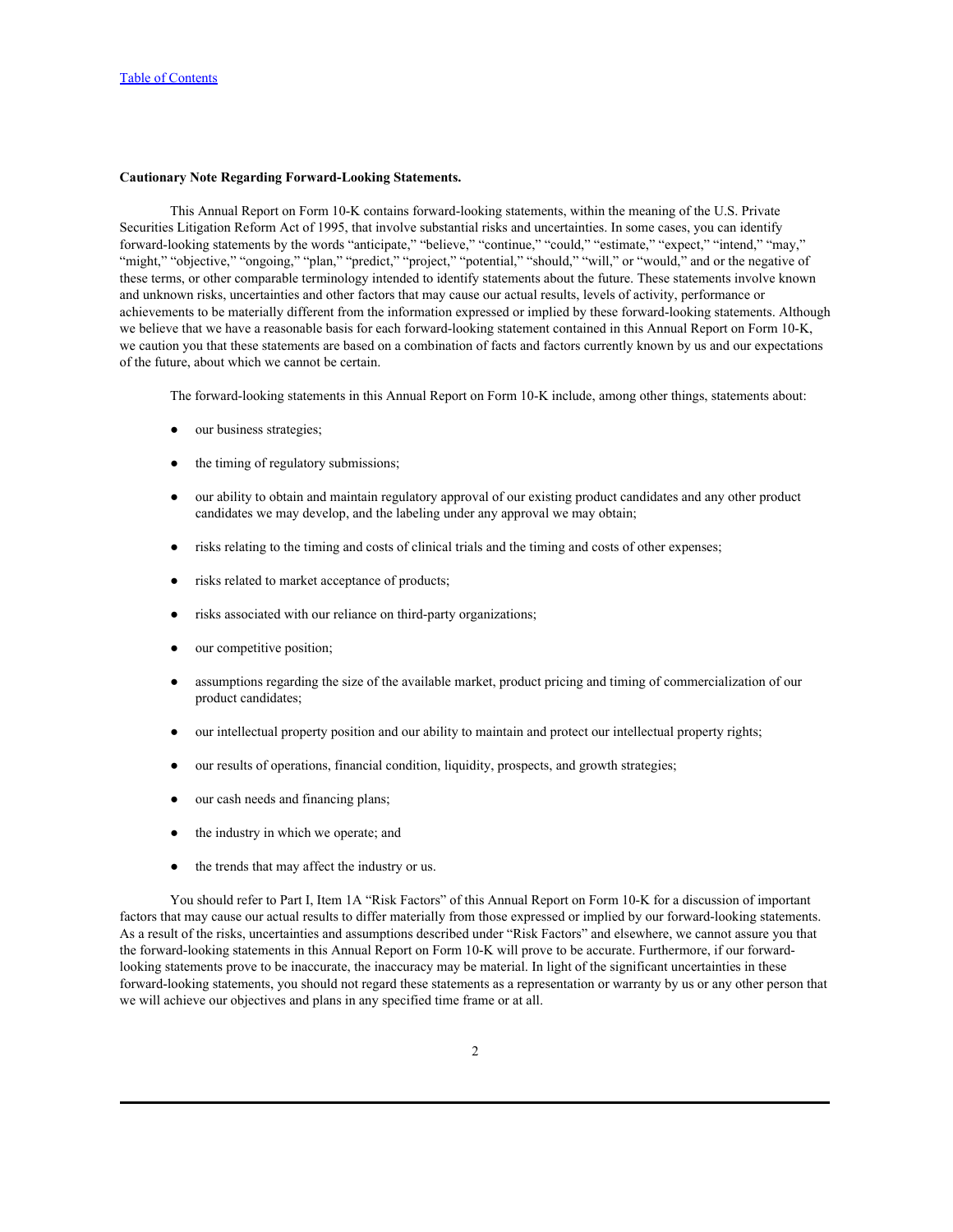**Cautionary Note Regarding Forward-Looking Statements.**

This Annual Report on Form 10-K contains forward-looking statements, within the meaning of the U.S. Private Securities Litigation Reform Act of 1995, that involve substantial risks and uncertainties. In some cases, you can identify forward-looking statements by the words "anticipate," "believe," "continue," "could," "estimate," "expect," "intend," "may," "might," "objective," "ongoing," "plan," "predict," "project," "potential," "should," "will," or "would," and or the negative of these terms, or other comparable terminology intended to identify statements about the future. These statements involve known and unknown risks, uncertainties and other factors that may cause our actual results, levels of activity, performance or achievements to be materially different from the information expressed or implied by these forward-looking statements. Although we believe that we have a reasonable basis for each forward-looking statement contained in this Annual Report on Form 10-K, we caution you that these statements are based on a combination of facts and factors currently known by us and our expectations of the future, about which we cannot be certain.

The forward-looking statements in this Annual Report on Form 10-K include, among other things, statements about:

- our business strategies;
- the timing of regulatory submissions;
- our ability to obtain and maintain regulatory approval of our existing product candidates and any other product candidates we may develop, and the labeling under any approval we may obtain;
- risks relating to the timing and costs of clinical trials and the timing and costs of other expenses;
- risks related to market acceptance of products;
- risks associated with our reliance on third-party organizations;
- our competitive position;
- assumptions regarding the size of the available market, product pricing and timing of commercialization of our product candidates;
- our intellectual property position and our ability to maintain and protect our intellectual property rights;
- our results of operations, financial condition, liquidity, prospects, and growth strategies;
- our cash needs and financing plans;
- the industry in which we operate; and
- the trends that may affect the industry or us.

You should refer to Part I, Item 1A "Risk Factors" of this Annual Report on Form 10-K for a discussion of important factors that may cause our actual results to differ materially from those expressed or implied by our forward-looking statements. As a result of the risks, uncertainties and assumptions described under "Risk Factors" and elsewhere, we cannot assure you that the forward-looking statements in this Annual Report on Form 10-K will prove to be accurate. Furthermore, if our forward-looking statements prove to be inaccurate, the inaccuracy may be material. In light of the significant uncertainties in these forward-looking statements, you should not regard these statements as a representation or warranty by us or any other person that we will achieve our objectives and plans in any specified time frame or at all.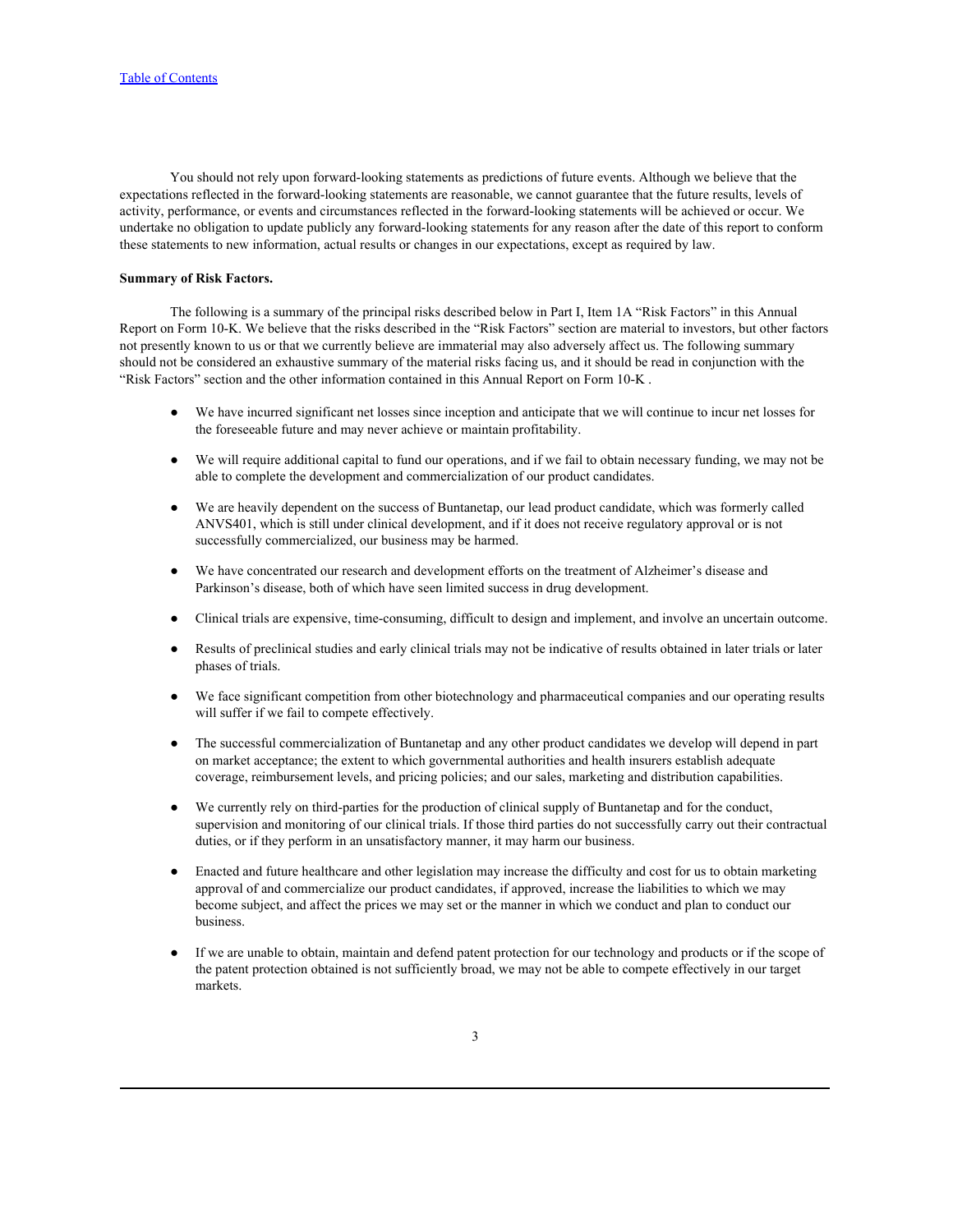You should not rely upon forward-looking statements as predictions of future events. Although we believe that the expectations reflected in the forward-looking statements are reasonable, we cannot guarantee that the future results, levels of activity, performance, or events and circumstances reflected in the forward-looking statements will be achieved or occur. We undertake no obligation to update publicly any forward-looking statements for any reason after the date of this report to conform these statements to new information, actual results or changes in our expectations, except as required by law.

**Summary of Risk Factors.**

The following is a summary of the principal risks described below in Part I, Item 1A "Risk Factors" in this Annual Report on Form 10-K. We believe that the risks described in the "Risk Factors" section are material to investors, but other factors not presently known to us or that we currently believe are immaterial may also adversely affect us. The following summary should not be considered an exhaustive summary of the material risks facing us, and it should be read in conjunction with the "Risk Factors" section and the other information contained in this Annual Report on Form 10-K .

- We have incurred significant net losses since inception and anticipate that we will continue to incur net losses for the foreseeable future and may never achieve or maintain profitability.
- We will require additional capital to fund our operations, and if we fail to obtain necessary funding, we may not be able to complete the development and commercialization of our product candidates.
- We are heavily dependent on the success of Buntanetap, our lead product candidate, which was formerly called ANVS401, which is still under clinical development, and if it does not receive regulatory approval or is not successfully commercialized, our business may be harmed.
- We have concentrated our research and development efforts on the treatment of Alzheimer's disease and Parkinson's disease, both of which have seen limited success in drug development.
- Clinical trials are expensive, time-consuming, difficult to design and implement, and involve an uncertain outcome.
- Results of preclinical studies and early clinical trials may not be indicative of results obtained in later trials or later phases of trials.
- We face significant competition from other biotechnology and pharmaceutical companies and our operating results will suffer if we fail to compete effectively.
- The successful commercialization of Buntanetap and any other product candidates we develop will depend in part on market acceptance; the extent to which governmental authorities and health insurers establish adequate coverage, reimbursement levels, and pricing policies; and our sales, marketing and distribution capabilities.
- We currently rely on third-parties for the production of clinical supply of Buntanetap and for the conduct, supervision and monitoring of our clinical trials. If those third parties do not successfully carry out their contractual duties, or if they perform in an unsatisfactory manner, it may harm our business.
- Enacted and future healthcare and other legislation may increase the difficulty and cost for us to obtain marketing approval of and commercialize our product candidates, if approved, increase the liabilities to which we may become subject, and affect the prices we may set or the manner in which we conduct and plan to conduct our business.
- If we are unable to obtain, maintain and defend patent protection for our technology and products or if the scope of the patent protection obtained is not sufficiently broad, we may not be able to compete effectively in our target markets.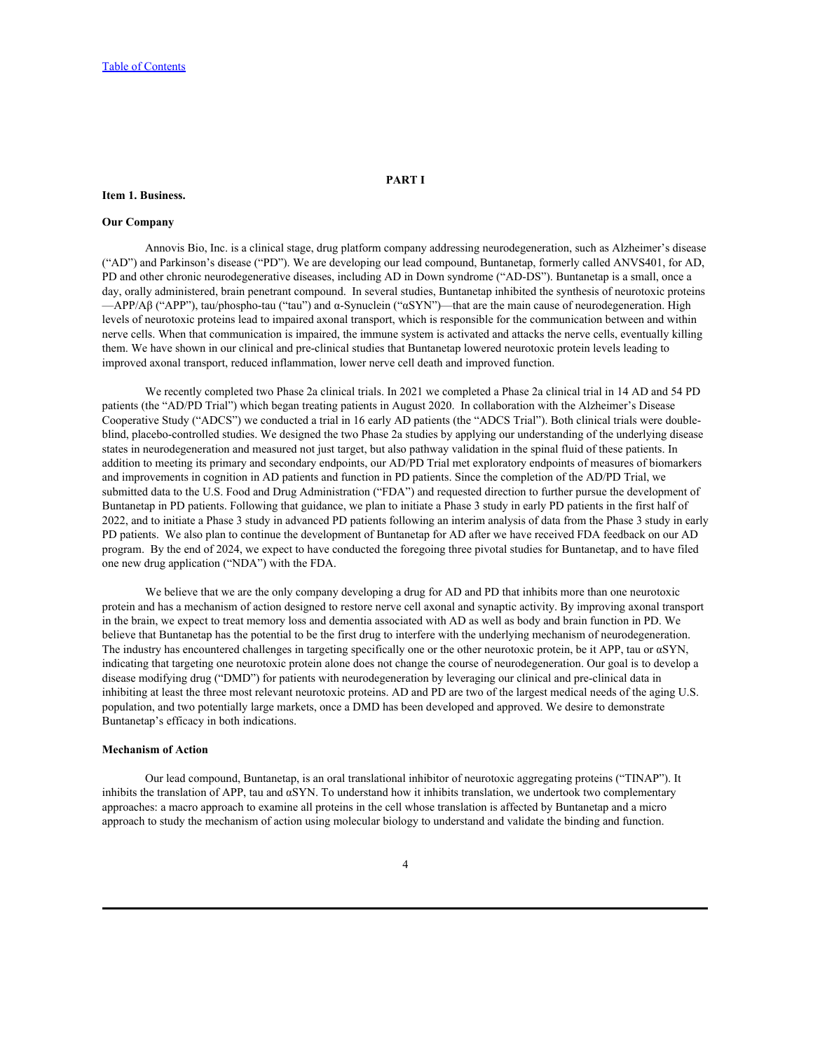# PART I

## Item 1. Business.

### Our Company

Annovis Bio, Inc. is a clinical stage, drug platform company addressing neurodegeneration, such as Alzheimer's disease ("AD") and Parkinson's disease ("PD"). We are developing our lead compound, Buntanetap, formerly called ANVS401, for AD, PD and other chronic neurodegenerative diseases, including AD in Down syndrome ("AD-DS"). Buntanetap is a small, once a day, orally administered, brain penetrant compound. In several studies, Buntanetap inhibited the synthesis of neurotoxic proteins —APP/Aβ ("APP"), tau/phospho-tau ("tau") and α-Synuclein ("αSYN")—that are the main cause of neurodegeneration. High levels of neurotoxic proteins lead to impaired axonal transport, which is responsible for the communication between and within nerve cells. When that communication is impaired, the immune system is activated and attacks the nerve cells, eventually killing them. We have shown in our clinical and pre-clinical studies that Buntanetap lowered neurotoxic protein levels leading to improved axonal transport, reduced inflammation, lower nerve cell death and improved function.

We recently completed two Phase 2a clinical trials. In 2021 we completed a Phase 2a clinical trial in 14 AD and 54 PD patients (the "AD/PD Trial") which began treating patients in August 2020. In collaboration with the Alzheimer's Disease Cooperative Study ("ADCS") we conducted a trial in 16 early AD patients (the "ADCS Trial"). Both clinical trials were double-blind, placebo-controlled studies. We designed the two Phase 2a studies by applying our understanding of the underlying disease states in neurodegeneration and measured not just target, but also pathway validation in the spinal fluid of these patients. In addition to meeting its primary and secondary endpoints, our AD/PD Trial met exploratory endpoints of measures of biomarkers and improvements in cognition in AD patients and function in PD patients. Since the completion of the AD/PD Trial, we submitted data to the U.S. Food and Drug Administration ("FDA") and requested direction to further pursue the development of Buntanetap in PD patients. Following that guidance, we plan to initiate a Phase 3 study in early PD patients in the first half of 2022, and to initiate a Phase 3 study in advanced PD patients following an interim analysis of data from the Phase 3 study in early PD patients. We also plan to continue the development of Buntanetap for AD after we have received FDA feedback on our AD program. By the end of 2024, we expect to have conducted the foregoing three pivotal studies for Buntanetap, and to have filed one new drug application ("NDA") with the FDA.

We believe that we are the only company developing a drug for AD and PD that inhibits more than one neurotoxic protein and has a mechanism of action designed to restore nerve cell axonal and synaptic activity. By improving axonal transport in the brain, we expect to treat memory loss and dementia associated with AD as well as body and brain function in PD. We believe that Buntanetap has the potential to be the first drug to interfere with the underlying mechanism of neurodegeneration. The industry has encountered challenges in targeting specifically one or the other neurotoxic protein, be it APP, tau or αSYN, indicating that targeting one neurotoxic protein alone does not change the course of neurodegeneration. Our goal is to develop a disease modifying drug ("DMD") for patients with neurodegeneration by leveraging our clinical and pre-clinical data in inhibiting at least the three most relevant neurotoxic proteins. AD and PD are two of the largest medical needs of the aging U.S. population, and two potentially large markets, once a DMD has been developed and approved. We desire to demonstrate Buntanetap's efficacy in both indications.

### Mechanism of Action

Our lead compound, Buntanetap, is an oral translational inhibitor of neurotoxic aggregating proteins ("TINAP"). It inhibits the translation of APP, tau and αSYN. To understand how it inhibits translation, we undertook two complementary approaches: a macro approach to examine all proteins in the cell whose translation is affected by Buntanetap and a micro approach to study the mechanism of action using molecular biology to understand and validate the binding and function.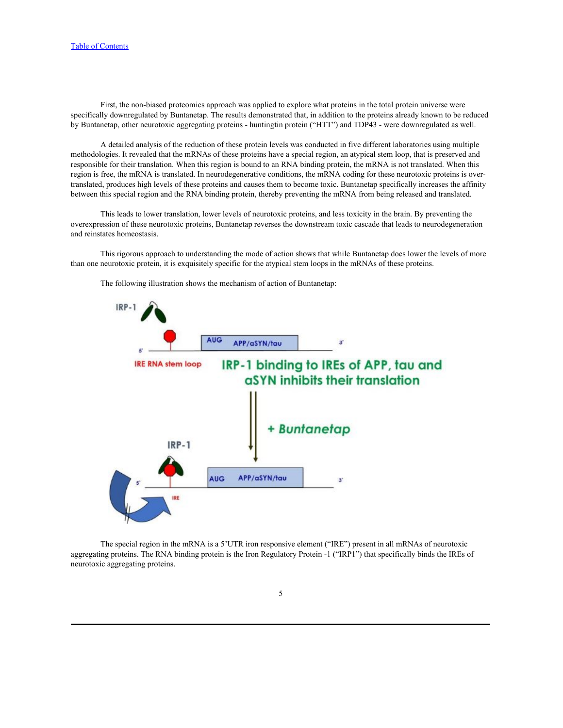First, the non-biased proteomics approach was applied to explore what proteins in the total protein universe were specifically downregulated by Buntanetap. The results demonstrated that, in addition to the proteins already known to be reduced by Buntanetap, other neurotoxic aggregating proteins - huntingtin protein ("HTT") and TDP43 - were downregulated as well.

A detailed analysis of the reduction of these protein levels was conducted in five different laboratories using multiple methodologies. It revealed that the mRNAs of these proteins have a special region, an atypical stem loop, that is preserved and responsible for their translation. When this region is bound to an RNA binding protein, the mRNA is not translated. When this region is free, the mRNA is translated. In neurodegenerative conditions, the mRNA coding for these neurotoxic proteins is over-translated, produces high levels of these proteins and causes them to become toxic. Buntanetap specifically increases the affinity between this special region and the RNA binding protein, thereby preventing the mRNA from being released and translated.

This leads to lower translation, lower levels of neurotoxic proteins, and less toxicity in the brain. By preventing the overexpression of these neurotoxic proteins, Buntanetap reverses the downstream toxic cascade that leads to neurodegeneration and reinstates homeostasis.

This rigorous approach to understanding the mode of action shows that while Buntanetap does lower the levels of more than one neurotoxic protein, it is exquisitely specific for the atypical stem loops in the mRNAs of these proteins.

The following illustration shows the mechanism of action of Buntanetap:

IRP-1

5' — IRE RNA stem loop — AUG APP/aSYN/tau — 3'

IRP-1 binding to IREs of APP, tau and aSYN inhibits their translation

+ Buntanetap

IRP-1

5' — IRE — AUG APP/aSYN/tau — 3'

The special region in the mRNA is a 5'UTR iron responsive element ("IRE") present in all mRNAs of neurotoxic aggregating proteins. The RNA binding protein is the Iron Regulatory Protein -1 ("IRP1") that specifically binds the IREs of neurotoxic aggregating proteins.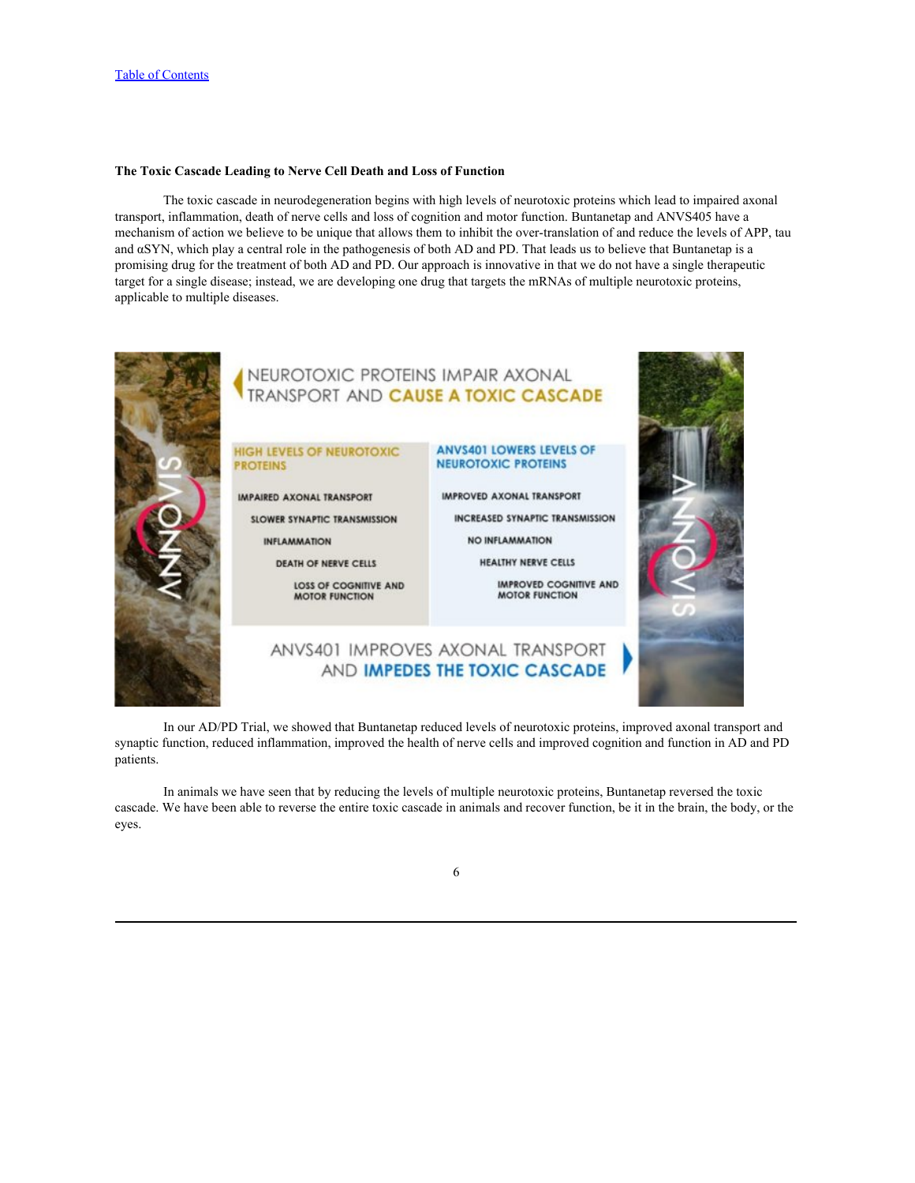**The Toxic Cascade Leading to Nerve Cell Death and Loss of Function**

The toxic cascade in neurodegeneration begins with high levels of neurotoxic proteins which lead to impaired axonal transport, inflammation, death of nerve cells and loss of cognition and motor function. Buntanetap and ANVS405 have a mechanism of action we believe to be unique that allows them to inhibit the over-translation of and reduce the levels of APP, tau and αSYN, which play a central role in the pathogenesis of both AD and PD. That leads us to believe that Buntanetap is a promising drug for the treatment of both AD and PD. Our approach is innovative in that we do not have a single therapeutic target for a single disease; instead, we are developing one drug that targets the mRNAs of multiple neurotoxic proteins, applicable to multiple diseases.

NEUROTOXIC PROTEINS IMPAIR AXONAL TRANSPORT AND CAUSE A TOXIC CASCADE

| HIGH LEVELS OF NEUROTOXIC PROTEINS | ANVS401 LOWERS LEVELS OF NEUROTOXIC PROTEINS |
|---|---|
| IMPAIRED AXONAL TRANSPORT | IMPROVED AXONAL TRANSPORT |
| SLOWER SYNAPTIC TRANSMISSION | INCREASED SYNAPTIC TRANSMISSION |
| INFLAMMATION | NO INFLAMMATION |
| DEATH OF NERVE CELLS | HEALTHY NERVE CELLS |
| LOSS OF COGNITIVE AND MOTOR FUNCTION | IMPROVED COGNITIVE AND MOTOR FUNCTION |

ANVS401 IMPROVES AXONAL TRANSPORT AND IMPEDES THE TOXIC CASCADE

In our AD/PD Trial, we showed that Buntanetap reduced levels of neurotoxic proteins, improved axonal transport and synaptic function, reduced inflammation, improved the health of nerve cells and improved cognition and function in AD and PD patients.

In animals we have seen that by reducing the levels of multiple neurotoxic proteins, Buntanetap reversed the toxic cascade. We have been able to reverse the entire toxic cascade in animals and recover function, be it in the brain, the body, or the eyes.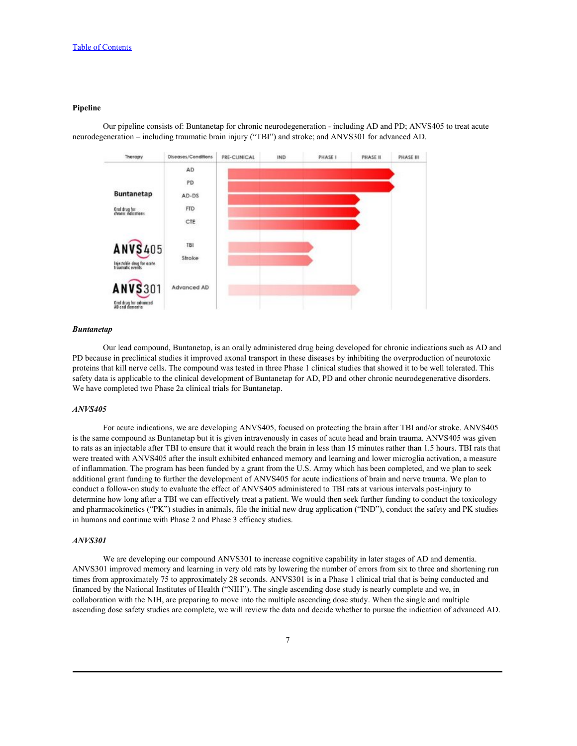[Table of Contents](#)

### Pipeline

Our pipeline consists of: Buntanetap for chronic neurodegeneration - including AD and PD; ANVS405 to treat acute neurodegeneration – including traumatic brain injury (“TBI”) and stroke; and ANVS301 for advanced AD.

| Therapy | Diseases/Conditions | PRE-CLINICAL | IND | PHASE I | PHASE II | PHASE III |
|---|---|---|---|---|---|---|
| Buntanetap<br>Oral drug for chronic indications | AD | | | | | |
| | PD | | | | | |
| | AD-DS | | | | | |
| | FTD | | | | | |
| | CTE | | | | | |
| ANVS405<br>Injectable drug for acute traumatic events | TBI | | | | | |
| | Stroke | | | | | |
| ANVS301<br>Oral drug for advanced AD and dementia | Advanced AD | | | | | |

### *Buntanetap*

Our lead compound, Buntanetap, is an orally administered drug being developed for chronic indications such as AD and PD because in preclinical studies it improved axonal transport in these diseases by inhibiting the overproduction of neurotoxic proteins that kill nerve cells. The compound was tested in three Phase 1 clinical studies that showed it to be well tolerated. This safety data is applicable to the clinical development of Buntanetap for AD, PD and other chronic neurodegenerative disorders. We have completed two Phase 2a clinical trials for Buntanetap.

### *ANVS405*

For acute indications, we are developing ANVS405, focused on protecting the brain after TBI and/or stroke. ANVS405 is the same compound as Buntanetap but it is given intravenously in cases of acute head and brain trauma. ANVS405 was given to rats as an injectable after TBI to ensure that it would reach the brain in less than 15 minutes rather than 1.5 hours. TBI rats that were treated with ANVS405 after the insult exhibited enhanced memory and learning and lower microglia activation, a measure of inflammation. The program has been funded by a grant from the U.S. Army which has been completed, and we plan to seek additional grant funding to further the development of ANVS405 for acute indications of brain and nerve trauma. We plan to conduct a follow-on study to evaluate the effect of ANVS405 administered to TBI rats at various intervals post-injury to determine how long after a TBI we can effectively treat a patient. We would then seek further funding to conduct the toxicology and pharmacokinetics (“PK”) studies in animals, file the initial new drug application (“IND”), conduct the safety and PK studies in humans and continue with Phase 2 and Phase 3 efficacy studies.

### *ANVS301*

We are developing our compound ANVS301 to increase cognitive capability in later stages of AD and dementia. ANVS301 improved memory and learning in very old rats by lowering the number of errors from six to three and shortening run times from approximately 75 to approximately 28 seconds. ANVS301 is in a Phase 1 clinical trial that is being conducted and financed by the National Institutes of Health (“NIH”). The single ascending dose study is nearly complete and we, in collaboration with the NIH, are preparing to move into the multiple ascending dose study. When the single and multiple ascending dose safety studies are complete, we will review the data and decide whether to pursue the indication of advanced AD.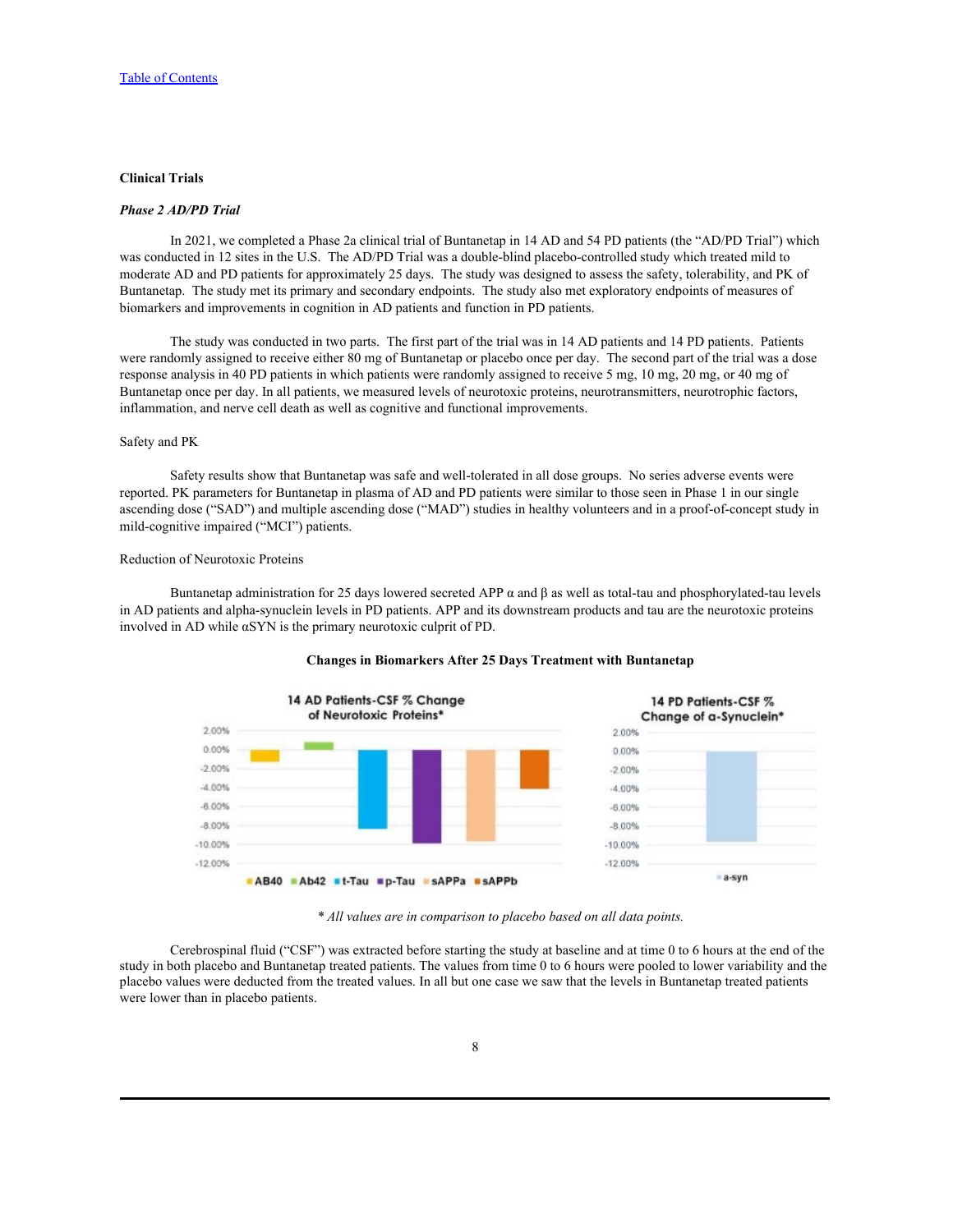[Table of Contents](#)

**Clinical Trials**

***Phase 2 AD/PD Trial***

In 2021, we completed a Phase 2a clinical trial of Buntanetap in 14 AD and 54 PD patients (the "AD/PD Trial") which was conducted in 12 sites in the U.S. The AD/PD Trial was a double-blind placebo-controlled study which treated mild to moderate AD and PD patients for approximately 25 days. The study was designed to assess the safety, tolerability, and PK of Buntanetap. The study met its primary and secondary endpoints. The study also met exploratory endpoints of measures of biomarkers and improvements in cognition in AD patients and function in PD patients.

The study was conducted in two parts. The first part of the trial was in 14 AD patients and 14 PD patients. Patients were randomly assigned to receive either 80 mg of Buntanetap or placebo once per day. The second part of the trial was a dose response analysis in 40 PD patients in which patients were randomly assigned to receive 5 mg, 10 mg, 20 mg, or 40 mg of Buntanetap once per day. In all patients, we measured levels of neurotoxic proteins, neurotransmitters, neurotrophic factors, inflammation, and nerve cell death as well as cognitive and functional improvements.

Safety and PK

Safety results show that Buntanetap was safe and well-tolerated in all dose groups. No series adverse events were reported. PK parameters for Buntanetap in plasma of AD and PD patients were similar to those seen in Phase 1 in our single ascending dose ("SAD") and multiple ascending dose ("MAD") studies in healthy volunteers and in a proof-of-concept study in mild-cognitive impaired ("MCI") patients.

Reduction of Neurotoxic Proteins

Buntanetap administration for 25 days lowered secreted APP α and β as well as total-tau and phosphorylated-tau levels in AD patients and alpha-synuclein levels in PD patients. APP and its downstream products and tau are the neurotoxic proteins involved in AD while αSYN is the primary neurotoxic culprit of PD.

**Changes in Biomarkers After 25 Days Treatment with Buntanetap**

*\* All values are in comparison to placebo based on all data points.*

Cerebrospinal fluid ("CSF") was extracted before starting the study at baseline and at time 0 to 6 hours at the end of the study in both placebo and Buntanetap treated patients. The values from time 0 to 6 hours were pooled to lower variability and the placebo values were deducted from the treated values. In all but one case we saw that the levels in Buntanetap treated patients were lower than in placebo patients.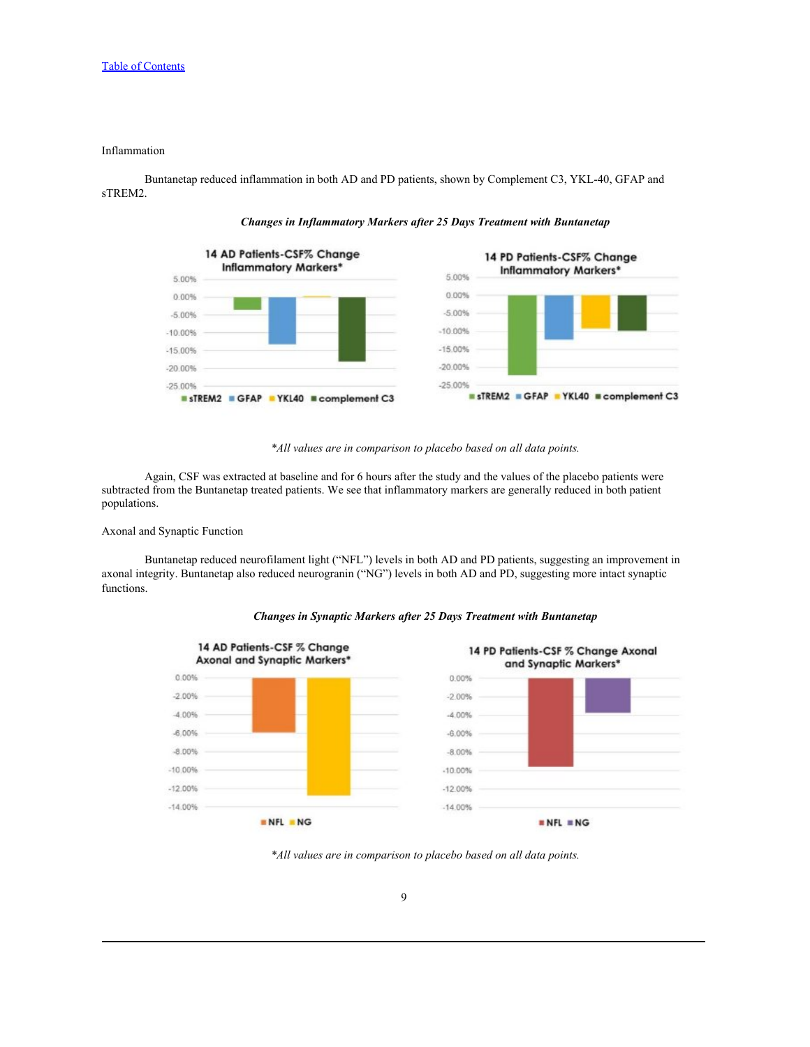Inflammation

Buntanetap reduced inflammation in both AD and PD patients, shown by Complement C3, YKL-40, GFAP and sTREM2.

***Changes in Inflammatory Markers after 25 Days Treatment with Buntanetap***

*\*All values are in comparison to placebo based on all data points.*

Again, CSF was extracted at baseline and for 6 hours after the study and the values of the placebo patients were subtracted from the Buntanetap treated patients. We see that inflammatory markers are generally reduced in both patient populations.

Axonal and Synaptic Function

Buntanetap reduced neurofilament light ("NFL") levels in both AD and PD patients, suggesting an improvement in axonal integrity. Buntanetap also reduced neurogranin ("NG") levels in both AD and PD, suggesting more intact synaptic functions.

***Changes in Synaptic Markers after 25 Days Treatment with Buntanetap***

*\*All values are in comparison to placebo based on all data points.*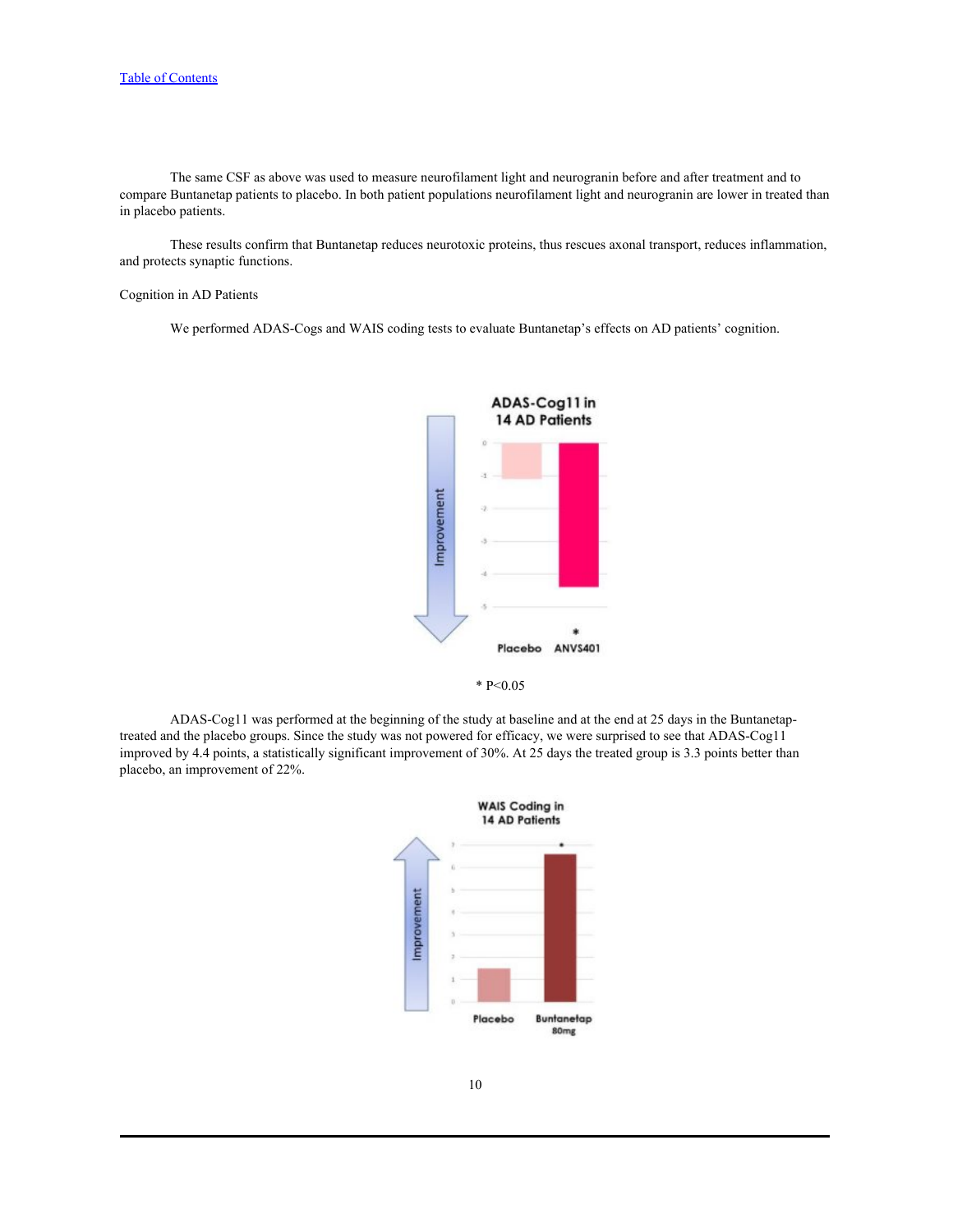The same CSF as above was used to measure neurofilament light and neurogranin before and after treatment and to compare Buntanetap patients to placebo. In both patient populations neurofilament light and neurogranin are lower in treated than in placebo patients.

These results confirm that Buntanetap reduces neurotoxic proteins, thus rescues axonal transport, reduces inflammation, and protects synaptic functions.

Cognition in AD Patients

We performed ADAS-Cogs and WAIS coding tests to evaluate Buntanetap's effects on AD patients' cognition.

\* P<0.05

ADAS-Cog11 was performed at the beginning of the study at baseline and at the end at 25 days in the Buntanetap-treated and the placebo groups. Since the study was not powered for efficacy, we were surprised to see that ADAS-Cog11 improved by 4.4 points, a statistically significant improvement of 30%. At 25 days the treated group is 3.3 points better than placebo, an improvement of 22%.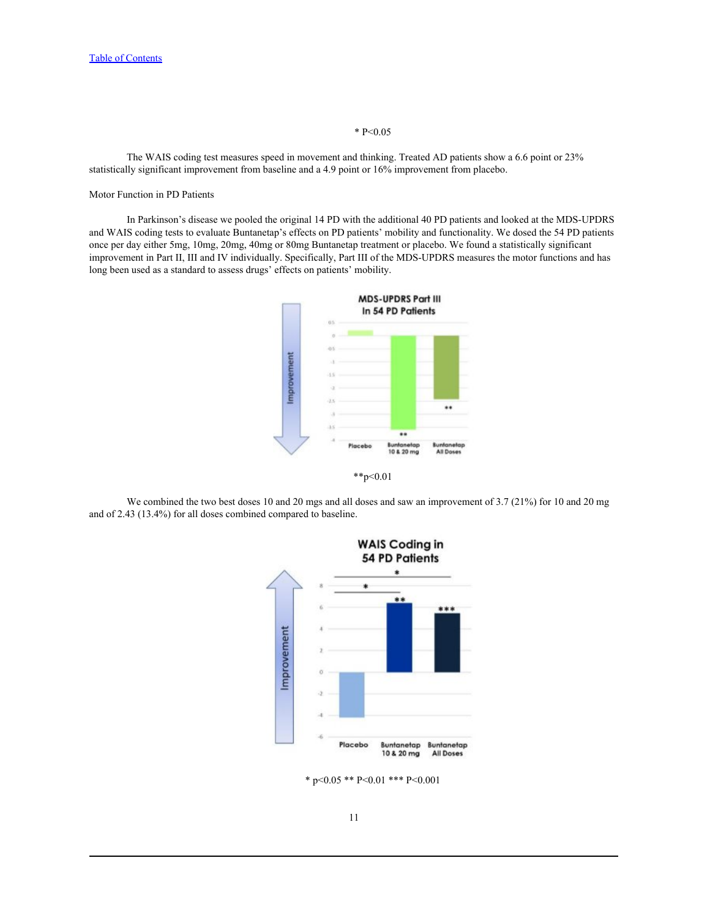* P<0.05

The WAIS coding test measures speed in movement and thinking. Treated AD patients show a 6.6 point or 23% statistically significant improvement from baseline and a 4.9 point or 16% improvement from placebo.

Motor Function in PD Patients

In Parkinson's disease we pooled the original 14 PD with the additional 40 PD patients and looked at the MDS-UPDRS and WAIS coding tests to evaluate Buntanetap's effects on PD patients' mobility and functionality. We dosed the 54 PD patients once per day either 5mg, 10mg, 20mg, 40mg or 80mg Buntanetap treatment or placebo. We found a statistically significant improvement in Part II, III and IV individually. Specifically, Part III of the MDS-UPDRS measures the motor functions and has long been used as a standard to assess drugs' effects on patients' mobility.

**p<0.01

We combined the two best doses 10 and 20 mgs and all doses and saw an improvement of 3.7 (21%) for 10 and 20 mg and of 2.43 (13.4%) for all doses combined compared to baseline.

* p<0.05 ** P<0.01 *** P<0.001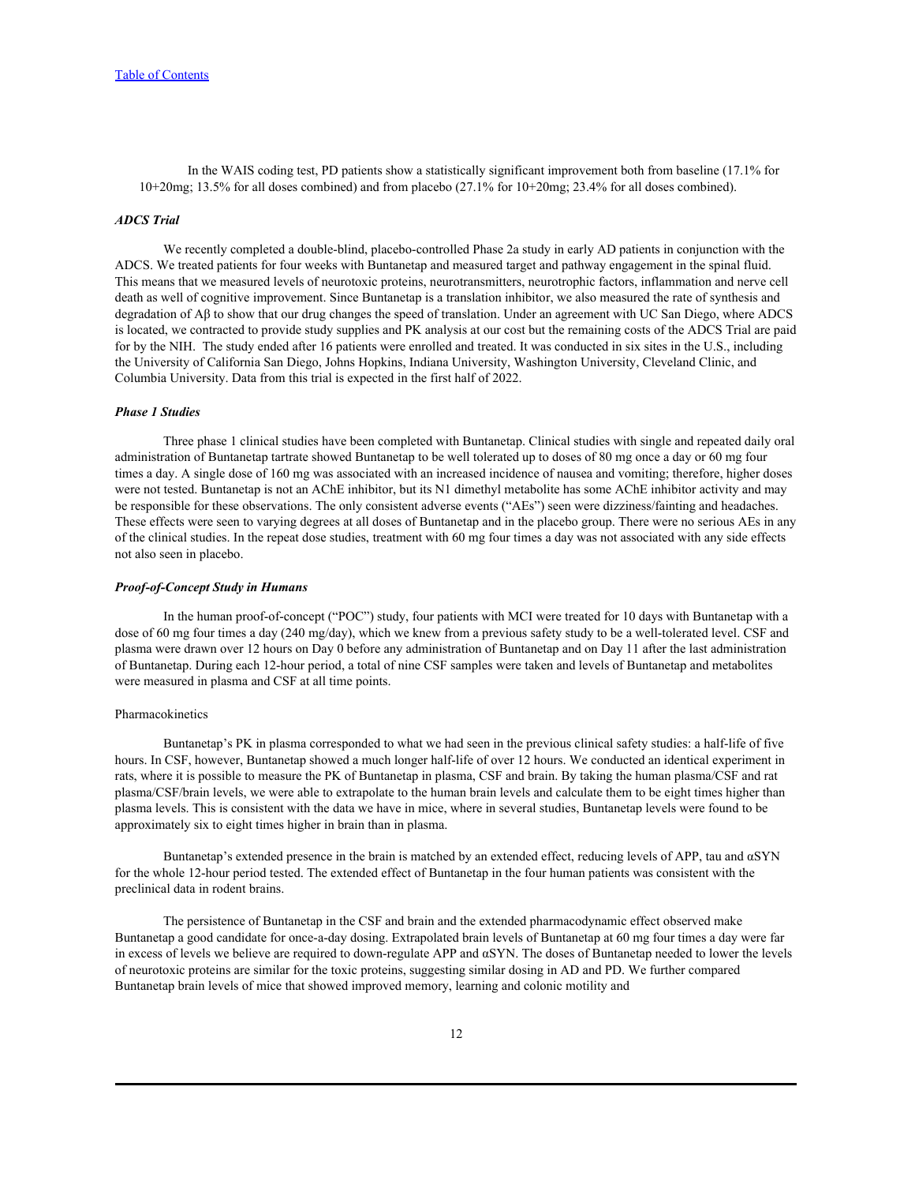In the WAIS coding test, PD patients show a statistically significant improvement both from baseline (17.1% for 10+20mg; 13.5% for all doses combined) and from placebo (27.1% for 10+20mg; 23.4% for all doses combined).

***ADCS Trial***

We recently completed a double-blind, placebo-controlled Phase 2a study in early AD patients in conjunction with the ADCS. We treated patients for four weeks with Buntanetap and measured target and pathway engagement in the spinal fluid. This means that we measured levels of neurotoxic proteins, neurotransmitters, neurotrophic factors, inflammation and nerve cell death as well of cognitive improvement. Since Buntanetap is a translation inhibitor, we also measured the rate of synthesis and degradation of Aβ to show that our drug changes the speed of translation. Under an agreement with UC San Diego, where ADCS is located, we contracted to provide study supplies and PK analysis at our cost but the remaining costs of the ADCS Trial are paid for by the NIH. The study ended after 16 patients were enrolled and treated. It was conducted in six sites in the U.S., including the University of California San Diego, Johns Hopkins, Indiana University, Washington University, Cleveland Clinic, and Columbia University. Data from this trial is expected in the first half of 2022.

***Phase 1 Studies***

Three phase 1 clinical studies have been completed with Buntanetap. Clinical studies with single and repeated daily oral administration of Buntanetap tartrate showed Buntanetap to be well tolerated up to doses of 80 mg once a day or 60 mg four times a day. A single dose of 160 mg was associated with an increased incidence of nausea and vomiting; therefore, higher doses were not tested. Buntanetap is not an AChE inhibitor, but its N1 dimethyl metabolite has some AChE inhibitor activity and may be responsible for these observations. The only consistent adverse events ("AEs") seen were dizziness/fainting and headaches. These effects were seen to varying degrees at all doses of Buntanetap and in the placebo group. There were no serious AEs in any of the clinical studies. In the repeat dose studies, treatment with 60 mg four times a day was not associated with any side effects not also seen in placebo.

***Proof-of-Concept Study in Humans***

In the human proof-of-concept ("POC") study, four patients with MCI were treated for 10 days with Buntanetap with a dose of 60 mg four times a day (240 mg/day), which we knew from a previous safety study to be a well-tolerated level. CSF and plasma were drawn over 12 hours on Day 0 before any administration of Buntanetap and on Day 11 after the last administration of Buntanetap. During each 12-hour period, a total of nine CSF samples were taken and levels of Buntanetap and metabolites were measured in plasma and CSF at all time points.

Pharmacokinetics

Buntanetap's PK in plasma corresponded to what we had seen in the previous clinical safety studies: a half-life of five hours. In CSF, however, Buntanetap showed a much longer half-life of over 12 hours. We conducted an identical experiment in rats, where it is possible to measure the PK of Buntanetap in plasma, CSF and brain. By taking the human plasma/CSF and rat plasma/CSF/brain levels, we were able to extrapolate to the human brain levels and calculate them to be eight times higher than plasma levels. This is consistent with the data we have in mice, where in several studies, Buntanetap levels were found to be approximately six to eight times higher in brain than in plasma.

Buntanetap's extended presence in the brain is matched by an extended effect, reducing levels of APP, tau and αSYN for the whole 12-hour period tested. The extended effect of Buntanetap in the four human patients was consistent with the preclinical data in rodent brains.

The persistence of Buntanetap in the CSF and brain and the extended pharmacodynamic effect observed make Buntanetap a good candidate for once-a-day dosing. Extrapolated brain levels of Buntanetap at 60 mg four times a day were far in excess of levels we believe are required to down-regulate APP and αSYN. The doses of Buntanetap needed to lower the levels of neurotoxic proteins are similar for the toxic proteins, suggesting similar dosing in AD and PD. We further compared Buntanetap brain levels of mice that showed improved memory, learning and colonic motility and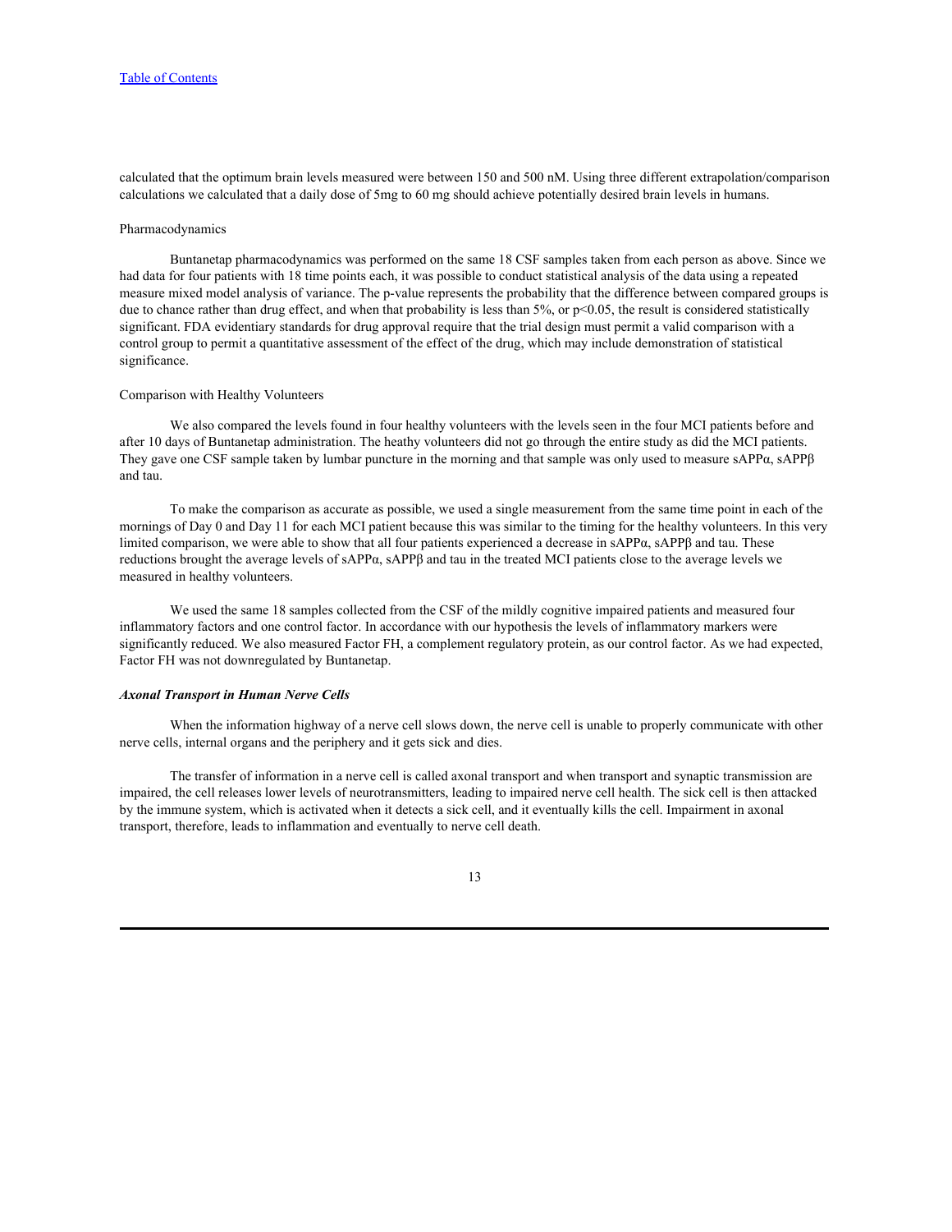calculated that the optimum brain levels measured were between 150 and 500 nM. Using three different extrapolation/comparison calculations we calculated that a daily dose of 5mg to 60 mg should achieve potentially desired brain levels in humans.

Pharmacodynamics

Buntanetap pharmacodynamics was performed on the same 18 CSF samples taken from each person as above. Since we had data for four patients with 18 time points each, it was possible to conduct statistical analysis of the data using a repeated measure mixed model analysis of variance. The p-value represents the probability that the difference between compared groups is due to chance rather than drug effect, and when that probability is less than 5%, or $p<0.05$, the result is considered statistically significant. FDA evidentiary standards for drug approval require that the trial design must permit a valid comparison with a control group to permit a quantitative assessment of the effect of the drug, which may include demonstration of statistical significance.

Comparison with Healthy Volunteers

We also compared the levels found in four healthy volunteers with the levels seen in the four MCI patients before and after 10 days of Buntanetap administration. The heathy volunteers did not go through the entire study as did the MCI patients. They gave one CSF sample taken by lumbar puncture in the morning and that sample was only used to measure sAPPα, sAPPβ and tau.

To make the comparison as accurate as possible, we used a single measurement from the same time point in each of the mornings of Day 0 and Day 11 for each MCI patient because this was similar to the timing for the healthy volunteers. In this very limited comparison, we were able to show that all four patients experienced a decrease in sAPPα, sAPPβ and tau. These reductions brought the average levels of sAPPα, sAPPβ and tau in the treated MCI patients close to the average levels we measured in healthy volunteers.

We used the same 18 samples collected from the CSF of the mildly cognitive impaired patients and measured four inflammatory factors and one control factor. In accordance with our hypothesis the levels of inflammatory markers were significantly reduced. We also measured Factor FH, a complement regulatory protein, as our control factor. As we had expected, Factor FH was not downregulated by Buntanetap.

***Axonal Transport in Human Nerve Cells***

When the information highway of a nerve cell slows down, the nerve cell is unable to properly communicate with other nerve cells, internal organs and the periphery and it gets sick and dies.

The transfer of information in a nerve cell is called axonal transport and when transport and synaptic transmission are impaired, the cell releases lower levels of neurotransmitters, leading to impaired nerve cell health. The sick cell is then attacked by the immune system, which is activated when it detects a sick cell, and it eventually kills the cell. Impairment in axonal transport, therefore, leads to inflammation and eventually to nerve cell death.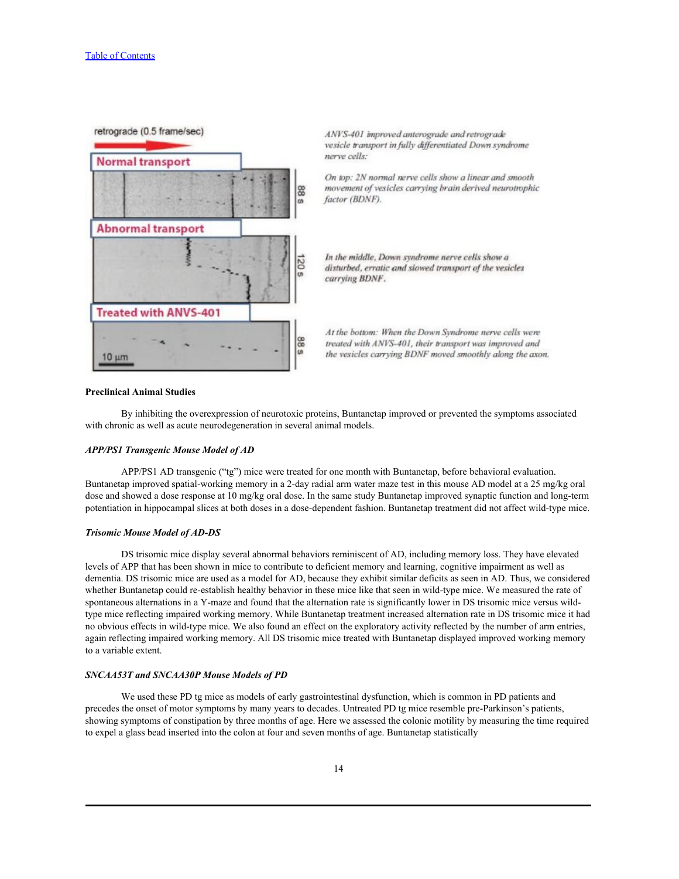ANVS-401 improved anterograde and retrograde vesicle transport in fully differentiated Down syndrome nerve cells:

On top: 2N normal nerve cells show a linear and smooth movement of vesicles carrying brain derived neurotrophic factor (BDNF).

In the middle, Down syndrome nerve cells show a disturbed, erratic and slowed transport of the vesicles carrying BDNF.

At the bottom: When the Down Syndrome nerve cells were treated with ANVS-401, their transport was improved and the vesicles carrying BDNF moved smoothly along the axon.

**Preclinical Animal Studies**

By inhibiting the overexpression of neurotoxic proteins, Buntanetap improved or prevented the symptoms associated with chronic as well as acute neurodegeneration in several animal models.

***APP/PS1 Transgenic Mouse Model of AD***

APP/PS1 AD transgenic ("tg") mice were treated for one month with Buntanetap, before behavioral evaluation. Buntanetap improved spatial-working memory in a 2-day radial arm water maze test in this mouse AD model at a 25 mg/kg oral dose and showed a dose response at 10 mg/kg oral dose. In the same study Buntanetap improved synaptic function and long-term potentiation in hippocampal slices at both doses in a dose-dependent fashion. Buntanetap treatment did not affect wild-type mice.

***Trisomic Mouse Model of AD-DS***

DS trisomic mice display several abnormal behaviors reminiscent of AD, including memory loss. They have elevated levels of APP that has been shown in mice to contribute to deficient memory and learning, cognitive impairment as well as dementia. DS trisomic mice are used as a model for AD, because they exhibit similar deficits as seen in AD. Thus, we considered whether Buntanetap could re-establish healthy behavior in these mice like that seen in wild-type mice. We measured the rate of spontaneous alternations in a Y-maze and found that the alternation rate is significantly lower in DS trisomic mice versus wild-type mice reflecting impaired working memory. While Buntanetap treatment increased alternation rate in DS trisomic mice it had no obvious effects in wild-type mice. We also found an effect on the exploratory activity reflected by the number of arm entries, again reflecting impaired working memory. All DS trisomic mice treated with Buntanetap displayed improved working memory to a variable extent.

***SNCAA53T and SNCAA30P Mouse Models of PD***

We used these PD tg mice as models of early gastrointestinal dysfunction, which is common in PD patients and precedes the onset of motor symptoms by many years to decades. Untreated PD tg mice resemble pre-Parkinson's patients, showing symptoms of constipation by three months of age. Here we assessed the colonic motility by measuring the time required to expel a glass bead inserted into the colon at four and seven months of age. Buntanetap statistically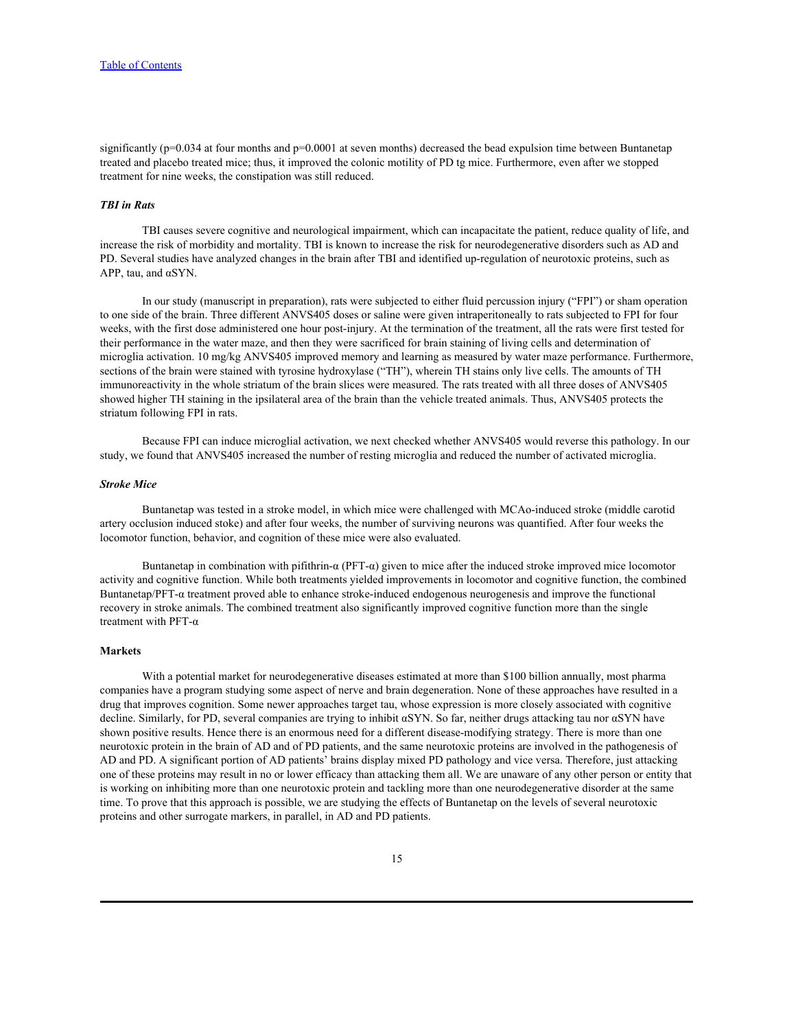significantly (p=0.034 at four months and p=0.0001 at seven months) decreased the bead expulsion time between Buntanetap treated and placebo treated mice; thus, it improved the colonic motility of PD tg mice. Furthermore, even after we stopped treatment for nine weeks, the constipation was still reduced.

***TBI in Rats***

TBI causes severe cognitive and neurological impairment, which can incapacitate the patient, reduce quality of life, and increase the risk of morbidity and mortality. TBI is known to increase the risk for neurodegenerative disorders such as AD and PD. Several studies have analyzed changes in the brain after TBI and identified up-regulation of neurotoxic proteins, such as APP, tau, and αSYN.

In our study (manuscript in preparation), rats were subjected to either fluid percussion injury ("FPI") or sham operation to one side of the brain. Three different ANVS405 doses or saline were given intraperitoneally to rats subjected to FPI for four weeks, with the first dose administered one hour post-injury. At the termination of the treatment, all the rats were first tested for their performance in the water maze, and then they were sacrificed for brain staining of living cells and determination of microglia activation. 10 mg/kg ANVS405 improved memory and learning as measured by water maze performance. Furthermore, sections of the brain were stained with tyrosine hydroxylase ("TH"), wherein TH stains only live cells. The amounts of TH immunoreactivity in the whole striatum of the brain slices were measured. The rats treated with all three doses of ANVS405 showed higher TH staining in the ipsilateral area of the brain than the vehicle treated animals. Thus, ANVS405 protects the striatum following FPI in rats.

Because FPI can induce microglial activation, we next checked whether ANVS405 would reverse this pathology. In our study, we found that ANVS405 increased the number of resting microglia and reduced the number of activated microglia.

***Stroke Mice***

Buntanetap was tested in a stroke model, in which mice were challenged with MCAo-induced stroke (middle carotid artery occlusion induced stoke) and after four weeks, the number of surviving neurons was quantified. After four weeks the locomotor function, behavior, and cognition of these mice were also evaluated.

Buntanetap in combination with pifithrin-α (PFT-α) given to mice after the induced stroke improved mice locomotor activity and cognitive function. While both treatments yielded improvements in locomotor and cognitive function, the combined Buntanetap/PFT-α treatment proved able to enhance stroke-induced endogenous neurogenesis and improve the functional recovery in stroke animals. The combined treatment also significantly improved cognitive function more than the single treatment with PFT-α

**Markets**

With a potential market for neurodegenerative diseases estimated at more than $100 billion annually, most pharma companies have a program studying some aspect of nerve and brain degeneration. None of these approaches have resulted in a drug that improves cognition. Some newer approaches target tau, whose expression is more closely associated with cognitive decline. Similarly, for PD, several companies are trying to inhibit αSYN. So far, neither drugs attacking tau nor αSYN have shown positive results. Hence there is an enormous need for a different disease-modifying strategy. There is more than one neurotoxic protein in the brain of AD and of PD patients, and the same neurotoxic proteins are involved in the pathogenesis of AD and PD. A significant portion of AD patients' brains display mixed PD pathology and vice versa. Therefore, just attacking one of these proteins may result in no or lower efficacy than attacking them all. We are unaware of any other person or entity that is working on inhibiting more than one neurotoxic protein and tackling more than one neurodegenerative disorder at the same time. To prove that this approach is possible, we are studying the effects of Buntanetap on the levels of several neurotoxic proteins and other surrogate markers, in parallel, in AD and PD patients.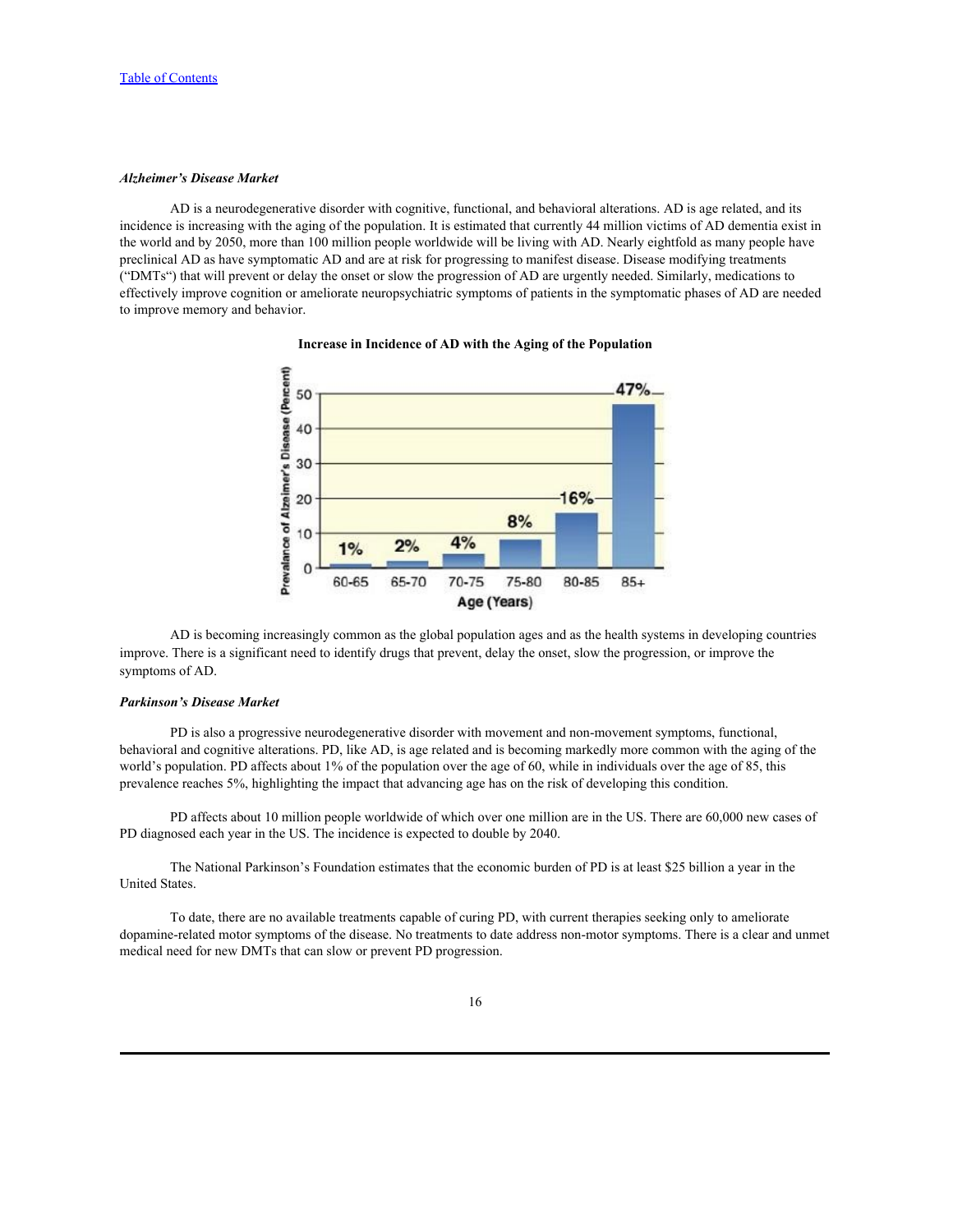*Alzheimer's Disease Market*

AD is a neurodegenerative disorder with cognitive, functional, and behavioral alterations. AD is age related, and its incidence is increasing with the aging of the population. It is estimated that currently 44 million victims of AD dementia exist in the world and by 2050, more than 100 million people worldwide will be living with AD. Nearly eightfold as many people have preclinical AD as have symptomatic AD and are at risk for progressing to manifest disease. Disease modifying treatments ("DMTs") that will prevent or delay the onset or slow the progression of AD are urgently needed. Similarly, medications to effectively improve cognition or ameliorate neuropsychiatric symptoms of patients in the symptomatic phases of AD are needed to improve memory and behavior.

**Increase in Incidence of AD with the Aging of the Population**

| Age (Years) | Prevalance of Alzeimer's Disease (Percent) |
|---|---|
| 60-65 | 1% |
| 65-70 | 2% |
| 70-75 | 4% |
| 75-80 | 8% |
| 80-85 | 16% |
| 85+ | 47% |

AD is becoming increasingly common as the global population ages and as the health systems in developing countries improve. There is a significant need to identify drugs that prevent, delay the onset, slow the progression, or improve the symptoms of AD.

*Parkinson's Disease Market*

PD is also a progressive neurodegenerative disorder with movement and non-movement symptoms, functional, behavioral and cognitive alterations. PD, like AD, is age related and is becoming markedly more common with the aging of the world's population. PD affects about 1% of the population over the age of 60, while in individuals over the age of 85, this prevalence reaches 5%, highlighting the impact that advancing age has on the risk of developing this condition.

PD affects about 10 million people worldwide of which over one million are in the US. There are 60,000 new cases of PD diagnosed each year in the US. The incidence is expected to double by 2040.

The National Parkinson's Foundation estimates that the economic burden of PD is at least $25 billion a year in the United States.

To date, there are no available treatments capable of curing PD, with current therapies seeking only to ameliorate dopamine-related motor symptoms of the disease. No treatments to date address non-motor symptoms. There is a clear and unmet medical need for new DMTs that can slow or prevent PD progression.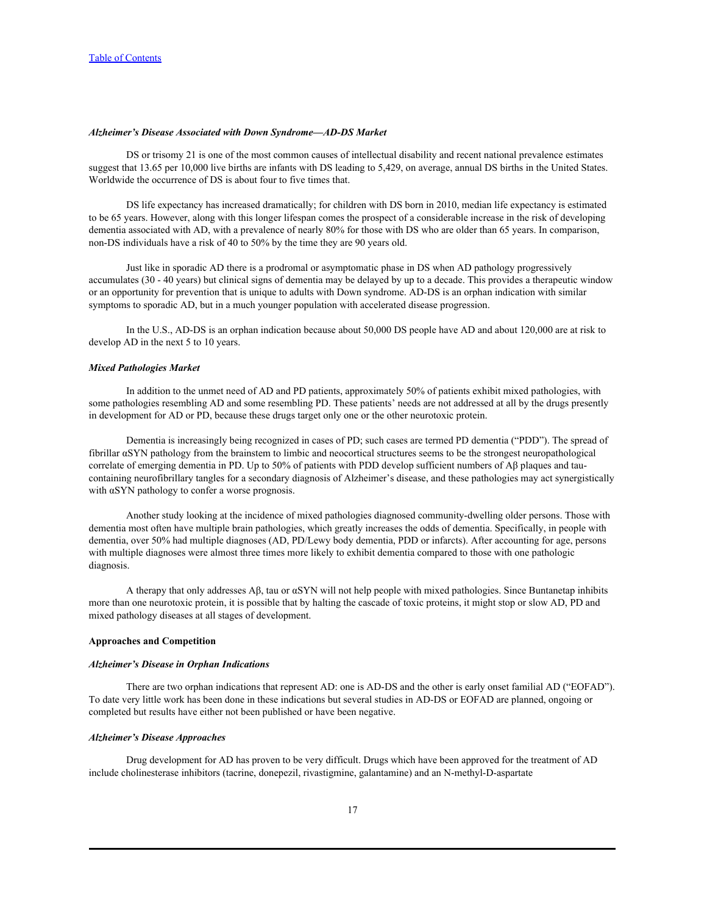*Alzheimer's Disease Associated with Down Syndrome—AD-DS Market*

DS or trisomy 21 is one of the most common causes of intellectual disability and recent national prevalence estimates suggest that 13.65 per 10,000 live births are infants with DS leading to 5,429, on average, annual DS births in the United States. Worldwide the occurrence of DS is about four to five times that.

DS life expectancy has increased dramatically; for children with DS born in 2010, median life expectancy is estimated to be 65 years. However, along with this longer lifespan comes the prospect of a considerable increase in the risk of developing dementia associated with AD, with a prevalence of nearly 80% for those with DS who are older than 65 years. In comparison, non-DS individuals have a risk of 40 to 50% by the time they are 90 years old.

Just like in sporadic AD there is a prodromal or asymptomatic phase in DS when AD pathology progressively accumulates (30 - 40 years) but clinical signs of dementia may be delayed by up to a decade. This provides a therapeutic window or an opportunity for prevention that is unique to adults with Down syndrome. AD-DS is an orphan indication with similar symptoms to sporadic AD, but in a much younger population with accelerated disease progression.

In the U.S., AD-DS is an orphan indication because about 50,000 DS people have AD and about 120,000 are at risk to develop AD in the next 5 to 10 years.

*Mixed Pathologies Market*

In addition to the unmet need of AD and PD patients, approximately 50% of patients exhibit mixed pathologies, with some pathologies resembling AD and some resembling PD. These patients' needs are not addressed at all by the drugs presently in development for AD or PD, because these drugs target only one or the other neurotoxic protein.

Dementia is increasingly being recognized in cases of PD; such cases are termed PD dementia ("PDD"). The spread of fibrillar αSYN pathology from the brainstem to limbic and neocortical structures seems to be the strongest neuropathological correlate of emerging dementia in PD. Up to 50% of patients with PDD develop sufficient numbers of Aβ plaques and tau-containing neurofibrillary tangles for a secondary diagnosis of Alzheimer's disease, and these pathologies may act synergistically with αSYN pathology to confer a worse prognosis.

Another study looking at the incidence of mixed pathologies diagnosed community-dwelling older persons. Those with dementia most often have multiple brain pathologies, which greatly increases the odds of dementia. Specifically, in people with dementia, over 50% had multiple diagnoses (AD, PD/Lewy body dementia, PDD or infarcts). After accounting for age, persons with multiple diagnoses were almost three times more likely to exhibit dementia compared to those with one pathologic diagnosis.

A therapy that only addresses Aβ, tau or αSYN will not help people with mixed pathologies. Since Buntanetap inhibits more than one neurotoxic protein, it is possible that by halting the cascade of toxic proteins, it might stop or slow AD, PD and mixed pathology diseases at all stages of development.

**Approaches and Competition**

*Alzheimer's Disease in Orphan Indications*

There are two orphan indications that represent AD: one is AD-DS and the other is early onset familial AD ("EOFAD"). To date very little work has been done in these indications but several studies in AD-DS or EOFAD are planned, ongoing or completed but results have either not been published or have been negative.

*Alzheimer's Disease Approaches*

Drug development for AD has proven to be very difficult. Drugs which have been approved for the treatment of AD include cholinesterase inhibitors (tacrine, donepezil, rivastigmine, galantamine) and an N-methyl-D-aspartate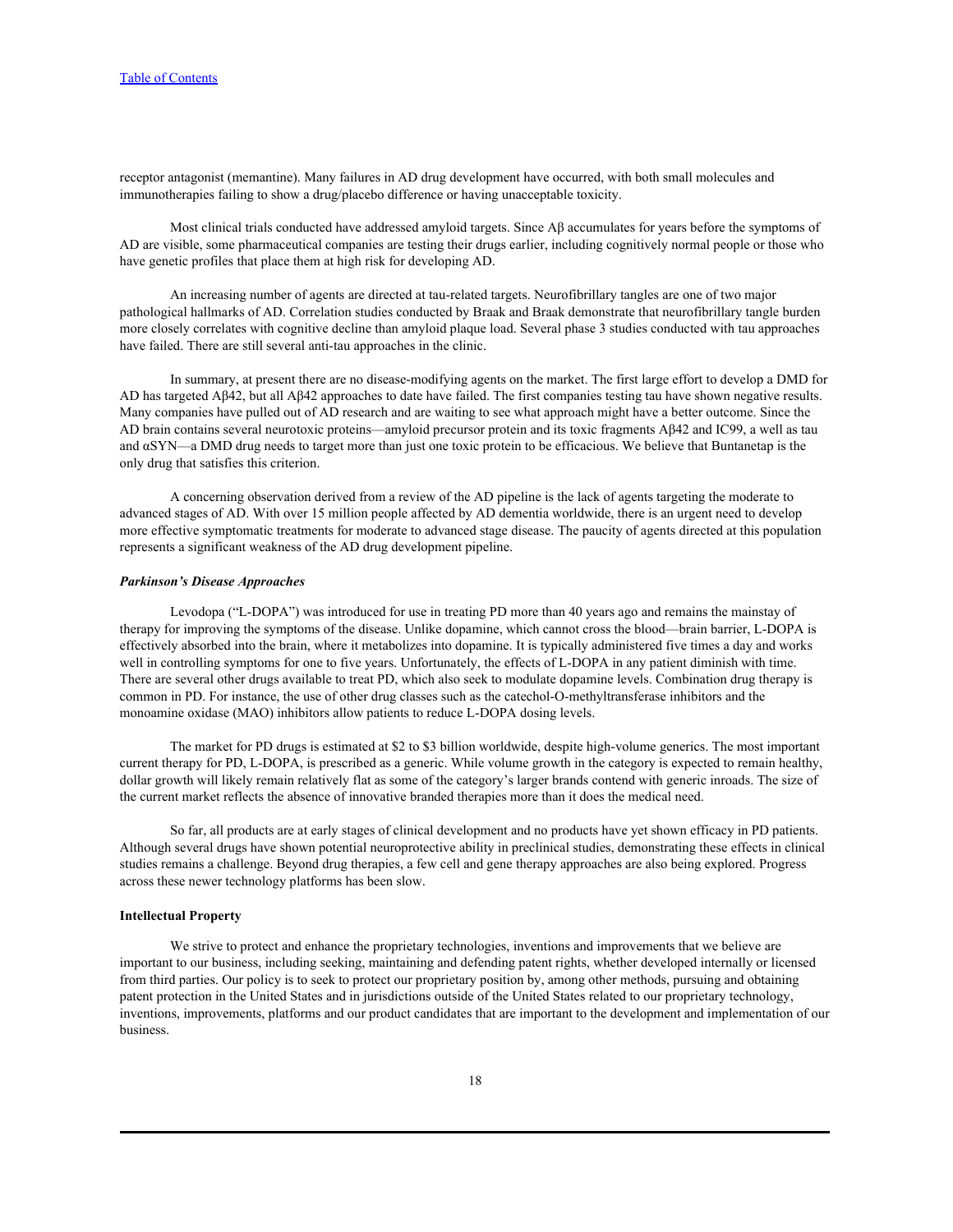receptor antagonist (memantine). Many failures in AD drug development have occurred, with both small molecules and immunotherapies failing to show a drug/placebo difference or having unacceptable toxicity.

Most clinical trials conducted have addressed amyloid targets. Since Aβ accumulates for years before the symptoms of AD are visible, some pharmaceutical companies are testing their drugs earlier, including cognitively normal people or those who have genetic profiles that place them at high risk for developing AD.

An increasing number of agents are directed at tau-related targets. Neurofibrillary tangles are one of two major pathological hallmarks of AD. Correlation studies conducted by Braak and Braak demonstrate that neurofibrillary tangle burden more closely correlates with cognitive decline than amyloid plaque load. Several phase 3 studies conducted with tau approaches have failed. There are still several anti-tau approaches in the clinic.

In summary, at present there are no disease-modifying agents on the market. The first large effort to develop a DMD for AD has targeted Aβ42, but all Aβ42 approaches to date have failed. The first companies testing tau have shown negative results. Many companies have pulled out of AD research and are waiting to see what approach might have a better outcome. Since the AD brain contains several neurotoxic proteins—amyloid precursor protein and its toxic fragments Aβ42 and IC99, a well as tau and αSYN—a DMD drug needs to target more than just one toxic protein to be efficacious. We believe that Buntanetap is the only drug that satisfies this criterion.

A concerning observation derived from a review of the AD pipeline is the lack of agents targeting the moderate to advanced stages of AD. With over 15 million people affected by AD dementia worldwide, there is an urgent need to develop more effective symptomatic treatments for moderate to advanced stage disease. The paucity of agents directed at this population represents a significant weakness of the AD drug development pipeline.

***Parkinson's Disease Approaches***

Levodopa ("L-DOPA") was introduced for use in treating PD more than 40 years ago and remains the mainstay of therapy for improving the symptoms of the disease. Unlike dopamine, which cannot cross the blood—brain barrier, L-DOPA is effectively absorbed into the brain, where it metabolizes into dopamine. It is typically administered five times a day and works well in controlling symptoms for one to five years. Unfortunately, the effects of L-DOPA in any patient diminish with time. There are several other drugs available to treat PD, which also seek to modulate dopamine levels. Combination drug therapy is common in PD. For instance, the use of other drug classes such as the catechol-O-methyltransferase inhibitors and the monoamine oxidase (MAO) inhibitors allow patients to reduce L-DOPA dosing levels.

The market for PD drugs is estimated at $2 to $3 billion worldwide, despite high-volume generics. The most important current therapy for PD, L-DOPA, is prescribed as a generic. While volume growth in the category is expected to remain healthy, dollar growth will likely remain relatively flat as some of the category's larger brands contend with generic inroads. The size of the current market reflects the absence of innovative branded therapies more than it does the medical need.

So far, all products are at early stages of clinical development and no products have yet shown efficacy in PD patients. Although several drugs have shown potential neuroprotective ability in preclinical studies, demonstrating these effects in clinical studies remains a challenge. Beyond drug therapies, a few cell and gene therapy approaches are also being explored. Progress across these newer technology platforms has been slow.

**Intellectual Property**

We strive to protect and enhance the proprietary technologies, inventions and improvements that we believe are important to our business, including seeking, maintaining and defending patent rights, whether developed internally or licensed from third parties. Our policy is to seek to protect our proprietary position by, among other methods, pursuing and obtaining patent protection in the United States and in jurisdictions outside of the United States related to our proprietary technology, inventions, improvements, platforms and our product candidates that are important to the development and implementation of our business.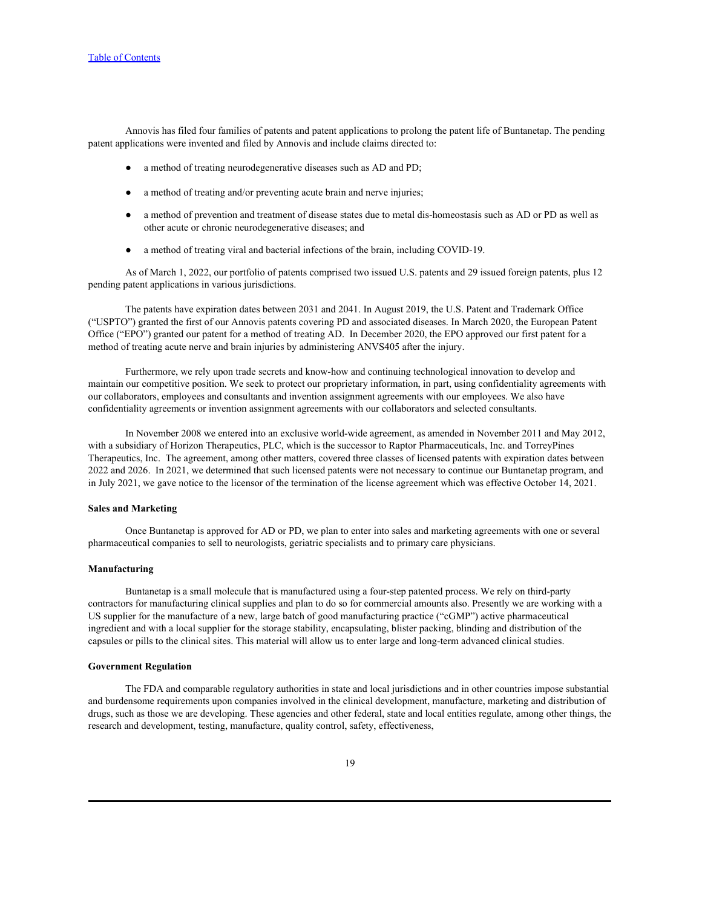Annovis has filed four families of patents and patent applications to prolong the patent life of Buntanetap. The pending patent applications were invented and filed by Annovis and include claims directed to:

- a method of treating neurodegenerative diseases such as AD and PD;
- a method of treating and/or preventing acute brain and nerve injuries;
- a method of prevention and treatment of disease states due to metal dis-homeostasis such as AD or PD as well as other acute or chronic neurodegenerative diseases; and
- a method of treating viral and bacterial infections of the brain, including COVID-19.

As of March 1, 2022, our portfolio of patents comprised two issued U.S. patents and 29 issued foreign patents, plus 12 pending patent applications in various jurisdictions.

The patents have expiration dates between 2031 and 2041. In August 2019, the U.S. Patent and Trademark Office ("USPTO") granted the first of our Annovis patents covering PD and associated diseases. In March 2020, the European Patent Office ("EPO") granted our patent for a method of treating AD. In December 2020, the EPO approved our first patent for a method of treating acute nerve and brain injuries by administering ANVS405 after the injury.

Furthermore, we rely upon trade secrets and know-how and continuing technological innovation to develop and maintain our competitive position. We seek to protect our proprietary information, in part, using confidentiality agreements with our collaborators, employees and consultants and invention assignment agreements with our employees. We also have confidentiality agreements or invention assignment agreements with our collaborators and selected consultants.

In November 2008 we entered into an exclusive world-wide agreement, as amended in November 2011 and May 2012, with a subsidiary of Horizon Therapeutics, PLC, which is the successor to Raptor Pharmaceuticals, Inc. and TorreyPines Therapeutics, Inc. The agreement, among other matters, covered three classes of licensed patents with expiration dates between 2022 and 2026. In 2021, we determined that such licensed patents were not necessary to continue our Buntanetap program, and in July 2021, we gave notice to the licensor of the termination of the license agreement which was effective October 14, 2021.

**Sales and Marketing**

Once Buntanetap is approved for AD or PD, we plan to enter into sales and marketing agreements with one or several pharmaceutical companies to sell to neurologists, geriatric specialists and to primary care physicians.

**Manufacturing**

Buntanetap is a small molecule that is manufactured using a four-step patented process. We rely on third-party contractors for manufacturing clinical supplies and plan to do so for commercial amounts also. Presently we are working with a US supplier for the manufacture of a new, large batch of good manufacturing practice ("cGMP") active pharmaceutical ingredient and with a local supplier for the storage stability, encapsulating, blister packing, blinding and distribution of the capsules or pills to the clinical sites. This material will allow us to enter large and long-term advanced clinical studies.

**Government Regulation**

The FDA and comparable regulatory authorities in state and local jurisdictions and in other countries impose substantial and burdensome requirements upon companies involved in the clinical development, manufacture, marketing and distribution of drugs, such as those we are developing. These agencies and other federal, state and local entities regulate, among other things, the research and development, testing, manufacture, quality control, safety, effectiveness,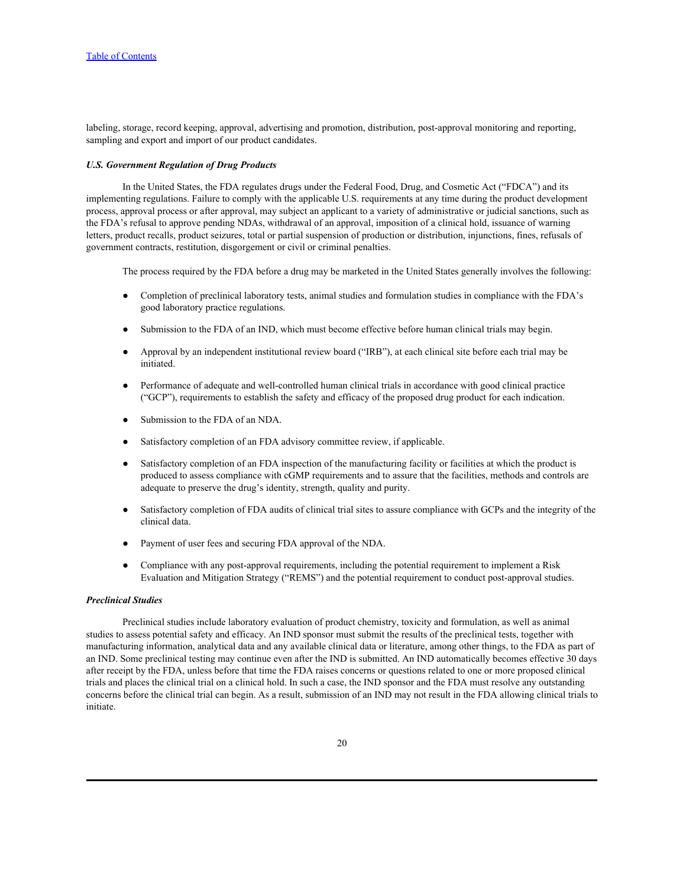labeling, storage, record keeping, approval, advertising and promotion, distribution, post-approval monitoring and reporting, sampling and export and import of our product candidates.

***U.S. Government Regulation of Drug Products***

In the United States, the FDA regulates drugs under the Federal Food, Drug, and Cosmetic Act ("FDCA") and its implementing regulations. Failure to comply with the applicable U.S. requirements at any time during the product development process, approval process or after approval, may subject an applicant to a variety of administrative or judicial sanctions, such as the FDA's refusal to approve pending NDAs, withdrawal of an approval, imposition of a clinical hold, issuance of warning letters, product recalls, product seizures, total or partial suspension of production or distribution, injunctions, fines, refusals of government contracts, restitution, disgorgement or civil or criminal penalties.

The process required by the FDA before a drug may be marketed in the United States generally involves the following:

- Completion of preclinical laboratory tests, animal studies and formulation studies in compliance with the FDA's good laboratory practice regulations.
- Submission to the FDA of an IND, which must become effective before human clinical trials may begin.
- Approval by an independent institutional review board ("IRB"), at each clinical site before each trial may be initiated.
- Performance of adequate and well-controlled human clinical trials in accordance with good clinical practice ("GCP"), requirements to establish the safety and efficacy of the proposed drug product for each indication.
- Submission to the FDA of an NDA.
- Satisfactory completion of an FDA advisory committee review, if applicable.
- Satisfactory completion of an FDA inspection of the manufacturing facility or facilities at which the product is produced to assess compliance with cGMP requirements and to assure that the facilities, methods and controls are adequate to preserve the drug's identity, strength, quality and purity.
- Satisfactory completion of FDA audits of clinical trial sites to assure compliance with GCPs and the integrity of the clinical data.
- Payment of user fees and securing FDA approval of the NDA.
- Compliance with any post-approval requirements, including the potential requirement to implement a Risk Evaluation and Mitigation Strategy ("REMS") and the potential requirement to conduct post-approval studies.

***Preclinical Studies***

Preclinical studies include laboratory evaluation of product chemistry, toxicity and formulation, as well as animal studies to assess potential safety and efficacy. An IND sponsor must submit the results of the preclinical tests, together with manufacturing information, analytical data and any available clinical data or literature, among other things, to the FDA as part of an IND. Some preclinical testing may continue even after the IND is submitted. An IND automatically becomes effective 30 days after receipt by the FDA, unless before that time the FDA raises concerns or questions related to one or more proposed clinical trials and places the clinical trial on a clinical hold. In such a case, the IND sponsor and the FDA must resolve any outstanding concerns before the clinical trial can begin. As a result, submission of an IND may not result in the FDA allowing clinical trials to initiate.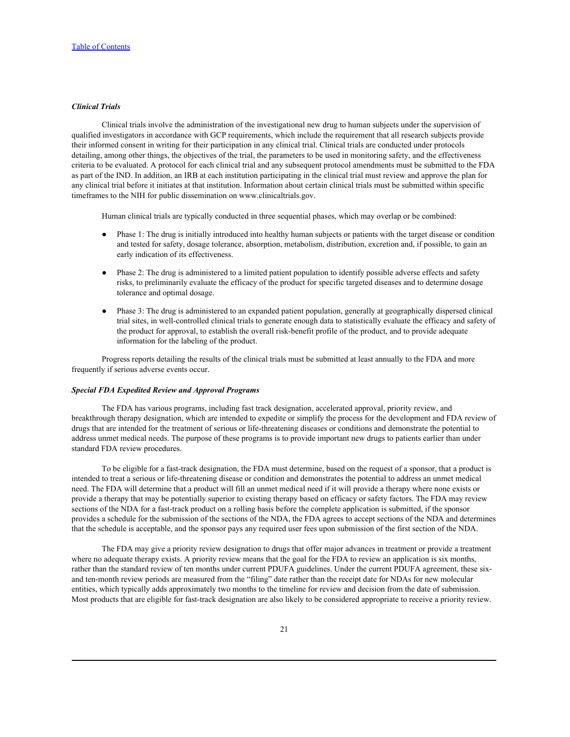### *Clinical Trials*

Clinical trials involve the administration of the investigational new drug to human subjects under the supervision of qualified investigators in accordance with GCP requirements, which include the requirement that all research subjects provide their informed consent in writing for their participation in any clinical trial. Clinical trials are conducted under protocols detailing, among other things, the objectives of the trial, the parameters to be used in monitoring safety, and the effectiveness criteria to be evaluated. A protocol for each clinical trial and any subsequent protocol amendments must be submitted to the FDA as part of the IND. In addition, an IRB at each institution participating in the clinical trial must review and approve the plan for any clinical trial before it initiates at that institution. Information about certain clinical trials must be submitted within specific timeframes to the NIH for public dissemination on www.clinicaltrials.gov.

Human clinical trials are typically conducted in three sequential phases, which may overlap or be combined:

- Phase 1: The drug is initially introduced into healthy human subjects or patients with the target disease or condition and tested for safety, dosage tolerance, absorption, metabolism, distribution, excretion and, if possible, to gain an early indication of its effectiveness.
- Phase 2: The drug is administered to a limited patient population to identify possible adverse effects and safety risks, to preliminarily evaluate the efficacy of the product for specific targeted diseases and to determine dosage tolerance and optimal dosage.
- Phase 3: The drug is administered to an expanded patient population, generally at geographically dispersed clinical trial sites, in well-controlled clinical trials to generate enough data to statistically evaluate the efficacy and safety of the product for approval, to establish the overall risk-benefit profile of the product, and to provide adequate information for the labeling of the product.

Progress reports detailing the results of the clinical trials must be submitted at least annually to the FDA and more frequently if serious adverse events occur.

### *Special FDA Expedited Review and Approval Programs*

The FDA has various programs, including fast track designation, accelerated approval, priority review, and breakthrough therapy designation, which are intended to expedite or simplify the process for the development and FDA review of drugs that are intended for the treatment of serious or life-threatening diseases or conditions and demonstrate the potential to address unmet medical needs. The purpose of these programs is to provide important new drugs to patients earlier than under standard FDA review procedures.

To be eligible for a fast-track designation, the FDA must determine, based on the request of a sponsor, that a product is intended to treat a serious or life-threatening disease or condition and demonstrates the potential to address an unmet medical need. The FDA will determine that a product will fill an unmet medical need if it will provide a therapy where none exists or provide a therapy that may be potentially superior to existing therapy based on efficacy or safety factors. The FDA may review sections of the NDA for a fast-track product on a rolling basis before the complete application is submitted, if the sponsor provides a schedule for the submission of the sections of the NDA, the FDA agrees to accept sections of the NDA and determines that the schedule is acceptable, and the sponsor pays any required user fees upon submission of the first section of the NDA.

The FDA may give a priority review designation to drugs that offer major advances in treatment or provide a treatment where no adequate therapy exists. A priority review means that the goal for the FDA to review an application is six months, rather than the standard review of ten months under current PDUFA guidelines. Under the current PDUFA agreement, these six- and ten-month review periods are measured from the "filing" date rather than the receipt date for NDAs for new molecular entities, which typically adds approximately two months to the timeline for review and decision from the date of submission. Most products that are eligible for fast-track designation are also likely to be considered appropriate to receive a priority review.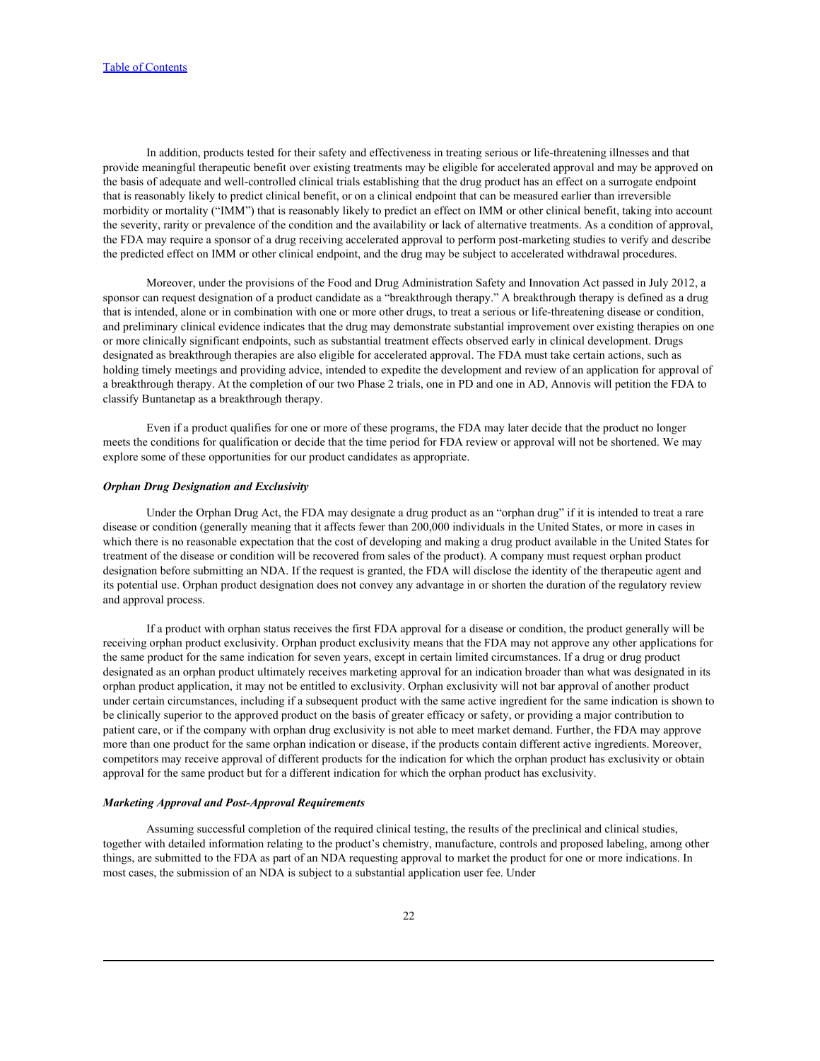In addition, products tested for their safety and effectiveness in treating serious or life-threatening illnesses and that provide meaningful therapeutic benefit over existing treatments may be eligible for accelerated approval and may be approved on the basis of adequate and well-controlled clinical trials establishing that the drug product has an effect on a surrogate endpoint that is reasonably likely to predict clinical benefit, or on a clinical endpoint that can be measured earlier than irreversible morbidity or mortality ("IMM") that is reasonably likely to predict an effect on IMM or other clinical benefit, taking into account the severity, rarity or prevalence of the condition and the availability or lack of alternative treatments. As a condition of approval, the FDA may require a sponsor of a drug receiving accelerated approval to perform post-marketing studies to verify and describe the predicted effect on IMM or other clinical endpoint, and the drug may be subject to accelerated withdrawal procedures.

Moreover, under the provisions of the Food and Drug Administration Safety and Innovation Act passed in July 2012, a sponsor can request designation of a product candidate as a "breakthrough therapy." A breakthrough therapy is defined as a drug that is intended, alone or in combination with one or more other drugs, to treat a serious or life-threatening disease or condition, and preliminary clinical evidence indicates that the drug may demonstrate substantial improvement over existing therapies on one or more clinically significant endpoints, such as substantial treatment effects observed early in clinical development. Drugs designated as breakthrough therapies are also eligible for accelerated approval. The FDA must take certain actions, such as holding timely meetings and providing advice, intended to expedite the development and review of an application for approval of a breakthrough therapy. At the completion of our two Phase 2 trials, one in PD and one in AD, Annovis will petition the FDA to classify Buntanetap as a breakthrough therapy.

Even if a product qualifies for one or more of these programs, the FDA may later decide that the product no longer meets the conditions for qualification or decide that the time period for FDA review or approval will not be shortened. We may explore some of these opportunities for our product candidates as appropriate.

***Orphan Drug Designation and Exclusivity***

Under the Orphan Drug Act, the FDA may designate a drug product as an "orphan drug" if it is intended to treat a rare disease or condition (generally meaning that it affects fewer than 200,000 individuals in the United States, or more in cases in which there is no reasonable expectation that the cost of developing and making a drug product available in the United States for treatment of the disease or condition will be recovered from sales of the product). A company must request orphan product designation before submitting an NDA. If the request is granted, the FDA will disclose the identity of the therapeutic agent and its potential use. Orphan product designation does not convey any advantage in or shorten the duration of the regulatory review and approval process.

If a product with orphan status receives the first FDA approval for a disease or condition, the product generally will be receiving orphan product exclusivity. Orphan product exclusivity means that the FDA may not approve any other applications for the same product for the same indication for seven years, except in certain limited circumstances. If a drug or drug product designated as an orphan product ultimately receives marketing approval for an indication broader than what was designated in its orphan product application, it may not be entitled to exclusivity. Orphan exclusivity will not bar approval of another product under certain circumstances, including if a subsequent product with the same active ingredient for the same indication is shown to be clinically superior to the approved product on the basis of greater efficacy or safety, or providing a major contribution to patient care, or if the company with orphan drug exclusivity is not able to meet market demand. Further, the FDA may approve more than one product for the same orphan indication or disease, if the products contain different active ingredients. Moreover, competitors may receive approval of different products for the indication for which the orphan product has exclusivity or obtain approval for the same product but for a different indication for which the orphan product has exclusivity.

***Marketing Approval and Post-Approval Requirements***

Assuming successful completion of the required clinical testing, the results of the preclinical and clinical studies, together with detailed information relating to the product's chemistry, manufacture, controls and proposed labeling, among other things, are submitted to the FDA as part of an NDA requesting approval to market the product for one or more indications. In most cases, the submission of an NDA is subject to a substantial application user fee. Under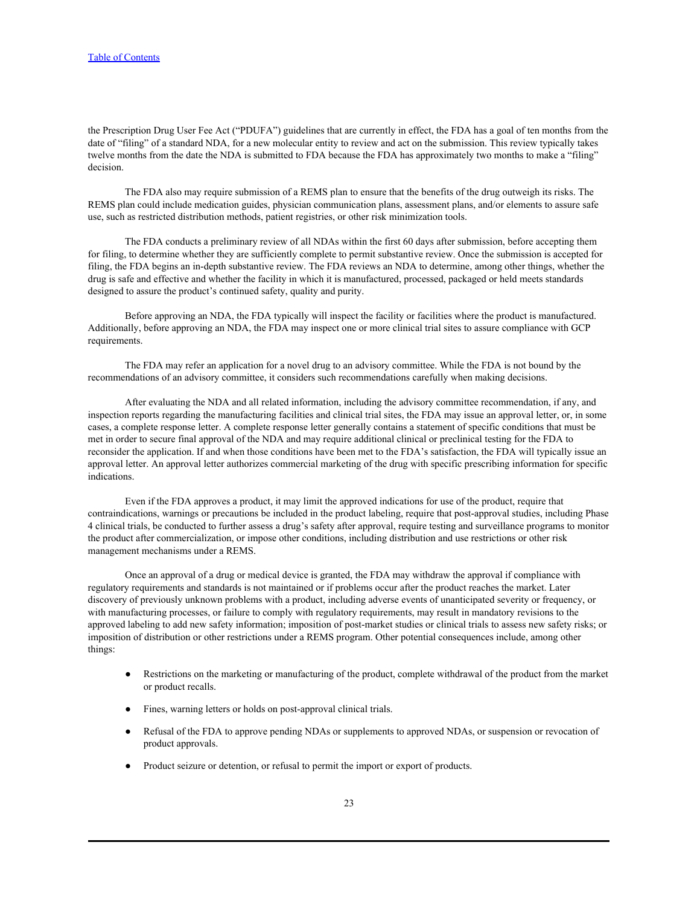the Prescription Drug User Fee Act ("PDUFA") guidelines that are currently in effect, the FDA has a goal of ten months from the date of "filing" of a standard NDA, for a new molecular entity to review and act on the submission. This review typically takes twelve months from the date the NDA is submitted to FDA because the FDA has approximately two months to make a "filing" decision.

The FDA also may require submission of a REMS plan to ensure that the benefits of the drug outweigh its risks. The REMS plan could include medication guides, physician communication plans, assessment plans, and/or elements to assure safe use, such as restricted distribution methods, patient registries, or other risk minimization tools.

The FDA conducts a preliminary review of all NDAs within the first 60 days after submission, before accepting them for filing, to determine whether they are sufficiently complete to permit substantive review. Once the submission is accepted for filing, the FDA begins an in-depth substantive review. The FDA reviews an NDA to determine, among other things, whether the drug is safe and effective and whether the facility in which it is manufactured, processed, packaged or held meets standards designed to assure the product's continued safety, quality and purity.

Before approving an NDA, the FDA typically will inspect the facility or facilities where the product is manufactured. Additionally, before approving an NDA, the FDA may inspect one or more clinical trial sites to assure compliance with GCP requirements.

The FDA may refer an application for a novel drug to an advisory committee. While the FDA is not bound by the recommendations of an advisory committee, it considers such recommendations carefully when making decisions.

After evaluating the NDA and all related information, including the advisory committee recommendation, if any, and inspection reports regarding the manufacturing facilities and clinical trial sites, the FDA may issue an approval letter, or, in some cases, a complete response letter. A complete response letter generally contains a statement of specific conditions that must be met in order to secure final approval of the NDA and may require additional clinical or preclinical testing for the FDA to reconsider the application. If and when those conditions have been met to the FDA's satisfaction, the FDA will typically issue an approval letter. An approval letter authorizes commercial marketing of the drug with specific prescribing information for specific indications.

Even if the FDA approves a product, it may limit the approved indications for use of the product, require that contraindications, warnings or precautions be included in the product labeling, require that post-approval studies, including Phase 4 clinical trials, be conducted to further assess a drug's safety after approval, require testing and surveillance programs to monitor the product after commercialization, or impose other conditions, including distribution and use restrictions or other risk management mechanisms under a REMS.

Once an approval of a drug or medical device is granted, the FDA may withdraw the approval if compliance with regulatory requirements and standards is not maintained or if problems occur after the product reaches the market. Later discovery of previously unknown problems with a product, including adverse events of unanticipated severity or frequency, or with manufacturing processes, or failure to comply with regulatory requirements, may result in mandatory revisions to the approved labeling to add new safety information; imposition of post-market studies or clinical trials to assess new safety risks; or imposition of distribution or other restrictions under a REMS program. Other potential consequences include, among other things:

- Restrictions on the marketing or manufacturing of the product, complete withdrawal of the product from the market or product recalls.
- Fines, warning letters or holds on post-approval clinical trials.
- Refusal of the FDA to approve pending NDAs or supplements to approved NDAs, or suspension or revocation of product approvals.
- Product seizure or detention, or refusal to permit the import or export of products.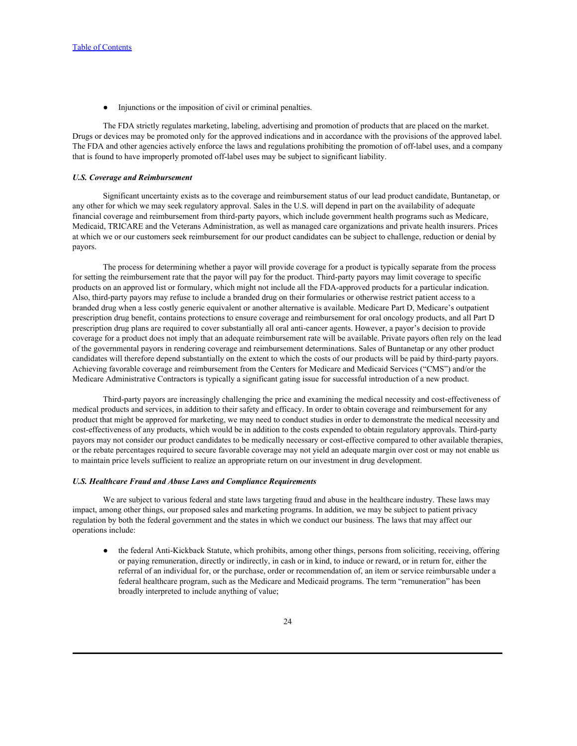- Injunctions or the imposition of civil or criminal penalties.

The FDA strictly regulates marketing, labeling, advertising and promotion of products that are placed on the market. Drugs or devices may be promoted only for the approved indications and in accordance with the provisions of the approved label. The FDA and other agencies actively enforce the laws and regulations prohibiting the promotion of off-label uses, and a company that is found to have improperly promoted off-label uses may be subject to significant liability.

***U.S. Coverage and Reimbursement***

Significant uncertainty exists as to the coverage and reimbursement status of our lead product candidate, Buntanetap, or any other for which we may seek regulatory approval. Sales in the U.S. will depend in part on the availability of adequate financial coverage and reimbursement from third-party payors, which include government health programs such as Medicare, Medicaid, TRICARE and the Veterans Administration, as well as managed care organizations and private health insurers. Prices at which we or our customers seek reimbursement for our product candidates can be subject to challenge, reduction or denial by payors.

The process for determining whether a payor will provide coverage for a product is typically separate from the process for setting the reimbursement rate that the payor will pay for the product. Third-party payors may limit coverage to specific products on an approved list or formulary, which might not include all the FDA-approved products for a particular indication. Also, third-party payors may refuse to include a branded drug on their formularies or otherwise restrict patient access to a branded drug when a less costly generic equivalent or another alternative is available. Medicare Part D, Medicare's outpatient prescription drug benefit, contains protections to ensure coverage and reimbursement for oral oncology products, and all Part D prescription drug plans are required to cover substantially all oral anti-cancer agents. However, a payor's decision to provide coverage for a product does not imply that an adequate reimbursement rate will be available. Private payors often rely on the lead of the governmental payors in rendering coverage and reimbursement determinations. Sales of Buntanetap or any other product candidates will therefore depend substantially on the extent to which the costs of our products will be paid by third-party payors. Achieving favorable coverage and reimbursement from the Centers for Medicare and Medicaid Services ("CMS") and/or the Medicare Administrative Contractors is typically a significant gating issue for successful introduction of a new product.

Third-party payors are increasingly challenging the price and examining the medical necessity and cost-effectiveness of medical products and services, in addition to their safety and efficacy. In order to obtain coverage and reimbursement for any product that might be approved for marketing, we may need to conduct studies in order to demonstrate the medical necessity and cost-effectiveness of any products, which would be in addition to the costs expended to obtain regulatory approvals. Third-party payors may not consider our product candidates to be medically necessary or cost-effective compared to other available therapies, or the rebate percentages required to secure favorable coverage may not yield an adequate margin over cost or may not enable us to maintain price levels sufficient to realize an appropriate return on our investment in drug development.

***U.S. Healthcare Fraud and Abuse Laws and Compliance Requirements***

We are subject to various federal and state laws targeting fraud and abuse in the healthcare industry. These laws may impact, among other things, our proposed sales and marketing programs. In addition, we may be subject to patient privacy regulation by both the federal government and the states in which we conduct our business. The laws that may affect our operations include:

- the federal Anti-Kickback Statute, which prohibits, among other things, persons from soliciting, receiving, offering or paying remuneration, directly or indirectly, in cash or in kind, to induce or reward, or in return for, either the referral of an individual for, or the purchase, order or recommendation of, an item or service reimbursable under a federal healthcare program, such as the Medicare and Medicaid programs. The term "remuneration" has been broadly interpreted to include anything of value;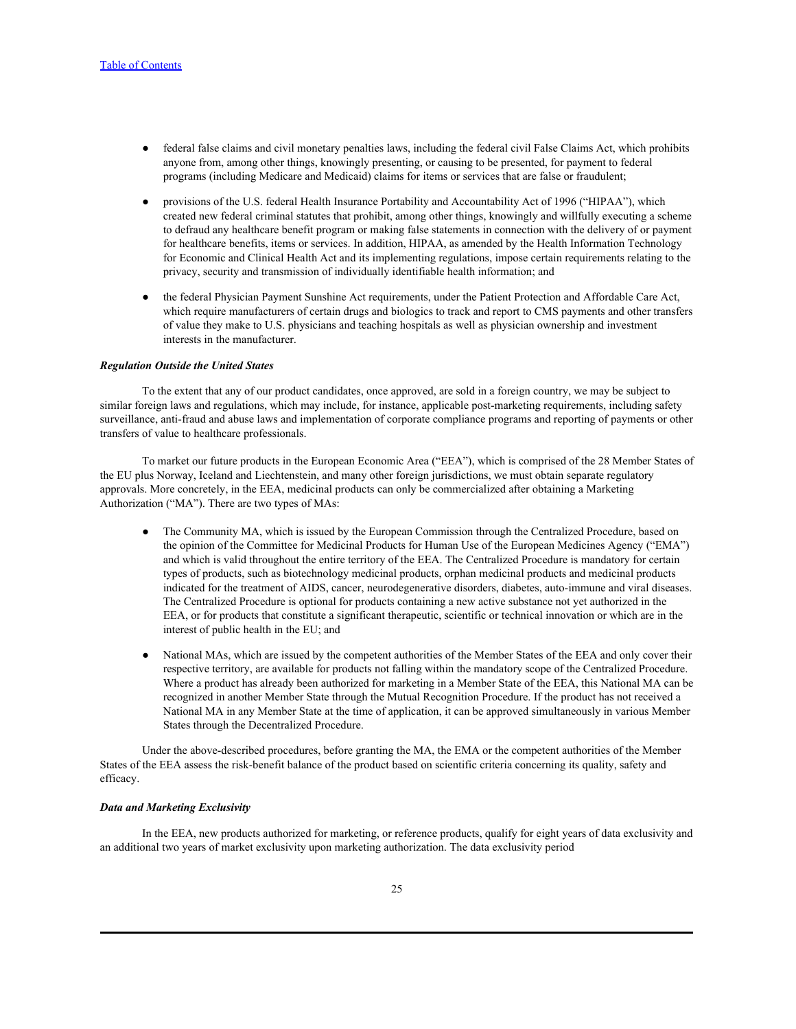- federal false claims and civil monetary penalties laws, including the federal civil False Claims Act, which prohibits anyone from, among other things, knowingly presenting, or causing to be presented, for payment to federal programs (including Medicare and Medicaid) claims for items or services that are false or fraudulent;

- provisions of the U.S. federal Health Insurance Portability and Accountability Act of 1996 ("HIPAA"), which created new federal criminal statutes that prohibit, among other things, knowingly and willfully executing a scheme to defraud any healthcare benefit program or making false statements in connection with the delivery of or payment for healthcare benefits, items or services. In addition, HIPAA, as amended by the Health Information Technology for Economic and Clinical Health Act and its implementing regulations, impose certain requirements relating to the privacy, security and transmission of individually identifiable health information; and

- the federal Physician Payment Sunshine Act requirements, under the Patient Protection and Affordable Care Act, which require manufacturers of certain drugs and biologics to track and report to CMS payments and other transfers of value they make to U.S. physicians and teaching hospitals as well as physician ownership and investment interests in the manufacturer.

***Regulation Outside the United States***

To the extent that any of our product candidates, once approved, are sold in a foreign country, we may be subject to similar foreign laws and regulations, which may include, for instance, applicable post-marketing requirements, including safety surveillance, anti-fraud and abuse laws and implementation of corporate compliance programs and reporting of payments or other transfers of value to healthcare professionals.

To market our future products in the European Economic Area ("EEA"), which is comprised of the 28 Member States of the EU plus Norway, Iceland and Liechtenstein, and many other foreign jurisdictions, we must obtain separate regulatory approvals. More concretely, in the EEA, medicinal products can only be commercialized after obtaining a Marketing Authorization ("MA"). There are two types of MAs:

- The Community MA, which is issued by the European Commission through the Centralized Procedure, based on the opinion of the Committee for Medicinal Products for Human Use of the European Medicines Agency ("EMA") and which is valid throughout the entire territory of the EEA. The Centralized Procedure is mandatory for certain types of products, such as biotechnology medicinal products, orphan medicinal products and medicinal products indicated for the treatment of AIDS, cancer, neurodegenerative disorders, diabetes, auto-immune and viral diseases. The Centralized Procedure is optional for products containing a new active substance not yet authorized in the EEA, or for products that constitute a significant therapeutic, scientific or technical innovation or which are in the interest of public health in the EU; and

- National MAs, which are issued by the competent authorities of the Member States of the EEA and only cover their respective territory, are available for products not falling within the mandatory scope of the Centralized Procedure. Where a product has already been authorized for marketing in a Member State of the EEA, this National MA can be recognized in another Member State through the Mutual Recognition Procedure. If the product has not received a National MA in any Member State at the time of application, it can be approved simultaneously in various Member States through the Decentralized Procedure.

Under the above-described procedures, before granting the MA, the EMA or the competent authorities of the Member States of the EEA assess the risk-benefit balance of the product based on scientific criteria concerning its quality, safety and efficacy.

***Data and Marketing Exclusivity***

In the EEA, new products authorized for marketing, or reference products, qualify for eight years of data exclusivity and an additional two years of market exclusivity upon marketing authorization. The data exclusivity period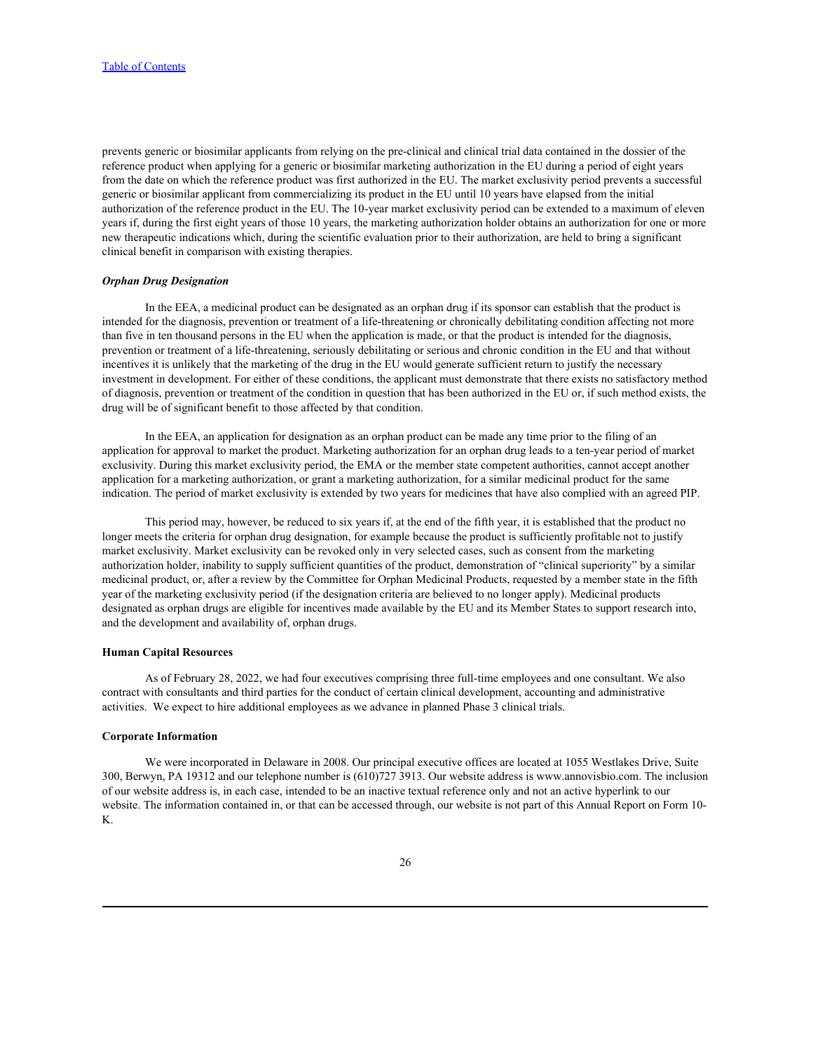prevents generic or biosimilar applicants from relying on the pre-clinical and clinical trial data contained in the dossier of the reference product when applying for a generic or biosimilar marketing authorization in the EU during a period of eight years from the date on which the reference product was first authorized in the EU. The market exclusivity period prevents a successful generic or biosimilar applicant from commercializing its product in the EU until 10 years have elapsed from the initial authorization of the reference product in the EU. The 10-year market exclusivity period can be extended to a maximum of eleven years if, during the first eight years of those 10 years, the marketing authorization holder obtains an authorization for one or more new therapeutic indications which, during the scientific evaluation prior to their authorization, are held to bring a significant clinical benefit in comparison with existing therapies.

***Orphan Drug Designation***

In the EEA, a medicinal product can be designated as an orphan drug if its sponsor can establish that the product is intended for the diagnosis, prevention or treatment of a life-threatening or chronically debilitating condition affecting not more than five in ten thousand persons in the EU when the application is made, or that the product is intended for the diagnosis, prevention or treatment of a life-threatening, seriously debilitating or serious and chronic condition in the EU and that without incentives it is unlikely that the marketing of the drug in the EU would generate sufficient return to justify the necessary investment in development. For either of these conditions, the applicant must demonstrate that there exists no satisfactory method of diagnosis, prevention or treatment of the condition in question that has been authorized in the EU or, if such method exists, the drug will be of significant benefit to those affected by that condition.

In the EEA, an application for designation as an orphan product can be made any time prior to the filing of an application for approval to market the product. Marketing authorization for an orphan drug leads to a ten-year period of market exclusivity. During this market exclusivity period, the EMA or the member state competent authorities, cannot accept another application for a marketing authorization, or grant a marketing authorization, for a similar medicinal product for the same indication. The period of market exclusivity is extended by two years for medicines that have also complied with an agreed PIP.

This period may, however, be reduced to six years if, at the end of the fifth year, it is established that the product no longer meets the criteria for orphan drug designation, for example because the product is sufficiently profitable not to justify market exclusivity. Market exclusivity can be revoked only in very selected cases, such as consent from the marketing authorization holder, inability to supply sufficient quantities of the product, demonstration of "clinical superiority" by a similar medicinal product, or, after a review by the Committee for Orphan Medicinal Products, requested by a member state in the fifth year of the marketing exclusivity period (if the designation criteria are believed to no longer apply). Medicinal products designated as orphan drugs are eligible for incentives made available by the EU and its Member States to support research into, and the development and availability of, orphan drugs.

**Human Capital Resources**

As of February 28, 2022, we had four executives comprising three full-time employees and one consultant. We also contract with consultants and third parties for the conduct of certain clinical development, accounting and administrative activities. We expect to hire additional employees as we advance in planned Phase 3 clinical trials.

**Corporate Information**

We were incorporated in Delaware in 2008. Our principal executive offices are located at 1055 Westlakes Drive, Suite 300, Berwyn, PA 19312 and our telephone number is (610)727 3913. Our website address is www.annovisbio.com. The inclusion of our website address is, in each case, intended to be an inactive textual reference only and not an active hyperlink to our website. The information contained in, or that can be accessed through, our website is not part of this Annual Report on Form 10-K.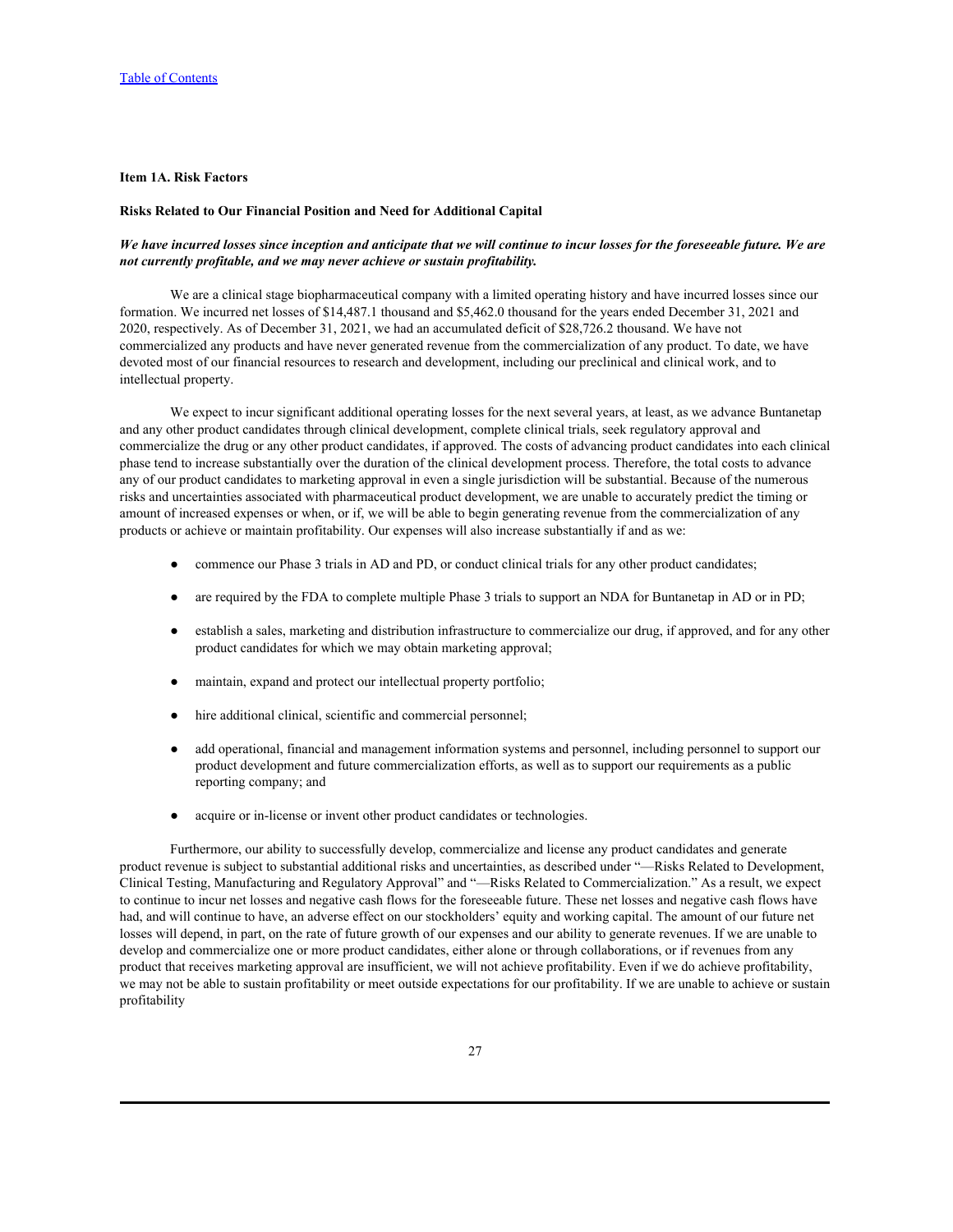## Item 1A. Risk Factors

### Risks Related to Our Financial Position and Need for Additional Capital

***We have incurred losses since inception and anticipate that we will continue to incur losses for the foreseeable future. We are not currently profitable, and we may never achieve or sustain profitability.***

We are a clinical stage biopharmaceutical company with a limited operating history and have incurred losses since our formation. We incurred net losses of $14,487.1 thousand and $5,462.0 thousand for the years ended December 31, 2021 and 2020, respectively. As of December 31, 2021, we had an accumulated deficit of $28,726.2 thousand. We have not commercialized any products and have never generated revenue from the commercialization of any product. To date, we have devoted most of our financial resources to research and development, including our preclinical and clinical work, and to intellectual property.

We expect to incur significant additional operating losses for the next several years, at least, as we advance Buntanetap and any other product candidates through clinical development, complete clinical trials, seek regulatory approval and commercialize the drug or any other product candidates, if approved. The costs of advancing product candidates into each clinical phase tend to increase substantially over the duration of the clinical development process. Therefore, the total costs to advance any of our product candidates to marketing approval in even a single jurisdiction will be substantial. Because of the numerous risks and uncertainties associated with pharmaceutical product development, we are unable to accurately predict the timing or amount of increased expenses or when, or if, we will be able to begin generating revenue from the commercialization of any products or achieve or maintain profitability. Our expenses will also increase substantially if and as we:

- commence our Phase 3 trials in AD and PD, or conduct clinical trials for any other product candidates;
- are required by the FDA to complete multiple Phase 3 trials to support an NDA for Buntanetap in AD or in PD;
- establish a sales, marketing and distribution infrastructure to commercialize our drug, if approved, and for any other product candidates for which we may obtain marketing approval;
- maintain, expand and protect our intellectual property portfolio;
- hire additional clinical, scientific and commercial personnel;
- add operational, financial and management information systems and personnel, including personnel to support our product development and future commercialization efforts, as well as to support our requirements as a public reporting company; and
- acquire or in-license or invent other product candidates or technologies.

Furthermore, our ability to successfully develop, commercialize and license any product candidates and generate product revenue is subject to substantial additional risks and uncertainties, as described under "—Risks Related to Development, Clinical Testing, Manufacturing and Regulatory Approval" and "—Risks Related to Commercialization." As a result, we expect to continue to incur net losses and negative cash flows for the foreseeable future. These net losses and negative cash flows have had, and will continue to have, an adverse effect on our stockholders' equity and working capital. The amount of our future net losses will depend, in part, on the rate of future growth of our expenses and our ability to generate revenues. If we are unable to develop and commercialize one or more product candidates, either alone or through collaborations, or if revenues from any product that receives marketing approval are insufficient, we will not achieve profitability. Even if we do achieve profitability, we may not be able to sustain profitability or meet outside expectations for our profitability. If we are unable to achieve or sustain profitability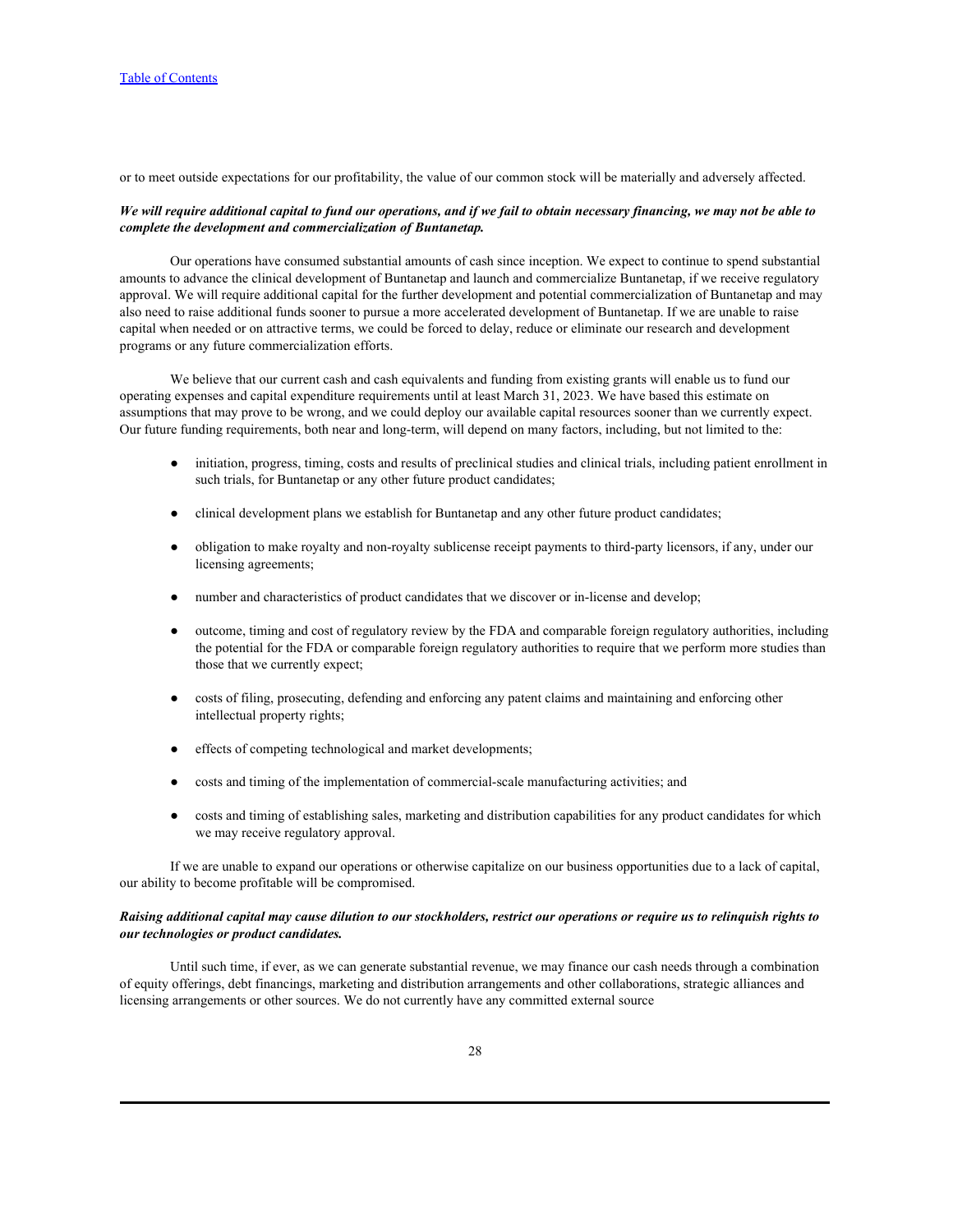or to meet outside expectations for our profitability, the value of our common stock will be materially and adversely affected.

***We will require additional capital to fund our operations, and if we fail to obtain necessary financing, we may not be able to complete the development and commercialization of Buntanetap.***

Our operations have consumed substantial amounts of cash since inception. We expect to continue to spend substantial amounts to advance the clinical development of Buntanetap and launch and commercialize Buntanetap, if we receive regulatory approval. We will require additional capital for the further development and potential commercialization of Buntanetap and may also need to raise additional funds sooner to pursue a more accelerated development of Buntanetap. If we are unable to raise capital when needed or on attractive terms, we could be forced to delay, reduce or eliminate our research and development programs or any future commercialization efforts.

We believe that our current cash and cash equivalents and funding from existing grants will enable us to fund our operating expenses and capital expenditure requirements until at least March 31, 2023. We have based this estimate on assumptions that may prove to be wrong, and we could deploy our available capital resources sooner than we currently expect. Our future funding requirements, both near and long-term, will depend on many factors, including, but not limited to the:

- initiation, progress, timing, costs and results of preclinical studies and clinical trials, including patient enrollment in such trials, for Buntanetap or any other future product candidates;
- clinical development plans we establish for Buntanetap and any other future product candidates;
- obligation to make royalty and non-royalty sublicense receipt payments to third-party licensors, if any, under our licensing agreements;
- number and characteristics of product candidates that we discover or in-license and develop;
- outcome, timing and cost of regulatory review by the FDA and comparable foreign regulatory authorities, including the potential for the FDA or comparable foreign regulatory authorities to require that we perform more studies than those that we currently expect;
- costs of filing, prosecuting, defending and enforcing any patent claims and maintaining and enforcing other intellectual property rights;
- effects of competing technological and market developments;
- costs and timing of the implementation of commercial-scale manufacturing activities; and
- costs and timing of establishing sales, marketing and distribution capabilities for any product candidates for which we may receive regulatory approval.

If we are unable to expand our operations or otherwise capitalize on our business opportunities due to a lack of capital, our ability to become profitable will be compromised.

***Raising additional capital may cause dilution to our stockholders, restrict our operations or require us to relinquish rights to our technologies or product candidates.***

Until such time, if ever, as we can generate substantial revenue, we may finance our cash needs through a combination of equity offerings, debt financings, marketing and distribution arrangements and other collaborations, strategic alliances and licensing arrangements or other sources. We do not currently have any committed external source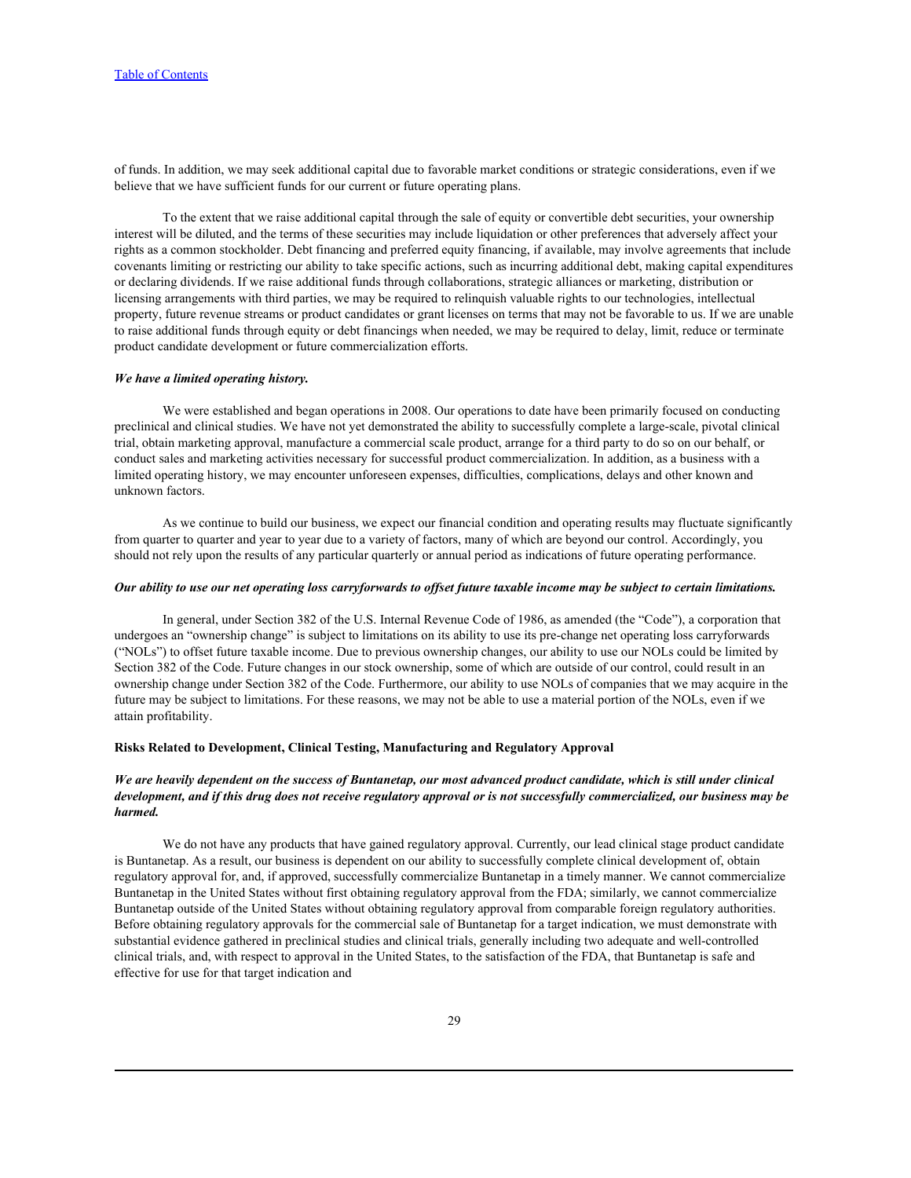of funds. In addition, we may seek additional capital due to favorable market conditions or strategic considerations, even if we believe that we have sufficient funds for our current or future operating plans.

To the extent that we raise additional capital through the sale of equity or convertible debt securities, your ownership interest will be diluted, and the terms of these securities may include liquidation or other preferences that adversely affect your rights as a common stockholder. Debt financing and preferred equity financing, if available, may involve agreements that include covenants limiting or restricting our ability to take specific actions, such as incurring additional debt, making capital expenditures or declaring dividends. If we raise additional funds through collaborations, strategic alliances or marketing, distribution or licensing arrangements with third parties, we may be required to relinquish valuable rights to our technologies, intellectual property, future revenue streams or product candidates or grant licenses on terms that may not be favorable to us. If we are unable to raise additional funds through equity or debt financings when needed, we may be required to delay, limit, reduce or terminate product candidate development or future commercialization efforts.

***We have a limited operating history.***

We were established and began operations in 2008. Our operations to date have been primarily focused on conducting preclinical and clinical studies. We have not yet demonstrated the ability to successfully complete a large-scale, pivotal clinical trial, obtain marketing approval, manufacture a commercial scale product, arrange for a third party to do so on our behalf, or conduct sales and marketing activities necessary for successful product commercialization. In addition, as a business with a limited operating history, we may encounter unforeseen expenses, difficulties, complications, delays and other known and unknown factors.

As we continue to build our business, we expect our financial condition and operating results may fluctuate significantly from quarter to quarter and year to year due to a variety of factors, many of which are beyond our control. Accordingly, you should not rely upon the results of any particular quarterly or annual period as indications of future operating performance.

***Our ability to use our net operating loss carryforwards to offset future taxable income may be subject to certain limitations.***

In general, under Section 382 of the U.S. Internal Revenue Code of 1986, as amended (the "Code"), a corporation that undergoes an "ownership change" is subject to limitations on its ability to use its pre-change net operating loss carryforwards ("NOLs") to offset future taxable income. Due to previous ownership changes, our ability to use our NOLs could be limited by Section 382 of the Code. Future changes in our stock ownership, some of which are outside of our control, could result in an ownership change under Section 382 of the Code. Furthermore, our ability to use NOLs of companies that we may acquire in the future may be subject to limitations. For these reasons, we may not be able to use a material portion of the NOLs, even if we attain profitability.

**Risks Related to Development, Clinical Testing, Manufacturing and Regulatory Approval**

***We are heavily dependent on the success of Buntanetap, our most advanced product candidate, which is still under clinical development, and if this drug does not receive regulatory approval or is not successfully commercialized, our business may be harmed.***

We do not have any products that have gained regulatory approval. Currently, our lead clinical stage product candidate is Buntanetap. As a result, our business is dependent on our ability to successfully complete clinical development of, obtain regulatory approval for, and, if approved, successfully commercialize Buntanetap in a timely manner. We cannot commercialize Buntanetap in the United States without first obtaining regulatory approval from the FDA; similarly, we cannot commercialize Buntanetap outside of the United States without obtaining regulatory approval from comparable foreign regulatory authorities. Before obtaining regulatory approvals for the commercial sale of Buntanetap for a target indication, we must demonstrate with substantial evidence gathered in preclinical studies and clinical trials, generally including two adequate and well-controlled clinical trials, and, with respect to approval in the United States, to the satisfaction of the FDA, that Buntanetap is safe and effective for use for that target indication and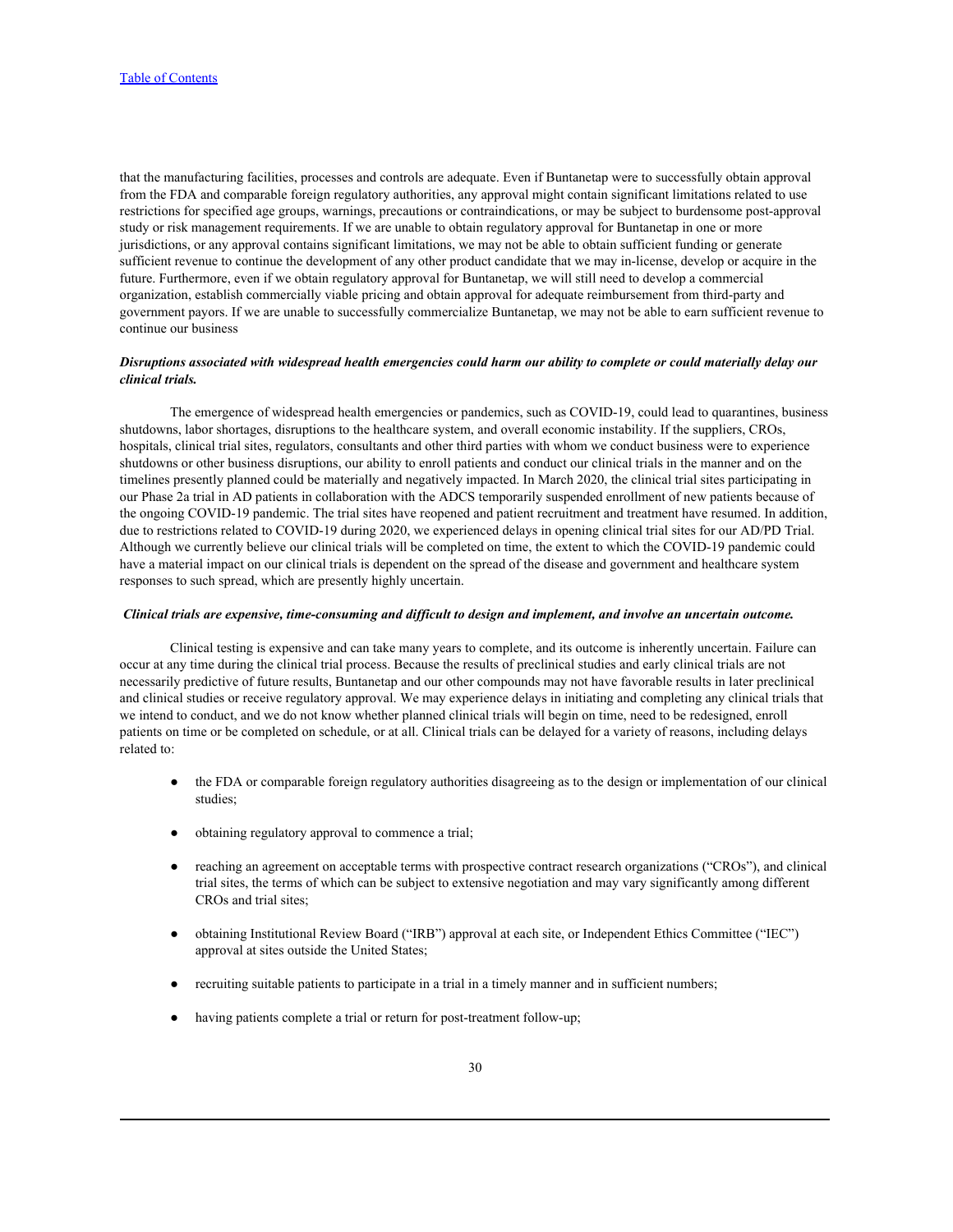that the manufacturing facilities, processes and controls are adequate. Even if Buntanetap were to successfully obtain approval from the FDA and comparable foreign regulatory authorities, any approval might contain significant limitations related to use restrictions for specified age groups, warnings, precautions or contraindications, or may be subject to burdensome post-approval study or risk management requirements. If we are unable to obtain regulatory approval for Buntanetap in one or more jurisdictions, or any approval contains significant limitations, we may not be able to obtain sufficient funding or generate sufficient revenue to continue the development of any other product candidate that we may in-license, develop or acquire in the future. Furthermore, even if we obtain regulatory approval for Buntanetap, we will still need to develop a commercial organization, establish commercially viable pricing and obtain approval for adequate reimbursement from third-party and government payors. If we are unable to successfully commercialize Buntanetap, we may not be able to earn sufficient revenue to continue our business

***Disruptions associated with widespread health emergencies could harm our ability to complete or could materially delay our clinical trials.***

The emergence of widespread health emergencies or pandemics, such as COVID-19, could lead to quarantines, business shutdowns, labor shortages, disruptions to the healthcare system, and overall economic instability. If the suppliers, CROs, hospitals, clinical trial sites, regulators, consultants and other third parties with whom we conduct business were to experience shutdowns or other business disruptions, our ability to enroll patients and conduct our clinical trials in the manner and on the timelines presently planned could be materially and negatively impacted. In March 2020, the clinical trial sites participating in our Phase 2a trial in AD patients in collaboration with the ADCS temporarily suspended enrollment of new patients because of the ongoing COVID-19 pandemic. The trial sites have reopened and patient recruitment and treatment have resumed. In addition, due to restrictions related to COVID-19 during 2020, we experienced delays in opening clinical trial sites for our AD/PD Trial. Although we currently believe our clinical trials will be completed on time, the extent to which the COVID-19 pandemic could have a material impact on our clinical trials is dependent on the spread of the disease and government and healthcare system responses to such spread, which are presently highly uncertain.

***Clinical trials are expensive, time-consuming and difficult to design and implement, and involve an uncertain outcome.***

Clinical testing is expensive and can take many years to complete, and its outcome is inherently uncertain. Failure can occur at any time during the clinical trial process. Because the results of preclinical studies and early clinical trials are not necessarily predictive of future results, Buntanetap and our other compounds may not have favorable results in later preclinical and clinical studies or receive regulatory approval. We may experience delays in initiating and completing any clinical trials that we intend to conduct, and we do not know whether planned clinical trials will begin on time, need to be redesigned, enroll patients on time or be completed on schedule, or at all. Clinical trials can be delayed for a variety of reasons, including delays related to:

- the FDA or comparable foreign regulatory authorities disagreeing as to the design or implementation of our clinical studies;
- obtaining regulatory approval to commence a trial;
- reaching an agreement on acceptable terms with prospective contract research organizations ("CROs"), and clinical trial sites, the terms of which can be subject to extensive negotiation and may vary significantly among different CROs and trial sites;
- obtaining Institutional Review Board ("IRB") approval at each site, or Independent Ethics Committee ("IEC") approval at sites outside the United States;
- recruiting suitable patients to participate in a trial in a timely manner and in sufficient numbers;
- having patients complete a trial or return for post-treatment follow-up;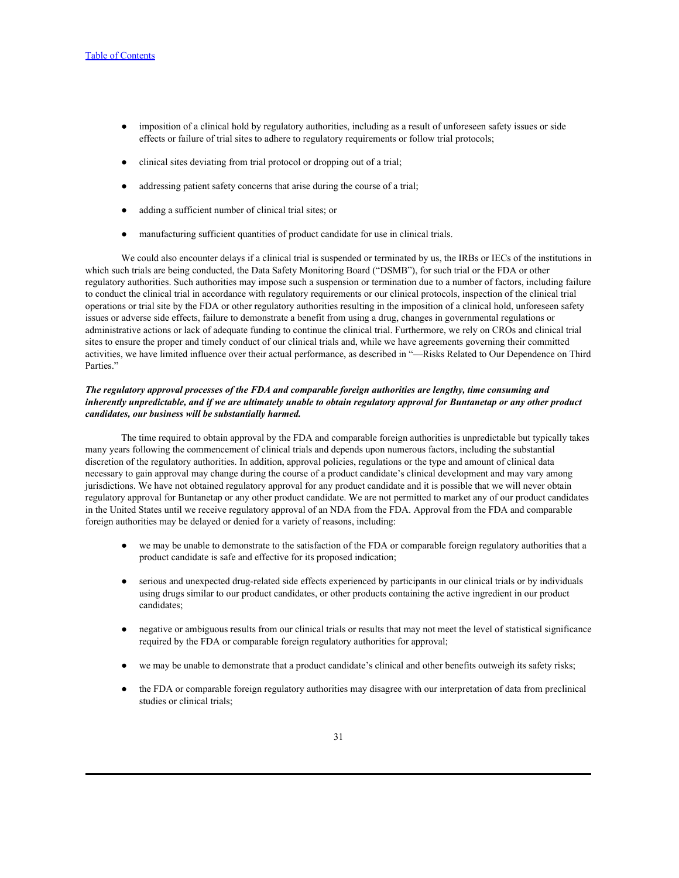- imposition of a clinical hold by regulatory authorities, including as a result of unforeseen safety issues or side effects or failure of trial sites to adhere to regulatory requirements or follow trial protocols;
- clinical sites deviating from trial protocol or dropping out of a trial;
- addressing patient safety concerns that arise during the course of a trial;
- adding a sufficient number of clinical trial sites; or
- manufacturing sufficient quantities of product candidate for use in clinical trials.

We could also encounter delays if a clinical trial is suspended or terminated by us, the IRBs or IECs of the institutions in which such trials are being conducted, the Data Safety Monitoring Board ("DSMB"), for such trial or the FDA or other regulatory authorities. Such authorities may impose such a suspension or termination due to a number of factors, including failure to conduct the clinical trial in accordance with regulatory requirements or our clinical protocols, inspection of the clinical trial operations or trial site by the FDA or other regulatory authorities resulting in the imposition of a clinical hold, unforeseen safety issues or adverse side effects, failure to demonstrate a benefit from using a drug, changes in governmental regulations or administrative actions or lack of adequate funding to continue the clinical trial. Furthermore, we rely on CROs and clinical trial sites to ensure the proper and timely conduct of our clinical trials and, while we have agreements governing their committed activities, we have limited influence over their actual performance, as described in "—Risks Related to Our Dependence on Third Parties."

***The regulatory approval processes of the FDA and comparable foreign authorities are lengthy, time consuming and inherently unpredictable, and if we are ultimately unable to obtain regulatory approval for Buntanetap or any other product candidates, our business will be substantially harmed.***

The time required to obtain approval by the FDA and comparable foreign authorities is unpredictable but typically takes many years following the commencement of clinical trials and depends upon numerous factors, including the substantial discretion of the regulatory authorities. In addition, approval policies, regulations or the type and amount of clinical data necessary to gain approval may change during the course of a product candidate's clinical development and may vary among jurisdictions. We have not obtained regulatory approval for any product candidate and it is possible that we will never obtain regulatory approval for Buntanetap or any other product candidate. We are not permitted to market any of our product candidates in the United States until we receive regulatory approval of an NDA from the FDA. Approval from the FDA and comparable foreign authorities may be delayed or denied for a variety of reasons, including:

- we may be unable to demonstrate to the satisfaction of the FDA or comparable foreign regulatory authorities that a product candidate is safe and effective for its proposed indication;
- serious and unexpected drug-related side effects experienced by participants in our clinical trials or by individuals using drugs similar to our product candidates, or other products containing the active ingredient in our product candidates;
- negative or ambiguous results from our clinical trials or results that may not meet the level of statistical significance required by the FDA or comparable foreign regulatory authorities for approval;
- we may be unable to demonstrate that a product candidate's clinical and other benefits outweigh its safety risks;
- the FDA or comparable foreign regulatory authorities may disagree with our interpretation of data from preclinical studies or clinical trials;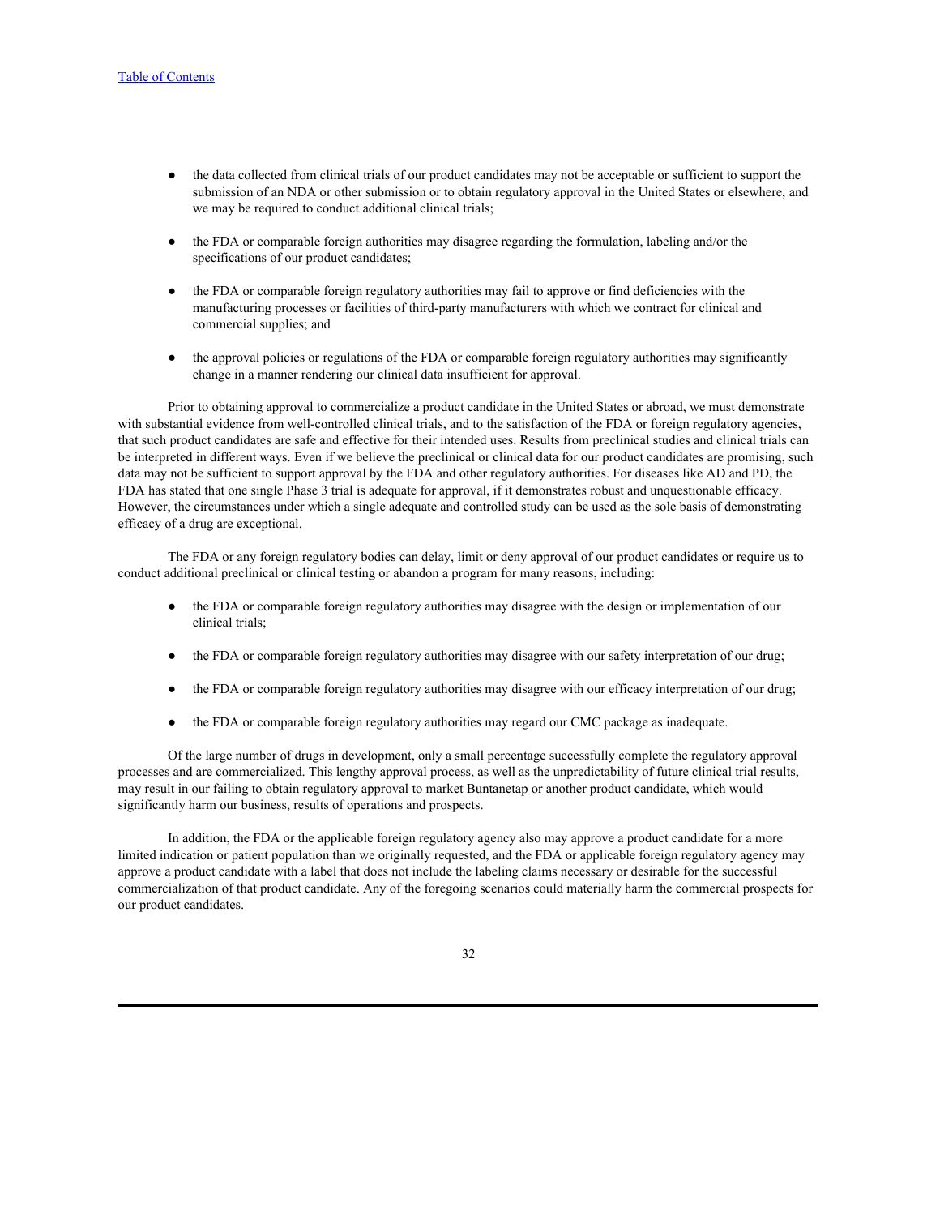- the data collected from clinical trials of our product candidates may not be acceptable or sufficient to support the submission of an NDA or other submission or to obtain regulatory approval in the United States or elsewhere, and we may be required to conduct additional clinical trials;
- the FDA or comparable foreign authorities may disagree regarding the formulation, labeling and/or the specifications of our product candidates;
- the FDA or comparable foreign regulatory authorities may fail to approve or find deficiencies with the manufacturing processes or facilities of third-party manufacturers with which we contract for clinical and commercial supplies; and
- the approval policies or regulations of the FDA or comparable foreign regulatory authorities may significantly change in a manner rendering our clinical data insufficient for approval.

Prior to obtaining approval to commercialize a product candidate in the United States or abroad, we must demonstrate with substantial evidence from well-controlled clinical trials, and to the satisfaction of the FDA or foreign regulatory agencies, that such product candidates are safe and effective for their intended uses. Results from preclinical studies and clinical trials can be interpreted in different ways. Even if we believe the preclinical or clinical data for our product candidates are promising, such data may not be sufficient to support approval by the FDA and other regulatory authorities. For diseases like AD and PD, the FDA has stated that one single Phase 3 trial is adequate for approval, if it demonstrates robust and unquestionable efficacy. However, the circumstances under which a single adequate and controlled study can be used as the sole basis of demonstrating efficacy of a drug are exceptional.

The FDA or any foreign regulatory bodies can delay, limit or deny approval of our product candidates or require us to conduct additional preclinical or clinical testing or abandon a program for many reasons, including:

- the FDA or comparable foreign regulatory authorities may disagree with the design or implementation of our clinical trials;
- the FDA or comparable foreign regulatory authorities may disagree with our safety interpretation of our drug;
- the FDA or comparable foreign regulatory authorities may disagree with our efficacy interpretation of our drug;
- the FDA or comparable foreign regulatory authorities may regard our CMC package as inadequate.

Of the large number of drugs in development, only a small percentage successfully complete the regulatory approval processes and are commercialized. This lengthy approval process, as well as the unpredictability of future clinical trial results, may result in our failing to obtain regulatory approval to market Buntanetap or another product candidate, which would significantly harm our business, results of operations and prospects.

In addition, the FDA or the applicable foreign regulatory agency also may approve a product candidate for a more limited indication or patient population than we originally requested, and the FDA or applicable foreign regulatory agency may approve a product candidate with a label that does not include the labeling claims necessary or desirable for the successful commercialization of that product candidate. Any of the foregoing scenarios could materially harm the commercial prospects for our product candidates.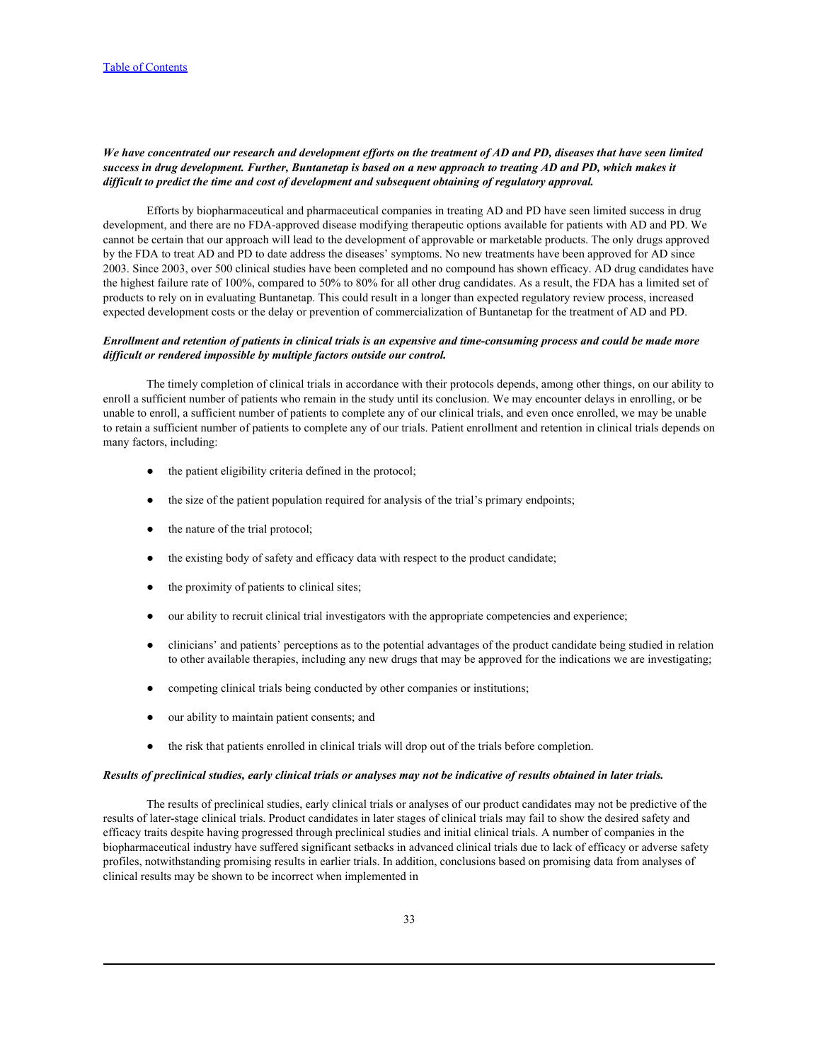***We have concentrated our research and development efforts on the treatment of AD and PD, diseases that have seen limited success in drug development. Further, Buntanetap is based on a new approach to treating AD and PD, which makes it difficult to predict the time and cost of development and subsequent obtaining of regulatory approval.***

Efforts by biopharmaceutical and pharmaceutical companies in treating AD and PD have seen limited success in drug development, and there are no FDA-approved disease modifying therapeutic options available for patients with AD and PD. We cannot be certain that our approach will lead to the development of approvable or marketable products. The only drugs approved by the FDA to treat AD and PD to date address the diseases' symptoms. No new treatments have been approved for AD since 2003. Since 2003, over 500 clinical studies have been completed and no compound has shown efficacy. AD drug candidates have the highest failure rate of 100%, compared to 50% to 80% for all other drug candidates. As a result, the FDA has a limited set of products to rely on in evaluating Buntanetap. This could result in a longer than expected regulatory review process, increased expected development costs or the delay or prevention of commercialization of Buntanetap for the treatment of AD and PD.

***Enrollment and retention of patients in clinical trials is an expensive and time-consuming process and could be made more difficult or rendered impossible by multiple factors outside our control.***

The timely completion of clinical trials in accordance with their protocols depends, among other things, on our ability to enroll a sufficient number of patients who remain in the study until its conclusion. We may encounter delays in enrolling, or be unable to enroll, a sufficient number of patients to complete any of our clinical trials, and even once enrolled, we may be unable to retain a sufficient number of patients to complete any of our trials. Patient enrollment and retention in clinical trials depends on many factors, including:

- the patient eligibility criteria defined in the protocol;
- the size of the patient population required for analysis of the trial's primary endpoints;
- the nature of the trial protocol;
- the existing body of safety and efficacy data with respect to the product candidate;
- the proximity of patients to clinical sites;
- our ability to recruit clinical trial investigators with the appropriate competencies and experience;
- clinicians' and patients' perceptions as to the potential advantages of the product candidate being studied in relation to other available therapies, including any new drugs that may be approved for the indications we are investigating;
- competing clinical trials being conducted by other companies or institutions;
- our ability to maintain patient consents; and
- the risk that patients enrolled in clinical trials will drop out of the trials before completion.

***Results of preclinical studies, early clinical trials or analyses may not be indicative of results obtained in later trials.***

The results of preclinical studies, early clinical trials or analyses of our product candidates may not be predictive of the results of later-stage clinical trials. Product candidates in later stages of clinical trials may fail to show the desired safety and efficacy traits despite having progressed through preclinical studies and initial clinical trials. A number of companies in the biopharmaceutical industry have suffered significant setbacks in advanced clinical trials due to lack of efficacy or adverse safety profiles, notwithstanding promising results in earlier trials. In addition, conclusions based on promising data from analyses of clinical results may be shown to be incorrect when implemented in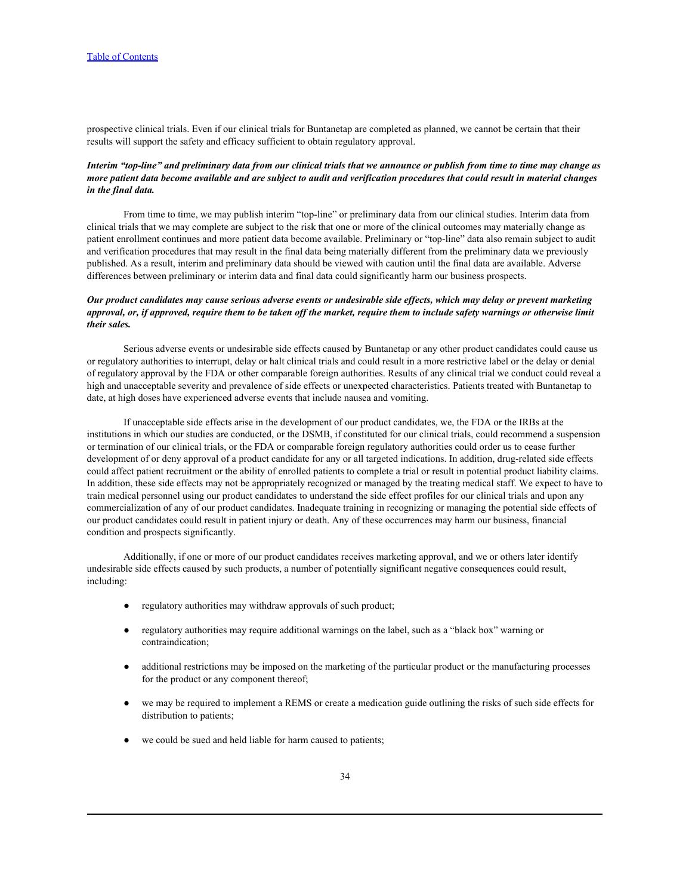prospective clinical trials. Even if our clinical trials for Buntanetap are completed as planned, we cannot be certain that their results will support the safety and efficacy sufficient to obtain regulatory approval.

***Interim "top-line" and preliminary data from our clinical trials that we announce or publish from time to time may change as more patient data become available and are subject to audit and verification procedures that could result in material changes in the final data.***

From time to time, we may publish interim "top-line" or preliminary data from our clinical studies. Interim data from clinical trials that we may complete are subject to the risk that one or more of the clinical outcomes may materially change as patient enrollment continues and more patient data become available. Preliminary or "top-line" data also remain subject to audit and verification procedures that may result in the final data being materially different from the preliminary data we previously published. As a result, interim and preliminary data should be viewed with caution until the final data are available. Adverse differences between preliminary or interim data and final data could significantly harm our business prospects.

***Our product candidates may cause serious adverse events or undesirable side effects, which may delay or prevent marketing approval, or, if approved, require them to be taken off the market, require them to include safety warnings or otherwise limit their sales.***

Serious adverse events or undesirable side effects caused by Buntanetap or any other product candidates could cause us or regulatory authorities to interrupt, delay or halt clinical trials and could result in a more restrictive label or the delay or denial of regulatory approval by the FDA or other comparable foreign authorities. Results of any clinical trial we conduct could reveal a high and unacceptable severity and prevalence of side effects or unexpected characteristics. Patients treated with Buntanetap to date, at high doses have experienced adverse events that include nausea and vomiting.

If unacceptable side effects arise in the development of our product candidates, we, the FDA or the IRBs at the institutions in which our studies are conducted, or the DSMB, if constituted for our clinical trials, could recommend a suspension or termination of our clinical trials, or the FDA or comparable foreign regulatory authorities could order us to cease further development of or deny approval of a product candidate for any or all targeted indications. In addition, drug-related side effects could affect patient recruitment or the ability of enrolled patients to complete a trial or result in potential product liability claims. In addition, these side effects may not be appropriately recognized or managed by the treating medical staff. We expect to have to train medical personnel using our product candidates to understand the side effect profiles for our clinical trials and upon any commercialization of any of our product candidates. Inadequate training in recognizing or managing the potential side effects of our product candidates could result in patient injury or death. Any of these occurrences may harm our business, financial condition and prospects significantly.

Additionally, if one or more of our product candidates receives marketing approval, and we or others later identify undesirable side effects caused by such products, a number of potentially significant negative consequences could result, including:

- regulatory authorities may withdraw approvals of such product;
- regulatory authorities may require additional warnings on the label, such as a "black box" warning or contraindication;
- additional restrictions may be imposed on the marketing of the particular product or the manufacturing processes for the product or any component thereof;
- we may be required to implement a REMS or create a medication guide outlining the risks of such side effects for distribution to patients;
- we could be sued and held liable for harm caused to patients;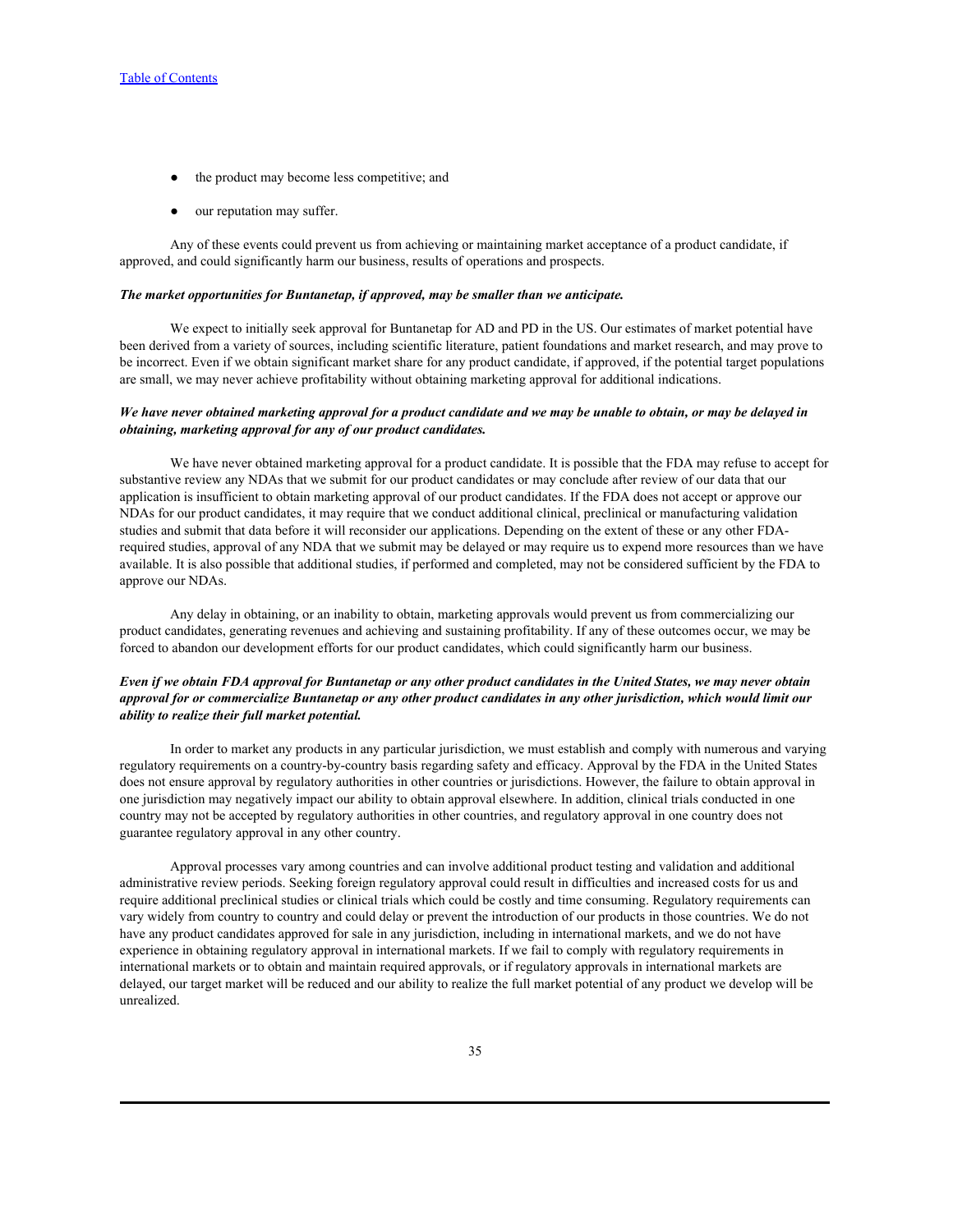- the product may become less competitive; and
- our reputation may suffer.

Any of these events could prevent us from achieving or maintaining market acceptance of a product candidate, if approved, and could significantly harm our business, results of operations and prospects.

***The market opportunities for Buntanetap, if approved, may be smaller than we anticipate.***

We expect to initially seek approval for Buntanetap for AD and PD in the US. Our estimates of market potential have been derived from a variety of sources, including scientific literature, patient foundations and market research, and may prove to be incorrect. Even if we obtain significant market share for any product candidate, if approved, if the potential target populations are small, we may never achieve profitability without obtaining marketing approval for additional indications.

***We have never obtained marketing approval for a product candidate and we may be unable to obtain, or may be delayed in obtaining, marketing approval for any of our product candidates.***

We have never obtained marketing approval for a product candidate. It is possible that the FDA may refuse to accept for substantive review any NDAs that we submit for our product candidates or may conclude after review of our data that our application is insufficient to obtain marketing approval of our product candidates. If the FDA does not accept or approve our NDAs for our product candidates, it may require that we conduct additional clinical, preclinical or manufacturing validation studies and submit that data before it will reconsider our applications. Depending on the extent of these or any other FDA-required studies, approval of any NDA that we submit may be delayed or may require us to expend more resources than we have available. It is also possible that additional studies, if performed and completed, may not be considered sufficient by the FDA to approve our NDAs.

Any delay in obtaining, or an inability to obtain, marketing approvals would prevent us from commercializing our product candidates, generating revenues and achieving and sustaining profitability. If any of these outcomes occur, we may be forced to abandon our development efforts for our product candidates, which could significantly harm our business.

***Even if we obtain FDA approval for Buntanetap or any other product candidates in the United States, we may never obtain approval for or commercialize Buntanetap or any other product candidates in any other jurisdiction, which would limit our ability to realize their full market potential.***

In order to market any products in any particular jurisdiction, we must establish and comply with numerous and varying regulatory requirements on a country-by-country basis regarding safety and efficacy. Approval by the FDA in the United States does not ensure approval by regulatory authorities in other countries or jurisdictions. However, the failure to obtain approval in one jurisdiction may negatively impact our ability to obtain approval elsewhere. In addition, clinical trials conducted in one country may not be accepted by regulatory authorities in other countries, and regulatory approval in one country does not guarantee regulatory approval in any other country.

Approval processes vary among countries and can involve additional product testing and validation and additional administrative review periods. Seeking foreign regulatory approval could result in difficulties and increased costs for us and require additional preclinical studies or clinical trials which could be costly and time consuming. Regulatory requirements can vary widely from country to country and could delay or prevent the introduction of our products in those countries. We do not have any product candidates approved for sale in any jurisdiction, including in international markets, and we do not have experience in obtaining regulatory approval in international markets. If we fail to comply with regulatory requirements in international markets or to obtain and maintain required approvals, or if regulatory approvals in international markets are delayed, our target market will be reduced and our ability to realize the full market potential of any product we develop will be unrealized.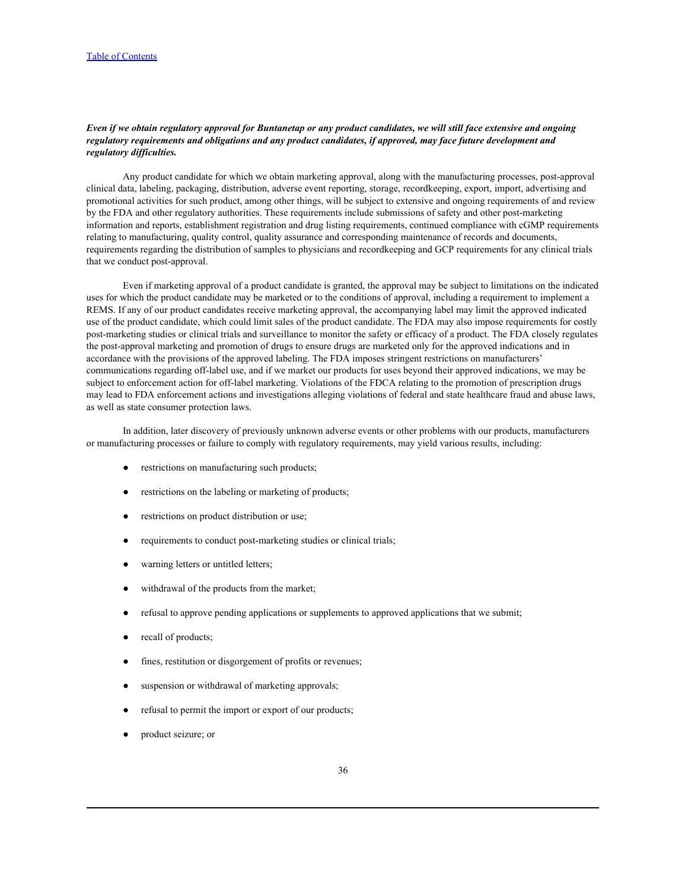***Even if we obtain regulatory approval for Buntanetap or any product candidates, we will still face extensive and ongoing regulatory requirements and obligations and any product candidates, if approved, may face future development and regulatory difficulties.***

Any product candidate for which we obtain marketing approval, along with the manufacturing processes, post-approval clinical data, labeling, packaging, distribution, adverse event reporting, storage, recordkeeping, export, import, advertising and promotional activities for such product, among other things, will be subject to extensive and ongoing requirements of and review by the FDA and other regulatory authorities. These requirements include submissions of safety and other post-marketing information and reports, establishment registration and drug listing requirements, continued compliance with cGMP requirements relating to manufacturing, quality control, quality assurance and corresponding maintenance of records and documents, requirements regarding the distribution of samples to physicians and recordkeeping and GCP requirements for any clinical trials that we conduct post-approval.

Even if marketing approval of a product candidate is granted, the approval may be subject to limitations on the indicated uses for which the product candidate may be marketed or to the conditions of approval, including a requirement to implement a REMS. If any of our product candidates receive marketing approval, the accompanying label may limit the approved indicated use of the product candidate, which could limit sales of the product candidate. The FDA may also impose requirements for costly post-marketing studies or clinical trials and surveillance to monitor the safety or efficacy of a product. The FDA closely regulates the post-approval marketing and promotion of drugs to ensure drugs are marketed only for the approved indications and in accordance with the provisions of the approved labeling. The FDA imposes stringent restrictions on manufacturers' communications regarding off-label use, and if we market our products for uses beyond their approved indications, we may be subject to enforcement action for off-label marketing. Violations of the FDCA relating to the promotion of prescription drugs may lead to FDA enforcement actions and investigations alleging violations of federal and state healthcare fraud and abuse laws, as well as state consumer protection laws.

In addition, later discovery of previously unknown adverse events or other problems with our products, manufacturers or manufacturing processes or failure to comply with regulatory requirements, may yield various results, including:

- restrictions on manufacturing such products;
- restrictions on the labeling or marketing of products;
- restrictions on product distribution or use;
- requirements to conduct post-marketing studies or clinical trials;
- warning letters or untitled letters;
- withdrawal of the products from the market;
- refusal to approve pending applications or supplements to approved applications that we submit;
- recall of products;
- fines, restitution or disgorgement of profits or revenues;
- suspension or withdrawal of marketing approvals;
- refusal to permit the import or export of our products;
- product seizure; or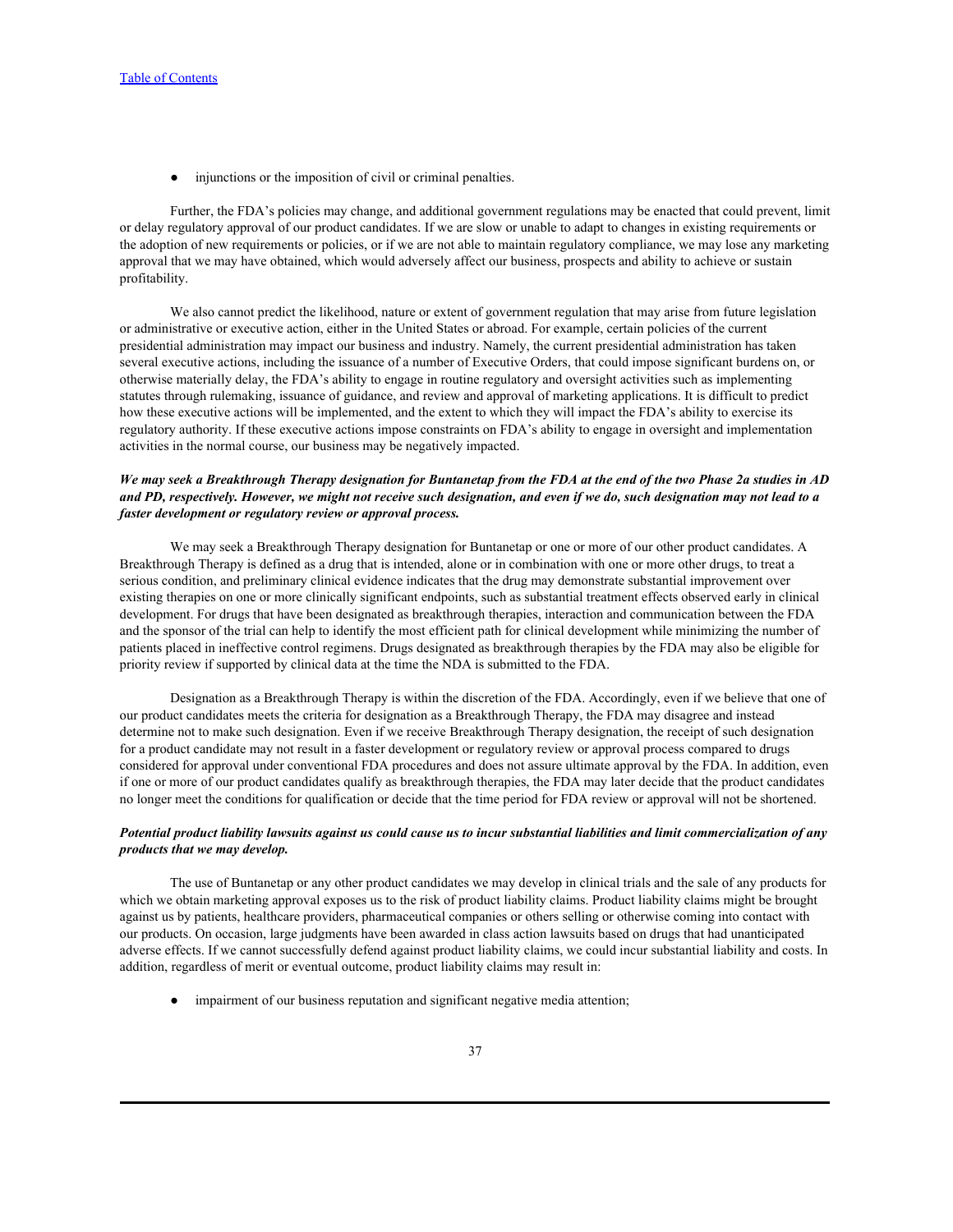- injunctions or the imposition of civil or criminal penalties.

Further, the FDA's policies may change, and additional government regulations may be enacted that could prevent, limit or delay regulatory approval of our product candidates. If we are slow or unable to adapt to changes in existing requirements or the adoption of new requirements or policies, or if we are not able to maintain regulatory compliance, we may lose any marketing approval that we may have obtained, which would adversely affect our business, prospects and ability to achieve or sustain profitability.

We also cannot predict the likelihood, nature or extent of government regulation that may arise from future legislation or administrative or executive action, either in the United States or abroad. For example, certain policies of the current presidential administration may impact our business and industry. Namely, the current presidential administration has taken several executive actions, including the issuance of a number of Executive Orders, that could impose significant burdens on, or otherwise materially delay, the FDA's ability to engage in routine regulatory and oversight activities such as implementing statutes through rulemaking, issuance of guidance, and review and approval of marketing applications. It is difficult to predict how these executive actions will be implemented, and the extent to which they will impact the FDA's ability to exercise its regulatory authority. If these executive actions impose constraints on FDA's ability to engage in oversight and implementation activities in the normal course, our business may be negatively impacted.

***We may seek a Breakthrough Therapy designation for Buntanetap from the FDA at the end of the two Phase 2a studies in AD and PD, respectively. However, we might not receive such designation, and even if we do, such designation may not lead to a faster development or regulatory review or approval process.***

We may seek a Breakthrough Therapy designation for Buntanetap or one or more of our other product candidates. A Breakthrough Therapy is defined as a drug that is intended, alone or in combination with one or more other drugs, to treat a serious condition, and preliminary clinical evidence indicates that the drug may demonstrate substantial improvement over existing therapies on one or more clinically significant endpoints, such as substantial treatment effects observed early in clinical development. For drugs that have been designated as breakthrough therapies, interaction and communication between the FDA and the sponsor of the trial can help to identify the most efficient path for clinical development while minimizing the number of patients placed in ineffective control regimens. Drugs designated as breakthrough therapies by the FDA may also be eligible for priority review if supported by clinical data at the time the NDA is submitted to the FDA.

Designation as a Breakthrough Therapy is within the discretion of the FDA. Accordingly, even if we believe that one of our product candidates meets the criteria for designation as a Breakthrough Therapy, the FDA may disagree and instead determine not to make such designation. Even if we receive Breakthrough Therapy designation, the receipt of such designation for a product candidate may not result in a faster development or regulatory review or approval process compared to drugs considered for approval under conventional FDA procedures and does not assure ultimate approval by the FDA. In addition, even if one or more of our product candidates qualify as breakthrough therapies, the FDA may later decide that the product candidates no longer meet the conditions for qualification or decide that the time period for FDA review or approval will not be shortened.

***Potential product liability lawsuits against us could cause us to incur substantial liabilities and limit commercialization of any products that we may develop.***

The use of Buntanetap or any other product candidates we may develop in clinical trials and the sale of any products for which we obtain marketing approval exposes us to the risk of product liability claims. Product liability claims might be brought against us by patients, healthcare providers, pharmaceutical companies or others selling or otherwise coming into contact with our products. On occasion, large judgments have been awarded in class action lawsuits based on drugs that had unanticipated adverse effects. If we cannot successfully defend against product liability claims, we could incur substantial liability and costs. In addition, regardless of merit or eventual outcome, product liability claims may result in:

- impairment of our business reputation and significant negative media attention;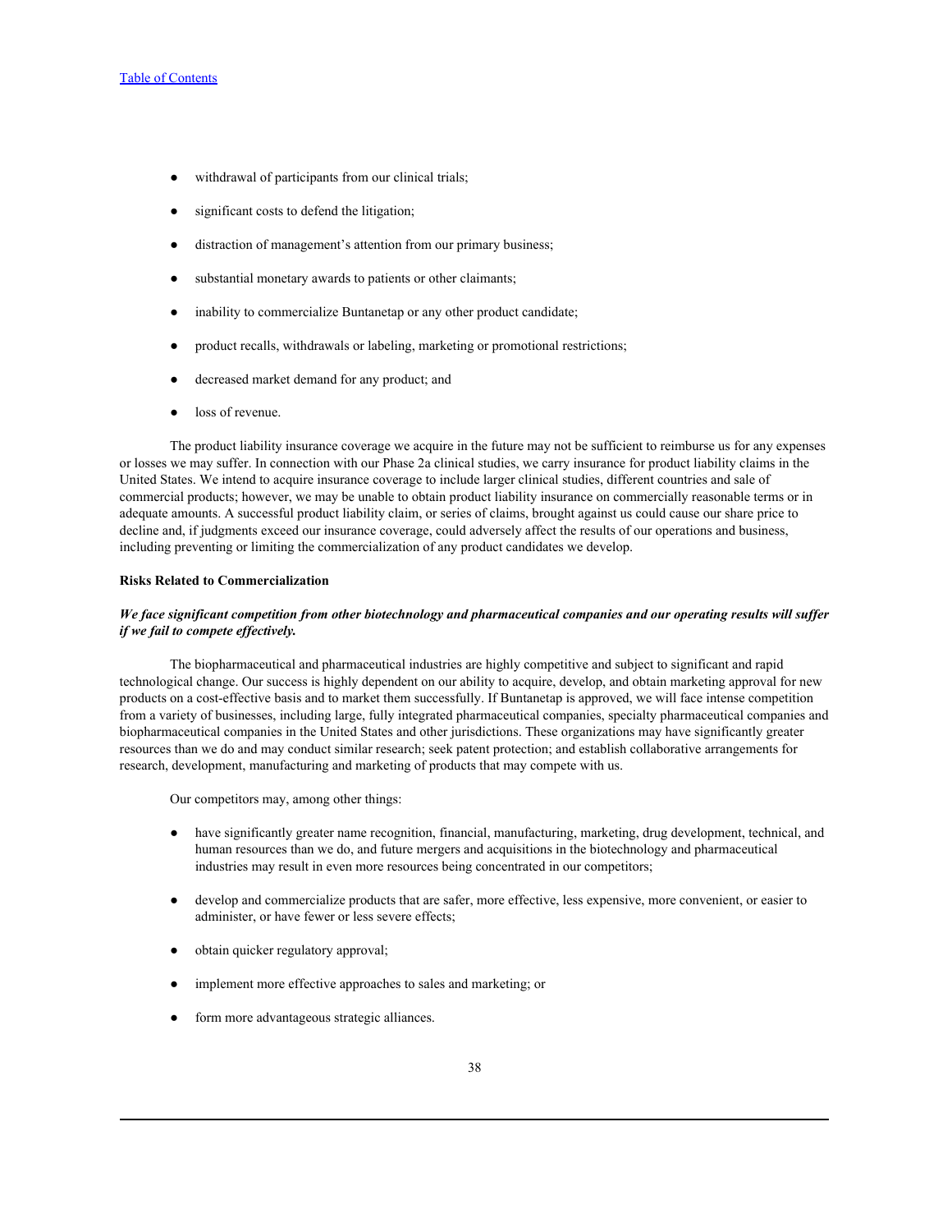- withdrawal of participants from our clinical trials;
- significant costs to defend the litigation;
- distraction of management's attention from our primary business;
- substantial monetary awards to patients or other claimants;
- inability to commercialize Buntanetap or any other product candidate;
- product recalls, withdrawals or labeling, marketing or promotional restrictions;
- decreased market demand for any product; and
- loss of revenue.

The product liability insurance coverage we acquire in the future may not be sufficient to reimburse us for any expenses or losses we may suffer. In connection with our Phase 2a clinical studies, we carry insurance for product liability claims in the United States. We intend to acquire insurance coverage to include larger clinical studies, different countries and sale of commercial products; however, we may be unable to obtain product liability insurance on commercially reasonable terms or in adequate amounts. A successful product liability claim, or series of claims, brought against us could cause our share price to decline and, if judgments exceed our insurance coverage, could adversely affect the results of our operations and business, including preventing or limiting the commercialization of any product candidates we develop.

**Risks Related to Commercialization**

***We face significant competition from other biotechnology and pharmaceutical companies and our operating results will suffer if we fail to compete effectively.***

The biopharmaceutical and pharmaceutical industries are highly competitive and subject to significant and rapid technological change. Our success is highly dependent on our ability to acquire, develop, and obtain marketing approval for new products on a cost-effective basis and to market them successfully. If Buntanetap is approved, we will face intense competition from a variety of businesses, including large, fully integrated pharmaceutical companies, specialty pharmaceutical companies and biopharmaceutical companies in the United States and other jurisdictions. These organizations may have significantly greater resources than we do and may conduct similar research; seek patent protection; and establish collaborative arrangements for research, development, manufacturing and marketing of products that may compete with us.

Our competitors may, among other things:

- have significantly greater name recognition, financial, manufacturing, marketing, drug development, technical, and human resources than we do, and future mergers and acquisitions in the biotechnology and pharmaceutical industries may result in even more resources being concentrated in our competitors;
- develop and commercialize products that are safer, more effective, less expensive, more convenient, or easier to administer, or have fewer or less severe effects;
- obtain quicker regulatory approval;
- implement more effective approaches to sales and marketing; or
- form more advantageous strategic alliances.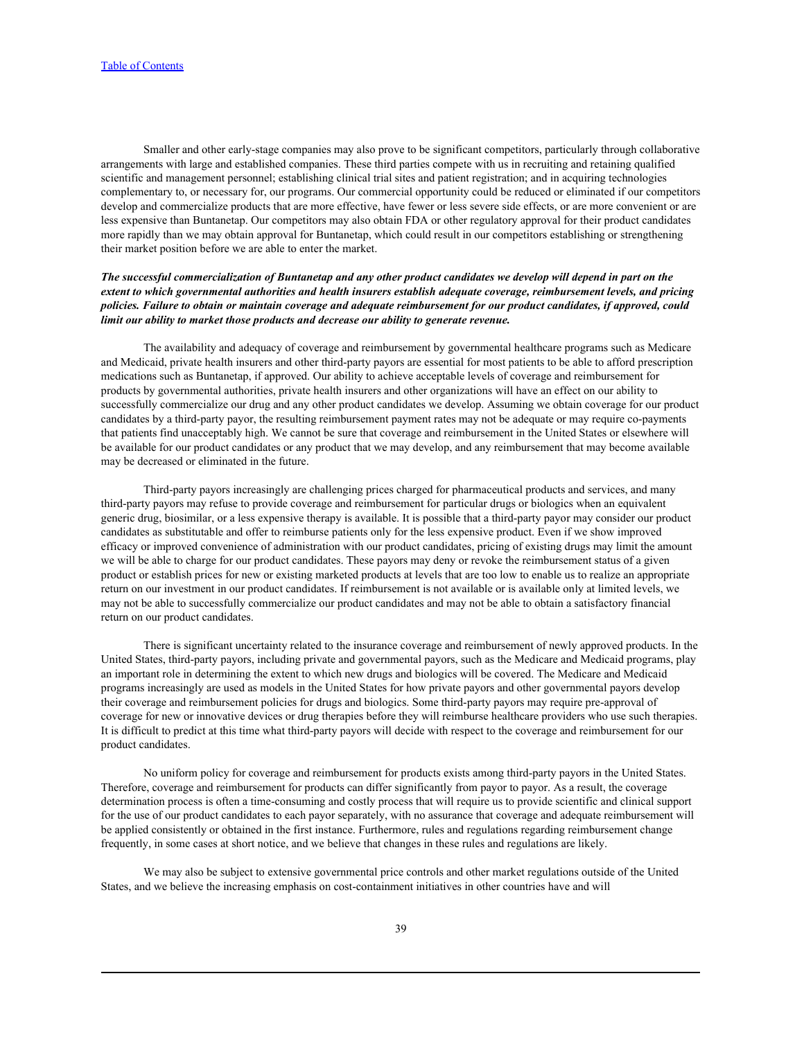Smaller and other early-stage companies may also prove to be significant competitors, particularly through collaborative arrangements with large and established companies. These third parties compete with us in recruiting and retaining qualified scientific and management personnel; establishing clinical trial sites and patient registration; and in acquiring technologies complementary to, or necessary for, our programs. Our commercial opportunity could be reduced or eliminated if our competitors develop and commercialize products that are more effective, have fewer or less severe side effects, or are more convenient or are less expensive than Buntanetap. Our competitors may also obtain FDA or other regulatory approval for their product candidates more rapidly than we may obtain approval for Buntanetap, which could result in our competitors establishing or strengthening their market position before we are able to enter the market.

***The successful commercialization of Buntanetap and any other product candidates we develop will depend in part on the extent to which governmental authorities and health insurers establish adequate coverage, reimbursement levels, and pricing policies. Failure to obtain or maintain coverage and adequate reimbursement for our product candidates, if approved, could limit our ability to market those products and decrease our ability to generate revenue.***

The availability and adequacy of coverage and reimbursement by governmental healthcare programs such as Medicare and Medicaid, private health insurers and other third-party payors are essential for most patients to be able to afford prescription medications such as Buntanetap, if approved. Our ability to achieve acceptable levels of coverage and reimbursement for products by governmental authorities, private health insurers and other organizations will have an effect on our ability to successfully commercialize our drug and any other product candidates we develop. Assuming we obtain coverage for our product candidates by a third-party payor, the resulting reimbursement payment rates may not be adequate or may require co-payments that patients find unacceptably high. We cannot be sure that coverage and reimbursement in the United States or elsewhere will be available for our product candidates or any product that we may develop, and any reimbursement that may become available may be decreased or eliminated in the future.

Third-party payors increasingly are challenging prices charged for pharmaceutical products and services, and many third-party payors may refuse to provide coverage and reimbursement for particular drugs or biologics when an equivalent generic drug, biosimilar, or a less expensive therapy is available. It is possible that a third-party payor may consider our product candidates as substitutable and offer to reimburse patients only for the less expensive product. Even if we show improved efficacy or improved convenience of administration with our product candidates, pricing of existing drugs may limit the amount we will be able to charge for our product candidates. These payors may deny or revoke the reimbursement status of a given product or establish prices for new or existing marketed products at levels that are too low to enable us to realize an appropriate return on our investment in our product candidates. If reimbursement is not available or is available only at limited levels, we may not be able to successfully commercialize our product candidates and may not be able to obtain a satisfactory financial return on our product candidates.

There is significant uncertainty related to the insurance coverage and reimbursement of newly approved products. In the United States, third-party payors, including private and governmental payors, such as the Medicare and Medicaid programs, play an important role in determining the extent to which new drugs and biologics will be covered. The Medicare and Medicaid programs increasingly are used as models in the United States for how private payors and other governmental payors develop their coverage and reimbursement policies for drugs and biologics. Some third-party payors may require pre-approval of coverage for new or innovative devices or drug therapies before they will reimburse healthcare providers who use such therapies. It is difficult to predict at this time what third-party payors will decide with respect to the coverage and reimbursement for our product candidates.

No uniform policy for coverage and reimbursement for products exists among third-party payors in the United States. Therefore, coverage and reimbursement for products can differ significantly from payor to payor. As a result, the coverage determination process is often a time-consuming and costly process that will require us to provide scientific and clinical support for the use of our product candidates to each payor separately, with no assurance that coverage and adequate reimbursement will be applied consistently or obtained in the first instance. Furthermore, rules and regulations regarding reimbursement change frequently, in some cases at short notice, and we believe that changes in these rules and regulations are likely.

We may also be subject to extensive governmental price controls and other market regulations outside of the United States, and we believe the increasing emphasis on cost-containment initiatives in other countries have and will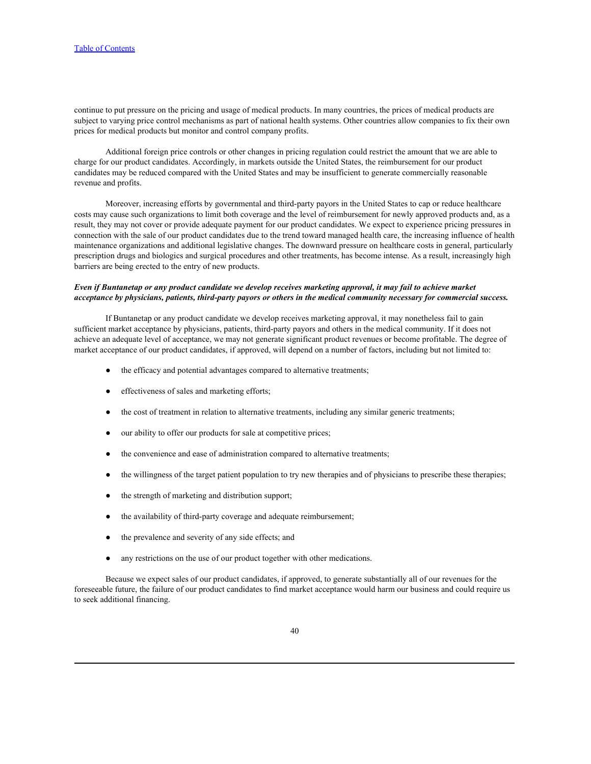continue to put pressure on the pricing and usage of medical products. In many countries, the prices of medical products are subject to varying price control mechanisms as part of national health systems. Other countries allow companies to fix their own prices for medical products but monitor and control company profits.

Additional foreign price controls or other changes in pricing regulation could restrict the amount that we are able to charge for our product candidates. Accordingly, in markets outside the United States, the reimbursement for our product candidates may be reduced compared with the United States and may be insufficient to generate commercially reasonable revenue and profits.

Moreover, increasing efforts by governmental and third-party payors in the United States to cap or reduce healthcare costs may cause such organizations to limit both coverage and the level of reimbursement for newly approved products and, as a result, they may not cover or provide adequate payment for our product candidates. We expect to experience pricing pressures in connection with the sale of our product candidates due to the trend toward managed health care, the increasing influence of health maintenance organizations and additional legislative changes. The downward pressure on healthcare costs in general, particularly prescription drugs and biologics and surgical procedures and other treatments, has become intense. As a result, increasingly high barriers are being erected to the entry of new products.

***Even if Buntanetap or any product candidate we develop receives marketing approval, it may fail to achieve market acceptance by physicians, patients, third-party payors or others in the medical community necessary for commercial success.***

If Buntanetap or any product candidate we develop receives marketing approval, it may nonetheless fail to gain sufficient market acceptance by physicians, patients, third-party payors and others in the medical community. If it does not achieve an adequate level of acceptance, we may not generate significant product revenues or become profitable. The degree of market acceptance of our product candidates, if approved, will depend on a number of factors, including but not limited to:

- the efficacy and potential advantages compared to alternative treatments;
- effectiveness of sales and marketing efforts;
- the cost of treatment in relation to alternative treatments, including any similar generic treatments;
- our ability to offer our products for sale at competitive prices;
- the convenience and ease of administration compared to alternative treatments;
- the willingness of the target patient population to try new therapies and of physicians to prescribe these therapies;
- the strength of marketing and distribution support;
- the availability of third-party coverage and adequate reimbursement;
- the prevalence and severity of any side effects; and
- any restrictions on the use of our product together with other medications.

Because we expect sales of our product candidates, if approved, to generate substantially all of our revenues for the foreseeable future, the failure of our product candidates to find market acceptance would harm our business and could require us to seek additional financing.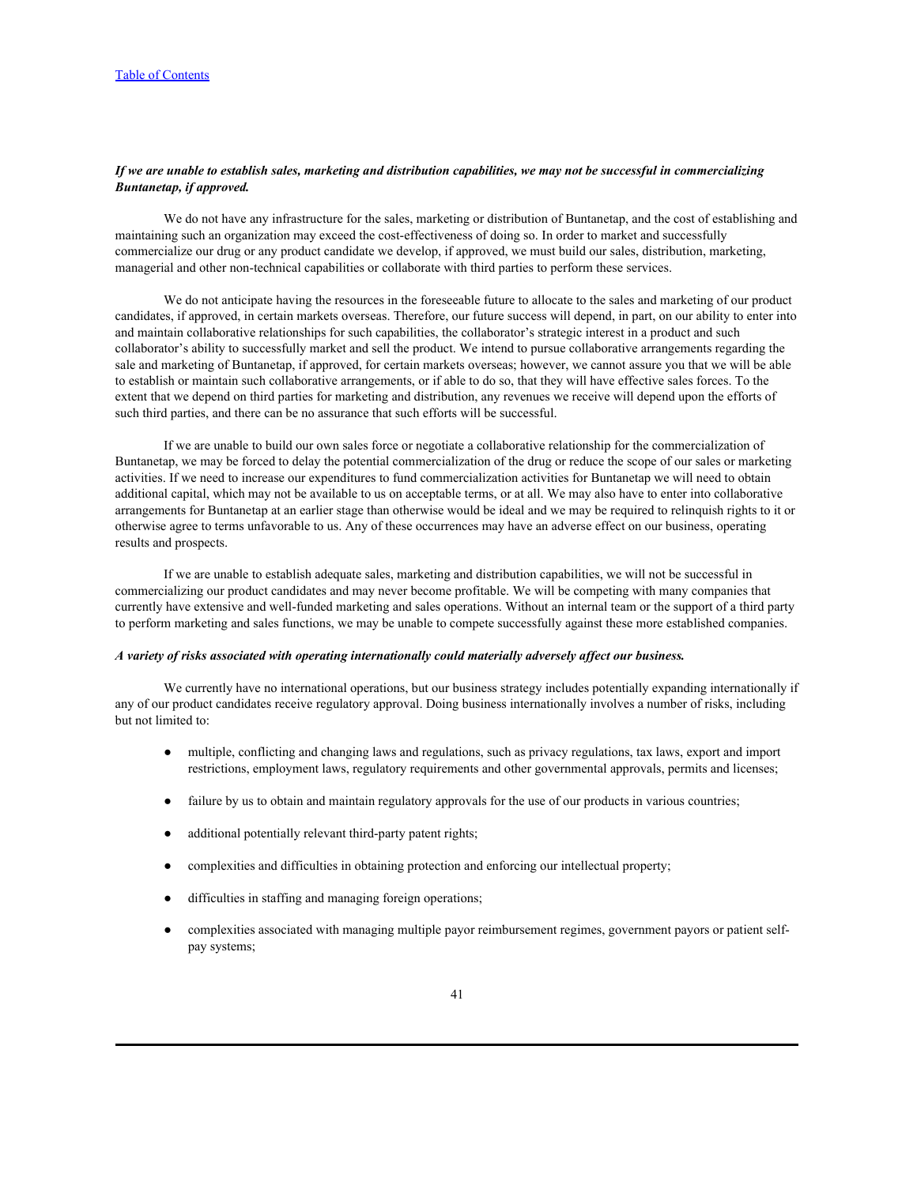***If we are unable to establish sales, marketing and distribution capabilities, we may not be successful in commercializing Buntanetap, if approved.***

We do not have any infrastructure for the sales, marketing or distribution of Buntanetap, and the cost of establishing and maintaining such an organization may exceed the cost-effectiveness of doing so. In order to market and successfully commercialize our drug or any product candidate we develop, if approved, we must build our sales, distribution, marketing, managerial and other non-technical capabilities or collaborate with third parties to perform these services.

We do not anticipate having the resources in the foreseeable future to allocate to the sales and marketing of our product candidates, if approved, in certain markets overseas. Therefore, our future success will depend, in part, on our ability to enter into and maintain collaborative relationships for such capabilities, the collaborator's strategic interest in a product and such collaborator's ability to successfully market and sell the product. We intend to pursue collaborative arrangements regarding the sale and marketing of Buntanetap, if approved, for certain markets overseas; however, we cannot assure you that we will be able to establish or maintain such collaborative arrangements, or if able to do so, that they will have effective sales forces. To the extent that we depend on third parties for marketing and distribution, any revenues we receive will depend upon the efforts of such third parties, and there can be no assurance that such efforts will be successful.

If we are unable to build our own sales force or negotiate a collaborative relationship for the commercialization of Buntanetap, we may be forced to delay the potential commercialization of the drug or reduce the scope of our sales or marketing activities. If we need to increase our expenditures to fund commercialization activities for Buntanetap we will need to obtain additional capital, which may not be available to us on acceptable terms, or at all. We may also have to enter into collaborative arrangements for Buntanetap at an earlier stage than otherwise would be ideal and we may be required to relinquish rights to it or otherwise agree to terms unfavorable to us. Any of these occurrences may have an adverse effect on our business, operating results and prospects.

If we are unable to establish adequate sales, marketing and distribution capabilities, we will not be successful in commercializing our product candidates and may never become profitable. We will be competing with many companies that currently have extensive and well-funded marketing and sales operations. Without an internal team or the support of a third party to perform marketing and sales functions, we may be unable to compete successfully against these more established companies.

***A variety of risks associated with operating internationally could materially adversely affect our business.***

We currently have no international operations, but our business strategy includes potentially expanding internationally if any of our product candidates receive regulatory approval. Doing business internationally involves a number of risks, including but not limited to:

- multiple, conflicting and changing laws and regulations, such as privacy regulations, tax laws, export and import restrictions, employment laws, regulatory requirements and other governmental approvals, permits and licenses;
- failure by us to obtain and maintain regulatory approvals for the use of our products in various countries;
- additional potentially relevant third-party patent rights;
- complexities and difficulties in obtaining protection and enforcing our intellectual property;
- difficulties in staffing and managing foreign operations;
- complexities associated with managing multiple payor reimbursement regimes, government payors or patient self-pay systems;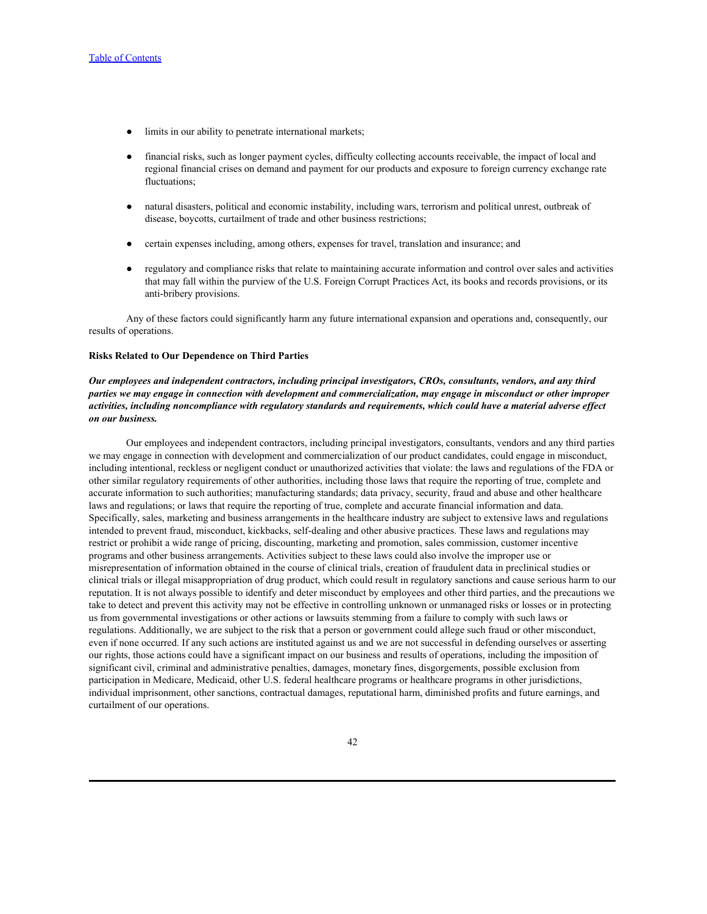- limits in our ability to penetrate international markets;
- financial risks, such as longer payment cycles, difficulty collecting accounts receivable, the impact of local and regional financial crises on demand and payment for our products and exposure to foreign currency exchange rate fluctuations;
- natural disasters, political and economic instability, including wars, terrorism and political unrest, outbreak of disease, boycotts, curtailment of trade and other business restrictions;
- certain expenses including, among others, expenses for travel, translation and insurance; and
- regulatory and compliance risks that relate to maintaining accurate information and control over sales and activities that may fall within the purview of the U.S. Foreign Corrupt Practices Act, its books and records provisions, or its anti-bribery provisions.

Any of these factors could significantly harm any future international expansion and operations and, consequently, our results of operations.

**Risks Related to Our Dependence on Third Parties**

***Our employees and independent contractors, including principal investigators, CROs, consultants, vendors, and any third parties we may engage in connection with development and commercialization, may engage in misconduct or other improper activities, including noncompliance with regulatory standards and requirements, which could have a material adverse effect on our business.***

Our employees and independent contractors, including principal investigators, consultants, vendors and any third parties we may engage in connection with development and commercialization of our product candidates, could engage in misconduct, including intentional, reckless or negligent conduct or unauthorized activities that violate: the laws and regulations of the FDA or other similar regulatory requirements of other authorities, including those laws that require the reporting of true, complete and accurate information to such authorities; manufacturing standards; data privacy, security, fraud and abuse and other healthcare laws and regulations; or laws that require the reporting of true, complete and accurate financial information and data. Specifically, sales, marketing and business arrangements in the healthcare industry are subject to extensive laws and regulations intended to prevent fraud, misconduct, kickbacks, self-dealing and other abusive practices. These laws and regulations may restrict or prohibit a wide range of pricing, discounting, marketing and promotion, sales commission, customer incentive programs and other business arrangements. Activities subject to these laws could also involve the improper use or misrepresentation of information obtained in the course of clinical trials, creation of fraudulent data in preclinical studies or clinical trials or illegal misappropriation of drug product, which could result in regulatory sanctions and cause serious harm to our reputation. It is not always possible to identify and deter misconduct by employees and other third parties, and the precautions we take to detect and prevent this activity may not be effective in controlling unknown or unmanaged risks or losses or in protecting us from governmental investigations or other actions or lawsuits stemming from a failure to comply with such laws or regulations. Additionally, we are subject to the risk that a person or government could allege such fraud or other misconduct, even if none occurred. If any such actions are instituted against us and we are not successful in defending ourselves or asserting our rights, those actions could have a significant impact on our business and results of operations, including the imposition of significant civil, criminal and administrative penalties, damages, monetary fines, disgorgements, possible exclusion from participation in Medicare, Medicaid, other U.S. federal healthcare programs or healthcare programs in other jurisdictions, individual imprisonment, other sanctions, contractual damages, reputational harm, diminished profits and future earnings, and curtailment of our operations.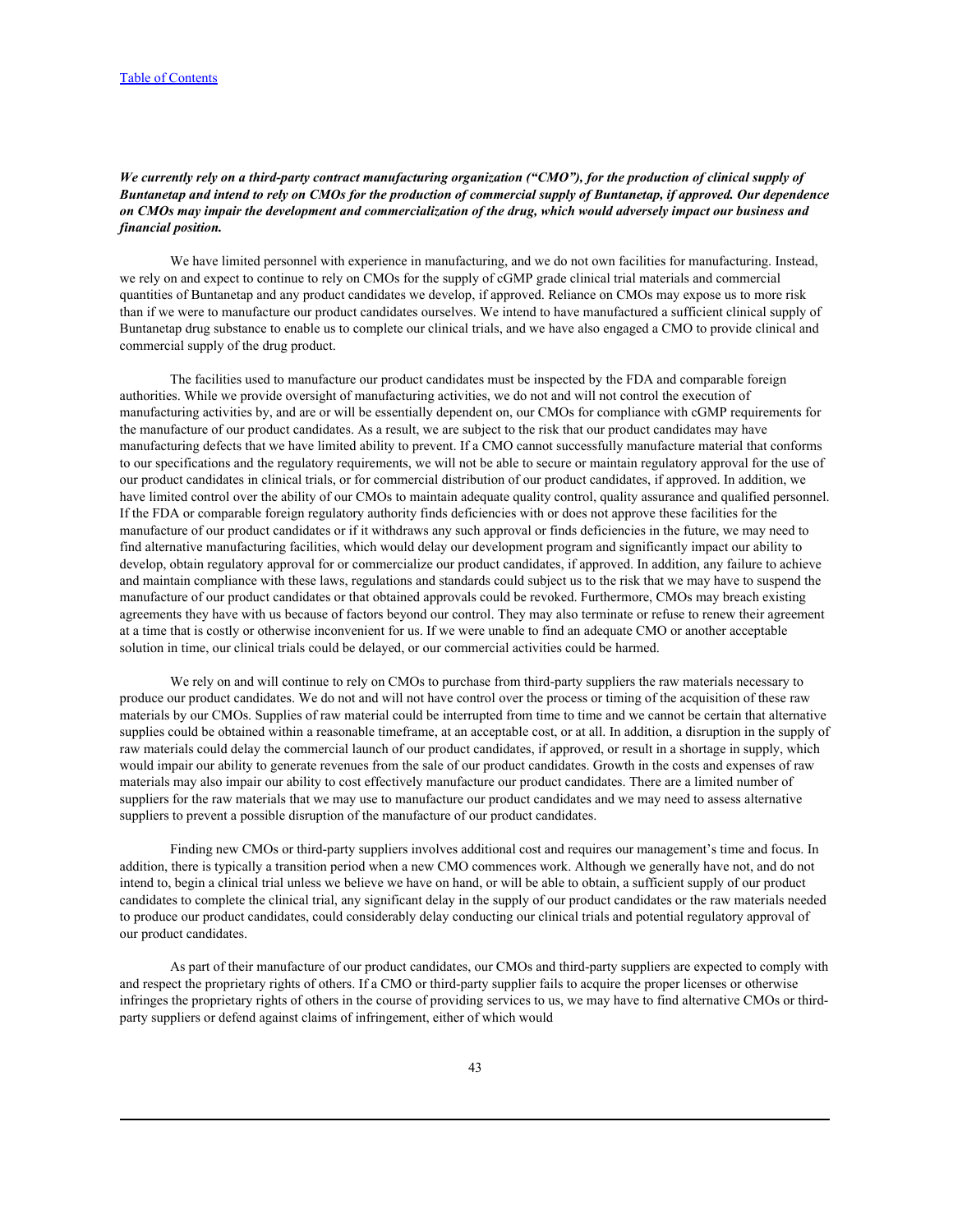***We currently rely on a third-party contract manufacturing organization ("CMO"), for the production of clinical supply of Buntanetap and intend to rely on CMOs for the production of commercial supply of Buntanetap, if approved. Our dependence on CMOs may impair the development and commercialization of the drug, which would adversely impact our business and financial position.***

We have limited personnel with experience in manufacturing, and we do not own facilities for manufacturing. Instead, we rely on and expect to continue to rely on CMOs for the supply of cGMP grade clinical trial materials and commercial quantities of Buntanetap and any product candidates we develop, if approved. Reliance on CMOs may expose us to more risk than if we were to manufacture our product candidates ourselves. We intend to have manufactured a sufficient clinical supply of Buntanetap drug substance to enable us to complete our clinical trials, and we have also engaged a CMO to provide clinical and commercial supply of the drug product.

The facilities used to manufacture our product candidates must be inspected by the FDA and comparable foreign authorities. While we provide oversight of manufacturing activities, we do not and will not control the execution of manufacturing activities by, and are or will be essentially dependent on, our CMOs for compliance with cGMP requirements for the manufacture of our product candidates. As a result, we are subject to the risk that our product candidates may have manufacturing defects that we have limited ability to prevent. If a CMO cannot successfully manufacture material that conforms to our specifications and the regulatory requirements, we will not be able to secure or maintain regulatory approval for the use of our product candidates in clinical trials, or for commercial distribution of our product candidates, if approved. In addition, we have limited control over the ability of our CMOs to maintain adequate quality control, quality assurance and qualified personnel. If the FDA or comparable foreign regulatory authority finds deficiencies with or does not approve these facilities for the manufacture of our product candidates or if it withdraws any such approval or finds deficiencies in the future, we may need to find alternative manufacturing facilities, which would delay our development program and significantly impact our ability to develop, obtain regulatory approval for or commercialize our product candidates, if approved. In addition, any failure to achieve and maintain compliance with these laws, regulations and standards could subject us to the risk that we may have to suspend the manufacture of our product candidates or that obtained approvals could be revoked. Furthermore, CMOs may breach existing agreements they have with us because of factors beyond our control. They may also terminate or refuse to renew their agreement at a time that is costly or otherwise inconvenient for us. If we were unable to find an adequate CMO or another acceptable solution in time, our clinical trials could be delayed, or our commercial activities could be harmed.

We rely on and will continue to rely on CMOs to purchase from third-party suppliers the raw materials necessary to produce our product candidates. We do not and will not have control over the process or timing of the acquisition of these raw materials by our CMOs. Supplies of raw material could be interrupted from time to time and we cannot be certain that alternative supplies could be obtained within a reasonable timeframe, at an acceptable cost, or at all. In addition, a disruption in the supply of raw materials could delay the commercial launch of our product candidates, if approved, or result in a shortage in supply, which would impair our ability to generate revenues from the sale of our product candidates. Growth in the costs and expenses of raw materials may also impair our ability to cost effectively manufacture our product candidates. There are a limited number of suppliers for the raw materials that we may use to manufacture our product candidates and we may need to assess alternative suppliers to prevent a possible disruption of the manufacture of our product candidates.

Finding new CMOs or third-party suppliers involves additional cost and requires our management's time and focus. In addition, there is typically a transition period when a new CMO commences work. Although we generally have not, and do not intend to, begin a clinical trial unless we believe we have on hand, or will be able to obtain, a sufficient supply of our product candidates to complete the clinical trial, any significant delay in the supply of our product candidates or the raw materials needed to produce our product candidates, could considerably delay conducting our clinical trials and potential regulatory approval of our product candidates.

As part of their manufacture of our product candidates, our CMOs and third-party suppliers are expected to comply with and respect the proprietary rights of others. If a CMO or third-party supplier fails to acquire the proper licenses or otherwise infringes the proprietary rights of others in the course of providing services to us, we may have to find alternative CMOs or third-party suppliers or defend against claims of infringement, either of which would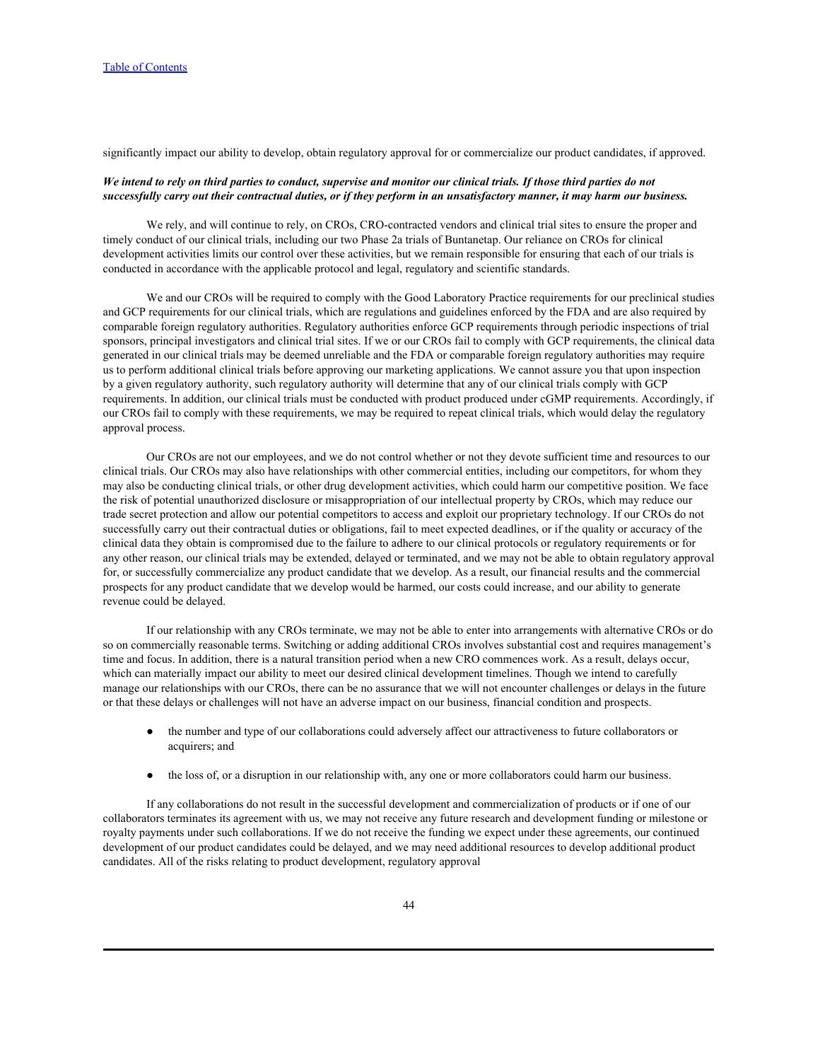significantly impact our ability to develop, obtain regulatory approval for or commercialize our product candidates, if approved.

***We intend to rely on third parties to conduct, supervise and monitor our clinical trials. If those third parties do not successfully carry out their contractual duties, or if they perform in an unsatisfactory manner, it may harm our business.***

We rely, and will continue to rely, on CROs, CRO-contracted vendors and clinical trial sites to ensure the proper and timely conduct of our clinical trials, including our two Phase 2a trials of Buntanetap. Our reliance on CROs for clinical development activities limits our control over these activities, but we remain responsible for ensuring that each of our trials is conducted in accordance with the applicable protocol and legal, regulatory and scientific standards.

We and our CROs will be required to comply with the Good Laboratory Practice requirements for our preclinical studies and GCP requirements for our clinical trials, which are regulations and guidelines enforced by the FDA and are also required by comparable foreign regulatory authorities. Regulatory authorities enforce GCP requirements through periodic inspections of trial sponsors, principal investigators and clinical trial sites. If we or our CROs fail to comply with GCP requirements, the clinical data generated in our clinical trials may be deemed unreliable and the FDA or comparable foreign regulatory authorities may require us to perform additional clinical trials before approving our marketing applications. We cannot assure you that upon inspection by a given regulatory authority, such regulatory authority will determine that any of our clinical trials comply with GCP requirements. In addition, our clinical trials must be conducted with product produced under cGMP requirements. Accordingly, if our CROs fail to comply with these requirements, we may be required to repeat clinical trials, which would delay the regulatory approval process.

Our CROs are not our employees, and we do not control whether or not they devote sufficient time and resources to our clinical trials. Our CROs may also have relationships with other commercial entities, including our competitors, for whom they may also be conducting clinical trials, or other drug development activities, which could harm our competitive position. We face the risk of potential unauthorized disclosure or misappropriation of our intellectual property by CROs, which may reduce our trade secret protection and allow our potential competitors to access and exploit our proprietary technology. If our CROs do not successfully carry out their contractual duties or obligations, fail to meet expected deadlines, or if the quality or accuracy of the clinical data they obtain is compromised due to the failure to adhere to our clinical protocols or regulatory requirements or for any other reason, our clinical trials may be extended, delayed or terminated, and we may not be able to obtain regulatory approval for, or successfully commercialize any product candidate that we develop. As a result, our financial results and the commercial prospects for any product candidate that we develop would be harmed, our costs could increase, and our ability to generate revenue could be delayed.

If our relationship with any CROs terminate, we may not be able to enter into arrangements with alternative CROs or do so on commercially reasonable terms. Switching or adding additional CROs involves substantial cost and requires management's time and focus. In addition, there is a natural transition period when a new CRO commences work. As a result, delays occur, which can materially impact our ability to meet our desired clinical development timelines. Though we intend to carefully manage our relationships with our CROs, there can be no assurance that we will not encounter challenges or delays in the future or that these delays or challenges will not have an adverse impact on our business, financial condition and prospects.

- the number and type of our collaborations could adversely affect our attractiveness to future collaborators or acquirers; and
- the loss of, or a disruption in our relationship with, any one or more collaborators could harm our business.

If any collaborations do not result in the successful development and commercialization of products or if one of our collaborators terminates its agreement with us, we may not receive any future research and development funding or milestone or royalty payments under such collaborations. If we do not receive the funding we expect under these agreements, our continued development of our product candidates could be delayed, and we may need additional resources to develop additional product candidates. All of the risks relating to product development, regulatory approval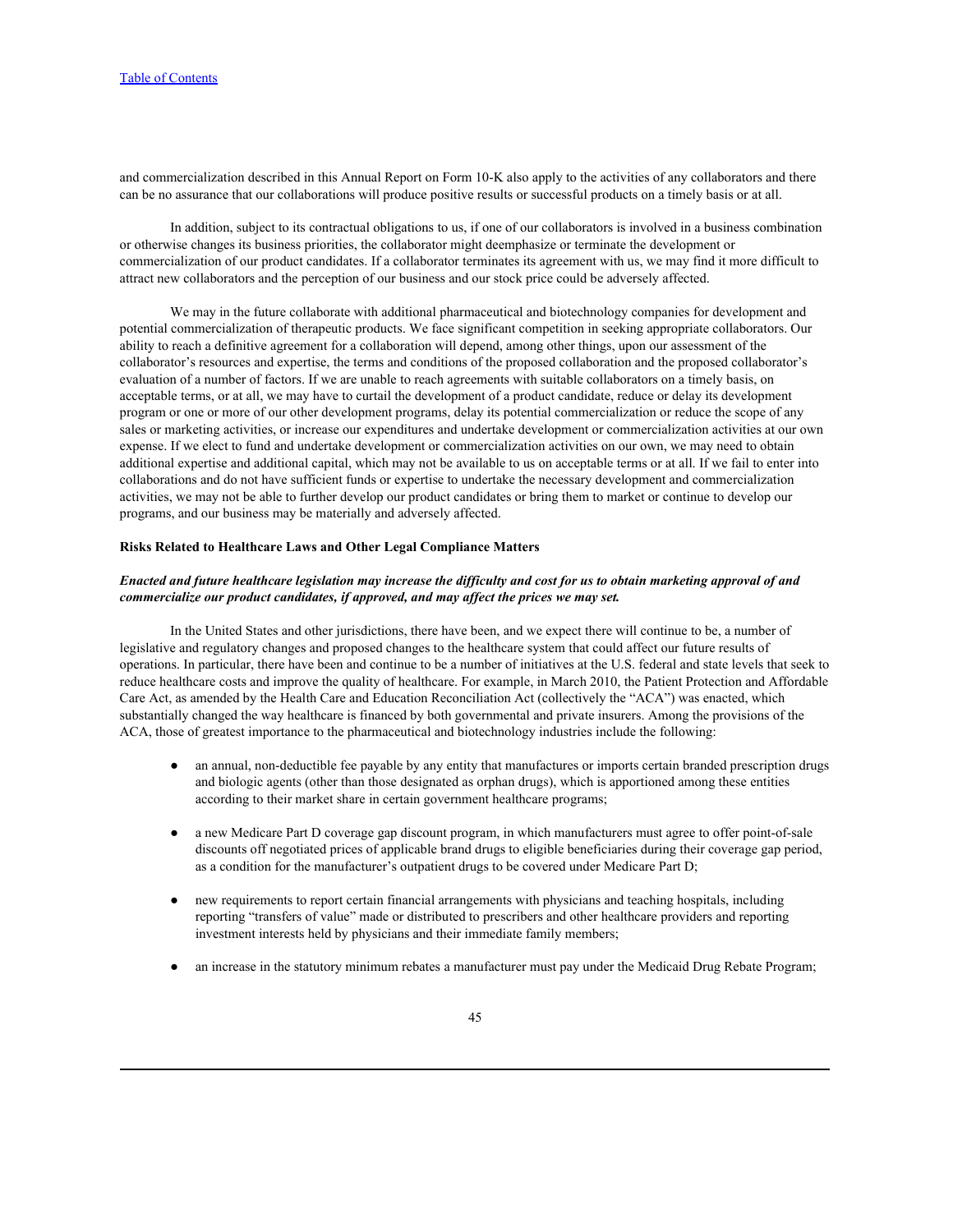and commercialization described in this Annual Report on Form 10-K also apply to the activities of any collaborators and there can be no assurance that our collaborations will produce positive results or successful products on a timely basis or at all.

In addition, subject to its contractual obligations to us, if one of our collaborators is involved in a business combination or otherwise changes its business priorities, the collaborator might deemphasize or terminate the development or commercialization of our product candidates. If a collaborator terminates its agreement with us, we may find it more difficult to attract new collaborators and the perception of our business and our stock price could be adversely affected.

We may in the future collaborate with additional pharmaceutical and biotechnology companies for development and potential commercialization of therapeutic products. We face significant competition in seeking appropriate collaborators. Our ability to reach a definitive agreement for a collaboration will depend, among other things, upon our assessment of the collaborator's resources and expertise, the terms and conditions of the proposed collaboration and the proposed collaborator's evaluation of a number of factors. If we are unable to reach agreements with suitable collaborators on a timely basis, on acceptable terms, or at all, we may have to curtail the development of a product candidate, reduce or delay its development program or one or more of our other development programs, delay its potential commercialization or reduce the scope of any sales or marketing activities, or increase our expenditures and undertake development or commercialization activities at our own expense. If we elect to fund and undertake development or commercialization activities on our own, we may need to obtain additional expertise and additional capital, which may not be available to us on acceptable terms or at all. If we fail to enter into collaborations and do not have sufficient funds or expertise to undertake the necessary development and commercialization activities, we may not be able to further develop our product candidates or bring them to market or continue to develop our programs, and our business may be materially and adversely affected.

**Risks Related to Healthcare Laws and Other Legal Compliance Matters**

***Enacted and future healthcare legislation may increase the difficulty and cost for us to obtain marketing approval of and commercialize our product candidates, if approved, and may affect the prices we may set.***

In the United States and other jurisdictions, there have been, and we expect there will continue to be, a number of legislative and regulatory changes and proposed changes to the healthcare system that could affect our future results of operations. In particular, there have been and continue to be a number of initiatives at the U.S. federal and state levels that seek to reduce healthcare costs and improve the quality of healthcare. For example, in March 2010, the Patient Protection and Affordable Care Act, as amended by the Health Care and Education Reconciliation Act (collectively the "ACA") was enacted, which substantially changed the way healthcare is financed by both governmental and private insurers. Among the provisions of the ACA, those of greatest importance to the pharmaceutical and biotechnology industries include the following:

- an annual, non-deductible fee payable by any entity that manufactures or imports certain branded prescription drugs and biologic agents (other than those designated as orphan drugs), which is apportioned among these entities according to their market share in certain government healthcare programs;
- a new Medicare Part D coverage gap discount program, in which manufacturers must agree to offer point-of-sale discounts off negotiated prices of applicable brand drugs to eligible beneficiaries during their coverage gap period, as a condition for the manufacturer's outpatient drugs to be covered under Medicare Part D;
- new requirements to report certain financial arrangements with physicians and teaching hospitals, including reporting "transfers of value" made or distributed to prescribers and other healthcare providers and reporting investment interests held by physicians and their immediate family members;
- an increase in the statutory minimum rebates a manufacturer must pay under the Medicaid Drug Rebate Program;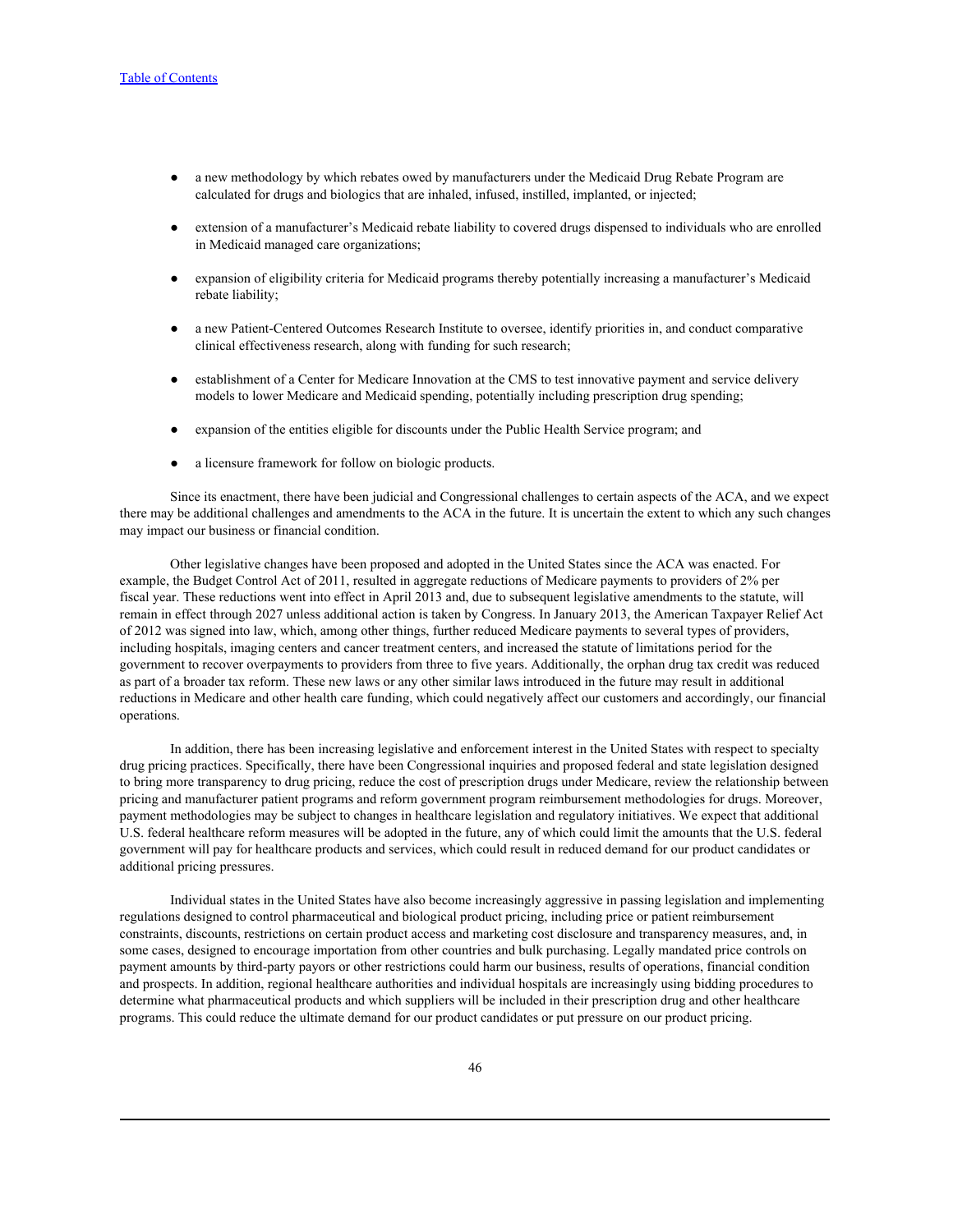- a new methodology by which rebates owed by manufacturers under the Medicaid Drug Rebate Program are calculated for drugs and biologics that are inhaled, infused, instilled, implanted, or injected;
- extension of a manufacturer's Medicaid rebate liability to covered drugs dispensed to individuals who are enrolled in Medicaid managed care organizations;
- expansion of eligibility criteria for Medicaid programs thereby potentially increasing a manufacturer's Medicaid rebate liability;
- a new Patient-Centered Outcomes Research Institute to oversee, identify priorities in, and conduct comparative clinical effectiveness research, along with funding for such research;
- establishment of a Center for Medicare Innovation at the CMS to test innovative payment and service delivery models to lower Medicare and Medicaid spending, potentially including prescription drug spending;
- expansion of the entities eligible for discounts under the Public Health Service program; and
- a licensure framework for follow on biologic products.

Since its enactment, there have been judicial and Congressional challenges to certain aspects of the ACA, and we expect there may be additional challenges and amendments to the ACA in the future. It is uncertain the extent to which any such changes may impact our business or financial condition.

Other legislative changes have been proposed and adopted in the United States since the ACA was enacted. For example, the Budget Control Act of 2011, resulted in aggregate reductions of Medicare payments to providers of 2% per fiscal year. These reductions went into effect in April 2013 and, due to subsequent legislative amendments to the statute, will remain in effect through 2027 unless additional action is taken by Congress. In January 2013, the American Taxpayer Relief Act of 2012 was signed into law, which, among other things, further reduced Medicare payments to several types of providers, including hospitals, imaging centers and cancer treatment centers, and increased the statute of limitations period for the government to recover overpayments to providers from three to five years. Additionally, the orphan drug tax credit was reduced as part of a broader tax reform. These new laws or any other similar laws introduced in the future may result in additional reductions in Medicare and other health care funding, which could negatively affect our customers and accordingly, our financial operations.

In addition, there has been increasing legislative and enforcement interest in the United States with respect to specialty drug pricing practices. Specifically, there have been Congressional inquiries and proposed federal and state legislation designed to bring more transparency to drug pricing, reduce the cost of prescription drugs under Medicare, review the relationship between pricing and manufacturer patient programs and reform government program reimbursement methodologies for drugs. Moreover, payment methodologies may be subject to changes in healthcare legislation and regulatory initiatives. We expect that additional U.S. federal healthcare reform measures will be adopted in the future, any of which could limit the amounts that the U.S. federal government will pay for healthcare products and services, which could result in reduced demand for our product candidates or additional pricing pressures.

Individual states in the United States have also become increasingly aggressive in passing legislation and implementing regulations designed to control pharmaceutical and biological product pricing, including price or patient reimbursement constraints, discounts, restrictions on certain product access and marketing cost disclosure and transparency measures, and, in some cases, designed to encourage importation from other countries and bulk purchasing. Legally mandated price controls on payment amounts by third-party payors or other restrictions could harm our business, results of operations, financial condition and prospects. In addition, regional healthcare authorities and individual hospitals are increasingly using bidding procedures to determine what pharmaceutical products and which suppliers will be included in their prescription drug and other healthcare programs. This could reduce the ultimate demand for our product candidates or put pressure on our product pricing.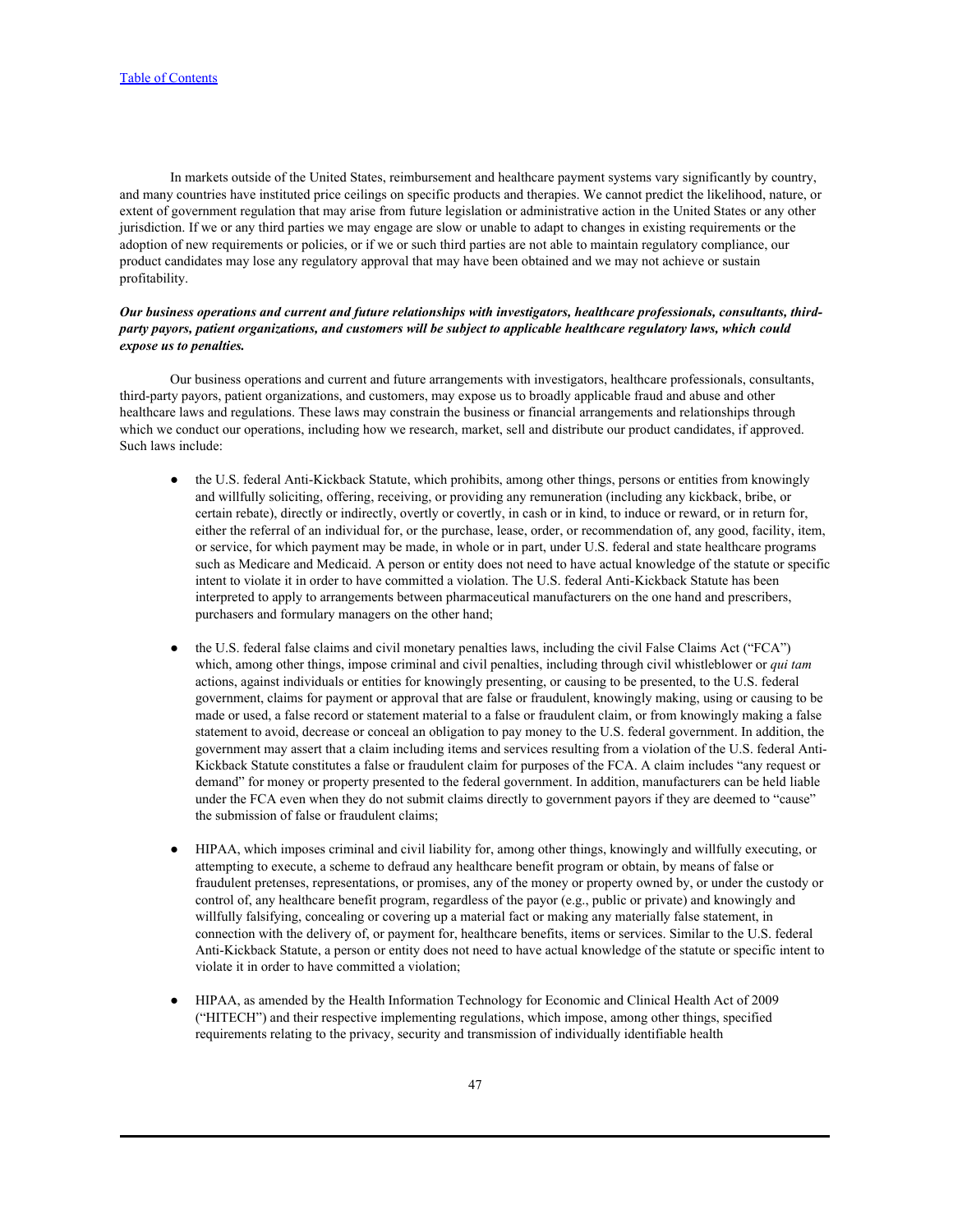In markets outside of the United States, reimbursement and healthcare payment systems vary significantly by country, and many countries have instituted price ceilings on specific products and therapies. We cannot predict the likelihood, nature, or extent of government regulation that may arise from future legislation or administrative action in the United States or any other jurisdiction. If we or any third parties we may engage are slow or unable to adapt to changes in existing requirements or the adoption of new requirements or policies, or if we or such third parties are not able to maintain regulatory compliance, our product candidates may lose any regulatory approval that may have been obtained and we may not achieve or sustain profitability.

***Our business operations and current and future relationships with investigators, healthcare professionals, consultants, third-party payors, patient organizations, and customers will be subject to applicable healthcare regulatory laws, which could expose us to penalties.***

Our business operations and current and future arrangements with investigators, healthcare professionals, consultants, third-party payors, patient organizations, and customers, may expose us to broadly applicable fraud and abuse and other healthcare laws and regulations. These laws may constrain the business or financial arrangements and relationships through which we conduct our operations, including how we research, market, sell and distribute our product candidates, if approved. Such laws include:

- the U.S. federal Anti-Kickback Statute, which prohibits, among other things, persons or entities from knowingly and willfully soliciting, offering, receiving, or providing any remuneration (including any kickback, bribe, or certain rebate), directly or indirectly, overtly or covertly, in cash or in kind, to induce or reward, or in return for, either the referral of an individual for, or the purchase, lease, order, or recommendation of, any good, facility, item, or service, for which payment may be made, in whole or in part, under U.S. federal and state healthcare programs such as Medicare and Medicaid. A person or entity does not need to have actual knowledge of the statute or specific intent to violate it in order to have committed a violation. The U.S. federal Anti-Kickback Statute has been interpreted to apply to arrangements between pharmaceutical manufacturers on the one hand and prescribers, purchasers and formulary managers on the other hand;

- the U.S. federal false claims and civil monetary penalties laws, including the civil False Claims Act ("FCA") which, among other things, impose criminal and civil penalties, including through civil whistleblower or *qui tam* actions, against individuals or entities for knowingly presenting, or causing to be presented, to the U.S. federal government, claims for payment or approval that are false or fraudulent, knowingly making, using or causing to be made or used, a false record or statement material to a false or fraudulent claim, or from knowingly making a false statement to avoid, decrease or conceal an obligation to pay money to the U.S. federal government. In addition, the government may assert that a claim including items and services resulting from a violation of the U.S. federal Anti-Kickback Statute constitutes a false or fraudulent claim for purposes of the FCA. A claim includes "any request or demand" for money or property presented to the federal government. In addition, manufacturers can be held liable under the FCA even when they do not submit claims directly to government payors if they are deemed to "cause" the submission of false or fraudulent claims;

- HIPAA, which imposes criminal and civil liability for, among other things, knowingly and willfully executing, or attempting to execute, a scheme to defraud any healthcare benefit program or obtain, by means of false or fraudulent pretenses, representations, or promises, any of the money or property owned by, or under the custody or control of, any healthcare benefit program, regardless of the payor (e.g., public or private) and knowingly and willfully falsifying, concealing or covering up a material fact or making any materially false statement, in connection with the delivery of, or payment for, healthcare benefits, items or services. Similar to the U.S. federal Anti-Kickback Statute, a person or entity does not need to have actual knowledge of the statute or specific intent to violate it in order to have committed a violation;

- HIPAA, as amended by the Health Information Technology for Economic and Clinical Health Act of 2009 ("HITECH") and their respective implementing regulations, which impose, among other things, specified requirements relating to the privacy, security and transmission of individually identifiable health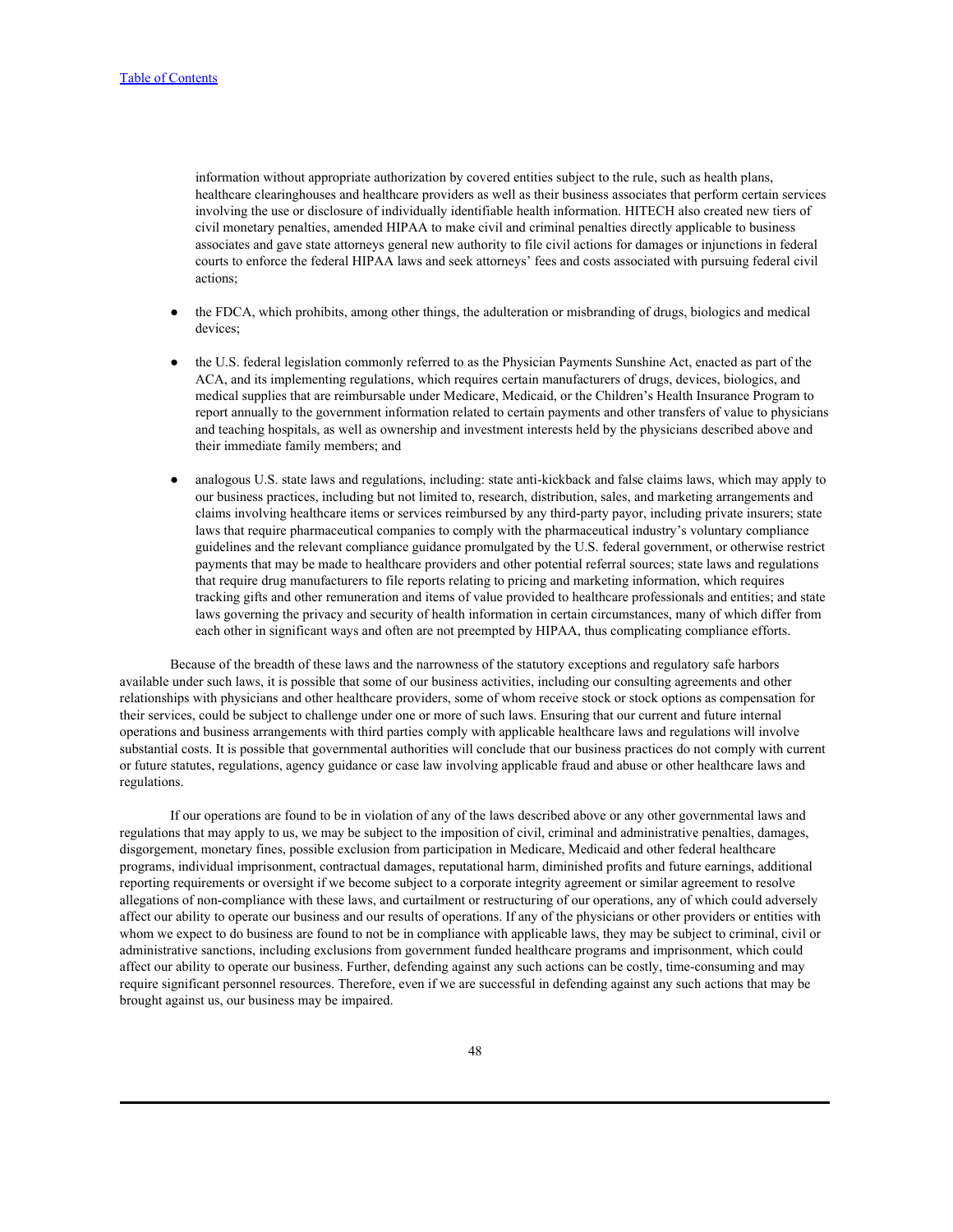information without appropriate authorization by covered entities subject to the rule, such as health plans, healthcare clearinghouses and healthcare providers as well as their business associates that perform certain services involving the use or disclosure of individually identifiable health information. HITECH also created new tiers of civil monetary penalties, amended HIPAA to make civil and criminal penalties directly applicable to business associates and gave state attorneys general new authority to file civil actions for damages or injunctions in federal courts to enforce the federal HIPAA laws and seek attorneys' fees and costs associated with pursuing federal civil actions;

- the FDCA, which prohibits, among other things, the adulteration or misbranding of drugs, biologics and medical devices;
- the U.S. federal legislation commonly referred to as the Physician Payments Sunshine Act, enacted as part of the ACA, and its implementing regulations, which requires certain manufacturers of drugs, devices, biologics, and medical supplies that are reimbursable under Medicare, Medicaid, or the Children's Health Insurance Program to report annually to the government information related to certain payments and other transfers of value to physicians and teaching hospitals, as well as ownership and investment interests held by the physicians described above and their immediate family members; and
- analogous U.S. state laws and regulations, including: state anti-kickback and false claims laws, which may apply to our business practices, including but not limited to, research, distribution, sales, and marketing arrangements and claims involving healthcare items or services reimbursed by any third-party payor, including private insurers; state laws that require pharmaceutical companies to comply with the pharmaceutical industry's voluntary compliance guidelines and the relevant compliance guidance promulgated by the U.S. federal government, or otherwise restrict payments that may be made to healthcare providers and other potential referral sources; state laws and regulations that require drug manufacturers to file reports relating to pricing and marketing information, which requires tracking gifts and other remuneration and items of value provided to healthcare professionals and entities; and state laws governing the privacy and security of health information in certain circumstances, many of which differ from each other in significant ways and often are not preempted by HIPAA, thus complicating compliance efforts.

Because of the breadth of these laws and the narrowness of the statutory exceptions and regulatory safe harbors available under such laws, it is possible that some of our business activities, including our consulting agreements and other relationships with physicians and other healthcare providers, some of whom receive stock or stock options as compensation for their services, could be subject to challenge under one or more of such laws. Ensuring that our current and future internal operations and business arrangements with third parties comply with applicable healthcare laws and regulations will involve substantial costs. It is possible that governmental authorities will conclude that our business practices do not comply with current or future statutes, regulations, agency guidance or case law involving applicable fraud and abuse or other healthcare laws and regulations.

If our operations are found to be in violation of any of the laws described above or any other governmental laws and regulations that may apply to us, we may be subject to the imposition of civil, criminal and administrative penalties, damages, disgorgement, monetary fines, possible exclusion from participation in Medicare, Medicaid and other federal healthcare programs, individual imprisonment, contractual damages, reputational harm, diminished profits and future earnings, additional reporting requirements or oversight if we become subject to a corporate integrity agreement or similar agreement to resolve allegations of non-compliance with these laws, and curtailment or restructuring of our operations, any of which could adversely affect our ability to operate our business and our results of operations. If any of the physicians or other providers or entities with whom we expect to do business are found to not be in compliance with applicable laws, they may be subject to criminal, civil or administrative sanctions, including exclusions from government funded healthcare programs and imprisonment, which could affect our ability to operate our business. Further, defending against any such actions can be costly, time-consuming and may require significant personnel resources. Therefore, even if we are successful in defending against any such actions that may be brought against us, our business may be impaired.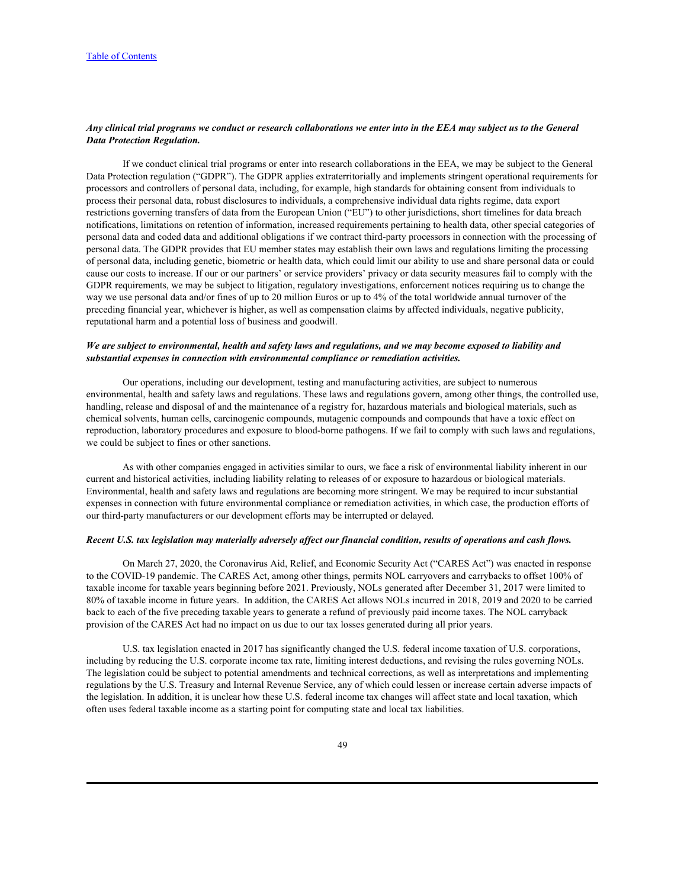***Any clinical trial programs we conduct or research collaborations we enter into in the EEA may subject us to the General Data Protection Regulation.***

If we conduct clinical trial programs or enter into research collaborations in the EEA, we may be subject to the General Data Protection regulation ("GDPR"). The GDPR applies extraterritorially and implements stringent operational requirements for processors and controllers of personal data, including, for example, high standards for obtaining consent from individuals to process their personal data, robust disclosures to individuals, a comprehensive individual data rights regime, data export restrictions governing transfers of data from the European Union ("EU") to other jurisdictions, short timelines for data breach notifications, limitations on retention of information, increased requirements pertaining to health data, other special categories of personal data and coded data and additional obligations if we contract third-party processors in connection with the processing of personal data. The GDPR provides that EU member states may establish their own laws and regulations limiting the processing of personal data, including genetic, biometric or health data, which could limit our ability to use and share personal data or could cause our costs to increase. If our or our partners' or service providers' privacy or data security measures fail to comply with the GDPR requirements, we may be subject to litigation, regulatory investigations, enforcement notices requiring us to change the way we use personal data and/or fines of up to 20 million Euros or up to 4% of the total worldwide annual turnover of the preceding financial year, whichever is higher, as well as compensation claims by affected individuals, negative publicity, reputational harm and a potential loss of business and goodwill.

***We are subject to environmental, health and safety laws and regulations, and we may become exposed to liability and substantial expenses in connection with environmental compliance or remediation activities.***

Our operations, including our development, testing and manufacturing activities, are subject to numerous environmental, health and safety laws and regulations. These laws and regulations govern, among other things, the controlled use, handling, release and disposal of and the maintenance of a registry for, hazardous materials and biological materials, such as chemical solvents, human cells, carcinogenic compounds, mutagenic compounds and compounds that have a toxic effect on reproduction, laboratory procedures and exposure to blood-borne pathogens. If we fail to comply with such laws and regulations, we could be subject to fines or other sanctions.

As with other companies engaged in activities similar to ours, we face a risk of environmental liability inherent in our current and historical activities, including liability relating to releases of or exposure to hazardous or biological materials. Environmental, health and safety laws and regulations are becoming more stringent. We may be required to incur substantial expenses in connection with future environmental compliance or remediation activities, in which case, the production efforts of our third-party manufacturers or our development efforts may be interrupted or delayed.

***Recent U.S. tax legislation may materially adversely affect our financial condition, results of operations and cash flows.***

On March 27, 2020, the Coronavirus Aid, Relief, and Economic Security Act ("CARES Act") was enacted in response to the COVID-19 pandemic. The CARES Act, among other things, permits NOL carryovers and carrybacks to offset 100% of taxable income for taxable years beginning before 2021. Previously, NOLs generated after December 31, 2017 were limited to 80% of taxable income in future years. In addition, the CARES Act allows NOLs incurred in 2018, 2019 and 2020 to be carried back to each of the five preceding taxable years to generate a refund of previously paid income taxes. The NOL carryback provision of the CARES Act had no impact on us due to our tax losses generated during all prior years.

U.S. tax legislation enacted in 2017 has significantly changed the U.S. federal income taxation of U.S. corporations, including by reducing the U.S. corporate income tax rate, limiting interest deductions, and revising the rules governing NOLs. The legislation could be subject to potential amendments and technical corrections, as well as interpretations and implementing regulations by the U.S. Treasury and Internal Revenue Service, any of which could lessen or increase certain adverse impacts of the legislation. In addition, it is unclear how these U.S. federal income tax changes will affect state and local taxation, which often uses federal taxable income as a starting point for computing state and local tax liabilities.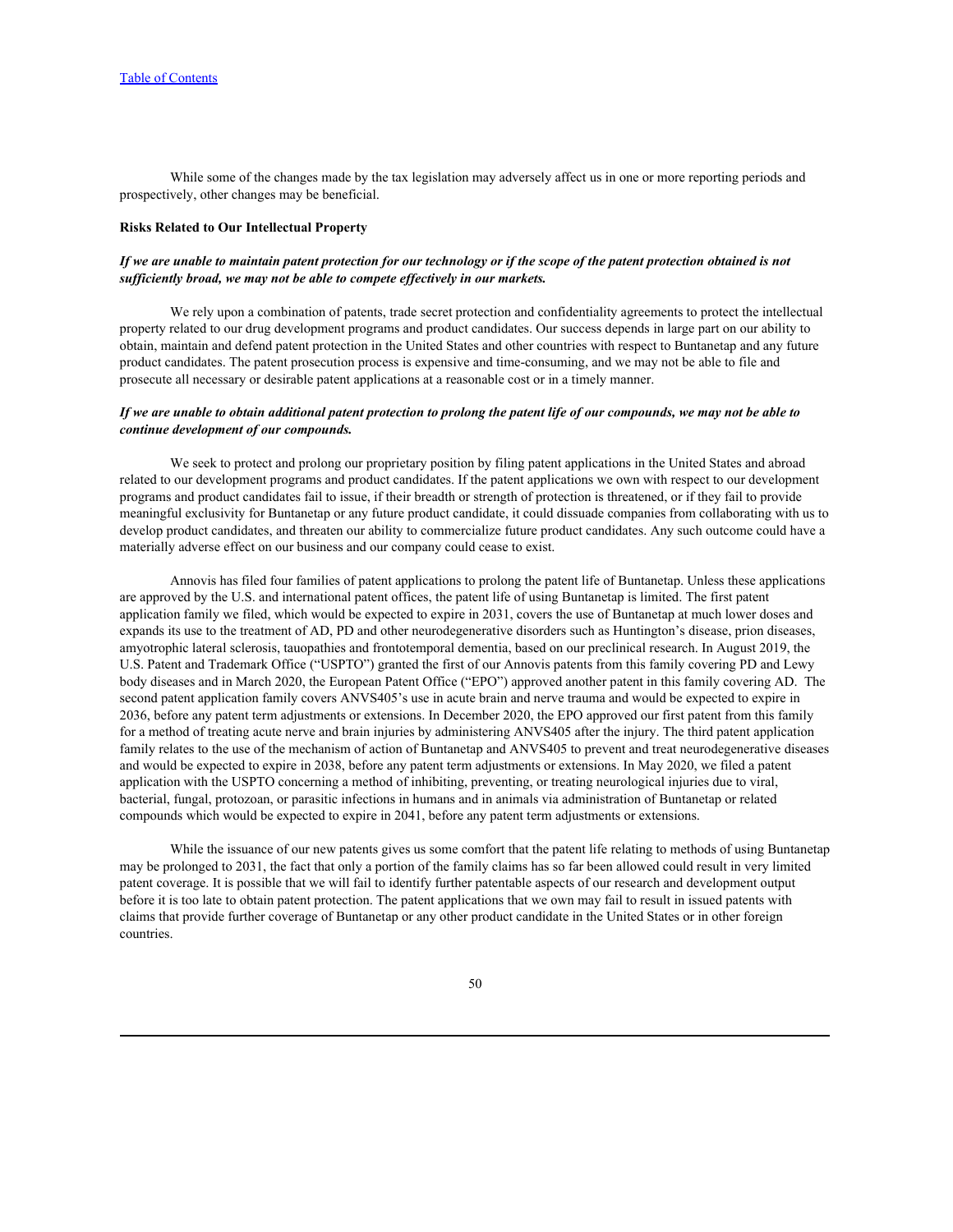While some of the changes made by the tax legislation may adversely affect us in one or more reporting periods and prospectively, other changes may be beneficial.

**Risks Related to Our Intellectual Property**

***If we are unable to maintain patent protection for our technology or if the scope of the patent protection obtained is not sufficiently broad, we may not be able to compete effectively in our markets.***

We rely upon a combination of patents, trade secret protection and confidentiality agreements to protect the intellectual property related to our drug development programs and product candidates. Our success depends in large part on our ability to obtain, maintain and defend patent protection in the United States and other countries with respect to Buntanetap and any future product candidates. The patent prosecution process is expensive and time-consuming, and we may not be able to file and prosecute all necessary or desirable patent applications at a reasonable cost or in a timely manner.

***If we are unable to obtain additional patent protection to prolong the patent life of our compounds, we may not be able to continue development of our compounds.***

We seek to protect and prolong our proprietary position by filing patent applications in the United States and abroad related to our development programs and product candidates. If the patent applications we own with respect to our development programs and product candidates fail to issue, if their breadth or strength of protection is threatened, or if they fail to provide meaningful exclusivity for Buntanetap or any future product candidate, it could dissuade companies from collaborating with us to develop product candidates, and threaten our ability to commercialize future product candidates. Any such outcome could have a materially adverse effect on our business and our company could cease to exist.

Annovis has filed four families of patent applications to prolong the patent life of Buntanetap. Unless these applications are approved by the U.S. and international patent offices, the patent life of using Buntanetap is limited. The first patent application family we filed, which would be expected to expire in 2031, covers the use of Buntanetap at much lower doses and expands its use to the treatment of AD, PD and other neurodegenerative disorders such as Huntington's disease, prion diseases, amyotrophic lateral sclerosis, tauopathies and frontotemporal dementia, based on our preclinical research. In August 2019, the U.S. Patent and Trademark Office ("USPTO") granted the first of our Annovis patents from this family covering PD and Lewy body diseases and in March 2020, the European Patent Office ("EPO") approved another patent in this family covering AD. The second patent application family covers ANVS405's use in acute brain and nerve trauma and would be expected to expire in 2036, before any patent term adjustments or extensions. In December 2020, the EPO approved our first patent from this family for a method of treating acute nerve and brain injuries by administering ANVS405 after the injury. The third patent application family relates to the use of the mechanism of action of Buntanetap and ANVS405 to prevent and treat neurodegenerative diseases and would be expected to expire in 2038, before any patent term adjustments or extensions. In May 2020, we filed a patent application with the USPTO concerning a method of inhibiting, preventing, or treating neurological injuries due to viral, bacterial, fungal, protozoan, or parasitic infections in humans and in animals via administration of Buntanetap or related compounds which would be expected to expire in 2041, before any patent term adjustments or extensions.

While the issuance of our new patents gives us some comfort that the patent life relating to methods of using Buntanetap may be prolonged to 2031, the fact that only a portion of the family claims has so far been allowed could result in very limited patent coverage. It is possible that we will fail to identify further patentable aspects of our research and development output before it is too late to obtain patent protection. The patent applications that we own may fail to result in issued patents with claims that provide further coverage of Buntanetap or any other product candidate in the United States or in other foreign countries.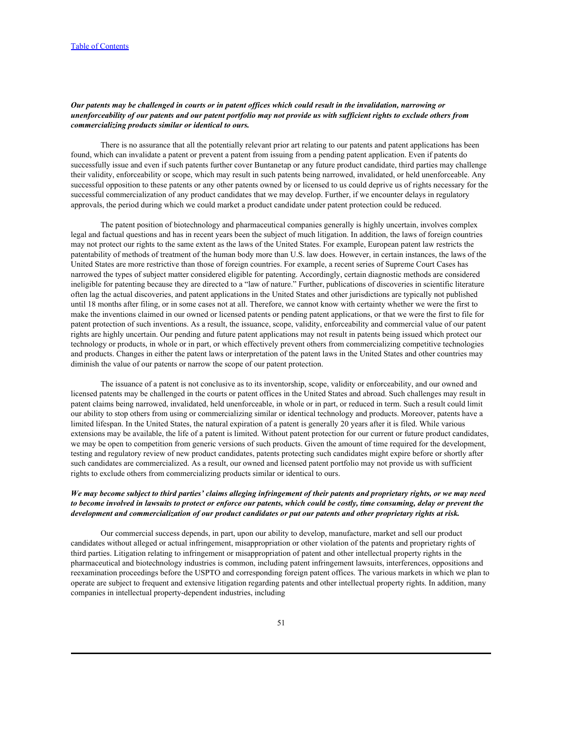***Our patents may be challenged in courts or in patent offices which could result in the invalidation, narrowing or unenforceability of our patents and our patent portfolio may not provide us with sufficient rights to exclude others from commercializing products similar or identical to ours.***

There is no assurance that all the potentially relevant prior art relating to our patents and patent applications has been found, which can invalidate a patent or prevent a patent from issuing from a pending patent application. Even if patents do successfully issue and even if such patents further cover Buntanetap or any future product candidate, third parties may challenge their validity, enforceability or scope, which may result in such patents being narrowed, invalidated, or held unenforceable. Any successful opposition to these patents or any other patents owned by or licensed to us could deprive us of rights necessary for the successful commercialization of any product candidates that we may develop. Further, if we encounter delays in regulatory approvals, the period during which we could market a product candidate under patent protection could be reduced.

The patent position of biotechnology and pharmaceutical companies generally is highly uncertain, involves complex legal and factual questions and has in recent years been the subject of much litigation. In addition, the laws of foreign countries may not protect our rights to the same extent as the laws of the United States. For example, European patent law restricts the patentability of methods of treatment of the human body more than U.S. law does. However, in certain instances, the laws of the United States are more restrictive than those of foreign countries. For example, a recent series of Supreme Court Cases has narrowed the types of subject matter considered eligible for patenting. Accordingly, certain diagnostic methods are considered ineligible for patenting because they are directed to a "law of nature." Further, publications of discoveries in scientific literature often lag the actual discoveries, and patent applications in the United States and other jurisdictions are typically not published until 18 months after filing, or in some cases not at all. Therefore, we cannot know with certainty whether we were the first to make the inventions claimed in our owned or licensed patents or pending patent applications, or that we were the first to file for patent protection of such inventions. As a result, the issuance, scope, validity, enforceability and commercial value of our patent rights are highly uncertain. Our pending and future patent applications may not result in patents being issued which protect our technology or products, in whole or in part, or which effectively prevent others from commercializing competitive technologies and products. Changes in either the patent laws or interpretation of the patent laws in the United States and other countries may diminish the value of our patents or narrow the scope of our patent protection.

The issuance of a patent is not conclusive as to its inventorship, scope, validity or enforceability, and our owned and licensed patents may be challenged in the courts or patent offices in the United States and abroad. Such challenges may result in patent claims being narrowed, invalidated, held unenforceable, in whole or in part, or reduced in term. Such a result could limit our ability to stop others from using or commercializing similar or identical technology and products. Moreover, patents have a limited lifespan. In the United States, the natural expiration of a patent is generally 20 years after it is filed. While various extensions may be available, the life of a patent is limited. Without patent protection for our current or future product candidates, we may be open to competition from generic versions of such products. Given the amount of time required for the development, testing and regulatory review of new product candidates, patents protecting such candidates might expire before or shortly after such candidates are commercialized. As a result, our owned and licensed patent portfolio may not provide us with sufficient rights to exclude others from commercializing products similar or identical to ours.

***We may become subject to third parties' claims alleging infringement of their patents and proprietary rights, or we may need to become involved in lawsuits to protect or enforce our patents, which could be costly, time consuming, delay or prevent the development and commercialization of our product candidates or put our patents and other proprietary rights at risk.***

Our commercial success depends, in part, upon our ability to develop, manufacture, market and sell our product candidates without alleged or actual infringement, misappropriation or other violation of the patents and proprietary rights of third parties. Litigation relating to infringement or misappropriation of patent and other intellectual property rights in the pharmaceutical and biotechnology industries is common, including patent infringement lawsuits, interferences, oppositions and reexamination proceedings before the USPTO and corresponding foreign patent offices. The various markets in which we plan to operate are subject to frequent and extensive litigation regarding patents and other intellectual property rights. In addition, many companies in intellectual property-dependent industries, including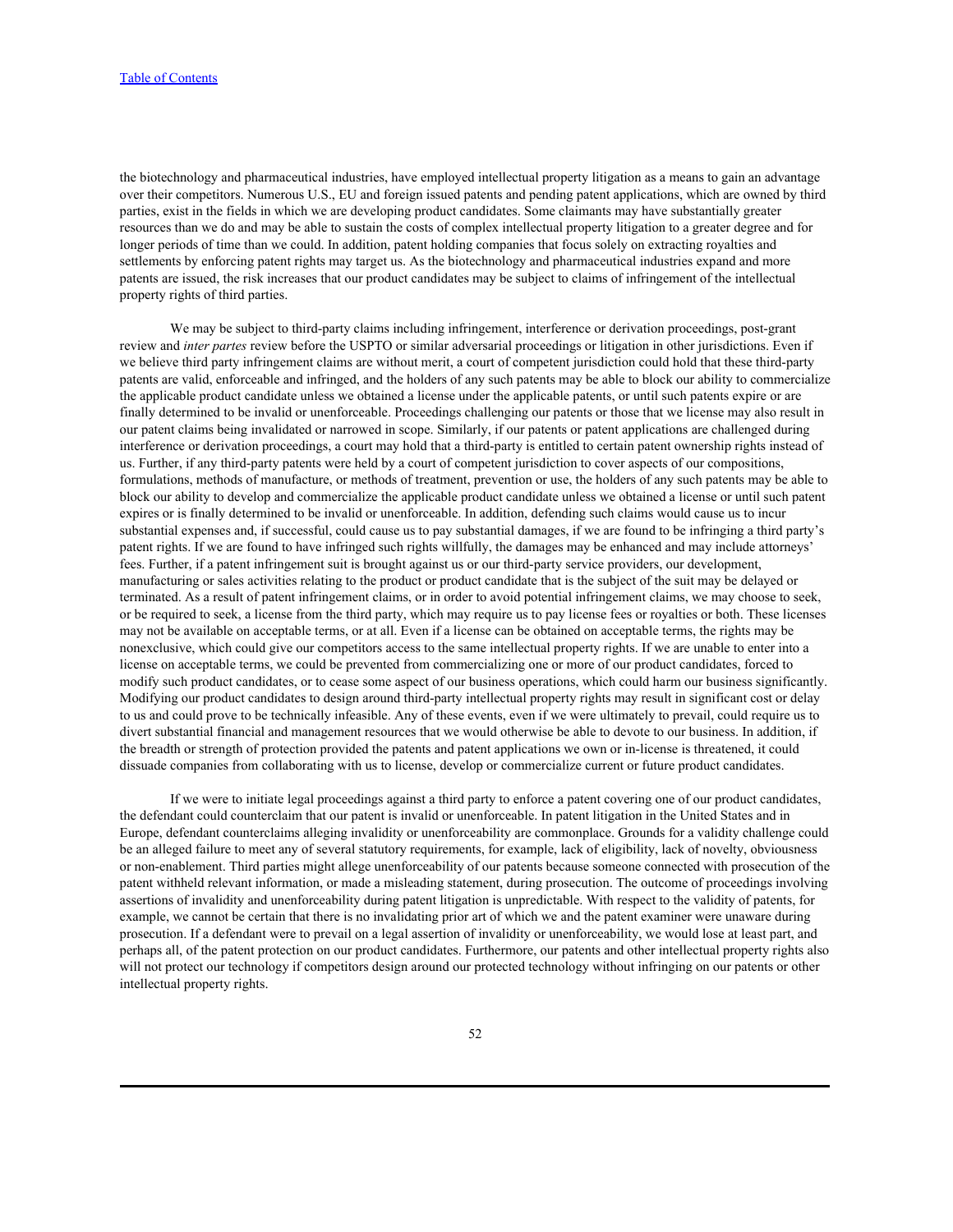the biotechnology and pharmaceutical industries, have employed intellectual property litigation as a means to gain an advantage over their competitors. Numerous U.S., EU and foreign issued patents and pending patent applications, which are owned by third parties, exist in the fields in which we are developing product candidates. Some claimants may have substantially greater resources than we do and may be able to sustain the costs of complex intellectual property litigation to a greater degree and for longer periods of time than we could. In addition, patent holding companies that focus solely on extracting royalties and settlements by enforcing patent rights may target us. As the biotechnology and pharmaceutical industries expand and more patents are issued, the risk increases that our product candidates may be subject to claims of infringement of the intellectual property rights of third parties.

We may be subject to third-party claims including infringement, interference or derivation proceedings, post-grant review and *inter partes* review before the USPTO or similar adversarial proceedings or litigation in other jurisdictions. Even if we believe third party infringement claims are without merit, a court of competent jurisdiction could hold that these third-party patents are valid, enforceable and infringed, and the holders of any such patents may be able to block our ability to commercialize the applicable product candidate unless we obtained a license under the applicable patents, or until such patents expire or are finally determined to be invalid or unenforceable. Proceedings challenging our patents or those that we license may also result in our patent claims being invalidated or narrowed in scope. Similarly, if our patents or patent applications are challenged during interference or derivation proceedings, a court may hold that a third-party is entitled to certain patent ownership rights instead of us. Further, if any third-party patents were held by a court of competent jurisdiction to cover aspects of our compositions, formulations, methods of manufacture, or methods of treatment, prevention or use, the holders of any such patents may be able to block our ability to develop and commercialize the applicable product candidate unless we obtained a license or until such patent expires or is finally determined to be invalid or unenforceable. In addition, defending such claims would cause us to incur substantial expenses and, if successful, could cause us to pay substantial damages, if we are found to be infringing a third party's patent rights. If we are found to have infringed such rights willfully, the damages may be enhanced and may include attorneys' fees. Further, if a patent infringement suit is brought against us or our third-party service providers, our development, manufacturing or sales activities relating to the product or product candidate that is the subject of the suit may be delayed or terminated. As a result of patent infringement claims, or in order to avoid potential infringement claims, we may choose to seek, or be required to seek, a license from the third party, which may require us to pay license fees or royalties or both. These licenses may not be available on acceptable terms, or at all. Even if a license can be obtained on acceptable terms, the rights may be nonexclusive, which could give our competitors access to the same intellectual property rights. If we are unable to enter into a license on acceptable terms, we could be prevented from commercializing one or more of our product candidates, forced to modify such product candidates, or to cease some aspect of our business operations, which could harm our business significantly. Modifying our product candidates to design around third-party intellectual property rights may result in significant cost or delay to us and could prove to be technically infeasible. Any of these events, even if we were ultimately to prevail, could require us to divert substantial financial and management resources that we would otherwise be able to devote to our business. In addition, if the breadth or strength of protection provided the patents and patent applications we own or in-license is threatened, it could dissuade companies from collaborating with us to license, develop or commercialize current or future product candidates.

If we were to initiate legal proceedings against a third party to enforce a patent covering one of our product candidates, the defendant could counterclaim that our patent is invalid or unenforceable. In patent litigation in the United States and in Europe, defendant counterclaims alleging invalidity or unenforceability are commonplace. Grounds for a validity challenge could be an alleged failure to meet any of several statutory requirements, for example, lack of eligibility, lack of novelty, obviousness or non-enablement. Third parties might allege unenforceability of our patents because someone connected with prosecution of the patent withheld relevant information, or made a misleading statement, during prosecution. The outcome of proceedings involving assertions of invalidity and unenforceability during patent litigation is unpredictable. With respect to the validity of patents, for example, we cannot be certain that there is no invalidating prior art of which we and the patent examiner were unaware during prosecution. If a defendant were to prevail on a legal assertion of invalidity or unenforceability, we would lose at least part, and perhaps all, of the patent protection on our product candidates. Furthermore, our patents and other intellectual property rights also will not protect our technology if competitors design around our protected technology without infringing on our patents or other intellectual property rights.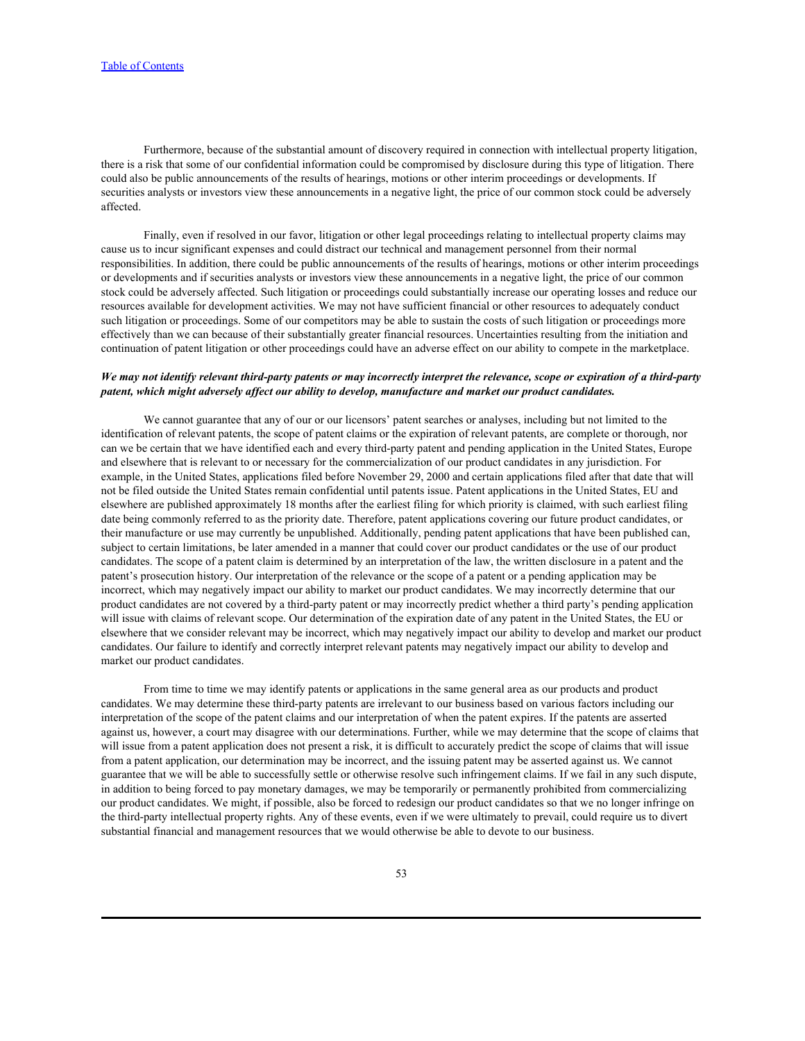Furthermore, because of the substantial amount of discovery required in connection with intellectual property litigation, there is a risk that some of our confidential information could be compromised by disclosure during this type of litigation. There could also be public announcements of the results of hearings, motions or other interim proceedings or developments. If securities analysts or investors view these announcements in a negative light, the price of our common stock could be adversely affected.

Finally, even if resolved in our favor, litigation or other legal proceedings relating to intellectual property claims may cause us to incur significant expenses and could distract our technical and management personnel from their normal responsibilities. In addition, there could be public announcements of the results of hearings, motions or other interim proceedings or developments and if securities analysts or investors view these announcements in a negative light, the price of our common stock could be adversely affected. Such litigation or proceedings could substantially increase our operating losses and reduce our resources available for development activities. We may not have sufficient financial or other resources to adequately conduct such litigation or proceedings. Some of our competitors may be able to sustain the costs of such litigation or proceedings more effectively than we can because of their substantially greater financial resources. Uncertainties resulting from the initiation and continuation of patent litigation or other proceedings could have an adverse effect on our ability to compete in the marketplace.

***We may not identify relevant third-party patents or may incorrectly interpret the relevance, scope or expiration of a third-party patent, which might adversely affect our ability to develop, manufacture and market our product candidates.***

We cannot guarantee that any of our or our licensors' patent searches or analyses, including but not limited to the identification of relevant patents, the scope of patent claims or the expiration of relevant patents, are complete or thorough, nor can we be certain that we have identified each and every third-party patent and pending application in the United States, Europe and elsewhere that is relevant to or necessary for the commercialization of our product candidates in any jurisdiction. For example, in the United States, applications filed before November 29, 2000 and certain applications filed after that date that will not be filed outside the United States remain confidential until patents issue. Patent applications in the United States, EU and elsewhere are published approximately 18 months after the earliest filing for which priority is claimed, with such earliest filing date being commonly referred to as the priority date. Therefore, patent applications covering our future product candidates, or their manufacture or use may currently be unpublished. Additionally, pending patent applications that have been published can, subject to certain limitations, be later amended in a manner that could cover our product candidates or the use of our product candidates. The scope of a patent claim is determined by an interpretation of the law, the written disclosure in a patent and the patent's prosecution history. Our interpretation of the relevance or the scope of a patent or a pending application may be incorrect, which may negatively impact our ability to market our product candidates. We may incorrectly determine that our product candidates are not covered by a third-party patent or may incorrectly predict whether a third party's pending application will issue with claims of relevant scope. Our determination of the expiration date of any patent in the United States, the EU or elsewhere that we consider relevant may be incorrect, which may negatively impact our ability to develop and market our product candidates. Our failure to identify and correctly interpret relevant patents may negatively impact our ability to develop and market our product candidates.

From time to time we may identify patents or applications in the same general area as our products and product candidates. We may determine these third-party patents are irrelevant to our business based on various factors including our interpretation of the scope of the patent claims and our interpretation of when the patent expires. If the patents are asserted against us, however, a court may disagree with our determinations. Further, while we may determine that the scope of claims that will issue from a patent application does not present a risk, it is difficult to accurately predict the scope of claims that will issue from a patent application, our determination may be incorrect, and the issuing patent may be asserted against us. We cannot guarantee that we will be able to successfully settle or otherwise resolve such infringement claims. If we fail in any such dispute, in addition to being forced to pay monetary damages, we may be temporarily or permanently prohibited from commercializing our product candidates. We might, if possible, also be forced to redesign our product candidates so that we no longer infringe on the third-party intellectual property rights. Any of these events, even if we were ultimately to prevail, could require us to divert substantial financial and management resources that we would otherwise be able to devote to our business.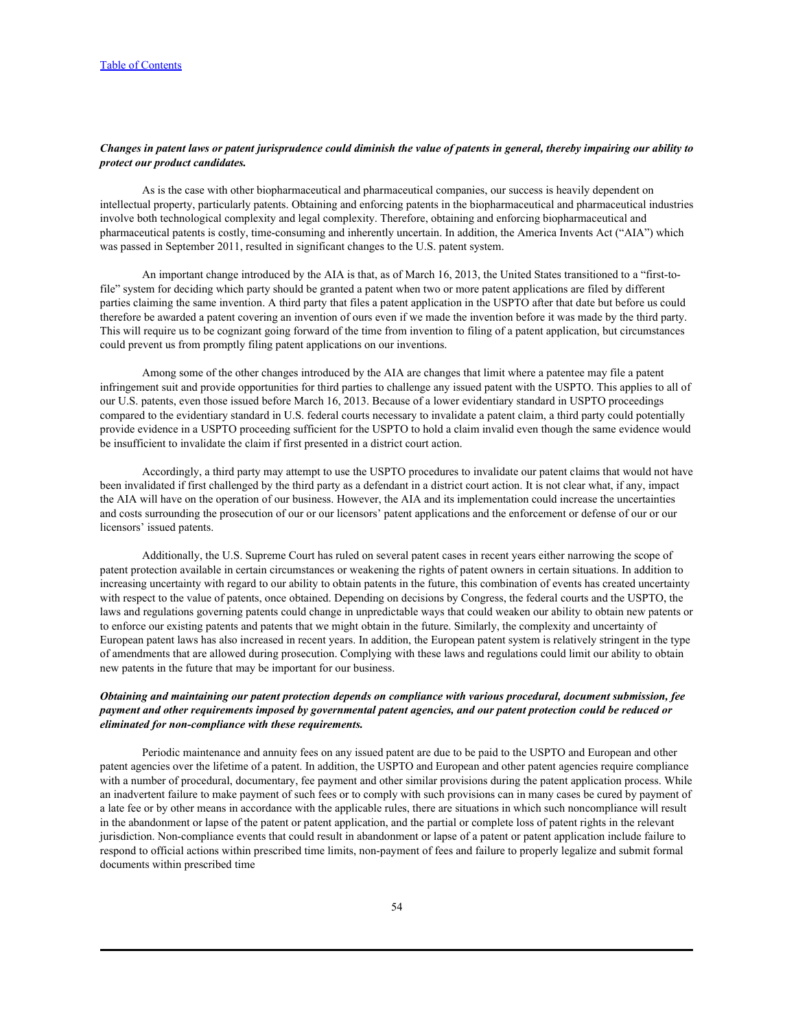***Changes in patent laws or patent jurisprudence could diminish the value of patents in general, thereby impairing our ability to protect our product candidates.***

As is the case with other biopharmaceutical and pharmaceutical companies, our success is heavily dependent on intellectual property, particularly patents. Obtaining and enforcing patents in the biopharmaceutical and pharmaceutical industries involve both technological complexity and legal complexity. Therefore, obtaining and enforcing biopharmaceutical and pharmaceutical patents is costly, time-consuming and inherently uncertain. In addition, the America Invents Act ("AIA") which was passed in September 2011, resulted in significant changes to the U.S. patent system.

An important change introduced by the AIA is that, as of March 16, 2013, the United States transitioned to a "first-to-file" system for deciding which party should be granted a patent when two or more patent applications are filed by different parties claiming the same invention. A third party that files a patent application in the USPTO after that date but before us could therefore be awarded a patent covering an invention of ours even if we made the invention before it was made by the third party. This will require us to be cognizant going forward of the time from invention to filing of a patent application, but circumstances could prevent us from promptly filing patent applications on our inventions.

Among some of the other changes introduced by the AIA are changes that limit where a patentee may file a patent infringement suit and provide opportunities for third parties to challenge any issued patent with the USPTO. This applies to all of our U.S. patents, even those issued before March 16, 2013. Because of a lower evidentiary standard in USPTO proceedings compared to the evidentiary standard in U.S. federal courts necessary to invalidate a patent claim, a third party could potentially provide evidence in a USPTO proceeding sufficient for the USPTO to hold a claim invalid even though the same evidence would be insufficient to invalidate the claim if first presented in a district court action.

Accordingly, a third party may attempt to use the USPTO procedures to invalidate our patent claims that would not have been invalidated if first challenged by the third party as a defendant in a district court action. It is not clear what, if any, impact the AIA will have on the operation of our business. However, the AIA and its implementation could increase the uncertainties and costs surrounding the prosecution of our or our licensors' patent applications and the enforcement or defense of our or our licensors' issued patents.

Additionally, the U.S. Supreme Court has ruled on several patent cases in recent years either narrowing the scope of patent protection available in certain circumstances or weakening the rights of patent owners in certain situations. In addition to increasing uncertainty with regard to our ability to obtain patents in the future, this combination of events has created uncertainty with respect to the value of patents, once obtained. Depending on decisions by Congress, the federal courts and the USPTO, the laws and regulations governing patents could change in unpredictable ways that could weaken our ability to obtain new patents or to enforce our existing patents and patents that we might obtain in the future. Similarly, the complexity and uncertainty of European patent laws has also increased in recent years. In addition, the European patent system is relatively stringent in the type of amendments that are allowed during prosecution. Complying with these laws and regulations could limit our ability to obtain new patents in the future that may be important for our business.

***Obtaining and maintaining our patent protection depends on compliance with various procedural, document submission, fee payment and other requirements imposed by governmental patent agencies, and our patent protection could be reduced or eliminated for non-compliance with these requirements.***

Periodic maintenance and annuity fees on any issued patent are due to be paid to the USPTO and European and other patent agencies over the lifetime of a patent. In addition, the USPTO and European and other patent agencies require compliance with a number of procedural, documentary, fee payment and other similar provisions during the patent application process. While an inadvertent failure to make payment of such fees or to comply with such provisions can in many cases be cured by payment of a late fee or by other means in accordance with the applicable rules, there are situations in which such noncompliance will result in the abandonment or lapse of the patent or patent application, and the partial or complete loss of patent rights in the relevant jurisdiction. Non-compliance events that could result in abandonment or lapse of a patent or patent application include failure to respond to official actions within prescribed time limits, non-payment of fees and failure to properly legalize and submit formal documents within prescribed time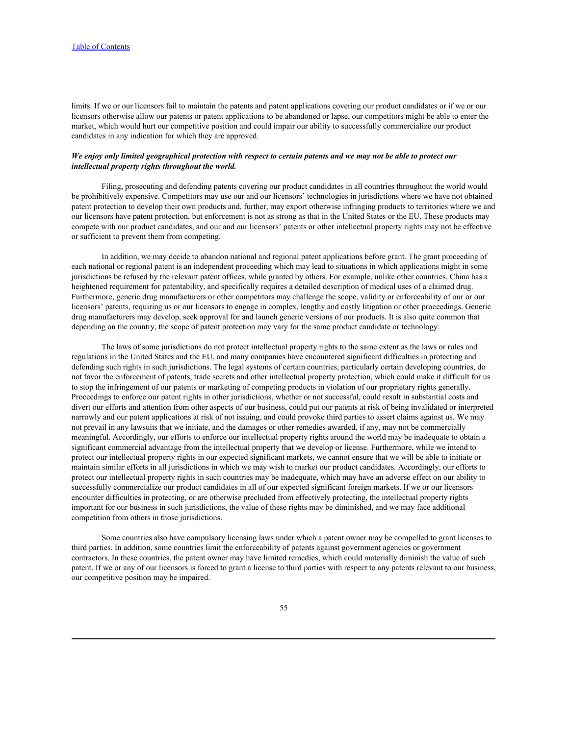limits. If we or our licensors fail to maintain the patents and patent applications covering our product candidates or if we or our licensors otherwise allow our patents or patent applications to be abandoned or lapse, our competitors might be able to enter the market, which would hurt our competitive position and could impair our ability to successfully commercialize our product candidates in any indication for which they are approved.

***We enjoy only limited geographical protection with respect to certain patents and we may not be able to protect our intellectual property rights throughout the world.***

Filing, prosecuting and defending patents covering our product candidates in all countries throughout the world would be prohibitively expensive. Competitors may use our and our licensors' technologies in jurisdictions where we have not obtained patent protection to develop their own products and, further, may export otherwise infringing products to territories where we and our licensors have patent protection, but enforcement is not as strong as that in the United States or the EU. These products may compete with our product candidates, and our and our licensors' patents or other intellectual property rights may not be effective or sufficient to prevent them from competing.

In addition, we may decide to abandon national and regional patent applications before grant. The grant proceeding of each national or regional patent is an independent proceeding which may lead to situations in which applications might in some jurisdictions be refused by the relevant patent offices, while granted by others. For example, unlike other countries, China has a heightened requirement for patentability, and specifically requires a detailed description of medical uses of a claimed drug. Furthermore, generic drug manufacturers or other competitors may challenge the scope, validity or enforceability of our or our licensors' patents, requiring us or our licensors to engage in complex, lengthy and costly litigation or other proceedings. Generic drug manufacturers may develop, seek approval for and launch generic versions of our products. It is also quite common that depending on the country, the scope of patent protection may vary for the same product candidate or technology.

The laws of some jurisdictions do not protect intellectual property rights to the same extent as the laws or rules and regulations in the United States and the EU, and many companies have encountered significant difficulties in protecting and defending such rights in such jurisdictions. The legal systems of certain countries, particularly certain developing countries, do not favor the enforcement of patents, trade secrets and other intellectual property protection, which could make it difficult for us to stop the infringement of our patents or marketing of competing products in violation of our proprietary rights generally. Proceedings to enforce our patent rights in other jurisdictions, whether or not successful, could result in substantial costs and divert our efforts and attention from other aspects of our business, could put our patents at risk of being invalidated or interpreted narrowly and our patent applications at risk of not issuing, and could provoke third parties to assert claims against us. We may not prevail in any lawsuits that we initiate, and the damages or other remedies awarded, if any, may not be commercially meaningful. Accordingly, our efforts to enforce our intellectual property rights around the world may be inadequate to obtain a significant commercial advantage from the intellectual property that we develop or license. Furthermore, while we intend to protect our intellectual property rights in our expected significant markets, we cannot ensure that we will be able to initiate or maintain similar efforts in all jurisdictions in which we may wish to market our product candidates. Accordingly, our efforts to protect our intellectual property rights in such countries may be inadequate, which may have an adverse effect on our ability to successfully commercialize our product candidates in all of our expected significant foreign markets. If we or our licensors encounter difficulties in protecting, or are otherwise precluded from effectively protecting, the intellectual property rights important for our business in such jurisdictions, the value of these rights may be diminished, and we may face additional competition from others in those jurisdictions.

Some countries also have compulsory licensing laws under which a patent owner may be compelled to grant licenses to third parties. In addition, some countries limit the enforceability of patents against government agencies or government contractors. In these countries, the patent owner may have limited remedies, which could materially diminish the value of such patent. If we or any of our licensors is forced to grant a license to third parties with respect to any patents relevant to our business, our competitive position may be impaired.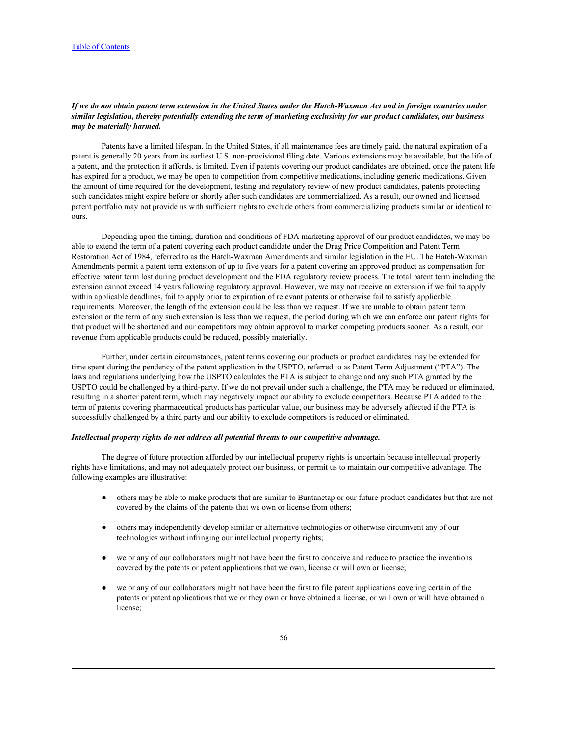***If we do not obtain patent term extension in the United States under the Hatch-Waxman Act and in foreign countries under similar legislation, thereby potentially extending the term of marketing exclusivity for our product candidates, our business may be materially harmed.***

Patents have a limited lifespan. In the United States, if all maintenance fees are timely paid, the natural expiration of a patent is generally 20 years from its earliest U.S. non-provisional filing date. Various extensions may be available, but the life of a patent, and the protection it affords, is limited. Even if patents covering our product candidates are obtained, once the patent life has expired for a product, we may be open to competition from competitive medications, including generic medications. Given the amount of time required for the development, testing and regulatory review of new product candidates, patents protecting such candidates might expire before or shortly after such candidates are commercialized. As a result, our owned and licensed patent portfolio may not provide us with sufficient rights to exclude others from commercializing products similar or identical to ours.

Depending upon the timing, duration and conditions of FDA marketing approval of our product candidates, we may be able to extend the term of a patent covering each product candidate under the Drug Price Competition and Patent Term Restoration Act of 1984, referred to as the Hatch-Waxman Amendments and similar legislation in the EU. The Hatch-Waxman Amendments permit a patent term extension of up to five years for a patent covering an approved product as compensation for effective patent term lost during product development and the FDA regulatory review process. The total patent term including the extension cannot exceed 14 years following regulatory approval. However, we may not receive an extension if we fail to apply within applicable deadlines, fail to apply prior to expiration of relevant patents or otherwise fail to satisfy applicable requirements. Moreover, the length of the extension could be less than we request. If we are unable to obtain patent term extension or the term of any such extension is less than we request, the period during which we can enforce our patent rights for that product will be shortened and our competitors may obtain approval to market competing products sooner. As a result, our revenue from applicable products could be reduced, possibly materially.

Further, under certain circumstances, patent terms covering our products or product candidates may be extended for time spent during the pendency of the patent application in the USPTO, referred to as Patent Term Adjustment ("PTA"). The laws and regulations underlying how the USPTO calculates the PTA is subject to change and any such PTA granted by the USPTO could be challenged by a third-party. If we do not prevail under such a challenge, the PTA may be reduced or eliminated, resulting in a shorter patent term, which may negatively impact our ability to exclude competitors. Because PTA added to the term of patents covering pharmaceutical products has particular value, our business may be adversely affected if the PTA is successfully challenged by a third party and our ability to exclude competitors is reduced or eliminated.

***Intellectual property rights do not address all potential threats to our competitive advantage.***

The degree of future protection afforded by our intellectual property rights is uncertain because intellectual property rights have limitations, and may not adequately protect our business, or permit us to maintain our competitive advantage. The following examples are illustrative:

- others may be able to make products that are similar to Buntanetap or our future product candidates but that are not covered by the claims of the patents that we own or license from others;
- others may independently develop similar or alternative technologies or otherwise circumvent any of our technologies without infringing our intellectual property rights;
- we or any of our collaborators might not have been the first to conceive and reduce to practice the inventions covered by the patents or patent applications that we own, license or will own or license;
- we or any of our collaborators might not have been the first to file patent applications covering certain of the patents or patent applications that we or they own or have obtained a license, or will own or will have obtained a license;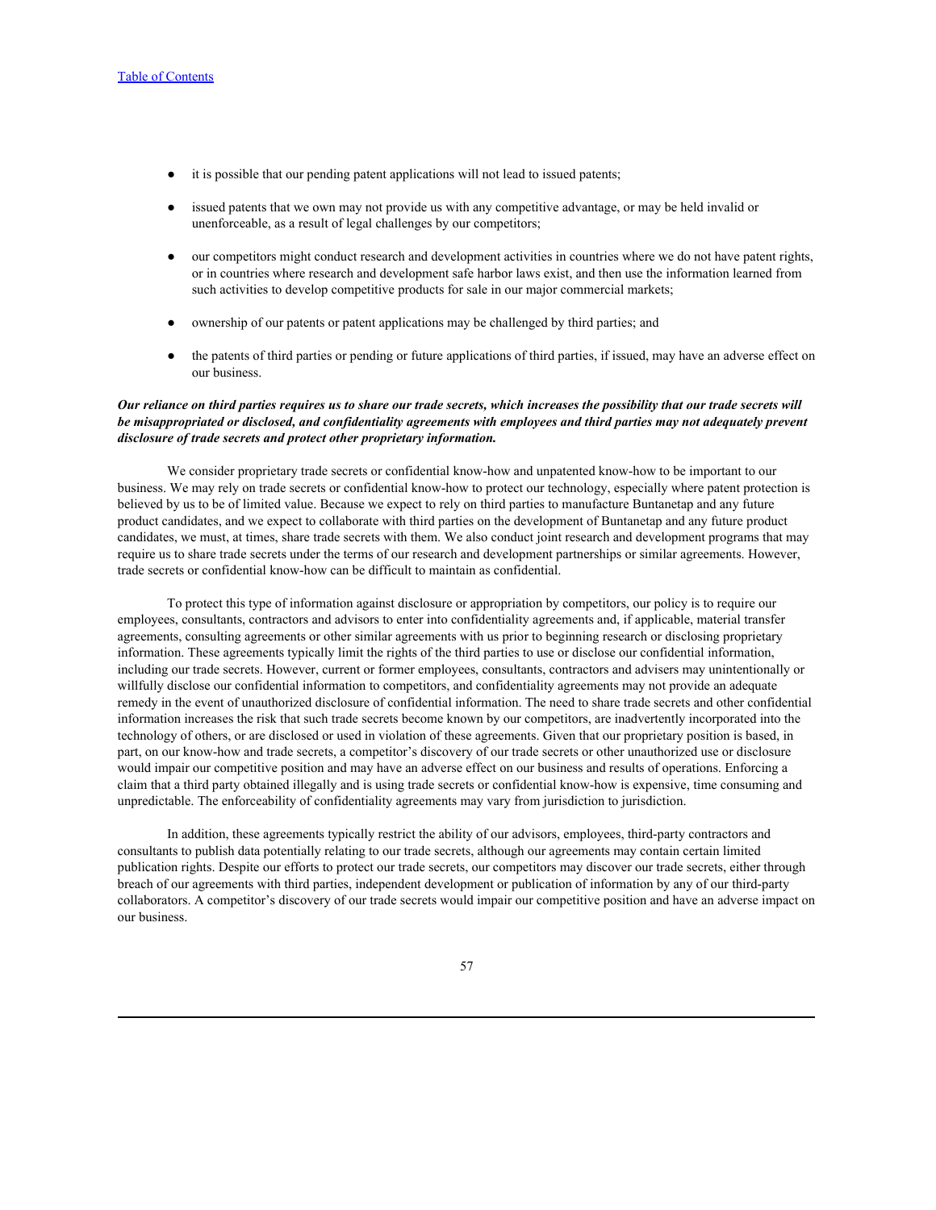- it is possible that our pending patent applications will not lead to issued patents;
- issued patents that we own may not provide us with any competitive advantage, or may be held invalid or unenforceable, as a result of legal challenges by our competitors;
- our competitors might conduct research and development activities in countries where we do not have patent rights, or in countries where research and development safe harbor laws exist, and then use the information learned from such activities to develop competitive products for sale in our major commercial markets;
- ownership of our patents or patent applications may be challenged by third parties; and
- the patents of third parties or pending or future applications of third parties, if issued, may have an adverse effect on our business.

***Our reliance on third parties requires us to share our trade secrets, which increases the possibility that our trade secrets will be misappropriated or disclosed, and confidentiality agreements with employees and third parties may not adequately prevent disclosure of trade secrets and protect other proprietary information.***

We consider proprietary trade secrets or confidential know-how and unpatented know-how to be important to our business. We may rely on trade secrets or confidential know-how to protect our technology, especially where patent protection is believed by us to be of limited value. Because we expect to rely on third parties to manufacture Buntanetap and any future product candidates, and we expect to collaborate with third parties on the development of Buntanetap and any future product candidates, we must, at times, share trade secrets with them. We also conduct joint research and development programs that may require us to share trade secrets under the terms of our research and development partnerships or similar agreements. However, trade secrets or confidential know-how can be difficult to maintain as confidential.

To protect this type of information against disclosure or appropriation by competitors, our policy is to require our employees, consultants, contractors and advisors to enter into confidentiality agreements and, if applicable, material transfer agreements, consulting agreements or other similar agreements with us prior to beginning research or disclosing proprietary information. These agreements typically limit the rights of the third parties to use or disclose our confidential information, including our trade secrets. However, current or former employees, consultants, contractors and advisers may unintentionally or willfully disclose our confidential information to competitors, and confidentiality agreements may not provide an adequate remedy in the event of unauthorized disclosure of confidential information. The need to share trade secrets and other confidential information increases the risk that such trade secrets become known by our competitors, are inadvertently incorporated into the technology of others, or are disclosed or used in violation of these agreements. Given that our proprietary position is based, in part, on our know-how and trade secrets, a competitor's discovery of our trade secrets or other unauthorized use or disclosure would impair our competitive position and may have an adverse effect on our business and results of operations. Enforcing a claim that a third party obtained illegally and is using trade secrets or confidential know-how is expensive, time consuming and unpredictable. The enforceability of confidentiality agreements may vary from jurisdiction to jurisdiction.

In addition, these agreements typically restrict the ability of our advisors, employees, third-party contractors and consultants to publish data potentially relating to our trade secrets, although our agreements may contain certain limited publication rights. Despite our efforts to protect our trade secrets, our competitors may discover our trade secrets, either through breach of our agreements with third parties, independent development or publication of information by any of our third-party collaborators. A competitor's discovery of our trade secrets would impair our competitive position and have an adverse impact on our business.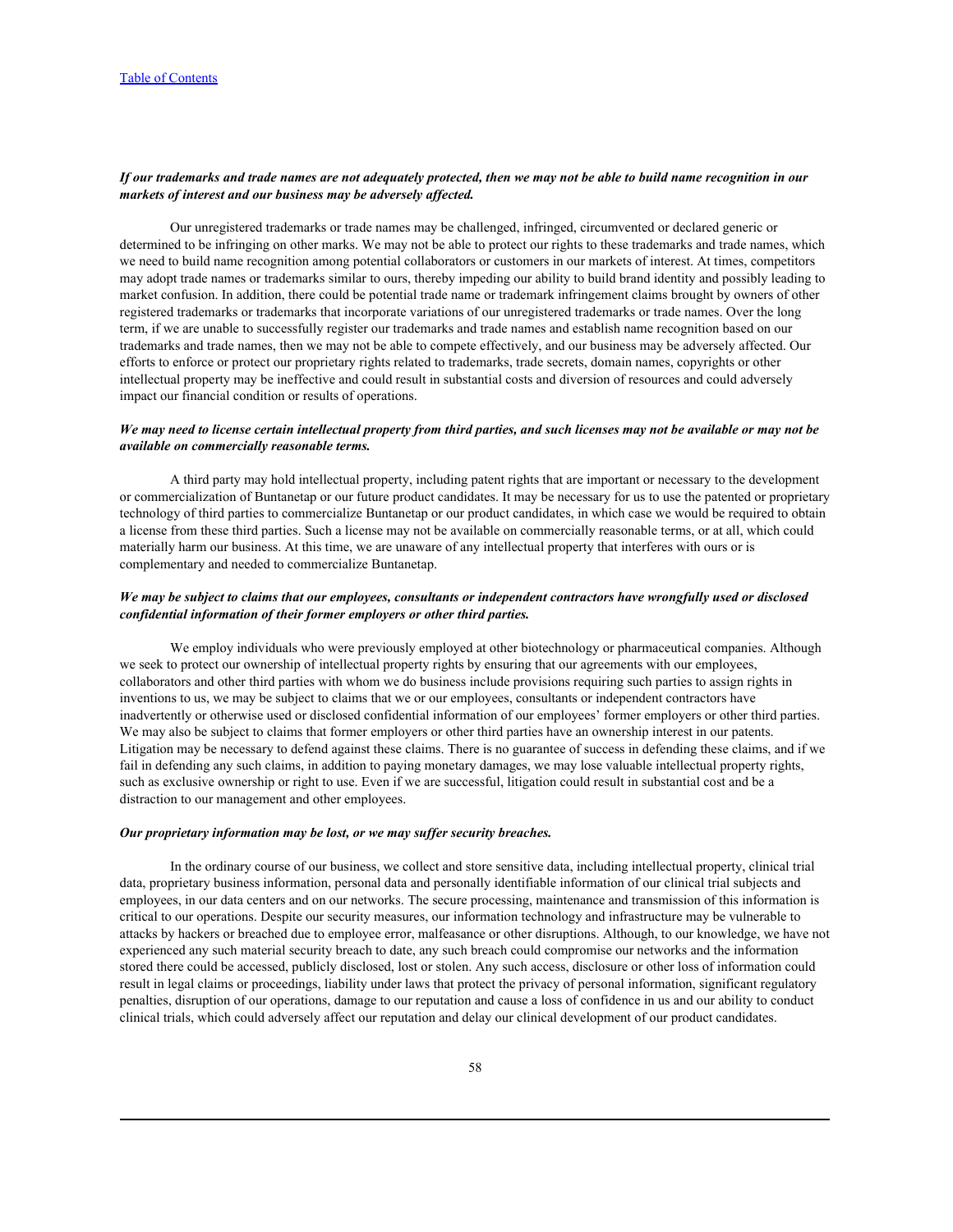***If our trademarks and trade names are not adequately protected, then we may not be able to build name recognition in our markets of interest and our business may be adversely affected.***

Our unregistered trademarks or trade names may be challenged, infringed, circumvented or declared generic or determined to be infringing on other marks. We may not be able to protect our rights to these trademarks and trade names, which we need to build name recognition among potential collaborators or customers in our markets of interest. At times, competitors may adopt trade names or trademarks similar to ours, thereby impeding our ability to build brand identity and possibly leading to market confusion. In addition, there could be potential trade name or trademark infringement claims brought by owners of other registered trademarks or trademarks that incorporate variations of our unregistered trademarks or trade names. Over the long term, if we are unable to successfully register our trademarks and trade names and establish name recognition based on our trademarks and trade names, then we may not be able to compete effectively, and our business may be adversely affected. Our efforts to enforce or protect our proprietary rights related to trademarks, trade secrets, domain names, copyrights or other intellectual property may be ineffective and could result in substantial costs and diversion of resources and could adversely impact our financial condition or results of operations.

***We may need to license certain intellectual property from third parties, and such licenses may not be available or may not be available on commercially reasonable terms.***

A third party may hold intellectual property, including patent rights that are important or necessary to the development or commercialization of Buntanetap or our future product candidates. It may be necessary for us to use the patented or proprietary technology of third parties to commercialize Buntanetap or our product candidates, in which case we would be required to obtain a license from these third parties. Such a license may not be available on commercially reasonable terms, or at all, which could materially harm our business. At this time, we are unaware of any intellectual property that interferes with ours or is complementary and needed to commercialize Buntanetap.

***We may be subject to claims that our employees, consultants or independent contractors have wrongfully used or disclosed confidential information of their former employers or other third parties.***

We employ individuals who were previously employed at other biotechnology or pharmaceutical companies. Although we seek to protect our ownership of intellectual property rights by ensuring that our agreements with our employees, collaborators and other third parties with whom we do business include provisions requiring such parties to assign rights in inventions to us, we may be subject to claims that we or our employees, consultants or independent contractors have inadvertently or otherwise used or disclosed confidential information of our employees' former employers or other third parties. We may also be subject to claims that former employers or other third parties have an ownership interest in our patents. Litigation may be necessary to defend against these claims. There is no guarantee of success in defending these claims, and if we fail in defending any such claims, in addition to paying monetary damages, we may lose valuable intellectual property rights, such as exclusive ownership or right to use. Even if we are successful, litigation could result in substantial cost and be a distraction to our management and other employees.

***Our proprietary information may be lost, or we may suffer security breaches.***

In the ordinary course of our business, we collect and store sensitive data, including intellectual property, clinical trial data, proprietary business information, personal data and personally identifiable information of our clinical trial subjects and employees, in our data centers and on our networks. The secure processing, maintenance and transmission of this information is critical to our operations. Despite our security measures, our information technology and infrastructure may be vulnerable to attacks by hackers or breached due to employee error, malfeasance or other disruptions. Although, to our knowledge, we have not experienced any such material security breach to date, any such breach could compromise our networks and the information stored there could be accessed, publicly disclosed, lost or stolen. Any such access, disclosure or other loss of information could result in legal claims or proceedings, liability under laws that protect the privacy of personal information, significant regulatory penalties, disruption of our operations, damage to our reputation and cause a loss of confidence in us and our ability to conduct clinical trials, which could adversely affect our reputation and delay our clinical development of our product candidates.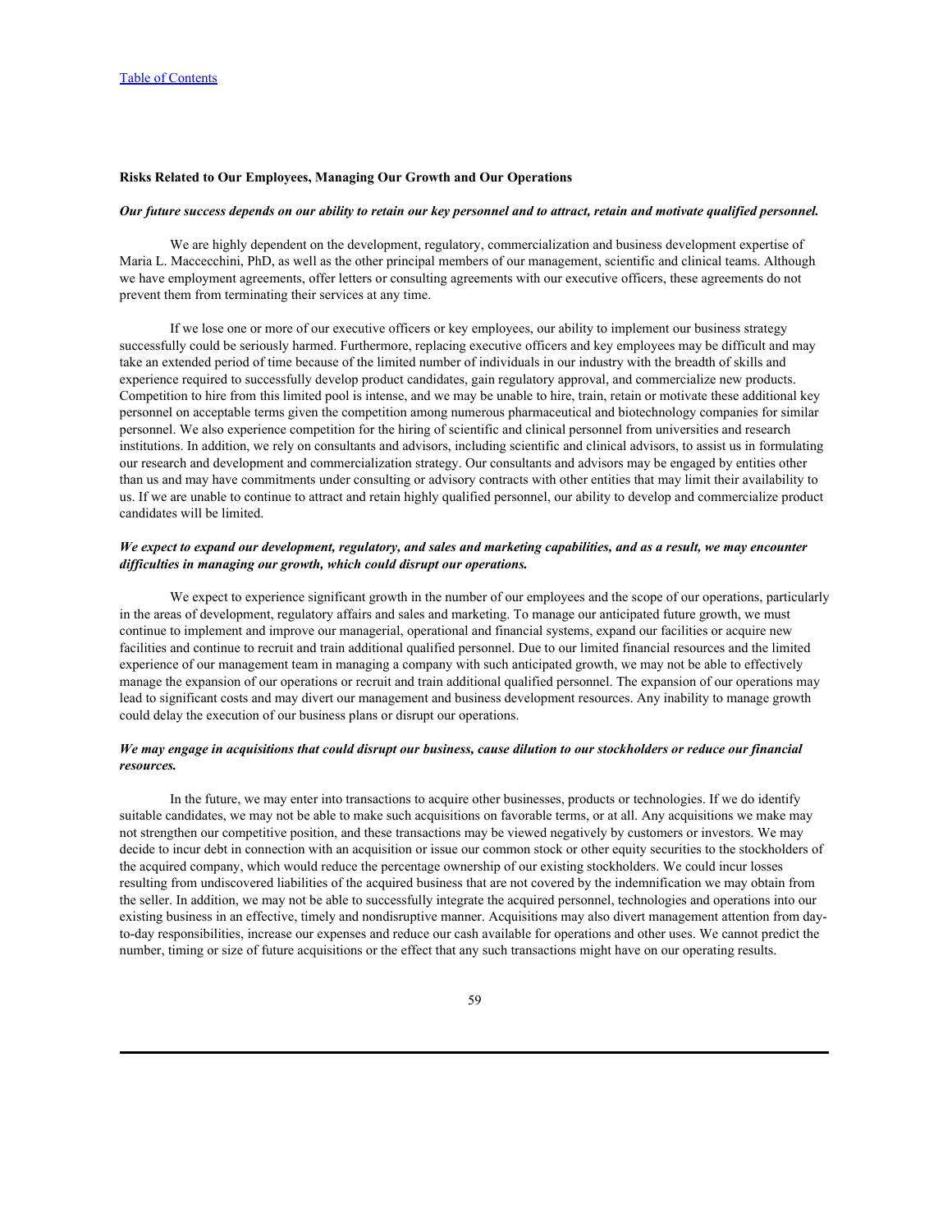### Risks Related to Our Employees, Managing Our Growth and Our Operations

***Our future success depends on our ability to retain our key personnel and to attract, retain and motivate qualified personnel.***

We are highly dependent on the development, regulatory, commercialization and business development expertise of Maria L. Maccecchini, PhD, as well as the other principal members of our management, scientific and clinical teams. Although we have employment agreements, offer letters or consulting agreements with our executive officers, these agreements do not prevent them from terminating their services at any time.

If we lose one or more of our executive officers or key employees, our ability to implement our business strategy successfully could be seriously harmed. Furthermore, replacing executive officers and key employees may be difficult and may take an extended period of time because of the limited number of individuals in our industry with the breadth of skills and experience required to successfully develop product candidates, gain regulatory approval, and commercialize new products. Competition to hire from this limited pool is intense, and we may be unable to hire, train, retain or motivate these additional key personnel on acceptable terms given the competition among numerous pharmaceutical and biotechnology companies for similar personnel. We also experience competition for the hiring of scientific and clinical personnel from universities and research institutions. In addition, we rely on consultants and advisors, including scientific and clinical advisors, to assist us in formulating our research and development and commercialization strategy. Our consultants and advisors may be engaged by entities other than us and may have commitments under consulting or advisory contracts with other entities that may limit their availability to us. If we are unable to continue to attract and retain highly qualified personnel, our ability to develop and commercialize product candidates will be limited.

***We expect to expand our development, regulatory, and sales and marketing capabilities, and as a result, we may encounter difficulties in managing our growth, which could disrupt our operations.***

We expect to experience significant growth in the number of our employees and the scope of our operations, particularly in the areas of development, regulatory affairs and sales and marketing. To manage our anticipated future growth, we must continue to implement and improve our managerial, operational and financial systems, expand our facilities or acquire new facilities and continue to recruit and train additional qualified personnel. Due to our limited financial resources and the limited experience of our management team in managing a company with such anticipated growth, we may not be able to effectively manage the expansion of our operations or recruit and train additional qualified personnel. The expansion of our operations may lead to significant costs and may divert our management and business development resources. Any inability to manage growth could delay the execution of our business plans or disrupt our operations.

***We may engage in acquisitions that could disrupt our business, cause dilution to our stockholders or reduce our financial resources.***

In the future, we may enter into transactions to acquire other businesses, products or technologies. If we do identify suitable candidates, we may not be able to make such acquisitions on favorable terms, or at all. Any acquisitions we make may not strengthen our competitive position, and these transactions may be viewed negatively by customers or investors. We may decide to incur debt in connection with an acquisition or issue our common stock or other equity securities to the stockholders of the acquired company, which would reduce the percentage ownership of our existing stockholders. We could incur losses resulting from undiscovered liabilities of the acquired business that are not covered by the indemnification we may obtain from the seller. In addition, we may not be able to successfully integrate the acquired personnel, technologies and operations into our existing business in an effective, timely and nondisruptive manner. Acquisitions may also divert management attention from day-to-day responsibilities, increase our expenses and reduce our cash available for operations and other uses. We cannot predict the number, timing or size of future acquisitions or the effect that any such transactions might have on our operating results.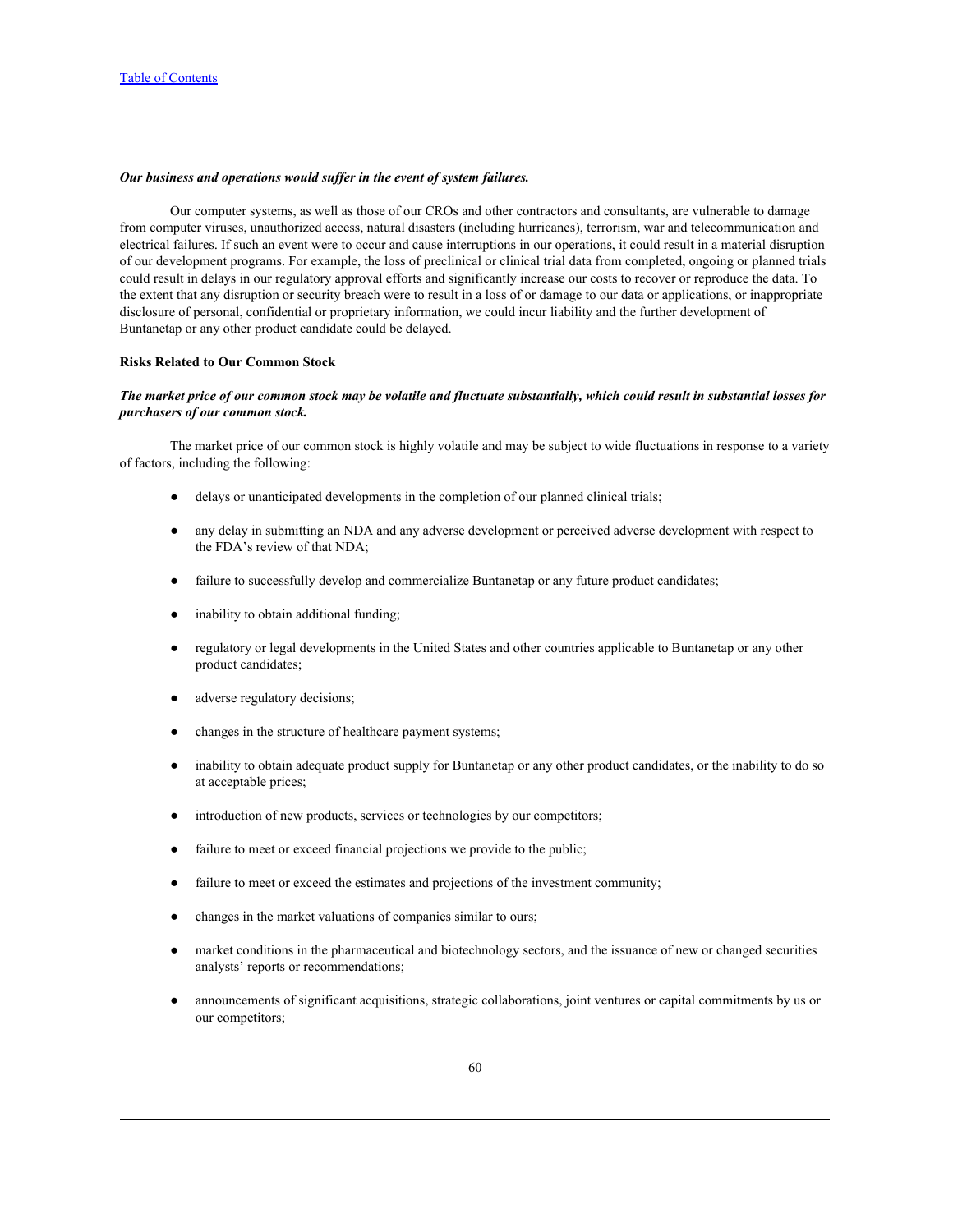*Our business and operations would suffer in the event of system failures.*

Our computer systems, as well as those of our CROs and other contractors and consultants, are vulnerable to damage from computer viruses, unauthorized access, natural disasters (including hurricanes), terrorism, war and telecommunication and electrical failures. If such an event were to occur and cause interruptions in our operations, it could result in a material disruption of our development programs. For example, the loss of preclinical or clinical trial data from completed, ongoing or planned trials could result in delays in our regulatory approval efforts and significantly increase our costs to recover or reproduce the data. To the extent that any disruption or security breach were to result in a loss of or damage to our data or applications, or inappropriate disclosure of personal, confidential or proprietary information, we could incur liability and the further development of Buntanetap or any other product candidate could be delayed.

**Risks Related to Our Common Stock**

***The market price of our common stock may be volatile and fluctuate substantially, which could result in substantial losses for purchasers of our common stock.***

The market price of our common stock is highly volatile and may be subject to wide fluctuations in response to a variety of factors, including the following:

- delays or unanticipated developments in the completion of our planned clinical trials;
- any delay in submitting an NDA and any adverse development or perceived adverse development with respect to the FDA's review of that NDA;
- failure to successfully develop and commercialize Buntanetap or any future product candidates;
- inability to obtain additional funding;
- regulatory or legal developments in the United States and other countries applicable to Buntanetap or any other product candidates;
- adverse regulatory decisions;
- changes in the structure of healthcare payment systems;
- inability to obtain adequate product supply for Buntanetap or any other product candidates, or the inability to do so at acceptable prices;
- introduction of new products, services or technologies by our competitors;
- failure to meet or exceed financial projections we provide to the public;
- failure to meet or exceed the estimates and projections of the investment community;
- changes in the market valuations of companies similar to ours;
- market conditions in the pharmaceutical and biotechnology sectors, and the issuance of new or changed securities analysts' reports or recommendations;
- announcements of significant acquisitions, strategic collaborations, joint ventures or capital commitments by us or our competitors;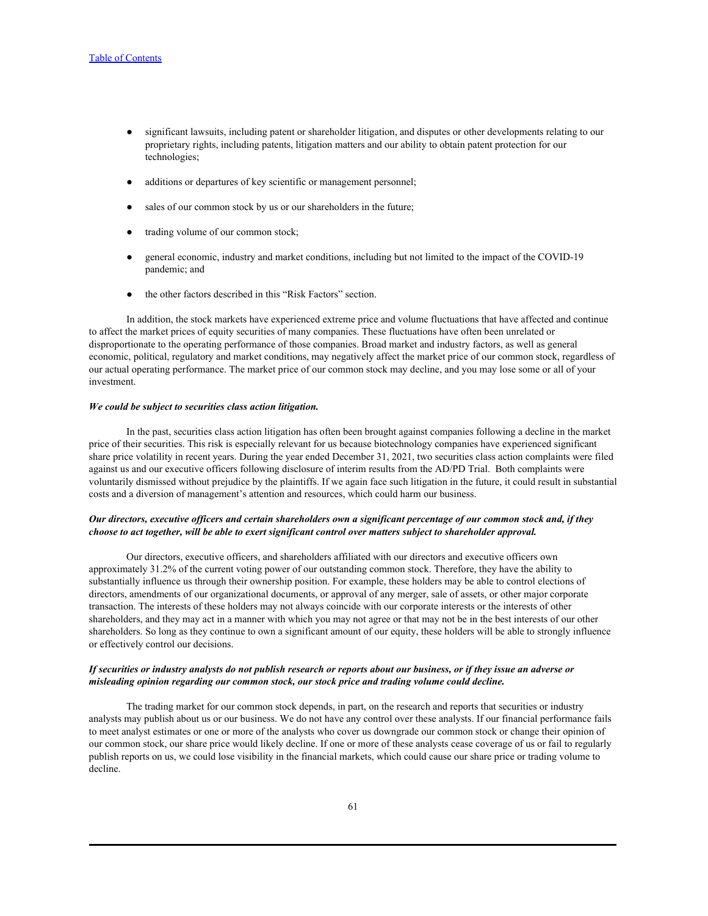- significant lawsuits, including patent or shareholder litigation, and disputes or other developments relating to our proprietary rights, including patents, litigation matters and our ability to obtain patent protection for our technologies;
- additions or departures of key scientific or management personnel;
- sales of our common stock by us or our shareholders in the future;
- trading volume of our common stock;
- general economic, industry and market conditions, including but not limited to the impact of the COVID-19 pandemic; and
- the other factors described in this "Risk Factors" section.

In addition, the stock markets have experienced extreme price and volume fluctuations that have affected and continue to affect the market prices of equity securities of many companies. These fluctuations have often been unrelated or disproportionate to the operating performance of those companies. Broad market and industry factors, as well as general economic, political, regulatory and market conditions, may negatively affect the market price of our common stock, regardless of our actual operating performance. The market price of our common stock may decline, and you may lose some or all of your investment.

***We could be subject to securities class action litigation.***

In the past, securities class action litigation has often been brought against companies following a decline in the market price of their securities. This risk is especially relevant for us because biotechnology companies have experienced significant share price volatility in recent years. During the year ended December 31, 2021, two securities class action complaints were filed against us and our executive officers following disclosure of interim results from the AD/PD Trial. Both complaints were voluntarily dismissed without prejudice by the plaintiffs. If we again face such litigation in the future, it could result in substantial costs and a diversion of management's attention and resources, which could harm our business.

***Our directors, executive officers and certain shareholders own a significant percentage of our common stock and, if they choose to act together, will be able to exert significant control over matters subject to shareholder approval.***

Our directors, executive officers, and shareholders affiliated with our directors and executive officers own approximately 31.2% of the current voting power of our outstanding common stock. Therefore, they have the ability to substantially influence us through their ownership position. For example, these holders may be able to control elections of directors, amendments of our organizational documents, or approval of any merger, sale of assets, or other major corporate transaction. The interests of these holders may not always coincide with our corporate interests or the interests of other shareholders, and they may act in a manner with which you may not agree or that may not be in the best interests of our other shareholders. So long as they continue to own a significant amount of our equity, these holders will be able to strongly influence or effectively control our decisions.

***If securities or industry analysts do not publish research or reports about our business, or if they issue an adverse or misleading opinion regarding our common stock, our stock price and trading volume could decline.***

The trading market for our common stock depends, in part, on the research and reports that securities or industry analysts may publish about us or our business. We do not have any control over these analysts. If our financial performance fails to meet analyst estimates or one or more of the analysts who cover us downgrade our common stock or change their opinion of our common stock, our share price would likely decline. If one or more of these analysts cease coverage of us or fail to regularly publish reports on us, we could lose visibility in the financial markets, which could cause our share price or trading volume to decline.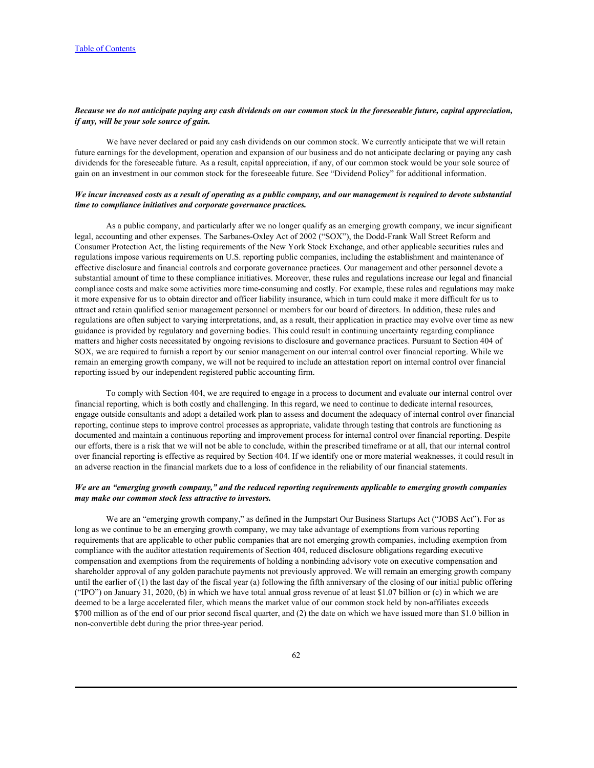***Because we do not anticipate paying any cash dividends on our common stock in the foreseeable future, capital appreciation, if any, will be your sole source of gain.***

We have never declared or paid any cash dividends on our common stock. We currently anticipate that we will retain future earnings for the development, operation and expansion of our business and do not anticipate declaring or paying any cash dividends for the foreseeable future. As a result, capital appreciation, if any, of our common stock would be your sole source of gain on an investment in our common stock for the foreseeable future. See "Dividend Policy" for additional information.

***We incur increased costs as a result of operating as a public company, and our management is required to devote substantial time to compliance initiatives and corporate governance practices.***

As a public company, and particularly after we no longer qualify as an emerging growth company, we incur significant legal, accounting and other expenses. The Sarbanes-Oxley Act of 2002 ("SOX"), the Dodd-Frank Wall Street Reform and Consumer Protection Act, the listing requirements of the New York Stock Exchange, and other applicable securities rules and regulations impose various requirements on U.S. reporting public companies, including the establishment and maintenance of effective disclosure and financial controls and corporate governance practices. Our management and other personnel devote a substantial amount of time to these compliance initiatives. Moreover, these rules and regulations increase our legal and financial compliance costs and make some activities more time-consuming and costly. For example, these rules and regulations may make it more expensive for us to obtain director and officer liability insurance, which in turn could make it more difficult for us to attract and retain qualified senior management personnel or members for our board of directors. In addition, these rules and regulations are often subject to varying interpretations, and, as a result, their application in practice may evolve over time as new guidance is provided by regulatory and governing bodies. This could result in continuing uncertainty regarding compliance matters and higher costs necessitated by ongoing revisions to disclosure and governance practices. Pursuant to Section 404 of SOX, we are required to furnish a report by our senior management on our internal control over financial reporting. While we remain an emerging growth company, we will not be required to include an attestation report on internal control over financial reporting issued by our independent registered public accounting firm.

To comply with Section 404, we are required to engage in a process to document and evaluate our internal control over financial reporting, which is both costly and challenging. In this regard, we need to continue to dedicate internal resources, engage outside consultants and adopt a detailed work plan to assess and document the adequacy of internal control over financial reporting, continue steps to improve control processes as appropriate, validate through testing that controls are functioning as documented and maintain a continuous reporting and improvement process for internal control over financial reporting. Despite our efforts, there is a risk that we will not be able to conclude, within the prescribed timeframe or at all, that our internal control over financial reporting is effective as required by Section 404. If we identify one or more material weaknesses, it could result in an adverse reaction in the financial markets due to a loss of confidence in the reliability of our financial statements.

***We are an "emerging growth company," and the reduced reporting requirements applicable to emerging growth companies may make our common stock less attractive to investors.***

We are an "emerging growth company," as defined in the Jumpstart Our Business Startups Act ("JOBS Act"). For as long as we continue to be an emerging growth company, we may take advantage of exemptions from various reporting requirements that are applicable to other public companies that are not emerging growth companies, including exemption from compliance with the auditor attestation requirements of Section 404, reduced disclosure obligations regarding executive compensation and exemptions from the requirements of holding a nonbinding advisory vote on executive compensation and shareholder approval of any golden parachute payments not previously approved. We will remain an emerging growth company until the earlier of (1) the last day of the fiscal year (a) following the fifth anniversary of the closing of our initial public offering ("IPO") on January 31, 2020, (b) in which we have total annual gross revenue of at least $1.07 billion or (c) in which we are deemed to be a large accelerated filer, which means the market value of our common stock held by non-affiliates exceeds $700 million as of the end of our prior second fiscal quarter, and (2) the date on which we have issued more than $1.0 billion in non-convertible debt during the prior three-year period.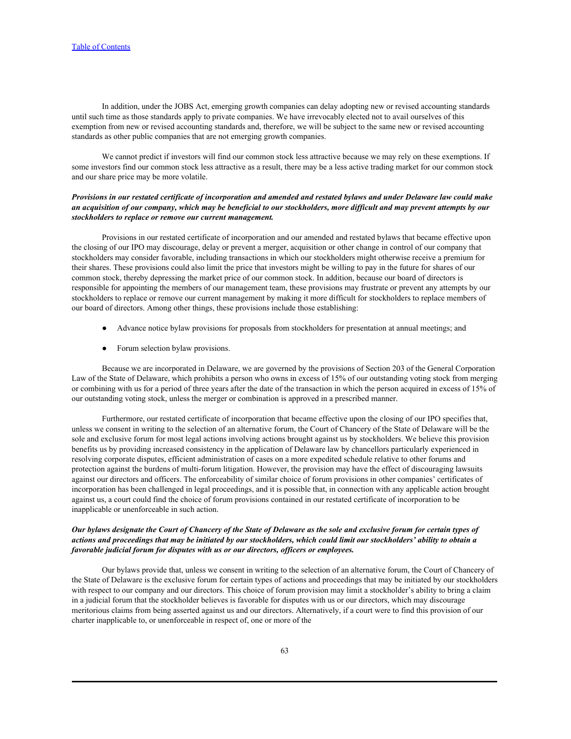In addition, under the JOBS Act, emerging growth companies can delay adopting new or revised accounting standards until such time as those standards apply to private companies. We have irrevocably elected not to avail ourselves of this exemption from new or revised accounting standards and, therefore, we will be subject to the same new or revised accounting standards as other public companies that are not emerging growth companies.

We cannot predict if investors will find our common stock less attractive because we may rely on these exemptions. If some investors find our common stock less attractive as a result, there may be a less active trading market for our common stock and our share price may be more volatile.

***Provisions in our restated certificate of incorporation and amended and restated bylaws and under Delaware law could make an acquisition of our company, which may be beneficial to our stockholders, more difficult and may prevent attempts by our stockholders to replace or remove our current management.***

Provisions in our restated certificate of incorporation and our amended and restated bylaws that became effective upon the closing of our IPO may discourage, delay or prevent a merger, acquisition or other change in control of our company that stockholders may consider favorable, including transactions in which our stockholders might otherwise receive a premium for their shares. These provisions could also limit the price that investors might be willing to pay in the future for shares of our common stock, thereby depressing the market price of our common stock. In addition, because our board of directors is responsible for appointing the members of our management team, these provisions may frustrate or prevent any attempts by our stockholders to replace or remove our current management by making it more difficult for stockholders to replace members of our board of directors. Among other things, these provisions include those establishing:

- Advance notice bylaw provisions for proposals from stockholders for presentation at annual meetings; and
- Forum selection bylaw provisions.

Because we are incorporated in Delaware, we are governed by the provisions of Section 203 of the General Corporation Law of the State of Delaware, which prohibits a person who owns in excess of 15% of our outstanding voting stock from merging or combining with us for a period of three years after the date of the transaction in which the person acquired in excess of 15% of our outstanding voting stock, unless the merger or combination is approved in a prescribed manner.

Furthermore, our restated certificate of incorporation that became effective upon the closing of our IPO specifies that, unless we consent in writing to the selection of an alternative forum, the Court of Chancery of the State of Delaware will be the sole and exclusive forum for most legal actions involving actions brought against us by stockholders. We believe this provision benefits us by providing increased consistency in the application of Delaware law by chancellors particularly experienced in resolving corporate disputes, efficient administration of cases on a more expedited schedule relative to other forums and protection against the burdens of multi-forum litigation. However, the provision may have the effect of discouraging lawsuits against our directors and officers. The enforceability of similar choice of forum provisions in other companies' certificates of incorporation has been challenged in legal proceedings, and it is possible that, in connection with any applicable action brought against us, a court could find the choice of forum provisions contained in our restated certificate of incorporation to be inapplicable or unenforceable in such action.

***Our bylaws designate the Court of Chancery of the State of Delaware as the sole and exclusive forum for certain types of actions and proceedings that may be initiated by our stockholders, which could limit our stockholders' ability to obtain a favorable judicial forum for disputes with us or our directors, officers or employees.***

Our bylaws provide that, unless we consent in writing to the selection of an alternative forum, the Court of Chancery of the State of Delaware is the exclusive forum for certain types of actions and proceedings that may be initiated by our stockholders with respect to our company and our directors. This choice of forum provision may limit a stockholder's ability to bring a claim in a judicial forum that the stockholder believes is favorable for disputes with us or our directors, which may discourage meritorious claims from being asserted against us and our directors. Alternatively, if a court were to find this provision of our charter inapplicable to, or unenforceable in respect of, one or more of the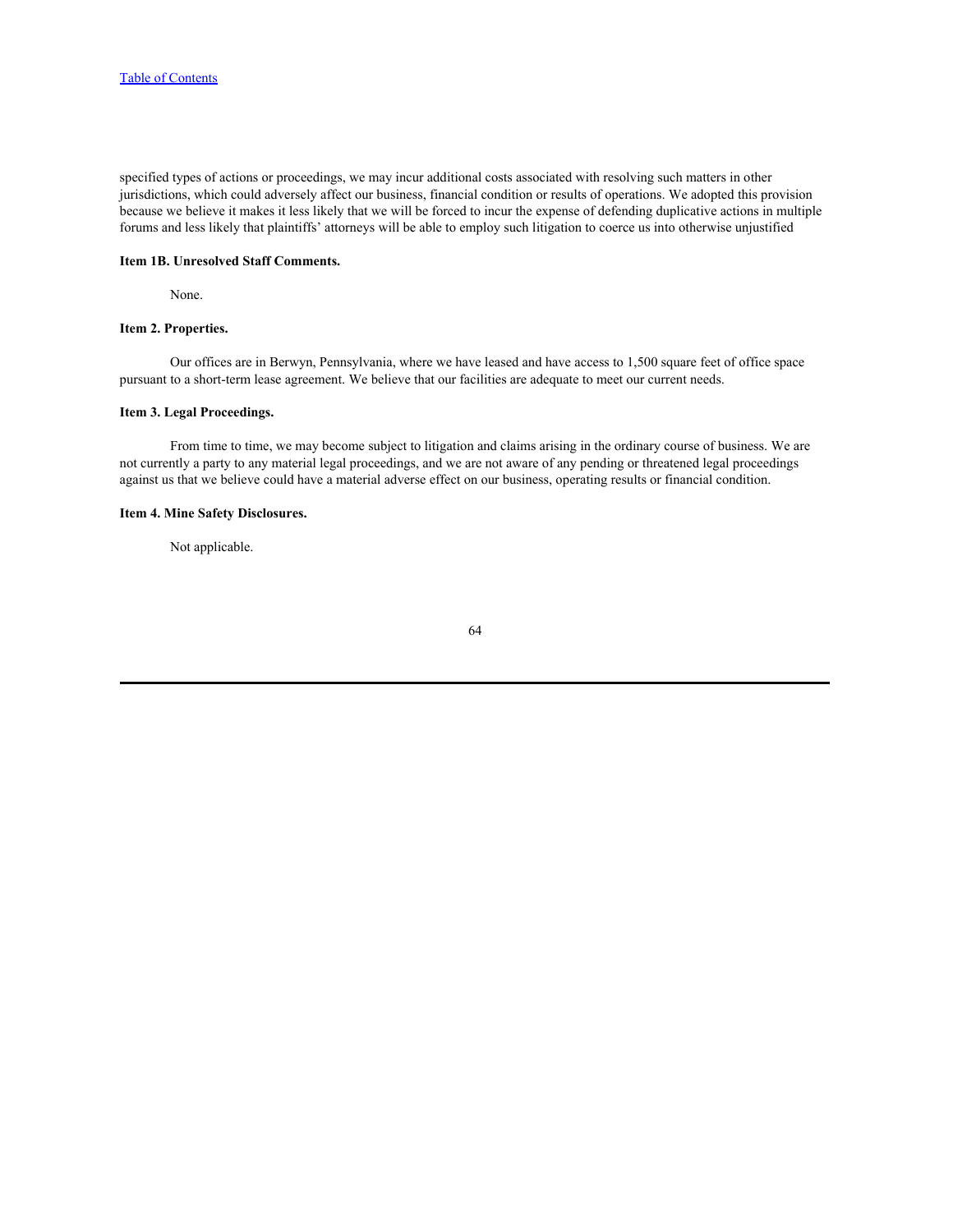specified types of actions or proceedings, we may incur additional costs associated with resolving such matters in other jurisdictions, which could adversely affect our business, financial condition or results of operations. We adopted this provision because we believe it makes it less likely that we will be forced to incur the expense of defending duplicative actions in multiple forums and less likely that plaintiffs' attorneys will be able to employ such litigation to coerce us into otherwise unjustified

### Item 1B. Unresolved Staff Comments.

None.

### Item 2. Properties.

Our offices are in Berwyn, Pennsylvania, where we have leased and have access to 1,500 square feet of office space pursuant to a short-term lease agreement. We believe that our facilities are adequate to meet our current needs.

### Item 3. Legal Proceedings.

From time to time, we may become subject to litigation and claims arising in the ordinary course of business. We are not currently a party to any material legal proceedings, and we are not aware of any pending or threatened legal proceedings against us that we believe could have a material adverse effect on our business, operating results or financial condition.

### Item 4. Mine Safety Disclosures.

Not applicable.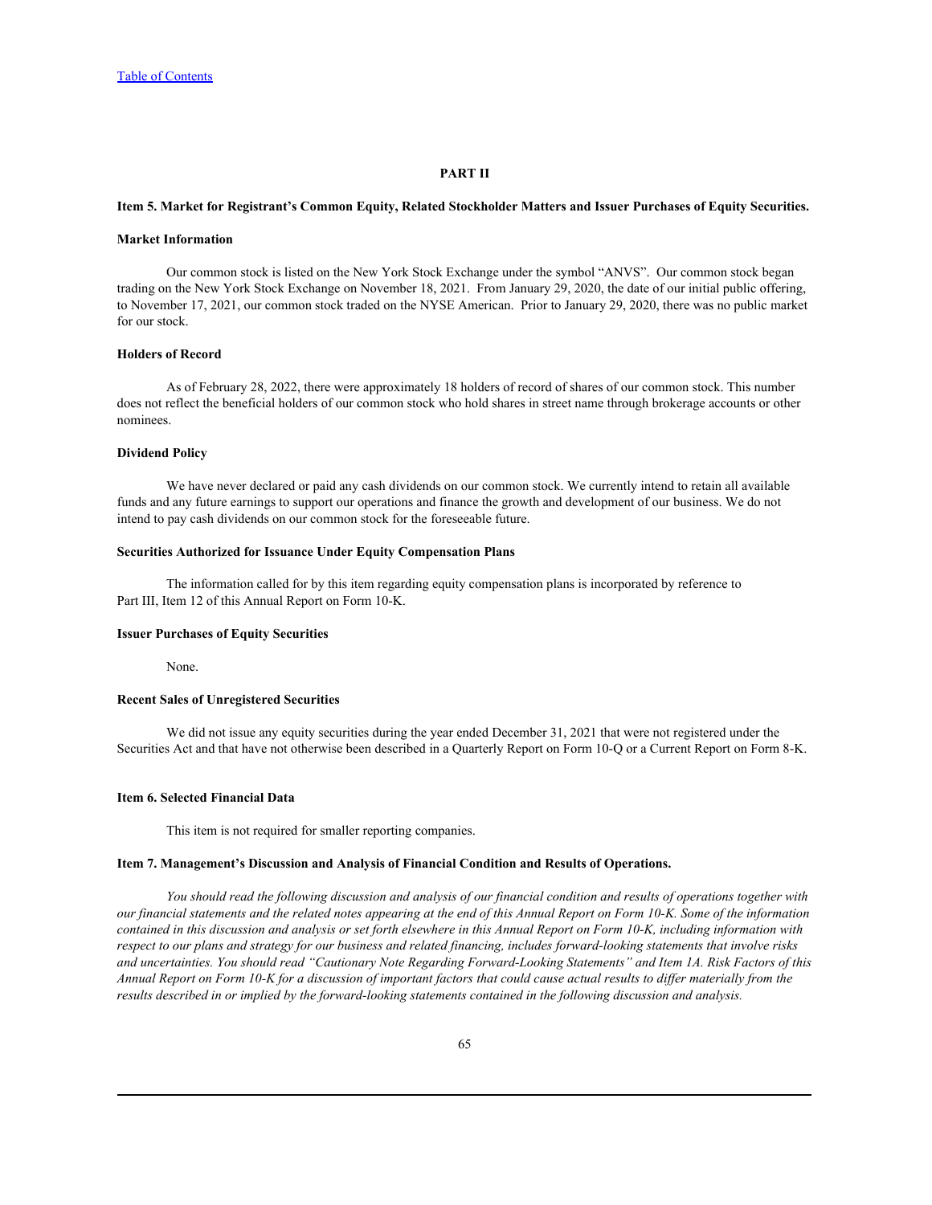# PART II

## Item 5. Market for Registrant's Common Equity, Related Stockholder Matters and Issuer Purchases of Equity Securities.

### Market Information

Our common stock is listed on the New York Stock Exchange under the symbol "ANVS". Our common stock began trading on the New York Stock Exchange on November 18, 2021. From January 29, 2020, the date of our initial public offering, to November 17, 2021, our common stock traded on the NYSE American. Prior to January 29, 2020, there was no public market for our stock.

### Holders of Record

As of February 28, 2022, there were approximately 18 holders of record of shares of our common stock. This number does not reflect the beneficial holders of our common stock who hold shares in street name through brokerage accounts or other nominees.

### Dividend Policy

We have never declared or paid any cash dividends on our common stock. We currently intend to retain all available funds and any future earnings to support our operations and finance the growth and development of our business. We do not intend to pay cash dividends on our common stock for the foreseeable future.

### Securities Authorized for Issuance Under Equity Compensation Plans

The information called for by this item regarding equity compensation plans is incorporated by reference to Part III, Item 12 of this Annual Report on Form 10-K.

### Issuer Purchases of Equity Securities

None.

### Recent Sales of Unregistered Securities

We did not issue any equity securities during the year ended December 31, 2021 that were not registered under the Securities Act and that have not otherwise been described in a Quarterly Report on Form 10-Q or a Current Report on Form 8-K.

## Item 6. Selected Financial Data

This item is not required for smaller reporting companies.

## Item 7. Management's Discussion and Analysis of Financial Condition and Results of Operations.

*You should read the following discussion and analysis of our financial condition and results of operations together with our financial statements and the related notes appearing at the end of this Annual Report on Form 10-K. Some of the information contained in this discussion and analysis or set forth elsewhere in this Annual Report on Form 10-K, including information with respect to our plans and strategy for our business and related financing, includes forward-looking statements that involve risks and uncertainties. You should read "Cautionary Note Regarding Forward-Looking Statements" and Item 1A. Risk Factors of this Annual Report on Form 10-K for a discussion of important factors that could cause actual results to differ materially from the results described in or implied by the forward-looking statements contained in the following discussion and analysis.*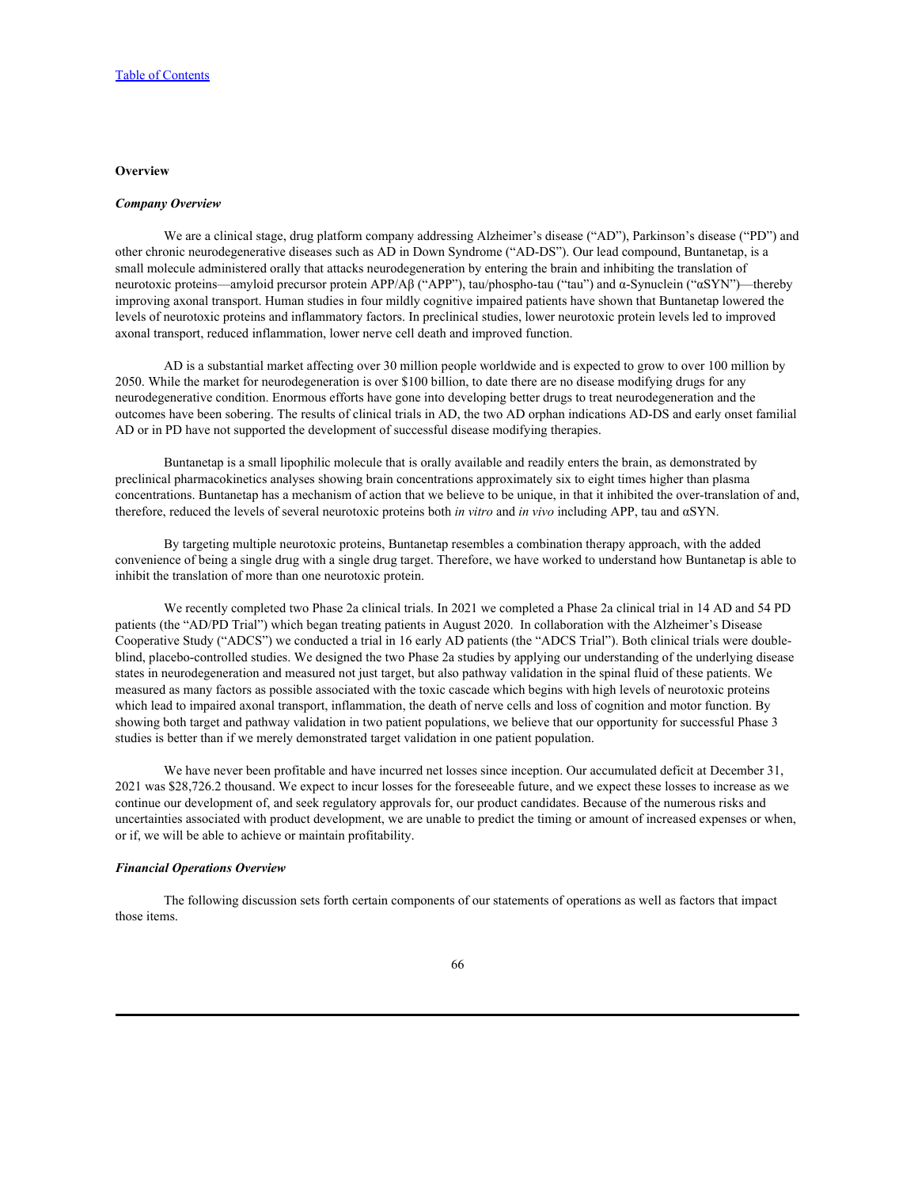## Overview

### *Company Overview*

We are a clinical stage, drug platform company addressing Alzheimer's disease ("AD"), Parkinson's disease ("PD") and other chronic neurodegenerative diseases such as AD in Down Syndrome ("AD-DS"). Our lead compound, Buntanetap, is a small molecule administered orally that attacks neurodegeneration by entering the brain and inhibiting the translation of neurotoxic proteins—amyloid precursor protein APP/Aβ ("APP"), tau/phospho-tau ("tau") and α-Synuclein ("αSYN")—thereby improving axonal transport. Human studies in four mildly cognitive impaired patients have shown that Buntanetap lowered the levels of neurotoxic proteins and inflammatory factors. In preclinical studies, lower neurotoxic protein levels led to improved axonal transport, reduced inflammation, lower nerve cell death and improved function.

AD is a substantial market affecting over 30 million people worldwide and is expected to grow to over 100 million by 2050. While the market for neurodegeneration is over $100 billion, to date there are no disease modifying drugs for any neurodegenerative condition. Enormous efforts have gone into developing better drugs to treat neurodegeneration and the outcomes have been sobering. The results of clinical trials in AD, the two AD orphan indications AD-DS and early onset familial AD or in PD have not supported the development of successful disease modifying therapies.

Buntanetap is a small lipophilic molecule that is orally available and readily enters the brain, as demonstrated by preclinical pharmacokinetics analyses showing brain concentrations approximately six to eight times higher than plasma concentrations. Buntanetap has a mechanism of action that we believe to be unique, in that it inhibited the over-translation of and, therefore, reduced the levels of several neurotoxic proteins both *in vitro* and *in vivo* including APP, tau and αSYN.

By targeting multiple neurotoxic proteins, Buntanetap resembles a combination therapy approach, with the added convenience of being a single drug with a single drug target. Therefore, we have worked to understand how Buntanetap is able to inhibit the translation of more than one neurotoxic protein.

We recently completed two Phase 2a clinical trials. In 2021 we completed a Phase 2a clinical trial in 14 AD and 54 PD patients (the "AD/PD Trial") which began treating patients in August 2020. In collaboration with the Alzheimer's Disease Cooperative Study ("ADCS") we conducted a trial in 16 early AD patients (the "ADCS Trial"). Both clinical trials were double-blind, placebo-controlled studies. We designed the two Phase 2a studies by applying our understanding of the underlying disease states in neurodegeneration and measured not just target, but also pathway validation in the spinal fluid of these patients. We measured as many factors as possible associated with the toxic cascade which begins with high levels of neurotoxic proteins which lead to impaired axonal transport, inflammation, the death of nerve cells and loss of cognition and motor function. By showing both target and pathway validation in two patient populations, we believe that our opportunity for successful Phase 3 studies is better than if we merely demonstrated target validation in one patient population.

We have never been profitable and have incurred net losses since inception. Our accumulated deficit at December 31, 2021 was $28,726.2 thousand. We expect to incur losses for the foreseeable future, and we expect these losses to increase as we continue our development of, and seek regulatory approvals for, our product candidates. Because of the numerous risks and uncertainties associated with product development, we are unable to predict the timing or amount of increased expenses or when, or if, we will be able to achieve or maintain profitability.

### *Financial Operations Overview*

The following discussion sets forth certain components of our statements of operations as well as factors that impact those items.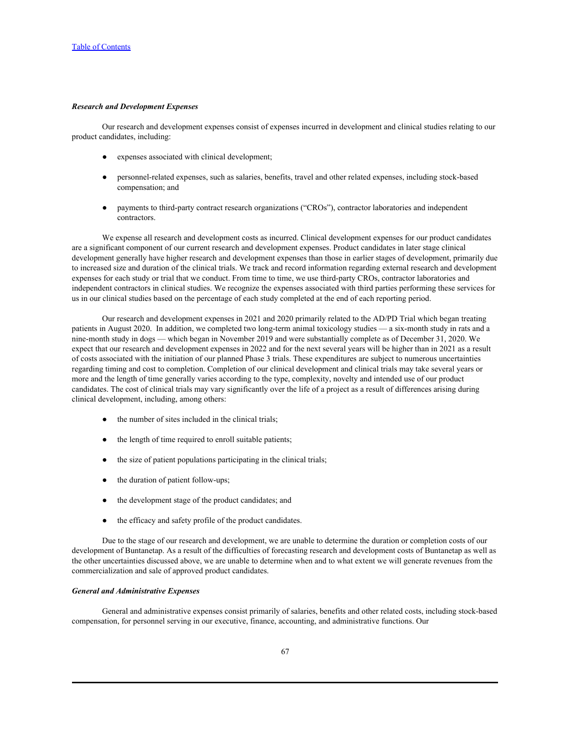***Research and Development Expenses***

Our research and development expenses consist of expenses incurred in development and clinical studies relating to our product candidates, including:

- expenses associated with clinical development;
- personnel-related expenses, such as salaries, benefits, travel and other related expenses, including stock-based compensation; and
- payments to third-party contract research organizations ("CROs"), contractor laboratories and independent contractors.

We expense all research and development costs as incurred. Clinical development expenses for our product candidates are a significant component of our current research and development expenses. Product candidates in later stage clinical development generally have higher research and development expenses than those in earlier stages of development, primarily due to increased size and duration of the clinical trials. We track and record information regarding external research and development expenses for each study or trial that we conduct. From time to time, we use third-party CROs, contractor laboratories and independent contractors in clinical studies. We recognize the expenses associated with third parties performing these services for us in our clinical studies based on the percentage of each study completed at the end of each reporting period.

Our research and development expenses in 2021 and 2020 primarily related to the AD/PD Trial which began treating patients in August 2020. In addition, we completed two long-term animal toxicology studies — a six-month study in rats and a nine-month study in dogs — which began in November 2019 and were substantially complete as of December 31, 2020. We expect that our research and development expenses in 2022 and for the next several years will be higher than in 2021 as a result of costs associated with the initiation of our planned Phase 3 trials. These expenditures are subject to numerous uncertainties regarding timing and cost to completion. Completion of our clinical development and clinical trials may take several years or more and the length of time generally varies according to the type, complexity, novelty and intended use of our product candidates. The cost of clinical trials may vary significantly over the life of a project as a result of differences arising during clinical development, including, among others:

- the number of sites included in the clinical trials;
- the length of time required to enroll suitable patients;
- the size of patient populations participating in the clinical trials;
- the duration of patient follow-ups;
- the development stage of the product candidates; and
- the efficacy and safety profile of the product candidates.

Due to the stage of our research and development, we are unable to determine the duration or completion costs of our development of Buntanetap. As a result of the difficulties of forecasting research and development costs of Buntanetap as well as the other uncertainties discussed above, we are unable to determine when and to what extent we will generate revenues from the commercialization and sale of approved product candidates.

***General and Administrative Expenses***

General and administrative expenses consist primarily of salaries, benefits and other related costs, including stock-based compensation, for personnel serving in our executive, finance, accounting, and administrative functions. Our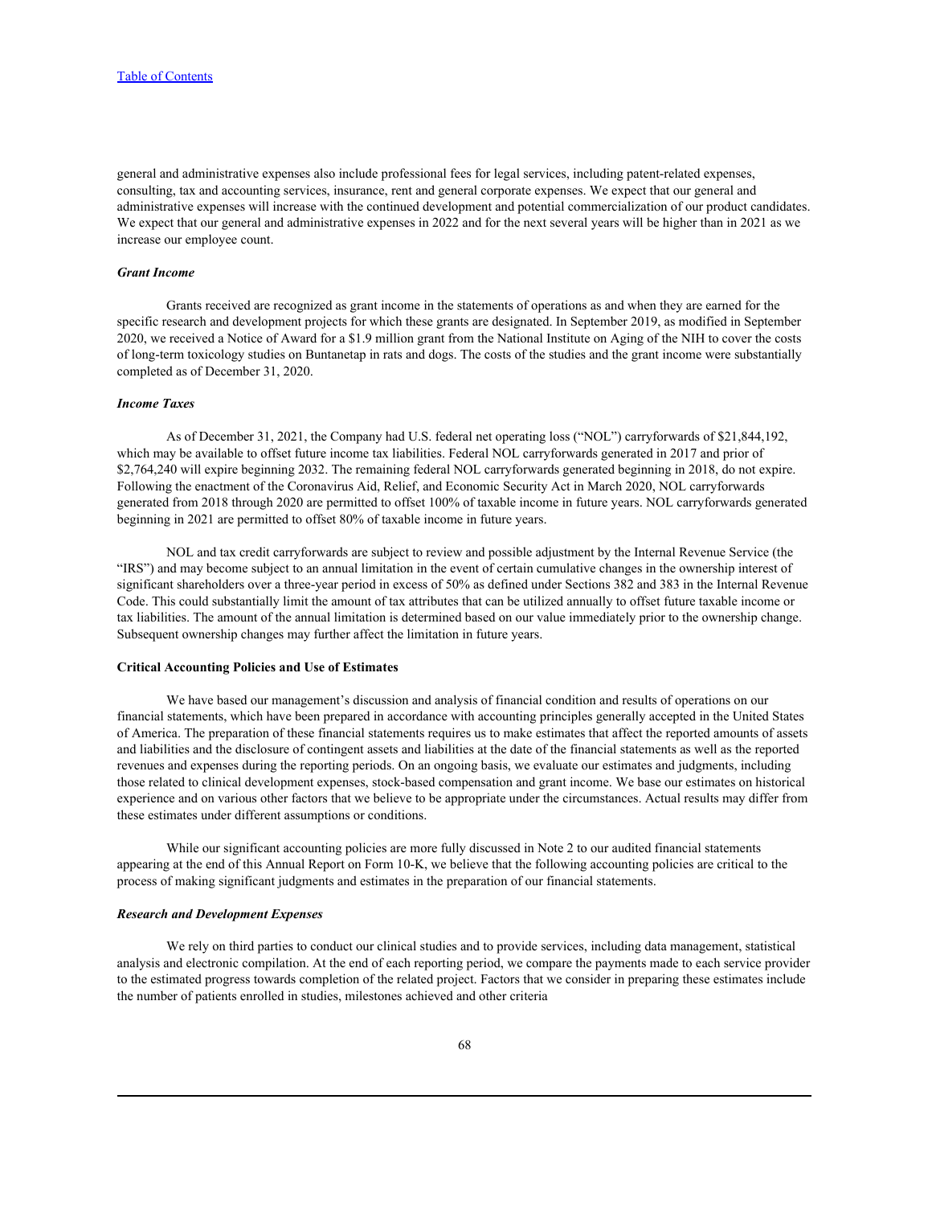general and administrative expenses also include professional fees for legal services, including patent-related expenses, consulting, tax and accounting services, insurance, rent and general corporate expenses. We expect that our general and administrative expenses will increase with the continued development and potential commercialization of our product candidates. We expect that our general and administrative expenses in 2022 and for the next several years will be higher than in 2021 as we increase our employee count.

### *Grant Income*

Grants received are recognized as grant income in the statements of operations as and when they are earned for the specific research and development projects for which these grants are designated. In September 2019, as modified in September 2020, we received a Notice of Award for a $1.9 million grant from the National Institute on Aging of the NIH to cover the costs of long-term toxicology studies on Buntanetap in rats and dogs. The costs of the studies and the grant income were substantially completed as of December 31, 2020.

### *Income Taxes*

As of December 31, 2021, the Company had U.S. federal net operating loss ("NOL") carryforwards of $21,844,192, which may be available to offset future income tax liabilities. Federal NOL carryforwards generated in 2017 and prior of $2,764,240 will expire beginning 2032. The remaining federal NOL carryforwards generated beginning in 2018, do not expire. Following the enactment of the Coronavirus Aid, Relief, and Economic Security Act in March 2020, NOL carryforwards generated from 2018 through 2020 are permitted to offset 100% of taxable income in future years. NOL carryforwards generated beginning in 2021 are permitted to offset 80% of taxable income in future years.

NOL and tax credit carryforwards are subject to review and possible adjustment by the Internal Revenue Service (the "IRS") and may become subject to an annual limitation in the event of certain cumulative changes in the ownership interest of significant shareholders over a three-year period in excess of 50% as defined under Sections 382 and 383 in the Internal Revenue Code. This could substantially limit the amount of tax attributes that can be utilized annually to offset future taxable income or tax liabilities. The amount of the annual limitation is determined based on our value immediately prior to the ownership change. Subsequent ownership changes may further affect the limitation in future years.

## Critical Accounting Policies and Use of Estimates

We have based our management's discussion and analysis of financial condition and results of operations on our financial statements, which have been prepared in accordance with accounting principles generally accepted in the United States of America. The preparation of these financial statements requires us to make estimates that affect the reported amounts of assets and liabilities and the disclosure of contingent assets and liabilities at the date of the financial statements as well as the reported revenues and expenses during the reporting periods. On an ongoing basis, we evaluate our estimates and judgments, including those related to clinical development expenses, stock-based compensation and grant income. We base our estimates on historical experience and on various other factors that we believe to be appropriate under the circumstances. Actual results may differ from these estimates under different assumptions or conditions.

While our significant accounting policies are more fully discussed in Note 2 to our audited financial statements appearing at the end of this Annual Report on Form 10-K, we believe that the following accounting policies are critical to the process of making significant judgments and estimates in the preparation of our financial statements.

### *Research and Development Expenses*

We rely on third parties to conduct our clinical studies and to provide services, including data management, statistical analysis and electronic compilation. At the end of each reporting period, we compare the payments made to each service provider to the estimated progress towards completion of the related project. Factors that we consider in preparing these estimates include the number of patients enrolled in studies, milestones achieved and other criteria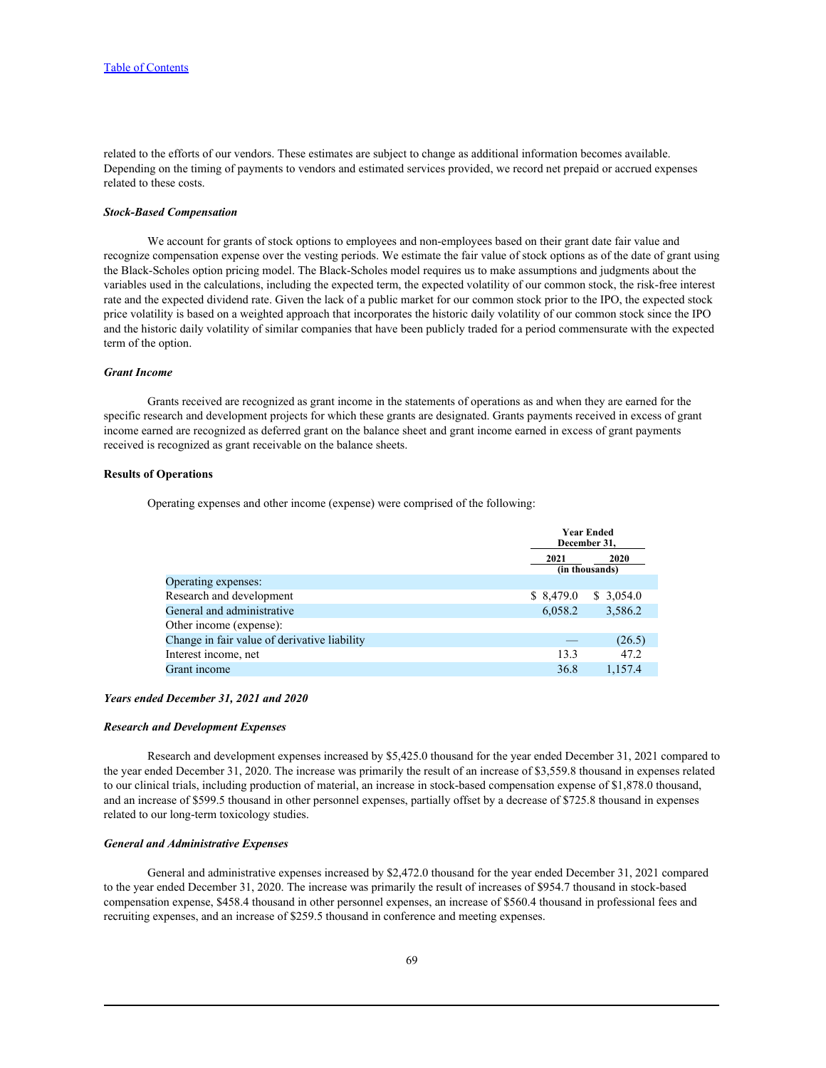related to the efforts of our vendors. These estimates are subject to change as additional information becomes available. Depending on the timing of payments to vendors and estimated services provided, we record net prepaid or accrued expenses related to these costs.

***Stock-Based Compensation***

We account for grants of stock options to employees and non-employees based on their grant date fair value and recognize compensation expense over the vesting periods. We estimate the fair value of stock options as of the date of grant using the Black-Scholes option pricing model. The Black-Scholes model requires us to make assumptions and judgments about the variables used in the calculations, including the expected term, the expected volatility of our common stock, the risk-free interest rate and the expected dividend rate. Given the lack of a public market for our common stock prior to the IPO, the expected stock price volatility is based on a weighted approach that incorporates the historic daily volatility of our common stock since the IPO and the historic daily volatility of similar companies that have been publicly traded for a period commensurate with the expected term of the option.

***Grant Income***

Grants received are recognized as grant income in the statements of operations as and when they are earned for the specific research and development projects for which these grants are designated. Grants payments received in excess of grant income earned are recognized as deferred grant on the balance sheet and grant income earned in excess of grant payments received is recognized as grant receivable on the balance sheets.

**Results of Operations**

Operating expenses and other income (expense) were comprised of the following:

| | Year Ended December 31, | |
|---|---|---|
| | 2021 | 2020 |
| | (in thousands) | |
| Operating expenses: | | |
| Research and development | $ 8,479.0 | $ 3,054.0 |
| General and administrative | 6,058.2 | 3,586.2 |
| Other income (expense): | | |
| Change in fair value of derivative liability | — | (26.5) |
| Interest income, net | 13.3 | 47.2 |
| Grant income | 36.8 | 1,157.4 |

***Years ended December 31, 2021 and 2020***

***Research and Development Expenses***

Research and development expenses increased by $5,425.0 thousand for the year ended December 31, 2021 compared to the year ended December 31, 2020. The increase was primarily the result of an increase of $3,559.8 thousand in expenses related to our clinical trials, including production of material, an increase in stock-based compensation expense of $1,878.0 thousand, and an increase of $599.5 thousand in other personnel expenses, partially offset by a decrease of $725.8 thousand in expenses related to our long-term toxicology studies.

***General and Administrative Expenses***

General and administrative expenses increased by $2,472.0 thousand for the year ended December 31, 2021 compared to the year ended December 31, 2020. The increase was primarily the result of increases of $954.7 thousand in stock-based compensation expense, $458.4 thousand in other personnel expenses, an increase of $560.4 thousand in professional fees and recruiting expenses, and an increase of $259.5 thousand in conference and meeting expenses.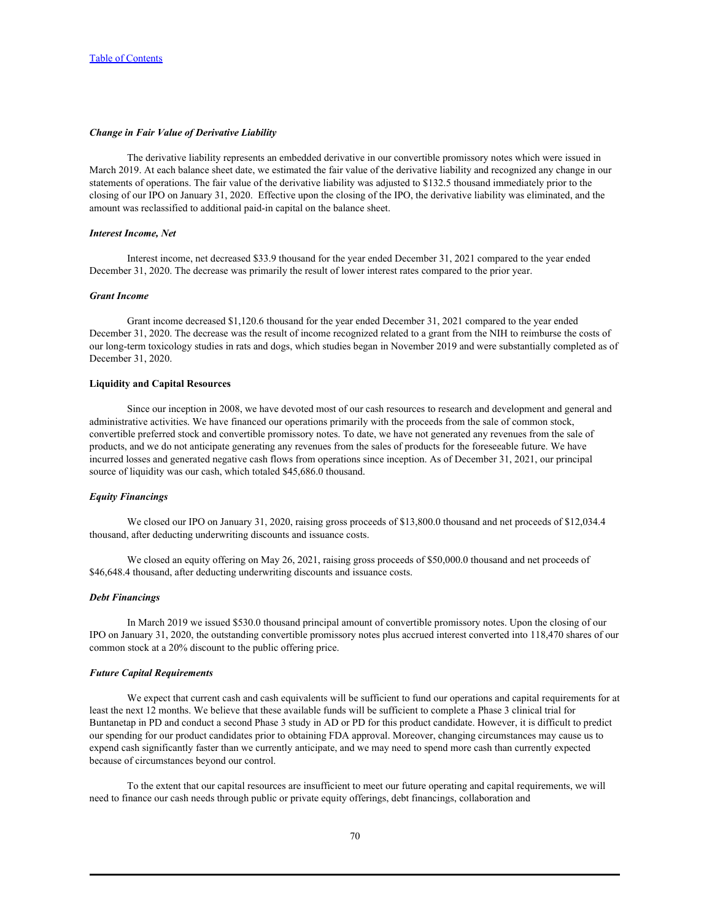*Change in Fair Value of Derivative Liability*

The derivative liability represents an embedded derivative in our convertible promissory notes which were issued in March 2019. At each balance sheet date, we estimated the fair value of the derivative liability and recognized any change in our statements of operations. The fair value of the derivative liability was adjusted to $132.5 thousand immediately prior to the closing of our IPO on January 31, 2020. Effective upon the closing of the IPO, the derivative liability was eliminated, and the amount was reclassified to additional paid-in capital on the balance sheet.

*Interest Income, Net*

Interest income, net decreased $33.9 thousand for the year ended December 31, 2021 compared to the year ended December 31, 2020. The decrease was primarily the result of lower interest rates compared to the prior year.

*Grant Income*

Grant income decreased $1,120.6 thousand for the year ended December 31, 2021 compared to the year ended December 31, 2020. The decrease was the result of income recognized related to a grant from the NIH to reimburse the costs of our long-term toxicology studies in rats and dogs, which studies began in November 2019 and were substantially completed as of December 31, 2020.

**Liquidity and Capital Resources**

Since our inception in 2008, we have devoted most of our cash resources to research and development and general and administrative activities. We have financed our operations primarily with the proceeds from the sale of common stock, convertible preferred stock and convertible promissory notes. To date, we have not generated any revenues from the sale of products, and we do not anticipate generating any revenues from the sales of products for the foreseeable future. We have incurred losses and generated negative cash flows from operations since inception. As of December 31, 2021, our principal source of liquidity was our cash, which totaled $45,686.0 thousand.

*Equity Financings*

We closed our IPO on January 31, 2020, raising gross proceeds of $13,800.0 thousand and net proceeds of $12,034.4 thousand, after deducting underwriting discounts and issuance costs.

We closed an equity offering on May 26, 2021, raising gross proceeds of $50,000.0 thousand and net proceeds of $46,648.4 thousand, after deducting underwriting discounts and issuance costs.

*Debt Financings*

In March 2019 we issued $530.0 thousand principal amount of convertible promissory notes. Upon the closing of our IPO on January 31, 2020, the outstanding convertible promissory notes plus accrued interest converted into 118,470 shares of our common stock at a 20% discount to the public offering price.

*Future Capital Requirements*

We expect that current cash and cash equivalents will be sufficient to fund our operations and capital requirements for at least the next 12 months. We believe that these available funds will be sufficient to complete a Phase 3 clinical trial for Buntanetap in PD and conduct a second Phase 3 study in AD or PD for this product candidate. However, it is difficult to predict our spending for our product candidates prior to obtaining FDA approval. Moreover, changing circumstances may cause us to expend cash significantly faster than we currently anticipate, and we may need to spend more cash than currently expected because of circumstances beyond our control.

To the extent that our capital resources are insufficient to meet our future operating and capital requirements, we will need to finance our cash needs through public or private equity offerings, debt financings, collaboration and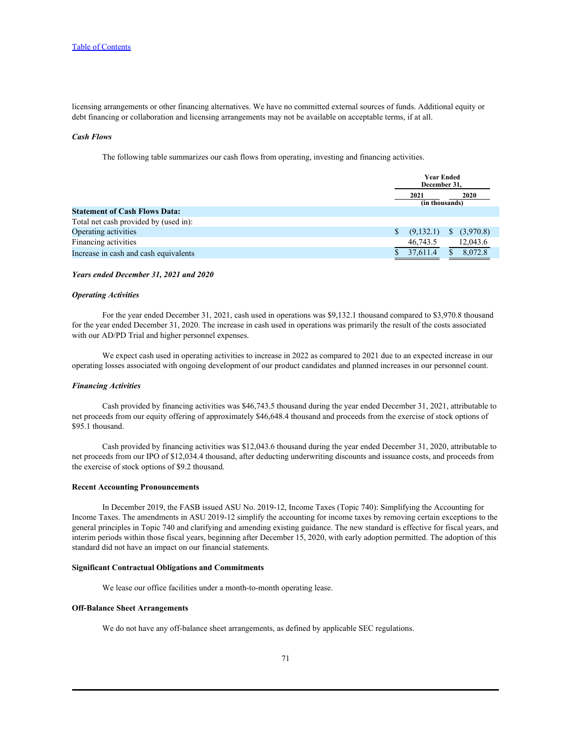licensing arrangements or other financing alternatives. We have no committed external sources of funds. Additional equity or debt financing or collaboration and licensing arrangements may not be available on acceptable terms, if at all.

***Cash Flows***

The following table summarizes our cash flows from operating, investing and financing activities.

| | Year Ended December 31, | |
|---|---|---|
| | 2021 | 2020 |
| | (in thousands) | |
| **Statement of Cash Flows Data:** | | |
| Total net cash provided by (used in): | | |
| Operating activities | $ (9,132.1) | $ (3,970.8) |
| Financing activities | 46,743.5 | 12,043.6 |
| Increase in cash and cash equivalents | $ 37,611.4 | $ 8,072.8 |

***Years ended December 31, 2021 and 2020***

***Operating Activities***

For the year ended December 31, 2021, cash used in operations was $9,132.1 thousand compared to $3,970.8 thousand for the year ended December 31, 2020. The increase in cash used in operations was primarily the result of the costs associated with our AD/PD Trial and higher personnel expenses.

We expect cash used in operating activities to increase in 2022 as compared to 2021 due to an expected increase in our operating losses associated with ongoing development of our product candidates and planned increases in our personnel count.

***Financing Activities***

Cash provided by financing activities was $46,743.5 thousand during the year ended December 31, 2021, attributable to net proceeds from our equity offering of approximately $46,648.4 thousand and proceeds from the exercise of stock options of $95.1 thousand.

Cash provided by financing activities was $12,043.6 thousand during the year ended December 31, 2020, attributable to net proceeds from our IPO of $12,034.4 thousand, after deducting underwriting discounts and issuance costs, and proceeds from the exercise of stock options of $9.2 thousand.

**Recent Accounting Pronouncements**

In December 2019, the FASB issued ASU No. 2019-12, Income Taxes (Topic 740): Simplifying the Accounting for Income Taxes. The amendments in ASU 2019-12 simplify the accounting for income taxes by removing certain exceptions to the general principles in Topic 740 and clarifying and amending existing guidance. The new standard is effective for fiscal years, and interim periods within those fiscal years, beginning after December 15, 2020, with early adoption permitted. The adoption of this standard did not have an impact on our financial statements.

**Significant Contractual Obligations and Commitments**

We lease our office facilities under a month-to-month operating lease.

**Off-Balance Sheet Arrangements**

We do not have any off-balance sheet arrangements, as defined by applicable SEC regulations.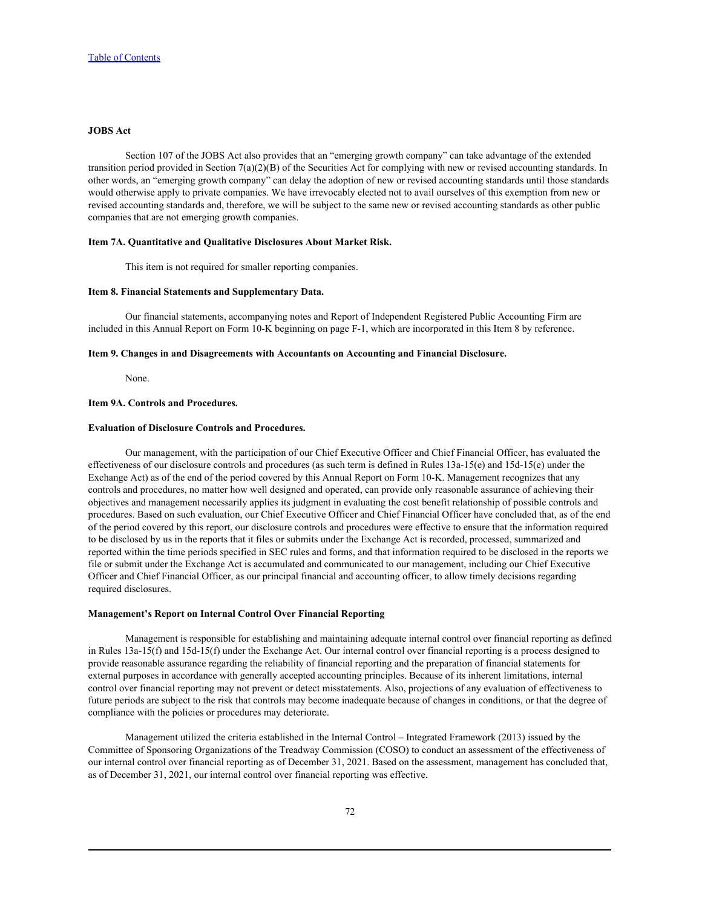**JOBS Act**

Section 107 of the JOBS Act also provides that an "emerging growth company" can take advantage of the extended transition period provided in Section 7(a)(2)(B) of the Securities Act for complying with new or revised accounting standards. In other words, an "emerging growth company" can delay the adoption of new or revised accounting standards until those standards would otherwise apply to private companies. We have irrevocably elected not to avail ourselves of this exemption from new or revised accounting standards and, therefore, we will be subject to the same new or revised accounting standards as other public companies that are not emerging growth companies.

**Item 7A. Quantitative and Qualitative Disclosures About Market Risk.**

This item is not required for smaller reporting companies.

**Item 8. Financial Statements and Supplementary Data.**

Our financial statements, accompanying notes and Report of Independent Registered Public Accounting Firm are included in this Annual Report on Form 10-K beginning on page F-1, which are incorporated in this Item 8 by reference.

**Item 9. Changes in and Disagreements with Accountants on Accounting and Financial Disclosure.**

None.

**Item 9A. Controls and Procedures.**

**Evaluation of Disclosure Controls and Procedures.**

Our management, with the participation of our Chief Executive Officer and Chief Financial Officer, has evaluated the effectiveness of our disclosure controls and procedures (as such term is defined in Rules 13a-15(e) and 15d-15(e) under the Exchange Act) as of the end of the period covered by this Annual Report on Form 10-K. Management recognizes that any controls and procedures, no matter how well designed and operated, can provide only reasonable assurance of achieving their objectives and management necessarily applies its judgment in evaluating the cost benefit relationship of possible controls and procedures. Based on such evaluation, our Chief Executive Officer and Chief Financial Officer have concluded that, as of the end of the period covered by this report, our disclosure controls and procedures were effective to ensure that the information required to be disclosed by us in the reports that it files or submits under the Exchange Act is recorded, processed, summarized and reported within the time periods specified in SEC rules and forms, and that information required to be disclosed in the reports we file or submit under the Exchange Act is accumulated and communicated to our management, including our Chief Executive Officer and Chief Financial Officer, as our principal financial and accounting officer, to allow timely decisions regarding required disclosures.

**Management's Report on Internal Control Over Financial Reporting**

Management is responsible for establishing and maintaining adequate internal control over financial reporting as defined in Rules 13a-15(f) and 15d-15(f) under the Exchange Act. Our internal control over financial reporting is a process designed to provide reasonable assurance regarding the reliability of financial reporting and the preparation of financial statements for external purposes in accordance with generally accepted accounting principles. Because of its inherent limitations, internal control over financial reporting may not prevent or detect misstatements. Also, projections of any evaluation of effectiveness to future periods are subject to the risk that controls may become inadequate because of changes in conditions, or that the degree of compliance with the policies or procedures may deteriorate.

Management utilized the criteria established in the Internal Control – Integrated Framework (2013) issued by the Committee of Sponsoring Organizations of the Treadway Commission (COSO) to conduct an assessment of the effectiveness of our internal control over financial reporting as of December 31, 2021. Based on the assessment, management has concluded that, as of December 31, 2021, our internal control over financial reporting was effective.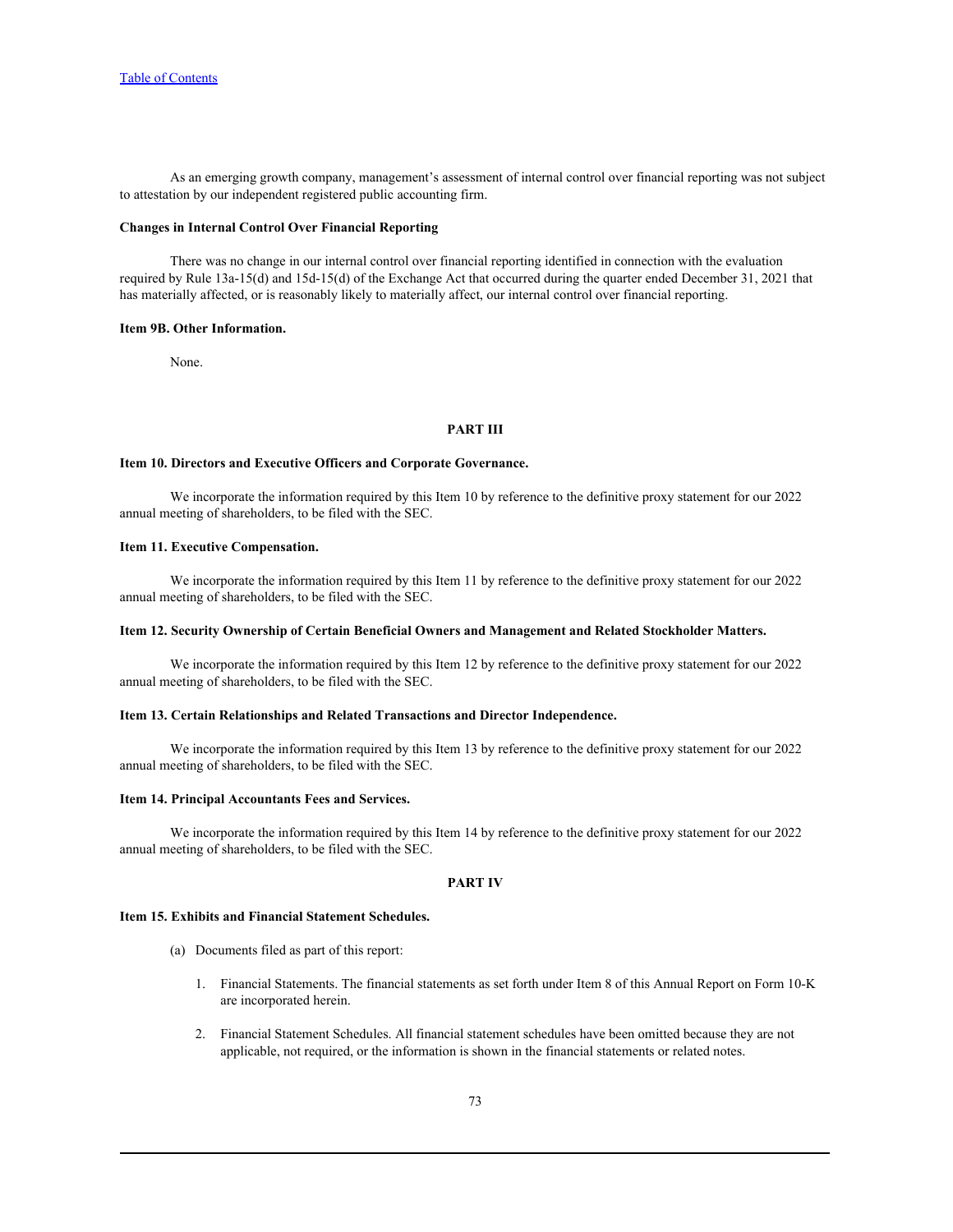As an emerging growth company, management's assessment of internal control over financial reporting was not subject to attestation by our independent registered public accounting firm.

**Changes in Internal Control Over Financial Reporting**

There was no change in our internal control over financial reporting identified in connection with the evaluation required by Rule 13a-15(d) and 15d-15(d) of the Exchange Act that occurred during the quarter ended December 31, 2021 that has materially affected, or is reasonably likely to materially affect, our internal control over financial reporting.

### Item 9B. Other Information.

None.

## PART III

### Item 10. Directors and Executive Officers and Corporate Governance.

We incorporate the information required by this Item 10 by reference to the definitive proxy statement for our 2022 annual meeting of shareholders, to be filed with the SEC.

### Item 11. Executive Compensation.

We incorporate the information required by this Item 11 by reference to the definitive proxy statement for our 2022 annual meeting of shareholders, to be filed with the SEC.

### Item 12. Security Ownership of Certain Beneficial Owners and Management and Related Stockholder Matters.

We incorporate the information required by this Item 12 by reference to the definitive proxy statement for our 2022 annual meeting of shareholders, to be filed with the SEC.

### Item 13. Certain Relationships and Related Transactions and Director Independence.

We incorporate the information required by this Item 13 by reference to the definitive proxy statement for our 2022 annual meeting of shareholders, to be filed with the SEC.

### Item 14. Principal Accountants Fees and Services.

We incorporate the information required by this Item 14 by reference to the definitive proxy statement for our 2022 annual meeting of shareholders, to be filed with the SEC.

## PART IV

### Item 15. Exhibits and Financial Statement Schedules.

(a) Documents filed as part of this report:

1. Financial Statements. The financial statements as set forth under Item 8 of this Annual Report on Form 10-K are incorporated herein.

2. Financial Statement Schedules. All financial statement schedules have been omitted because they are not applicable, not required, or the information is shown in the financial statements or related notes.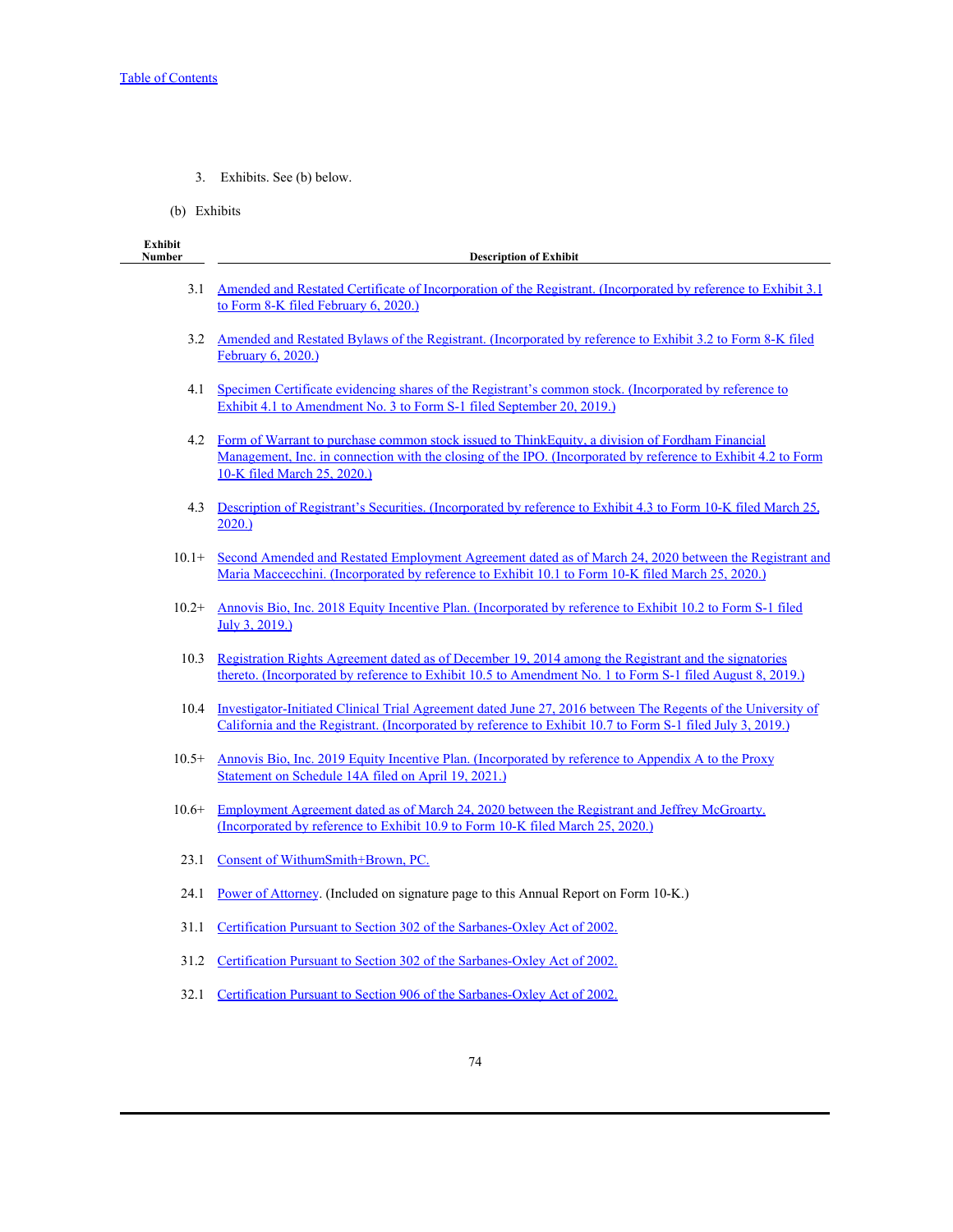3. Exhibits. See (b) below.

(b) Exhibits

| Exhibit Number | Description of Exhibit |
|---|---|
| 3.1 | Amended and Restated Certificate of Incorporation of the Registrant. (Incorporated by reference to Exhibit 3.1 to Form 8-K filed February 6, 2020.) |
| 3.2 | Amended and Restated Bylaws of the Registrant. (Incorporated by reference to Exhibit 3.2 to Form 8-K filed February 6, 2020.) |
| 4.1 | Specimen Certificate evidencing shares of the Registrant's common stock. (Incorporated by reference to Exhibit 4.1 to Amendment No. 3 to Form S-1 filed September 20, 2019.) |
| 4.2 | Form of Warrant to purchase common stock issued to ThinkEquity, a division of Fordham Financial Management, Inc. in connection with the closing of the IPO. (Incorporated by reference to Exhibit 4.2 to Form 10-K filed March 25, 2020.) |
| 4.3 | Description of Registrant's Securities. (Incorporated by reference to Exhibit 4.3 to Form 10-K filed March 25, 2020.) |
| 10.1+ | Second Amended and Restated Employment Agreement dated as of March 24, 2020 between the Registrant and Maria Maccecchini. (Incorporated by reference to Exhibit 10.1 to Form 10-K filed March 25, 2020.) |
| 10.2+ | Annovis Bio, Inc. 2018 Equity Incentive Plan. (Incorporated by reference to Exhibit 10.2 to Form S-1 filed July 3, 2019.) |
| 10.3 | Registration Rights Agreement dated as of December 19, 2014 among the Registrant and the signatories thereto. (Incorporated by reference to Exhibit 10.5 to Amendment No. 1 to Form S-1 filed August 8, 2019.) |
| 10.4 | Investigator-Initiated Clinical Trial Agreement dated June 27, 2016 between The Regents of the University of California and the Registrant. (Incorporated by reference to Exhibit 10.7 to Form S-1 filed July 3, 2019.) |
| 10.5+ | Annovis Bio, Inc. 2019 Equity Incentive Plan. (Incorporated by reference to Appendix A to the Proxy Statement on Schedule 14A filed on April 19, 2021.) |
| 10.6+ | Employment Agreement dated as of March 24, 2020 between the Registrant and Jeffrey McGroarty. (Incorporated by reference to Exhibit 10.9 to Form 10-K filed March 25, 2020.) |
| 23.1 | Consent of WithumSmith+Brown, PC. |
| 24.1 | Power of Attorney. (Included on signature page to this Annual Report on Form 10-K.) |
| 31.1 | Certification Pursuant to Section 302 of the Sarbanes-Oxley Act of 2002. |
| 31.2 | Certification Pursuant to Section 302 of the Sarbanes-Oxley Act of 2002. |
| 32.1 | Certification Pursuant to Section 906 of the Sarbanes-Oxley Act of 2002. |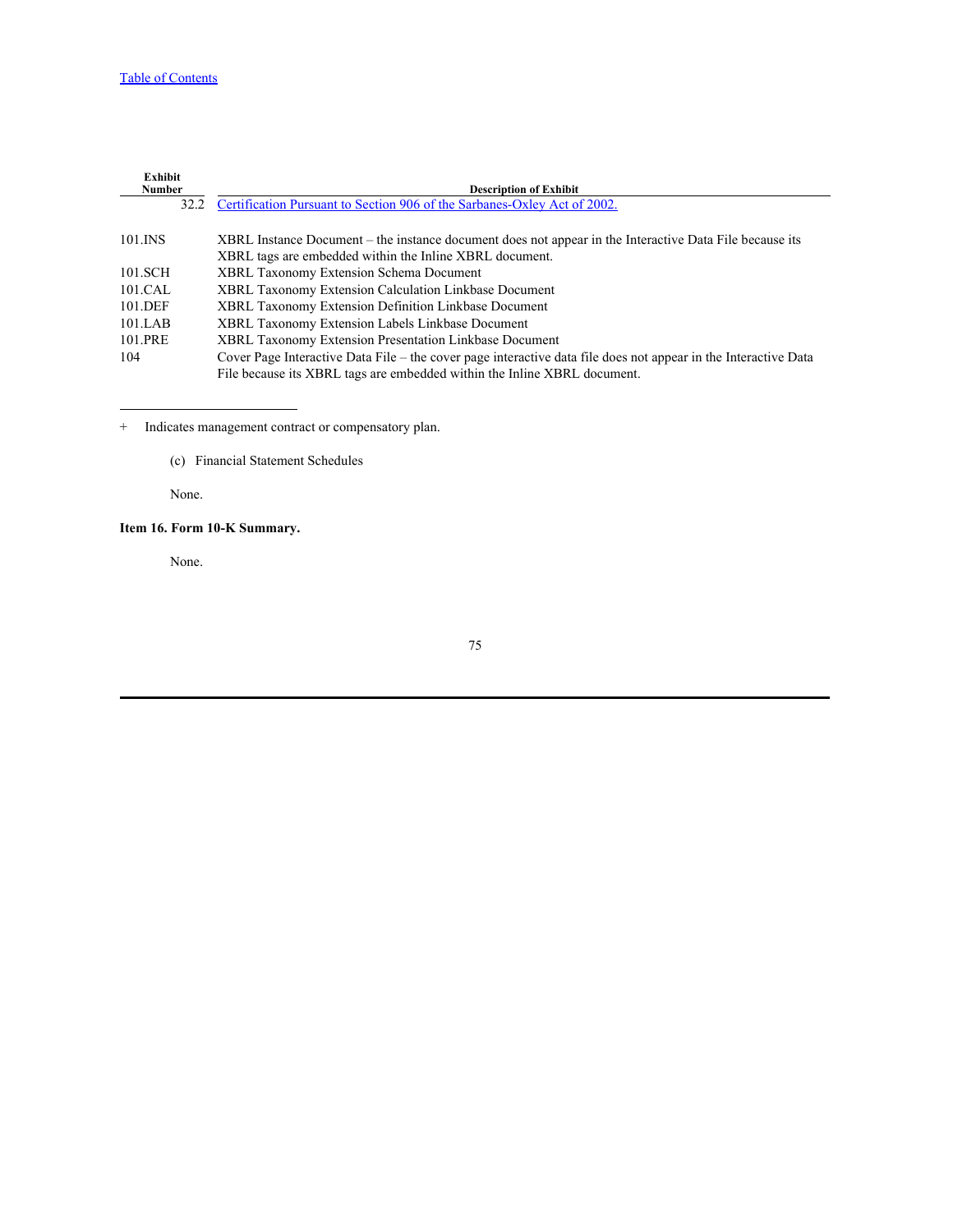| Exhibit Number | Description of Exhibit |
|---|---|
| 32.2 | Certification Pursuant to Section 906 of the Sarbanes-Oxley Act of 2002. |
| 101.INS | XBRL Instance Document – the instance document does not appear in the Interactive Data File because its XBRL tags are embedded within the Inline XBRL document. |
| 101.SCH | XBRL Taxonomy Extension Schema Document |
| 101.CAL | XBRL Taxonomy Extension Calculation Linkbase Document |
| 101.DEF | XBRL Taxonomy Extension Definition Linkbase Document |
| 101.LAB | XBRL Taxonomy Extension Labels Linkbase Document |
| 101.PRE | XBRL Taxonomy Extension Presentation Linkbase Document |
| 104 | Cover Page Interactive Data File – the cover page interactive data file does not appear in the Interactive Data File because its XBRL tags are embedded within the Inline XBRL document. |

\+ Indicates management contract or compensatory plan.

(c) Financial Statement Schedules

None.

**Item 16. Form 10-K Summary.**

None.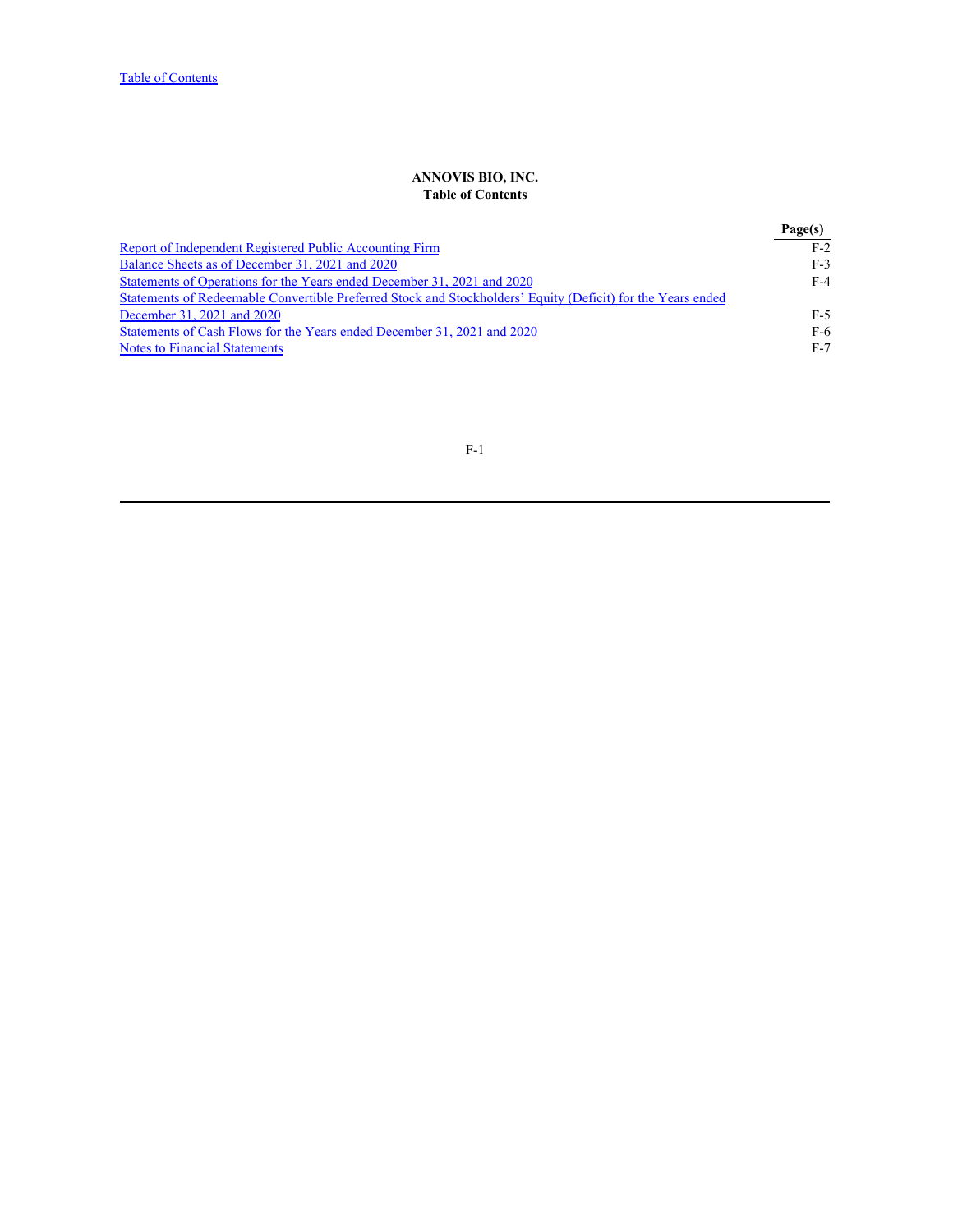Table of Contents

**ANNOVIS BIO, INC.**
**Table of Contents**

| | Page(s) |
|---|---|
| Report of Independent Registered Public Accounting Firm | F-2 |
| Balance Sheets as of December 31, 2021 and 2020 | F-3 |
| Statements of Operations for the Years ended December 31, 2021 and 2020 | F-4 |
| Statements of Redeemable Convertible Preferred Stock and Stockholders' Equity (Deficit) for the Years ended December 31, 2021 and 2020 | F-5 |
| Statements of Cash Flows for the Years ended December 31, 2021 and 2020 | F-6 |
| Notes to Financial Statements | F-7 |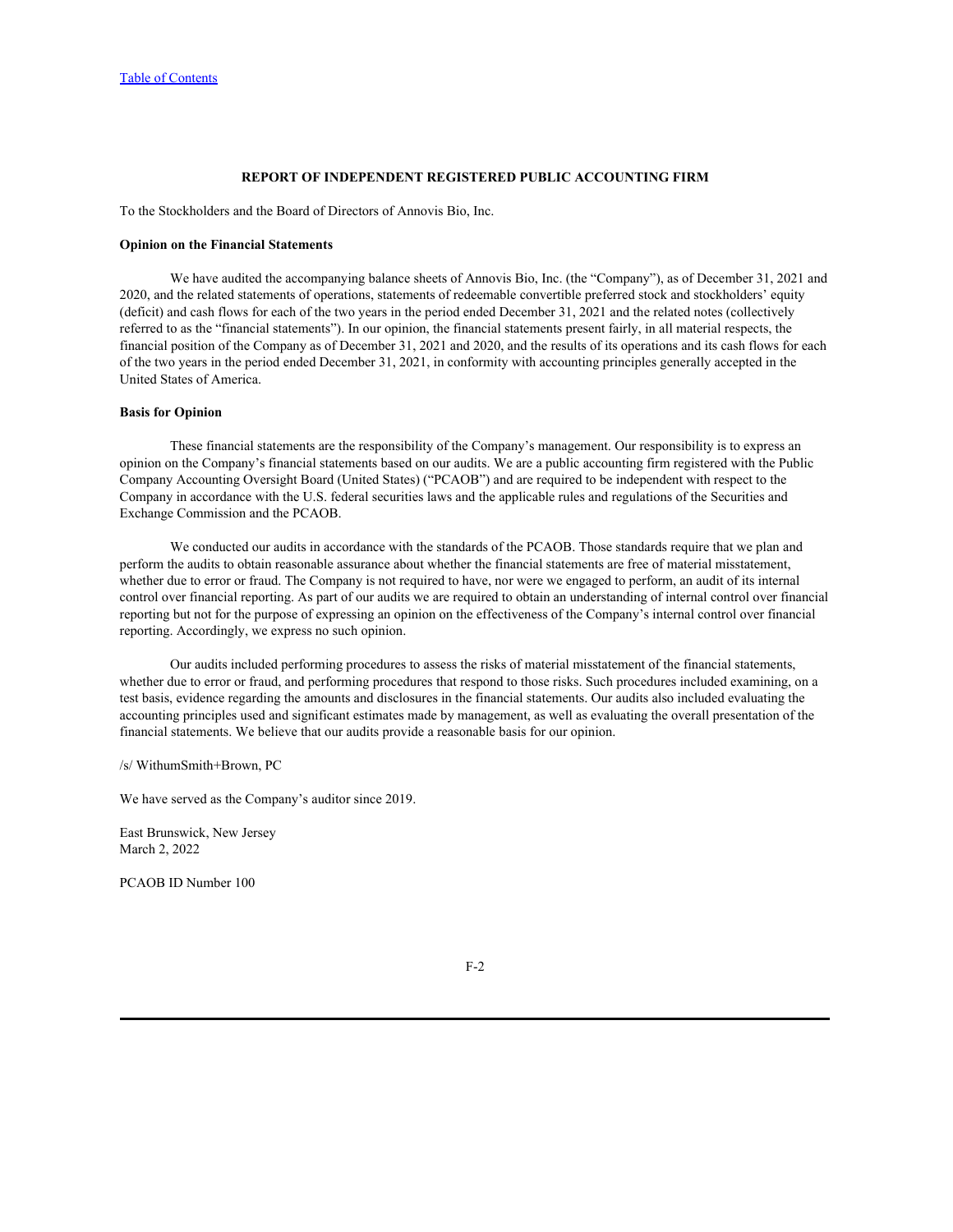## REPORT OF INDEPENDENT REGISTERED PUBLIC ACCOUNTING FIRM

To the Stockholders and the Board of Directors of Annovis Bio, Inc.

**Opinion on the Financial Statements**

We have audited the accompanying balance sheets of Annovis Bio, Inc. (the "Company"), as of December 31, 2021 and 2020, and the related statements of operations, statements of redeemable convertible preferred stock and stockholders' equity (deficit) and cash flows for each of the two years in the period ended December 31, 2021 and the related notes (collectively referred to as the "financial statements"). In our opinion, the financial statements present fairly, in all material respects, the financial position of the Company as of December 31, 2021 and 2020, and the results of its operations and its cash flows for each of the two years in the period ended December 31, 2021, in conformity with accounting principles generally accepted in the United States of America.

**Basis for Opinion**

These financial statements are the responsibility of the Company's management. Our responsibility is to express an opinion on the Company's financial statements based on our audits. We are a public accounting firm registered with the Public Company Accounting Oversight Board (United States) ("PCAOB") and are required to be independent with respect to the Company in accordance with the U.S. federal securities laws and the applicable rules and regulations of the Securities and Exchange Commission and the PCAOB.

We conducted our audits in accordance with the standards of the PCAOB. Those standards require that we plan and perform the audits to obtain reasonable assurance about whether the financial statements are free of material misstatement, whether due to error or fraud. The Company is not required to have, nor were we engaged to perform, an audit of its internal control over financial reporting. As part of our audits we are required to obtain an understanding of internal control over financial reporting but not for the purpose of expressing an opinion on the effectiveness of the Company's internal control over financial reporting. Accordingly, we express no such opinion.

Our audits included performing procedures to assess the risks of material misstatement of the financial statements, whether due to error or fraud, and performing procedures that respond to those risks. Such procedures included examining, on a test basis, evidence regarding the amounts and disclosures in the financial statements. Our audits also included evaluating the accounting principles used and significant estimates made by management, as well as evaluating the overall presentation of the financial statements. We believe that our audits provide a reasonable basis for our opinion.

/s/ WithumSmith+Brown, PC

We have served as the Company's auditor since 2019.

East Brunswick, New Jersey
March 2, 2022

PCAOB ID Number 100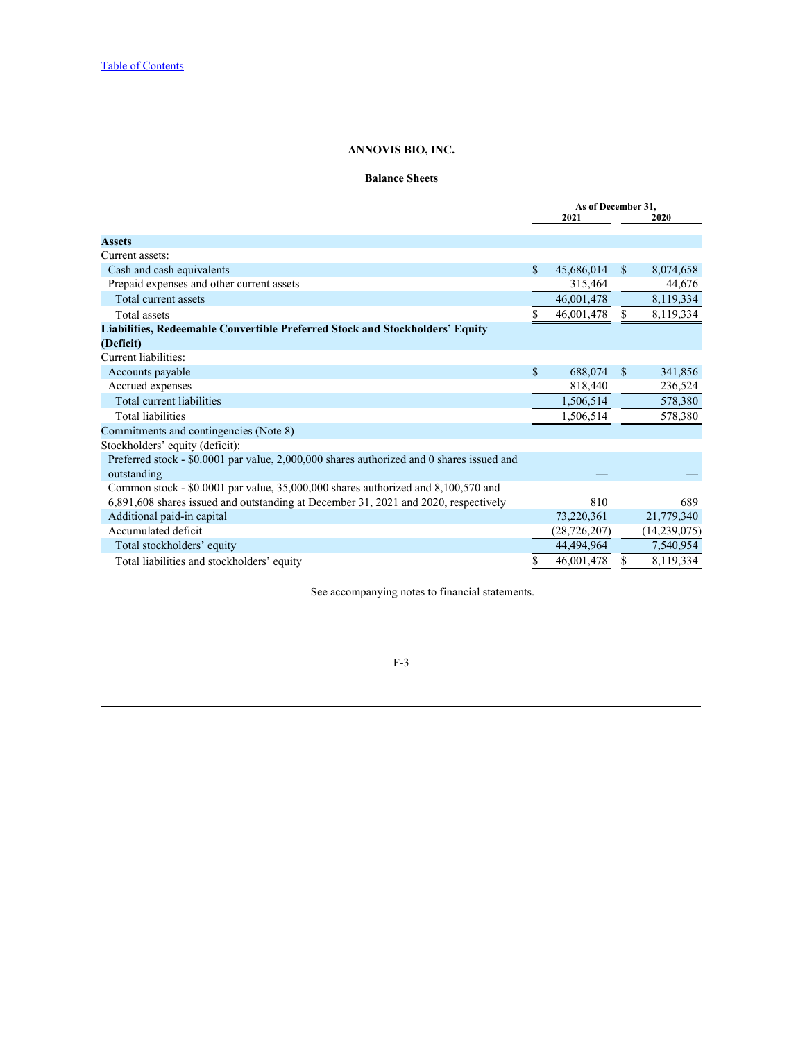[Table of Contents](#)

# ANNOVIS BIO, INC.

## Balance Sheets

| | As of December 31, | |
|---|---|---|
| | 2021 | 2020 |
| **Assets** | | |
| Current assets: | | |
| Cash and cash equivalents | $ 45,686,014 | $ 8,074,658 |
| Prepaid expenses and other current assets | 315,464 | 44,676 |
| Total current assets | 46,001,478 | 8,119,334 |
| Total assets | $ 46,001,478 | $ 8,119,334 |
| **Liabilities, Redeemable Convertible Preferred Stock and Stockholders' Equity (Deficit)** | | |
| Current liabilities: | | |
| Accounts payable | $ 688,074 | $ 341,856 |
| Accrued expenses | 818,440 | 236,524 |
| Total current liabilities | 1,506,514 | 578,380 |
| Total liabilities | 1,506,514 | 578,380 |
| Commitments and contingencies (Note 8) | | |
| Stockholders' equity (deficit): | | |
| Preferred stock - $0.0001 par value, 2,000,000 shares authorized and 0 shares issued and outstanding | — | — |
| Common stock - $0.0001 par value, 35,000,000 shares authorized and 8,100,570 and 6,891,608 shares issued and outstanding at December 31, 2021 and 2020, respectively | 810 | 689 |
| Additional paid-in capital | 73,220,361 | 21,779,340 |
| Accumulated deficit | (28,726,207) | (14,239,075) |
| Total stockholders' equity | 44,494,964 | 7,540,954 |
| Total liabilities and stockholders' equity | $ 46,001,478 | $ 8,119,334 |

See accompanying notes to financial statements.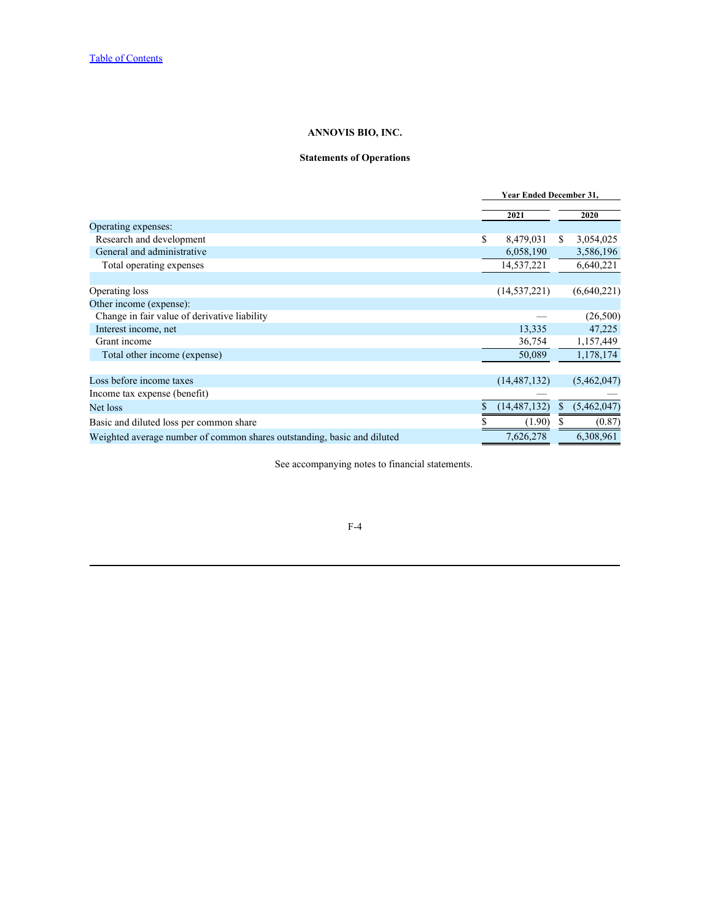Table of Contents

**ANNOVIS BIO, INC.**

**Statements of Operations**

| | Year Ended December 31, | |
|---|---|---|
| | **2021** | **2020** |
| Operating expenses: | | |
| Research and development | $ 8,479,031 | $ 3,054,025 |
| General and administrative | 6,058,190 | 3,586,196 |
| Total operating expenses | 14,537,221 | 6,640,221 |
| | | |
| Operating loss | (14,537,221) | (6,640,221) |
| Other income (expense): | | |
| Change in fair value of derivative liability | — | (26,500) |
| Interest income, net | 13,335 | 47,225 |
| Grant income | 36,754 | 1,157,449 |
| Total other income (expense) | 50,089 | 1,178,174 |
| | | |
| Loss before income taxes | (14,487,132) | (5,462,047) |
| Income tax expense (benefit) | — | — |
| Net loss | $ (14,487,132) | $ (5,462,047) |
| Basic and diluted loss per common share | $ (1.90) | $ (0.87) |
| Weighted average number of common shares outstanding, basic and diluted | 7,626,278 | 6,308,961 |

See accompanying notes to financial statements.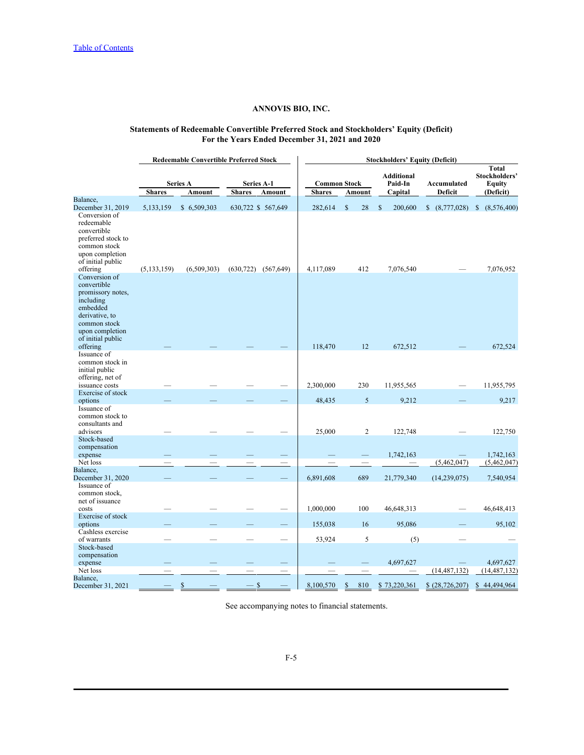[Table of Contents](#)

**ANNOVIS BIO, INC.**

**Statements of Redeemable Convertible Preferred Stock and Stockholders' Equity (Deficit)**
**For the Years Ended December 31, 2021 and 2020**

| | Redeemable Convertible Preferred Stock | | | | Stockholders' Equity (Deficit) | | | | |
|---|---|---|---|---|---|---|---|---|---|
| | Series A | | Series A-1 | | Common Stock | | Additional Paid-In Capital | Accumulated Deficit | Total Stockholders' Equity (Deficit) |
| | Shares | Amount | Shares | Amount | Shares | Amount | | | |
| Balance, December 31, 2019 | 5,133,159 | $ 6,509,303 | 630,722 | $ 567,649 | 282,614 | $ 28 | $ 200,600 | $ (8,777,028) | $ (8,576,400) |
| Conversion of redeemable convertible preferred stock to common stock upon completion of initial public offering | (5,133,159) | (6,509,303) | (630,722) | (567,649) | 4,117,089 | 412 | 7,076,540 | — | 7,076,952 |
| Conversion of convertible promissory notes, including embedded derivative, to common stock upon completion of initial public offering | — | — | — | — | 118,470 | 12 | 672,512 | — | 672,524 |
| Issuance of common stock in initial public offering, net of issuance costs | — | — | — | — | 2,300,000 | 230 | 11,955,565 | — | 11,955,795 |
| Exercise of stock options | — | — | — | — | 48,435 | 5 | 9,212 | — | 9,217 |
| Issuance of common stock to consultants and advisors | — | — | — | — | 25,000 | 2 | 122,748 | — | 122,750 |
| Stock-based compensation expense | — | — | — | — | — | — | 1,742,163 | — | 1,742,163 |
| Net loss | — | — | — | — | — | — | — | (5,462,047) | (5,462,047) |
| Balance, December 31, 2020 | — | — | — | — | 6,891,608 | 689 | 21,779,340 | (14,239,075) | 7,540,954 |
| Issuance of common stock, net of issuance costs | — | — | — | — | 1,000,000 | 100 | 46,648,313 | — | 46,648,413 |
| Exercise of stock options | — | — | — | — | 155,038 | 16 | 95,086 | — | 95,102 |
| Cashless exercise of warrants | — | — | — | — | 53,924 | 5 | (5) | — | — |
| Stock-based compensation expense | — | — | — | — | — | — | 4,697,627 | — | 4,697,627 |
| Net loss | — | — | — | — | — | — | — | (14,487,132) | (14,487,132) |
| Balance, December 31, 2021 | — | $ — | — | $ — | 8,100,570 | $ 810 | $ 73,220,361 | $ (28,726,207) | $ 44,494,964 |

See accompanying notes to financial statements.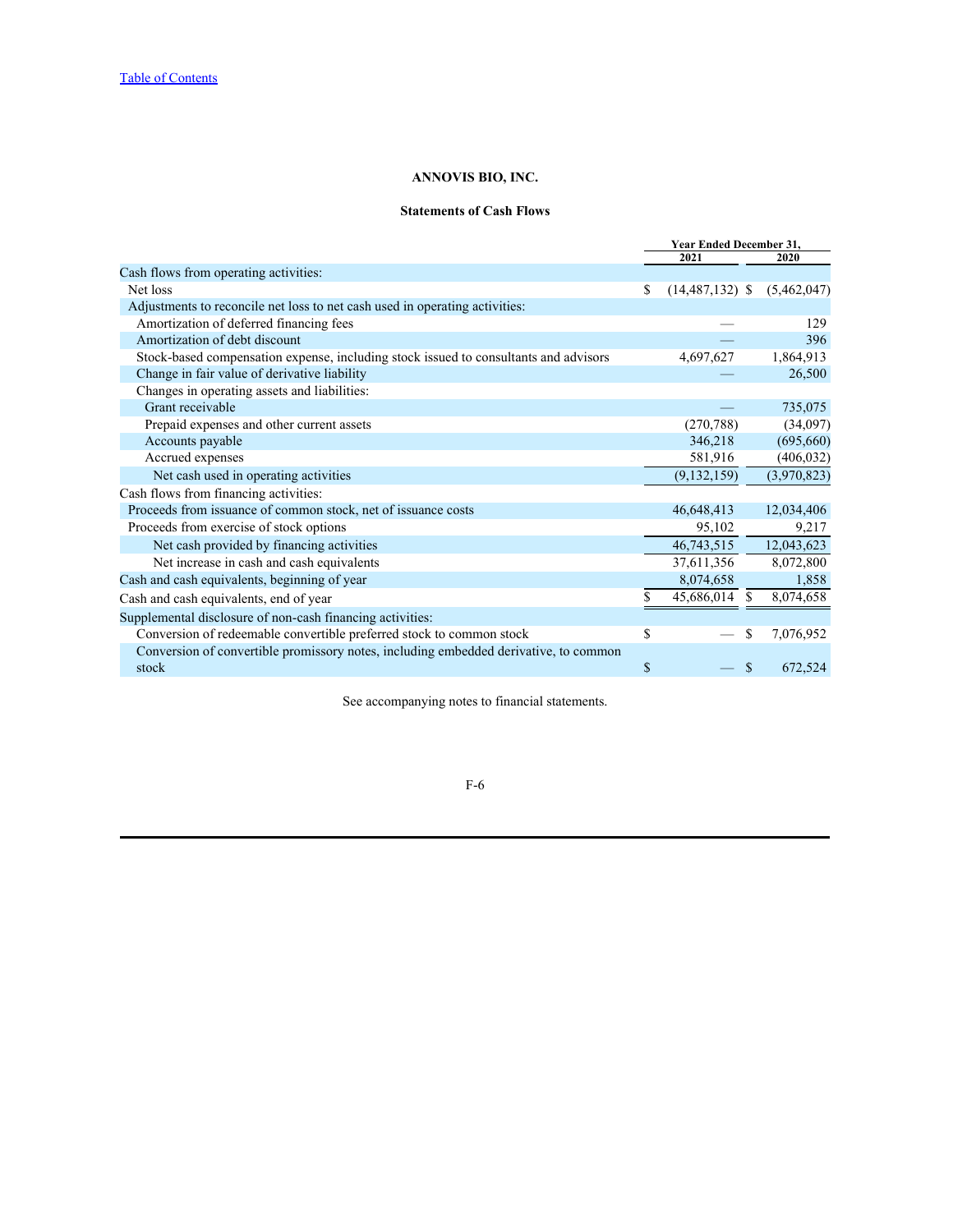# ANNOVIS BIO, INC.

## Statements of Cash Flows

| | Year Ended December 31, | |
|---|---|---|
| | 2021 | 2020 |
| Cash flows from operating activities: | | |
| Net loss | $ (14,487,132) | $ (5,462,047) |
| Adjustments to reconcile net loss to net cash used in operating activities: | | |
| Amortization of deferred financing fees | — | 129 |
| Amortization of debt discount | — | 396 |
| Stock-based compensation expense, including stock issued to consultants and advisors | 4,697,627 | 1,864,913 |
| Change in fair value of derivative liability | — | 26,500 |
| Changes in operating assets and liabilities: | | |
| Grant receivable | — | 735,075 |
| Prepaid expenses and other current assets | (270,788) | (34,097) |
| Accounts payable | 346,218 | (695,660) |
| Accrued expenses | 581,916 | (406,032) |
| Net cash used in operating activities | (9,132,159) | (3,970,823) |
| Cash flows from financing activities: | | |
| Proceeds from issuance of common stock, net of issuance costs | 46,648,413 | 12,034,406 |
| Proceeds from exercise of stock options | 95,102 | 9,217 |
| Net cash provided by financing activities | 46,743,515 | 12,043,623 |
| Net increase in cash and cash equivalents | 37,611,356 | 8,072,800 |
| Cash and cash equivalents, beginning of year | 8,074,658 | 1,858 |
| Cash and cash equivalents, end of year | $ 45,686,014 | $ 8,074,658 |
| Supplemental disclosure of non-cash financing activities: | | |
| Conversion of redeemable convertible preferred stock to common stock | $ — | $ 7,076,952 |
| Conversion of convertible promissory notes, including embedded derivative, to common stock | $ — | $ 672,524 |

See accompanying notes to financial statements.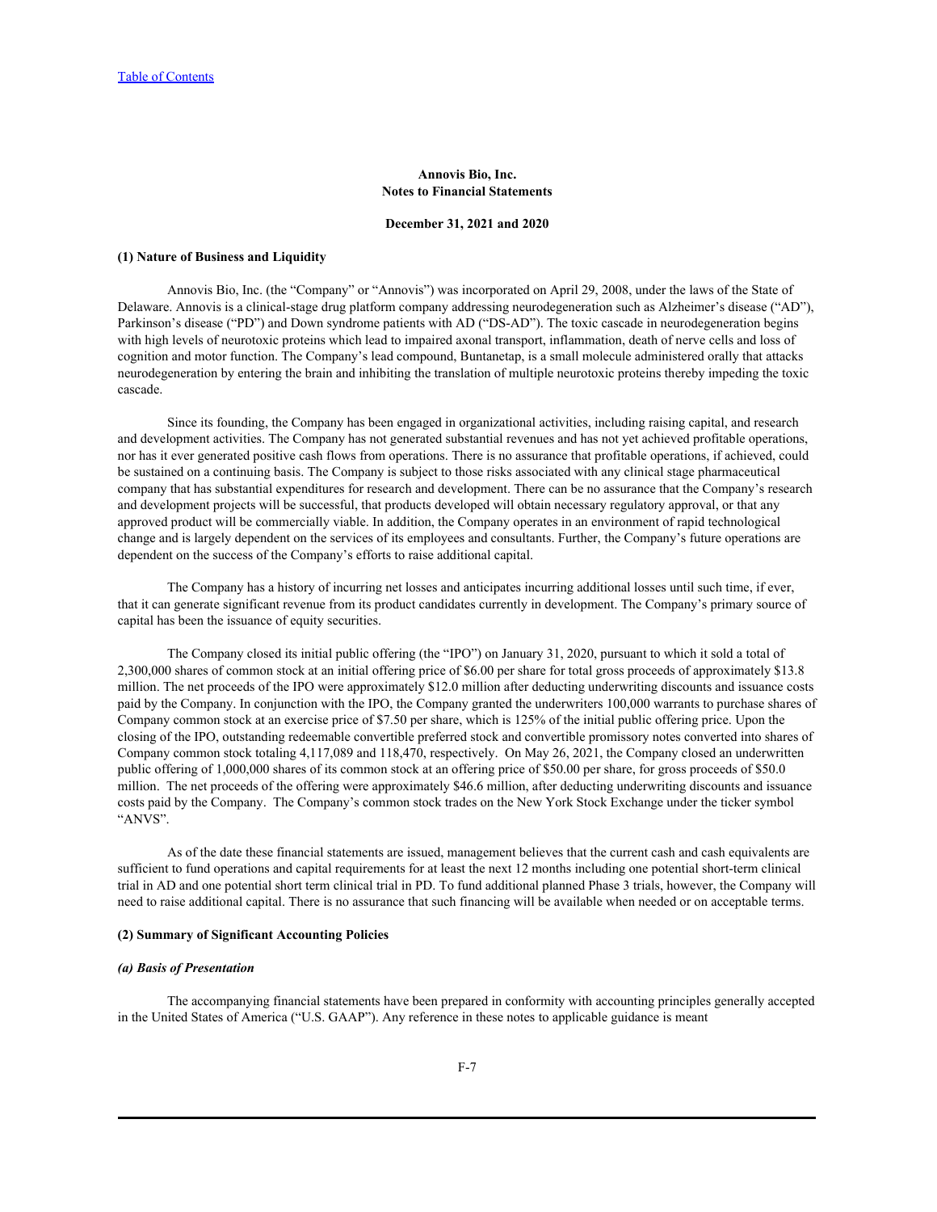**Annovis Bio, Inc.**
**Notes to Financial Statements**

**December 31, 2021 and 2020**

**(1) Nature of Business and Liquidity**

Annovis Bio, Inc. (the "Company" or "Annovis") was incorporated on April 29, 2008, under the laws of the State of Delaware. Annovis is a clinical-stage drug platform company addressing neurodegeneration such as Alzheimer's disease ("AD"), Parkinson's disease ("PD") and Down syndrome patients with AD ("DS-AD"). The toxic cascade in neurodegeneration begins with high levels of neurotoxic proteins which lead to impaired axonal transport, inflammation, death of nerve cells and loss of cognition and motor function. The Company's lead compound, Buntanetap, is a small molecule administered orally that attacks neurodegeneration by entering the brain and inhibiting the translation of multiple neurotoxic proteins thereby impeding the toxic cascade.

Since its founding, the Company has been engaged in organizational activities, including raising capital, and research and development activities. The Company has not generated substantial revenues and has not yet achieved profitable operations, nor has it ever generated positive cash flows from operations. There is no assurance that profitable operations, if achieved, could be sustained on a continuing basis. The Company is subject to those risks associated with any clinical stage pharmaceutical company that has substantial expenditures for research and development. There can be no assurance that the Company's research and development projects will be successful, that products developed will obtain necessary regulatory approval, or that any approved product will be commercially viable. In addition, the Company operates in an environment of rapid technological change and is largely dependent on the services of its employees and consultants. Further, the Company's future operations are dependent on the success of the Company's efforts to raise additional capital.

The Company has a history of incurring net losses and anticipates incurring additional losses until such time, if ever, that it can generate significant revenue from its product candidates currently in development. The Company's primary source of capital has been the issuance of equity securities.

The Company closed its initial public offering (the "IPO") on January 31, 2020, pursuant to which it sold a total of 2,300,000 shares of common stock at an initial offering price of $6.00 per share for total gross proceeds of approximately $13.8 million. The net proceeds of the IPO were approximately $12.0 million after deducting underwriting discounts and issuance costs paid by the Company. In conjunction with the IPO, the Company granted the underwriters 100,000 warrants to purchase shares of Company common stock at an exercise price of $7.50 per share, which is 125% of the initial public offering price. Upon the closing of the IPO, outstanding redeemable convertible preferred stock and convertible promissory notes converted into shares of Company common stock totaling 4,117,089 and 118,470, respectively. On May 26, 2021, the Company closed an underwritten public offering of 1,000,000 shares of its common stock at an offering price of $50.00 per share, for gross proceeds of $50.0 million. The net proceeds of the offering were approximately $46.6 million, after deducting underwriting discounts and issuance costs paid by the Company. The Company's common stock trades on the New York Stock Exchange under the ticker symbol "ANVS".

As of the date these financial statements are issued, management believes that the current cash and cash equivalents are sufficient to fund operations and capital requirements for at least the next 12 months including one potential short-term clinical trial in AD and one potential short term clinical trial in PD. To fund additional planned Phase 3 trials, however, the Company will need to raise additional capital. There is no assurance that such financing will be available when needed or on acceptable terms.

**(2) Summary of Significant Accounting Policies**

***(a) Basis of Presentation***

The accompanying financial statements have been prepared in conformity with accounting principles generally accepted in the United States of America ("U.S. GAAP"). Any reference in these notes to applicable guidance is meant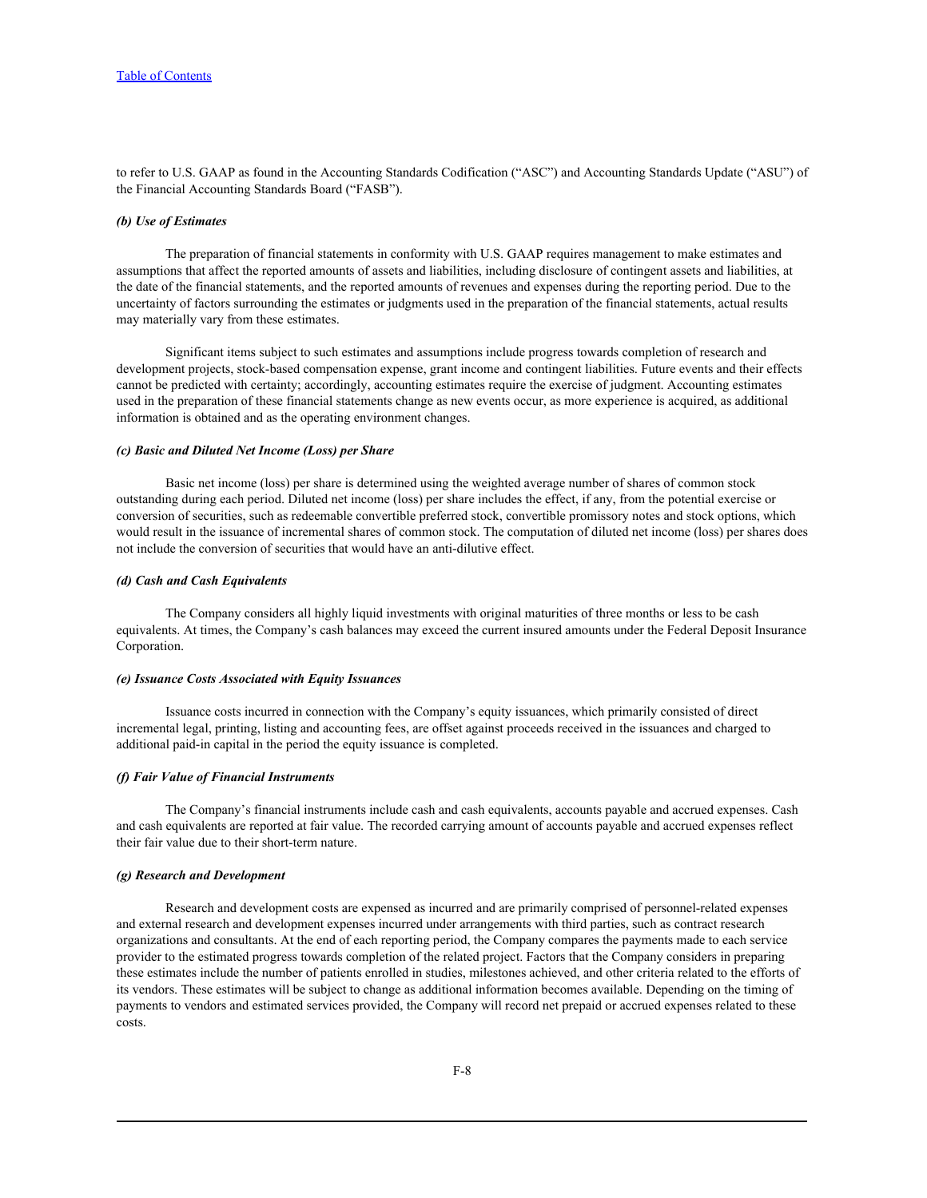to refer to U.S. GAAP as found in the Accounting Standards Codification ("ASC") and Accounting Standards Update ("ASU") of the Financial Accounting Standards Board ("FASB").

***(b) Use of Estimates***

The preparation of financial statements in conformity with U.S. GAAP requires management to make estimates and assumptions that affect the reported amounts of assets and liabilities, including disclosure of contingent assets and liabilities, at the date of the financial statements, and the reported amounts of revenues and expenses during the reporting period. Due to the uncertainty of factors surrounding the estimates or judgments used in the preparation of the financial statements, actual results may materially vary from these estimates.

Significant items subject to such estimates and assumptions include progress towards completion of research and development projects, stock-based compensation expense, grant income and contingent liabilities. Future events and their effects cannot be predicted with certainty; accordingly, accounting estimates require the exercise of judgment. Accounting estimates used in the preparation of these financial statements change as new events occur, as more experience is acquired, as additional information is obtained and as the operating environment changes.

***(c) Basic and Diluted Net Income (Loss) per Share***

Basic net income (loss) per share is determined using the weighted average number of shares of common stock outstanding during each period. Diluted net income (loss) per share includes the effect, if any, from the potential exercise or conversion of securities, such as redeemable convertible preferred stock, convertible promissory notes and stock options, which would result in the issuance of incremental shares of common stock. The computation of diluted net income (loss) per shares does not include the conversion of securities that would have an anti-dilutive effect.

***(d) Cash and Cash Equivalents***

The Company considers all highly liquid investments with original maturities of three months or less to be cash equivalents. At times, the Company's cash balances may exceed the current insured amounts under the Federal Deposit Insurance Corporation.

***(e) Issuance Costs Associated with Equity Issuances***

Issuance costs incurred in connection with the Company's equity issuances, which primarily consisted of direct incremental legal, printing, listing and accounting fees, are offset against proceeds received in the issuances and charged to additional paid-in capital in the period the equity issuance is completed.

***(f) Fair Value of Financial Instruments***

The Company's financial instruments include cash and cash equivalents, accounts payable and accrued expenses. Cash and cash equivalents are reported at fair value. The recorded carrying amount of accounts payable and accrued expenses reflect their fair value due to their short-term nature.

***(g) Research and Development***

Research and development costs are expensed as incurred and are primarily comprised of personnel-related expenses and external research and development expenses incurred under arrangements with third parties, such as contract research organizations and consultants. At the end of each reporting period, the Company compares the payments made to each service provider to the estimated progress towards completion of the related project. Factors that the Company considers in preparing these estimates include the number of patients enrolled in studies, milestones achieved, and other criteria related to the efforts of its vendors. These estimates will be subject to change as additional information becomes available. Depending on the timing of payments to vendors and estimated services provided, the Company will record net prepaid or accrued expenses related to these costs.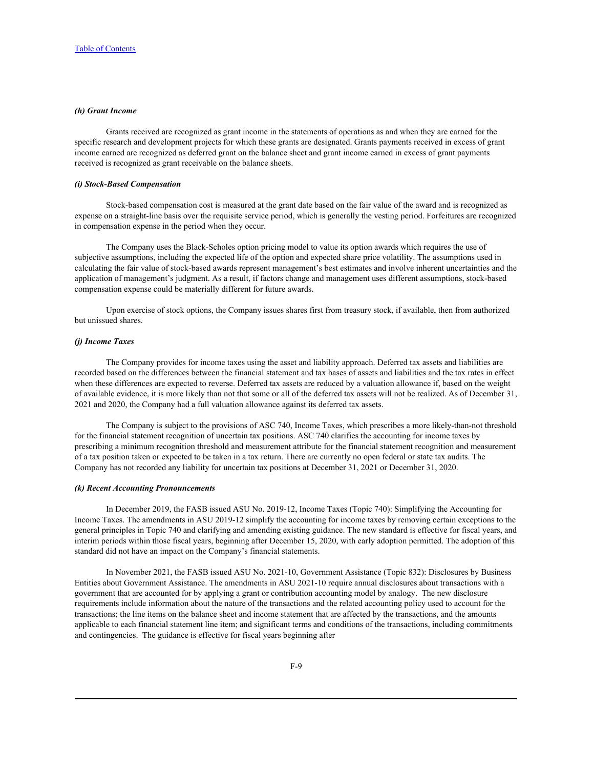***(h) Grant Income***

Grants received are recognized as grant income in the statements of operations as and when they are earned for the specific research and development projects for which these grants are designated. Grants payments received in excess of grant income earned are recognized as deferred grant on the balance sheet and grant income earned in excess of grant payments received is recognized as grant receivable on the balance sheets.

***(i) Stock-Based Compensation***

Stock-based compensation cost is measured at the grant date based on the fair value of the award and is recognized as expense on a straight-line basis over the requisite service period, which is generally the vesting period. Forfeitures are recognized in compensation expense in the period when they occur.

The Company uses the Black-Scholes option pricing model to value its option awards which requires the use of subjective assumptions, including the expected life of the option and expected share price volatility. The assumptions used in calculating the fair value of stock-based awards represent management's best estimates and involve inherent uncertainties and the application of management's judgment. As a result, if factors change and management uses different assumptions, stock-based compensation expense could be materially different for future awards.

Upon exercise of stock options, the Company issues shares first from treasury stock, if available, then from authorized but unissued shares.

***(j) Income Taxes***

The Company provides for income taxes using the asset and liability approach. Deferred tax assets and liabilities are recorded based on the differences between the financial statement and tax bases of assets and liabilities and the tax rates in effect when these differences are expected to reverse. Deferred tax assets are reduced by a valuation allowance if, based on the weight of available evidence, it is more likely than not that some or all of the deferred tax assets will not be realized. As of December 31, 2021 and 2020, the Company had a full valuation allowance against its deferred tax assets.

The Company is subject to the provisions of ASC 740, Income Taxes, which prescribes a more likely-than-not threshold for the financial statement recognition of uncertain tax positions. ASC 740 clarifies the accounting for income taxes by prescribing a minimum recognition threshold and measurement attribute for the financial statement recognition and measurement of a tax position taken or expected to be taken in a tax return. There are currently no open federal or state tax audits. The Company has not recorded any liability for uncertain tax positions at December 31, 2021 or December 31, 2020.

***(k) Recent Accounting Pronouncements***

In December 2019, the FASB issued ASU No. 2019-12, Income Taxes (Topic 740): Simplifying the Accounting for Income Taxes. The amendments in ASU 2019-12 simplify the accounting for income taxes by removing certain exceptions to the general principles in Topic 740 and clarifying and amending existing guidance. The new standard is effective for fiscal years, and interim periods within those fiscal years, beginning after December 15, 2020, with early adoption permitted. The adoption of this standard did not have an impact on the Company's financial statements.

In November 2021, the FASB issued ASU No. 2021-10, Government Assistance (Topic 832): Disclosures by Business Entities about Government Assistance. The amendments in ASU 2021-10 require annual disclosures about transactions with a government that are accounted for by applying a grant or contribution accounting model by analogy. The new disclosure requirements include information about the nature of the transactions and the related accounting policy used to account for the transactions; the line items on the balance sheet and income statement that are affected by the transactions, and the amounts applicable to each financial statement line item; and significant terms and conditions of the transactions, including commitments and contingencies. The guidance is effective for fiscal years beginning after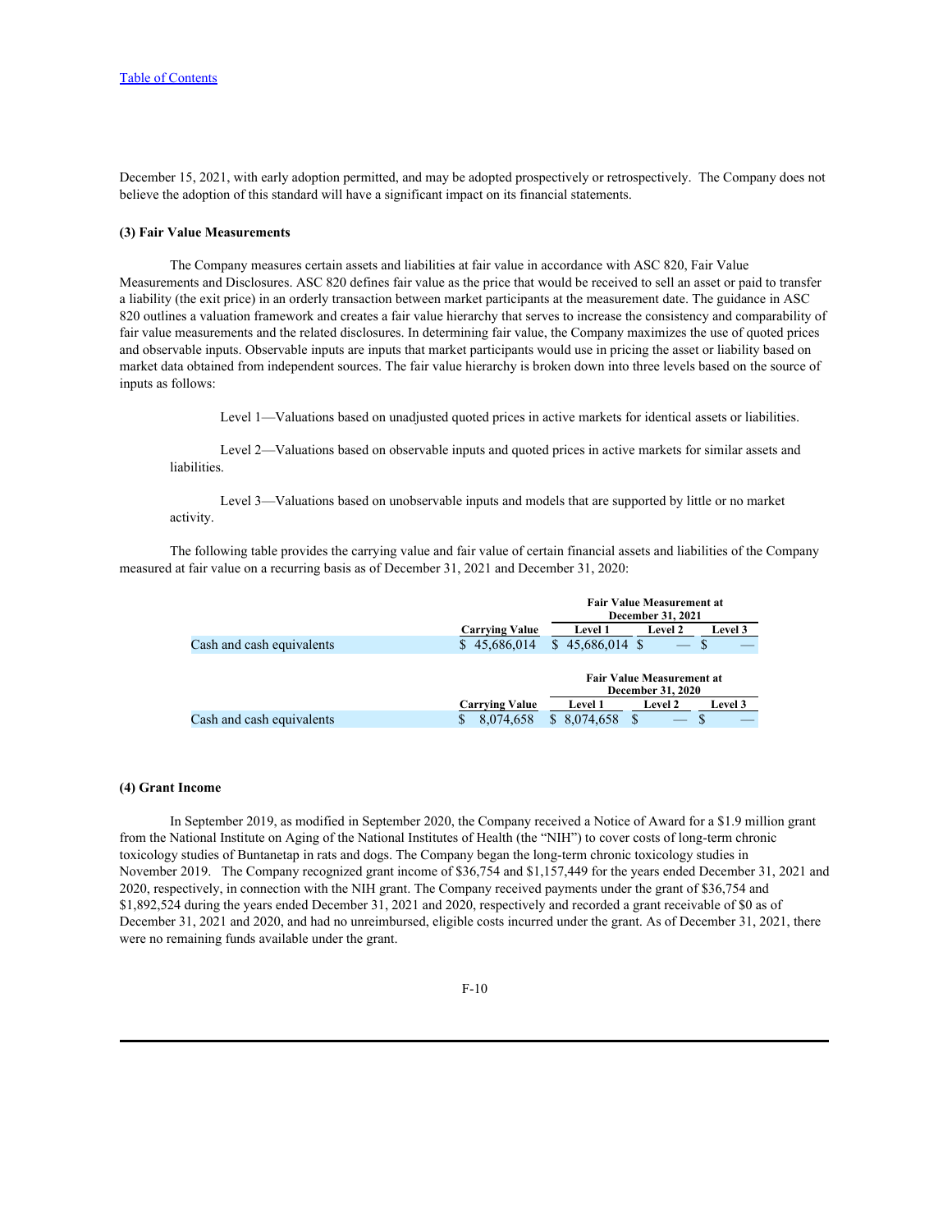December 15, 2021, with early adoption permitted, and may be adopted prospectively or retrospectively. The Company does not believe the adoption of this standard will have a significant impact on its financial statements.

**(3) Fair Value Measurements**

The Company measures certain assets and liabilities at fair value in accordance with ASC 820, Fair Value Measurements and Disclosures. ASC 820 defines fair value as the price that would be received to sell an asset or paid to transfer a liability (the exit price) in an orderly transaction between market participants at the measurement date. The guidance in ASC 820 outlines a valuation framework and creates a fair value hierarchy that serves to increase the consistency and comparability of fair value measurements and the related disclosures. In determining fair value, the Company maximizes the use of quoted prices and observable inputs. Observable inputs are inputs that market participants would use in pricing the asset or liability based on market data obtained from independent sources. The fair value hierarchy is broken down into three levels based on the source of inputs as follows:

Level 1—Valuations based on unadjusted quoted prices in active markets for identical assets or liabilities.

Level 2—Valuations based on observable inputs and quoted prices in active markets for similar assets and liabilities.

Level 3—Valuations based on unobservable inputs and models that are supported by little or no market activity.

The following table provides the carrying value and fair value of certain financial assets and liabilities of the Company measured at fair value on a recurring basis as of December 31, 2021 and December 31, 2020:

| | | Fair Value Measurement at December 31, 2021 | | |
|---|---|---|---|---|
| | Carrying Value | Level 1 | Level 2 | Level 3 |
| Cash and cash equivalents | $ 45,686,014 | $ 45,686,014 | $ — | $ — |

| | | Fair Value Measurement at December 31, 2020 | | |
|---|---|---|---|---|
| | Carrying Value | Level 1 | Level 2 | Level 3 |
| Cash and cash equivalents | $ 8,074,658 | $ 8,074,658 | $ — | $ — |

**(4) Grant Income**

In September 2019, as modified in September 2020, the Company received a Notice of Award for a $1.9 million grant from the National Institute on Aging of the National Institutes of Health (the "NIH") to cover costs of long-term chronic toxicology studies of Buntanetap in rats and dogs. The Company began the long-term chronic toxicology studies in November 2019. The Company recognized grant income of $36,754 and $1,157,449 for the years ended December 31, 2021 and 2020, respectively, in connection with the NIH grant. The Company received payments under the grant of $36,754 and $1,892,524 during the years ended December 31, 2021 and 2020, respectively and recorded a grant receivable of $0 as of December 31, 2021 and 2020, and had no unreimbursed, eligible costs incurred under the grant. As of December 31, 2021, there were no remaining funds available under the grant.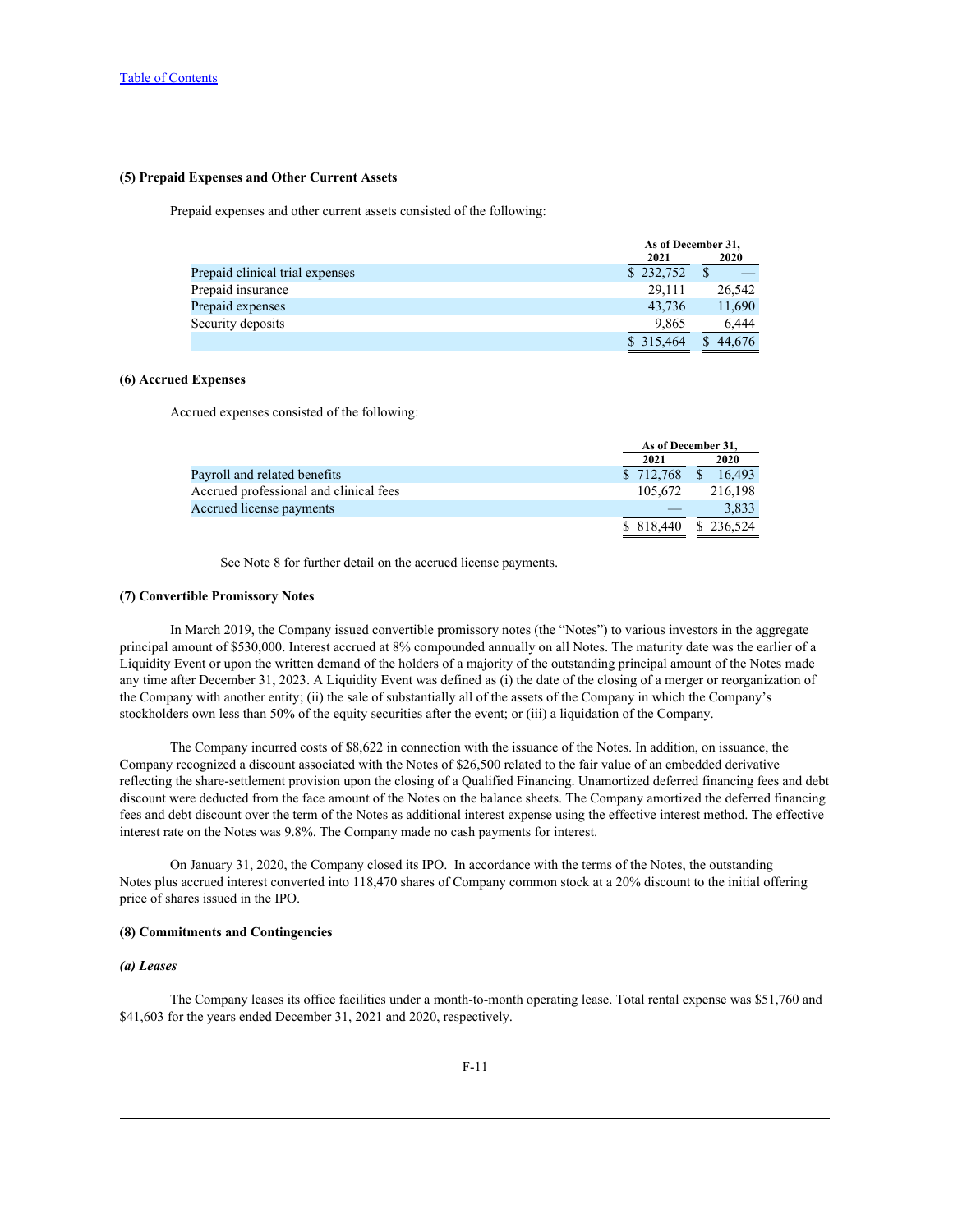## (5) Prepaid Expenses and Other Current Assets

Prepaid expenses and other current assets consisted of the following:

| | As of December 31, | |
|---|---|---|
| | 2021 | 2020 |
| Prepaid clinical trial expenses | $ 232,752 | $ — |
| Prepaid insurance | 29,111 | 26,542 |
| Prepaid expenses | 43,736 | 11,690 |
| Security deposits | 9,865 | 6,444 |
| | $ 315,464 | $ 44,676 |

## (6) Accrued Expenses

Accrued expenses consisted of the following:

| | As of December 31, | |
|---|---|---|
| | 2021 | 2020 |
| Payroll and related benefits | $ 712,768 | $ 16,493 |
| Accrued professional and clinical fees | 105,672 | 216,198 |
| Accrued license payments | — | 3,833 |
| | $ 818,440 | $ 236,524 |

See Note 8 for further detail on the accrued license payments.

## (7) Convertible Promissory Notes

In March 2019, the Company issued convertible promissory notes (the "Notes") to various investors in the aggregate principal amount of $530,000. Interest accrued at 8% compounded annually on all Notes. The maturity date was the earlier of a Liquidity Event or upon the written demand of the holders of a majority of the outstanding principal amount of the Notes made any time after December 31, 2023. A Liquidity Event was defined as (i) the date of the closing of a merger or reorganization of the Company with another entity; (ii) the sale of substantially all of the assets of the Company in which the Company's stockholders own less than 50% of the equity securities after the event; or (iii) a liquidation of the Company.

The Company incurred costs of $8,622 in connection with the issuance of the Notes. In addition, on issuance, the Company recognized a discount associated with the Notes of $26,500 related to the fair value of an embedded derivative reflecting the share-settlement provision upon the closing of a Qualified Financing. Unamortized deferred financing fees and debt discount were deducted from the face amount of the Notes on the balance sheets. The Company amortized the deferred financing fees and debt discount over the term of the Notes as additional interest expense using the effective interest method. The effective interest rate on the Notes was 9.8%. The Company made no cash payments for interest.

On January 31, 2020, the Company closed its IPO. In accordance with the terms of the Notes, the outstanding Notes plus accrued interest converted into 118,470 shares of Company common stock at a 20% discount to the initial offering price of shares issued in the IPO.

## (8) Commitments and Contingencies

### *(a) Leases*

The Company leases its office facilities under a month-to-month operating lease. Total rental expense was $51,760 and $41,603 for the years ended December 31, 2021 and 2020, respectively.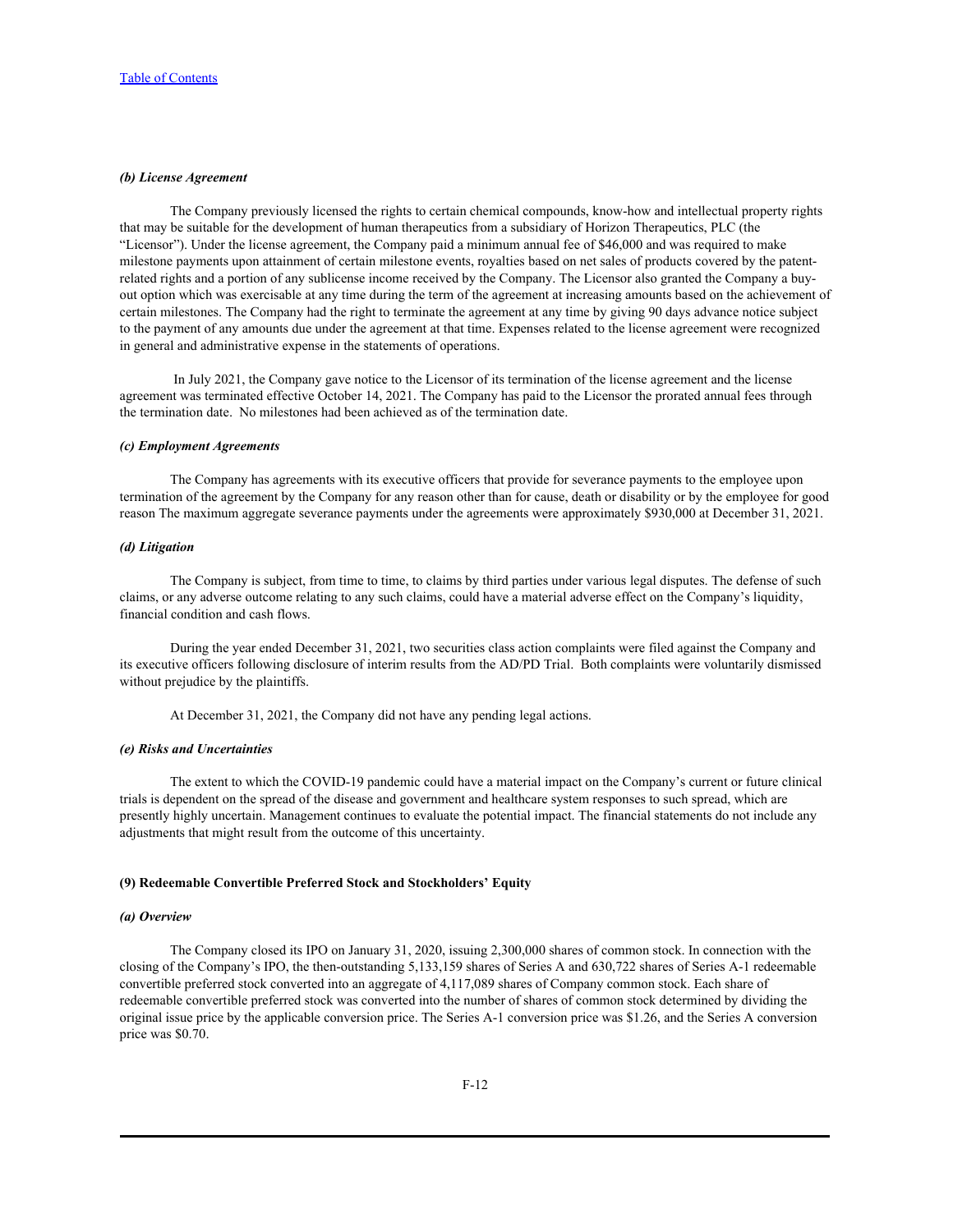*(b) License Agreement*

The Company previously licensed the rights to certain chemical compounds, know-how and intellectual property rights that may be suitable for the development of human therapeutics from a subsidiary of Horizon Therapeutics, PLC (the "Licensor"). Under the license agreement, the Company paid a minimum annual fee of $46,000 and was required to make milestone payments upon attainment of certain milestone events, royalties based on net sales of products covered by the patent-related rights and a portion of any sublicense income received by the Company. The Licensor also granted the Company a buy-out option which was exercisable at any time during the term of the agreement at increasing amounts based on the achievement of certain milestones. The Company had the right to terminate the agreement at any time by giving 90 days advance notice subject to the payment of any amounts due under the agreement at that time. Expenses related to the license agreement were recognized in general and administrative expense in the statements of operations.

In July 2021, the Company gave notice to the Licensor of its termination of the license agreement and the license agreement was terminated effective October 14, 2021. The Company has paid to the Licensor the prorated annual fees through the termination date. No milestones had been achieved as of the termination date.

*(c) Employment Agreements*

The Company has agreements with its executive officers that provide for severance payments to the employee upon termination of the agreement by the Company for any reason other than for cause, death or disability or by the employee for good reason The maximum aggregate severance payments under the agreements were approximately $930,000 at December 31, 2021.

*(d) Litigation*

The Company is subject, from time to time, to claims by third parties under various legal disputes. The defense of such claims, or any adverse outcome relating to any such claims, could have a material adverse effect on the Company's liquidity, financial condition and cash flows.

During the year ended December 31, 2021, two securities class action complaints were filed against the Company and its executive officers following disclosure of interim results from the AD/PD Trial. Both complaints were voluntarily dismissed without prejudice by the plaintiffs.

At December 31, 2021, the Company did not have any pending legal actions.

*(e) Risks and Uncertainties*

The extent to which the COVID-19 pandemic could have a material impact on the Company's current or future clinical trials is dependent on the spread of the disease and government and healthcare system responses to such spread, which are presently highly uncertain. Management continues to evaluate the potential impact. The financial statements do not include any adjustments that might result from the outcome of this uncertainty.

**(9) Redeemable Convertible Preferred Stock and Stockholders' Equity**

*(a) Overview*

The Company closed its IPO on January 31, 2020, issuing 2,300,000 shares of common stock. In connection with the closing of the Company's IPO, the then-outstanding 5,133,159 shares of Series A and 630,722 shares of Series A-1 redeemable convertible preferred stock converted into an aggregate of 4,117,089 shares of Company common stock. Each share of redeemable convertible preferred stock was converted into the number of shares of common stock determined by dividing the original issue price by the applicable conversion price. The Series A-1 conversion price was $1.26, and the Series A conversion price was $0.70.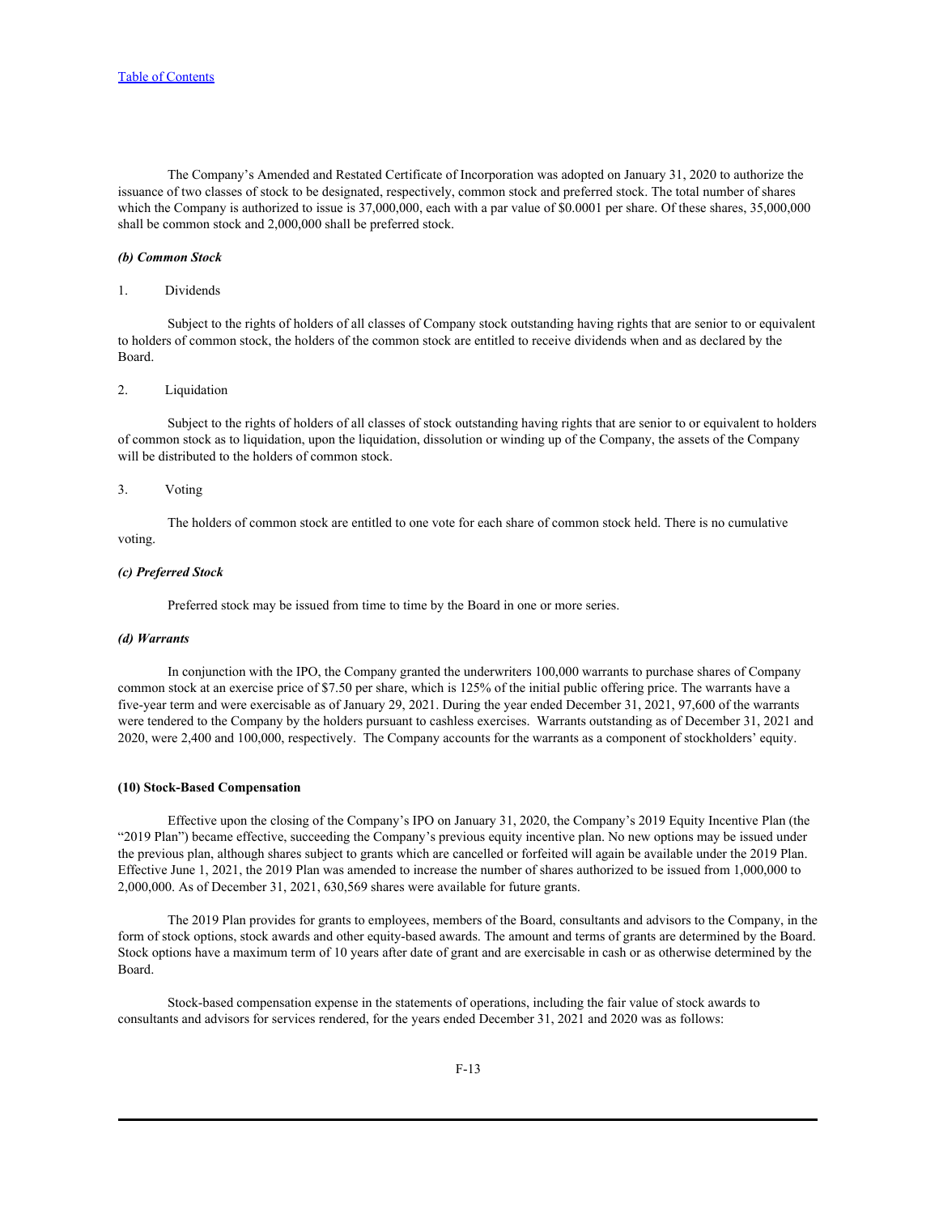The Company's Amended and Restated Certificate of Incorporation was adopted on January 31, 2020 to authorize the issuance of two classes of stock to be designated, respectively, common stock and preferred stock. The total number of shares which the Company is authorized to issue is 37,000,000, each with a par value of $0.0001 per share. Of these shares, 35,000,000 shall be common stock and 2,000,000 shall be preferred stock.

***(b) Common Stock***

1. Dividends

Subject to the rights of holders of all classes of Company stock outstanding having rights that are senior to or equivalent to holders of common stock, the holders of the common stock are entitled to receive dividends when and as declared by the Board.

2. Liquidation

Subject to the rights of holders of all classes of stock outstanding having rights that are senior to or equivalent to holders of common stock as to liquidation, upon the liquidation, dissolution or winding up of the Company, the assets of the Company will be distributed to the holders of common stock.

3. Voting

The holders of common stock are entitled to one vote for each share of common stock held. There is no cumulative voting.

***(c) Preferred Stock***

Preferred stock may be issued from time to time by the Board in one or more series.

***(d) Warrants***

In conjunction with the IPO, the Company granted the underwriters 100,000 warrants to purchase shares of Company common stock at an exercise price of $7.50 per share, which is 125% of the initial public offering price. The warrants have a five-year term and were exercisable as of January 29, 2021. During the year ended December 31, 2021, 97,600 of the warrants were tendered to the Company by the holders pursuant to cashless exercises. Warrants outstanding as of December 31, 2021 and 2020, were 2,400 and 100,000, respectively. The Company accounts for the warrants as a component of stockholders' equity.

**(10) Stock-Based Compensation**

Effective upon the closing of the Company's IPO on January 31, 2020, the Company's 2019 Equity Incentive Plan (the "2019 Plan") became effective, succeeding the Company's previous equity incentive plan. No new options may be issued under the previous plan, although shares subject to grants which are cancelled or forfeited will again be available under the 2019 Plan. Effective June 1, 2021, the 2019 Plan was amended to increase the number of shares authorized to be issued from 1,000,000 to 2,000,000. As of December 31, 2021, 630,569 shares were available for future grants.

The 2019 Plan provides for grants to employees, members of the Board, consultants and advisors to the Company, in the form of stock options, stock awards and other equity-based awards. The amount and terms of grants are determined by the Board. Stock options have a maximum term of 10 years after date of grant and are exercisable in cash or as otherwise determined by the Board.

Stock-based compensation expense in the statements of operations, including the fair value of stock awards to consultants and advisors for services rendered, for the years ended December 31, 2021 and 2020 was as follows: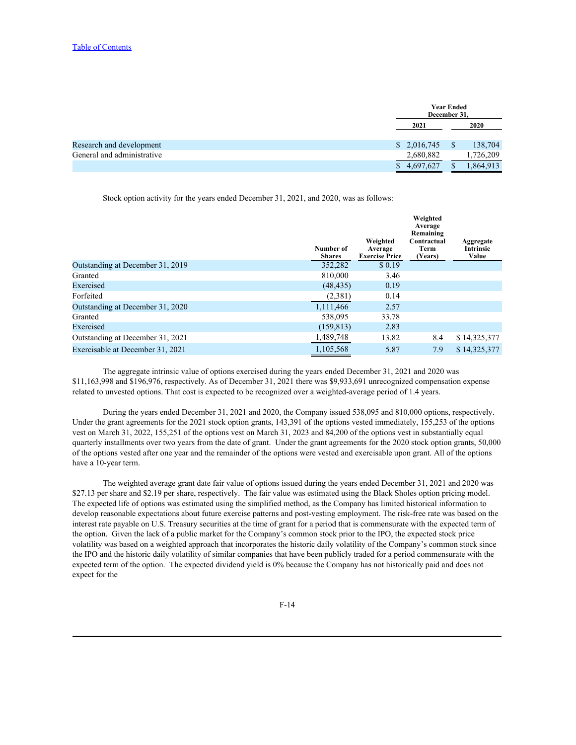| | Year Ended December 31, | |
|---|---|---|
| | 2021 | 2020 |
| Research and development | $ 2,016,745 | $ 138,704 |
| General and administrative | 2,680,882 | 1,726,209 |
| | $ 4,697,627 | $ 1,864,913 |

Stock option activity for the years ended December 31, 2021, and 2020, was as follows:

| | Number of Shares | Weighted Average Exercise Price | Weighted Average Remaining Contractual Term (Years) | Aggregate Intrinsic Value |
|---|---|---|---|---|
| Outstanding at December 31, 2019 | 352,282 | $ 0.19 | | |
| Granted | 810,000 | 3.46 | | |
| Exercised | (48,435) | 0.19 | | |
| Forfeited | (2,381) | 0.14 | | |
| Outstanding at December 31, 2020 | 1,111,466 | 2.57 | | |
| Granted | 538,095 | 33.78 | | |
| Exercised | (159,813) | 2.83 | | |
| Outstanding at December 31, 2021 | 1,489,748 | 13.82 | 8.4 | $ 14,325,377 |
| Exercisable at December 31, 2021 | 1,105,568 | 5.87 | 7.9 | $ 14,325,377 |

The aggregate intrinsic value of options exercised during the years ended December 31, 2021 and 2020 was $11,163,998 and $196,976, respectively. As of December 31, 2021 there was $9,933,691 unrecognized compensation expense related to unvested options. That cost is expected to be recognized over a weighted-average period of 1.4 years.

During the years ended December 31, 2021 and 2020, the Company issued 538,095 and 810,000 options, respectively. Under the grant agreements for the 2021 stock option grants, 143,391 of the options vested immediately, 155,253 of the options vest on March 31, 2022, 155,251 of the options vest on March 31, 2023 and 84,200 of the options vest in substantially equal quarterly installments over two years from the date of grant. Under the grant agreements for the 2020 stock option grants, 50,000 of the options vested after one year and the remainder of the options were vested and exercisable upon grant. All of the options have a 10-year term.

The weighted average grant date fair value of options issued during the years ended December 31, 2021 and 2020 was $27.13 per share and $2.19 per share, respectively. The fair value was estimated using the Black Sholes option pricing model. The expected life of options was estimated using the simplified method, as the Company has limited historical information to develop reasonable expectations about future exercise patterns and post-vesting employment. The risk-free rate was based on the interest rate payable on U.S. Treasury securities at the time of grant for a period that is commensurate with the expected term of the option. Given the lack of a public market for the Company's common stock prior to the IPO, the expected stock price volatility was based on a weighted approach that incorporates the historic daily volatility of the Company's common stock since the IPO and the historic daily volatility of similar companies that have been publicly traded for a period commensurate with the expected term of the option. The expected dividend yield is 0% because the Company has not historically paid and does not expect for the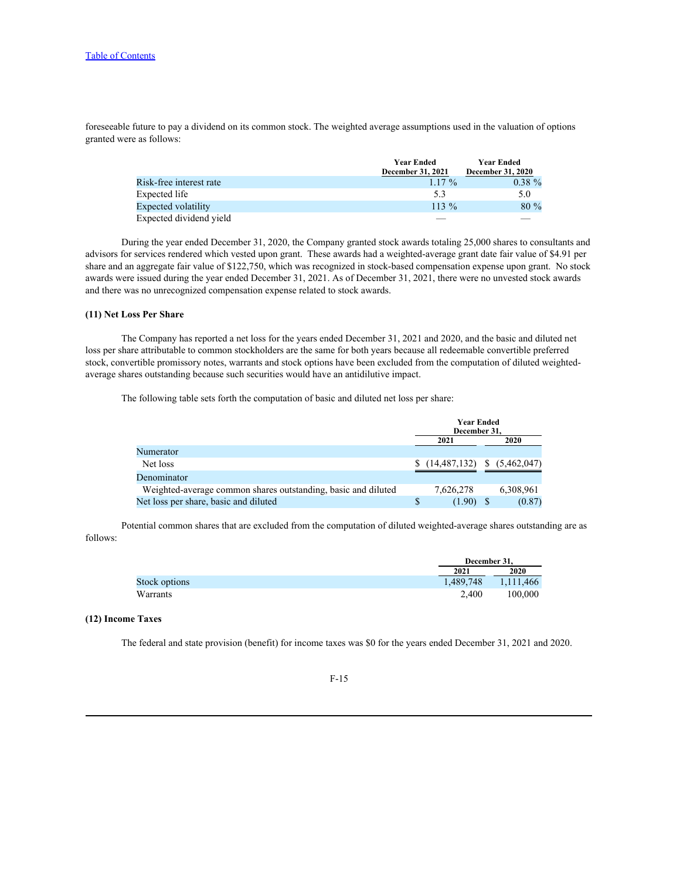foreseeable future to pay a dividend on its common stock. The weighted average assumptions used in the valuation of options granted were as follows:

| | Year Ended December 31, 2021 | Year Ended December 31, 2020 |
|---|---|---|
| Risk-free interest rate | 1.17 % | 0.38 % |
| Expected life | 5.3 | 5.0 |
| Expected volatility | 113 % | 80 % |
| Expected dividend yield | — | — |

During the year ended December 31, 2020, the Company granted stock awards totaling 25,000 shares to consultants and advisors for services rendered which vested upon grant. These awards had a weighted-average grant date fair value of $4.91 per share and an aggregate fair value of $122,750, which was recognized in stock-based compensation expense upon grant. No stock awards were issued during the year ended December 31, 2021. As of December 31, 2021, there were no unvested stock awards and there was no unrecognized compensation expense related to stock awards.

### (11) Net Loss Per Share

The Company has reported a net loss for the years ended December 31, 2021 and 2020, and the basic and diluted net loss per share attributable to common stockholders are the same for both years because all redeemable convertible preferred stock, convertible promissory notes, warrants and stock options have been excluded from the computation of diluted weighted-average shares outstanding because such securities would have an antidilutive impact.

The following table sets forth the computation of basic and diluted net loss per share:

| | Year Ended December 31, | |
|---|---|---|
| | 2021 | 2020 |
| Numerator | | |
| Net loss | $ (14,487,132) | $ (5,462,047) |
| Denominator | | |
| Weighted-average common shares outstanding, basic and diluted | 7,626,278 | 6,308,961 |
| Net loss per share, basic and diluted | $ (1.90) | $ (0.87) |

Potential common shares that are excluded from the computation of diluted weighted-average shares outstanding are as follows:

| | December 31, | |
|---|---|---|
| | 2021 | 2020 |
| Stock options | 1,489,748 | 1,111,466 |
| Warrants | 2,400 | 100,000 |

### (12) Income Taxes

The federal and state provision (benefit) for income taxes was $0 for the years ended December 31, 2021 and 2020.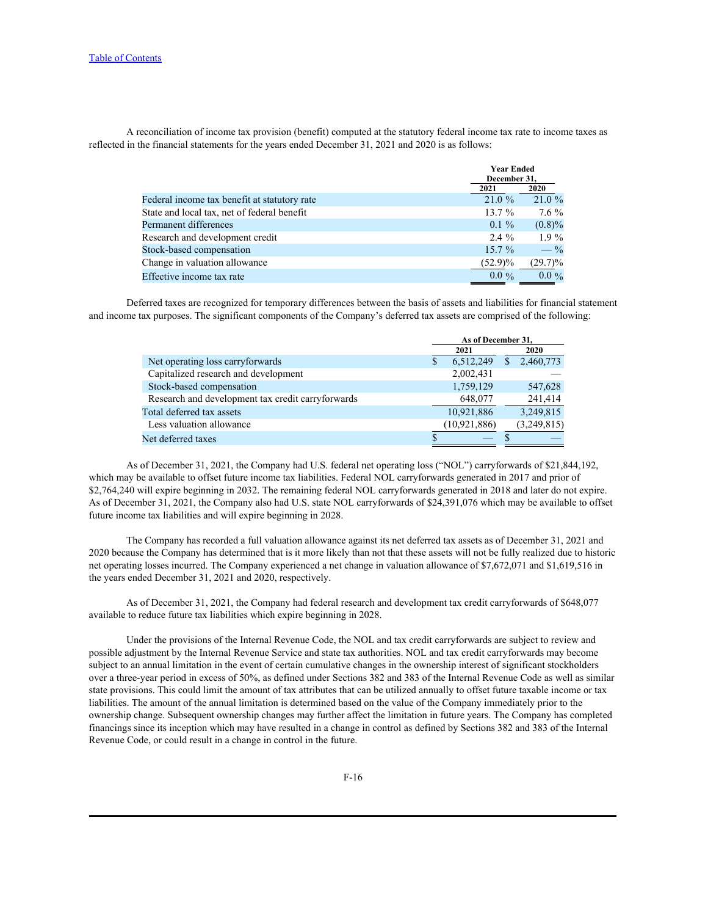A reconciliation of income tax provision (benefit) computed at the statutory federal income tax rate to income taxes as reflected in the financial statements for the years ended December 31, 2021 and 2020 is as follows:

| | Year Ended December 31, | |
|---|---|---|
| | 2021 | 2020 |
| Federal income tax benefit at statutory rate | 21.0 % | 21.0 % |
| State and local tax, net of federal benefit | 13.7 % | 7.6 % |
| Permanent differences | 0.1 % | (0.8)% |
| Research and development credit | 2.4 % | 1.9 % |
| Stock-based compensation | 15.7 % | — % |
| Change in valuation allowance | (52.9)% | (29.7)% |
| Effective income tax rate | 0.0 % | 0.0 % |

Deferred taxes are recognized for temporary differences between the basis of assets and liabilities for financial statement and income tax purposes. The significant components of the Company's deferred tax assets are comprised of the following:

| | As of December 31, | |
|---|---|---|
| | 2021 | 2020 |
| Net operating loss carryforwards | $ 6,512,249 | $ 2,460,773 |
| Capitalized research and development | 2,002,431 | — |
| Stock-based compensation | 1,759,129 | 547,628 |
| Research and development tax credit carryforwards | 648,077 | 241,414 |
| Total deferred tax assets | 10,921,886 | 3,249,815 |
| Less valuation allowance | (10,921,886) | (3,249,815) |
| Net deferred taxes | $ — | $ — |

As of December 31, 2021, the Company had U.S. federal net operating loss ("NOL") carryforwards of $21,844,192, which may be available to offset future income tax liabilities. Federal NOL carryforwards generated in 2017 and prior of $2,764,240 will expire beginning in 2032. The remaining federal NOL carryforwards generated in 2018 and later do not expire. As of December 31, 2021, the Company also had U.S. state NOL carryforwards of $24,391,076 which may be available to offset future income tax liabilities and will expire beginning in 2028.

The Company has recorded a full valuation allowance against its net deferred tax assets as of December 31, 2021 and 2020 because the Company has determined that is it more likely than not that these assets will not be fully realized due to historic net operating losses incurred. The Company experienced a net change in valuation allowance of $7,672,071 and $1,619,516 in the years ended December 31, 2021 and 2020, respectively.

As of December 31, 2021, the Company had federal research and development tax credit carryforwards of $648,077 available to reduce future tax liabilities which expire beginning in 2028.

Under the provisions of the Internal Revenue Code, the NOL and tax credit carryforwards are subject to review and possible adjustment by the Internal Revenue Service and state tax authorities. NOL and tax credit carryforwards may become subject to an annual limitation in the event of certain cumulative changes in the ownership interest of significant stockholders over a three-year period in excess of 50%, as defined under Sections 382 and 383 of the Internal Revenue Code as well as similar state provisions. This could limit the amount of tax attributes that can be utilized annually to offset future taxable income or tax liabilities. The amount of the annual limitation is determined based on the value of the Company immediately prior to the ownership change. Subsequent ownership changes may further affect the limitation in future years. The Company has completed financings since its inception which may have resulted in a change in control as defined by Sections 382 and 383 of the Internal Revenue Code, or could result in a change in control in the future.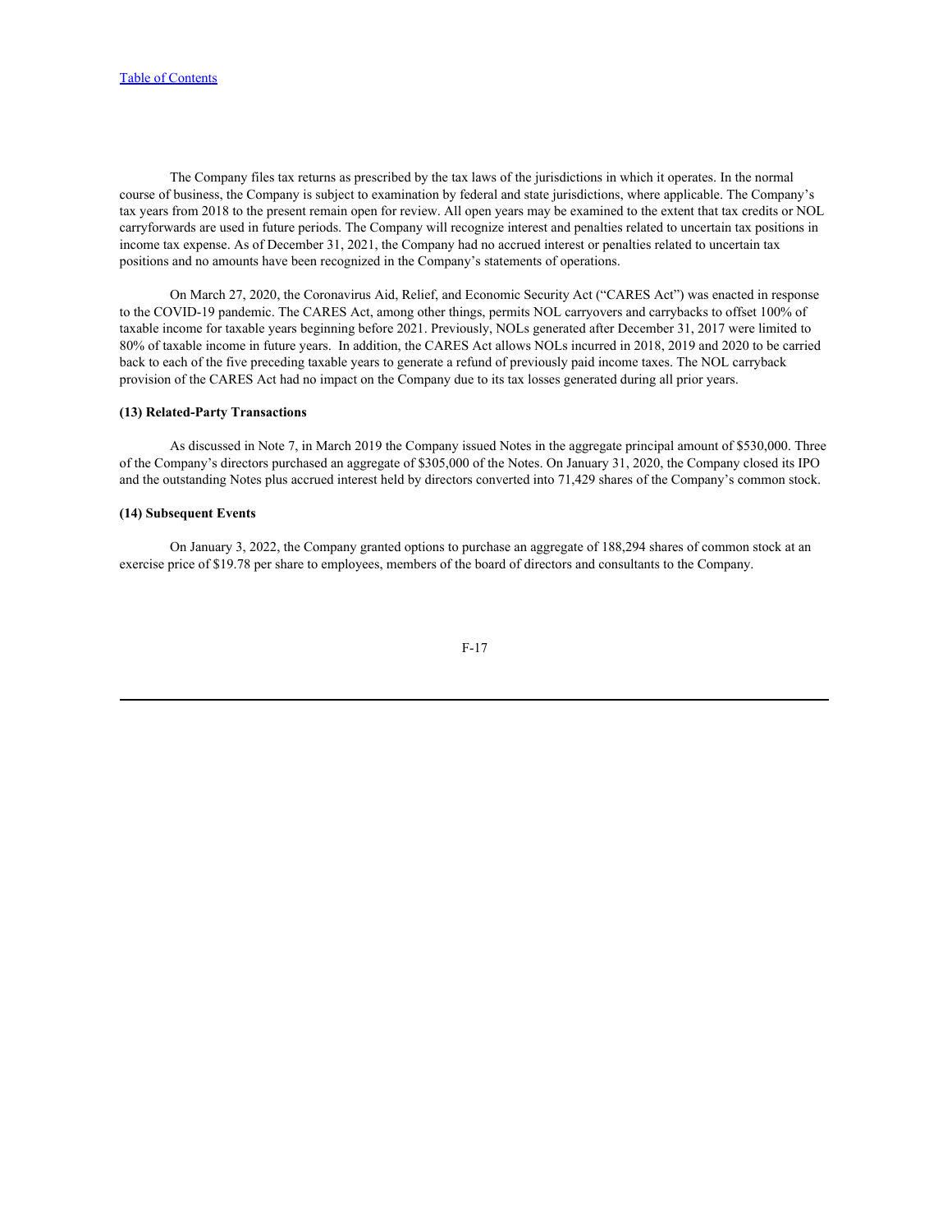The Company files tax returns as prescribed by the tax laws of the jurisdictions in which it operates. In the normal course of business, the Company is subject to examination by federal and state jurisdictions, where applicable. The Company's tax years from 2018 to the present remain open for review. All open years may be examined to the extent that tax credits or NOL carryforwards are used in future periods. The Company will recognize interest and penalties related to uncertain tax positions in income tax expense. As of December 31, 2021, the Company had no accrued interest or penalties related to uncertain tax positions and no amounts have been recognized in the Company's statements of operations.

On March 27, 2020, the Coronavirus Aid, Relief, and Economic Security Act ("CARES Act") was enacted in response to the COVID-19 pandemic. The CARES Act, among other things, permits NOL carryovers and carrybacks to offset 100% of taxable income for taxable years beginning before 2021. Previously, NOLs generated after December 31, 2017 were limited to 80% of taxable income in future years. In addition, the CARES Act allows NOLs incurred in 2018, 2019 and 2020 to be carried back to each of the five preceding taxable years to generate a refund of previously paid income taxes. The NOL carryback provision of the CARES Act had no impact on the Company due to its tax losses generated during all prior years.

**(13) Related-Party Transactions**

As discussed in Note 7, in March 2019 the Company issued Notes in the aggregate principal amount of $530,000. Three of the Company's directors purchased an aggregate of $305,000 of the Notes. On January 31, 2020, the Company closed its IPO and the outstanding Notes plus accrued interest held by directors converted into 71,429 shares of the Company's common stock.

**(14) Subsequent Events**

On January 3, 2022, the Company granted options to purchase an aggregate of 188,294 shares of common stock at an exercise price of $19.78 per share to employees, members of the board of directors and consultants to the Company.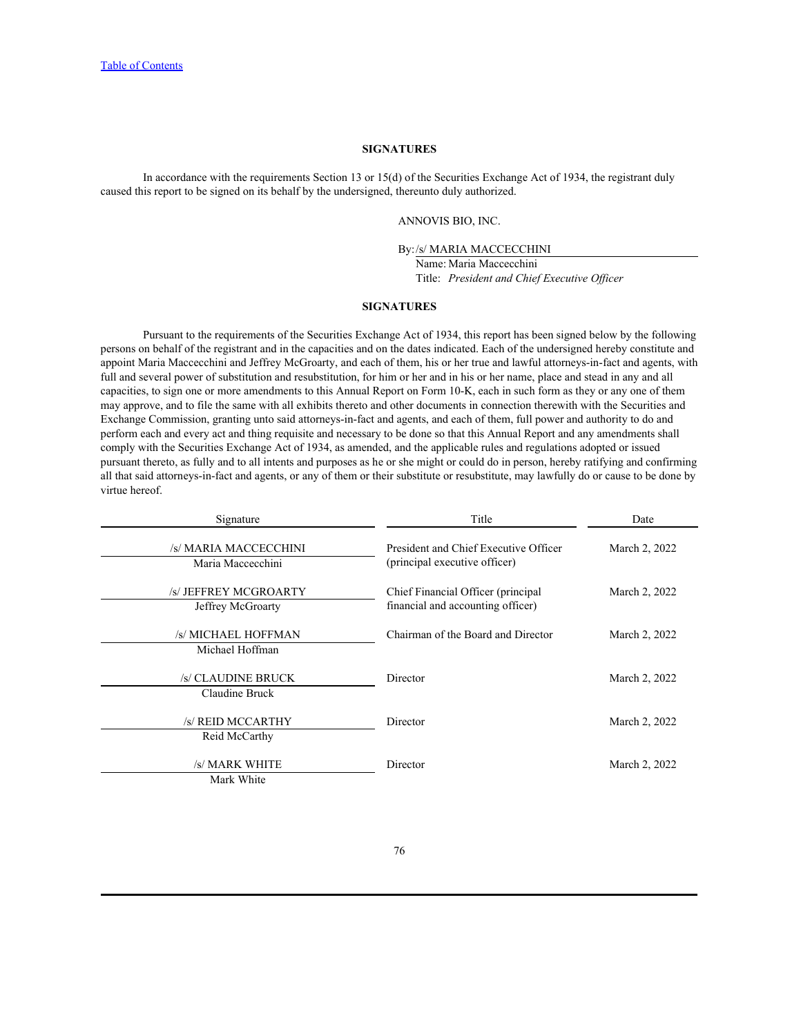## SIGNATURES

In accordance with the requirements Section 13 or 15(d) of the Securities Exchange Act of 1934, the registrant duly caused this report to be signed on its behalf by the undersigned, thereunto duly authorized.

ANNOVIS BIO, INC.

By: /s/ MARIA MACCECCHINI
Name: Maria Maccecchini
Title: *President and Chief Executive Officer*

## SIGNATURES

Pursuant to the requirements of the Securities Exchange Act of 1934, this report has been signed below by the following persons on behalf of the registrant and in the capacities and on the dates indicated. Each of the undersigned hereby constitute and appoint Maria Maccecchini and Jeffrey McGroarty, and each of them, his or her true and lawful attorneys-in-fact and agents, with full and several power of substitution and resubstitution, for him or her and in his or her name, place and stead in any and all capacities, to sign one or more amendments to this Annual Report on Form 10-K, each in such form as they or any one of them may approve, and to file the same with all exhibits thereto and other documents in connection therewith with the Securities and Exchange Commission, granting unto said attorneys-in-fact and agents, and each of them, full power and authority to do and perform each and every act and thing requisite and necessary to be done so that this Annual Report and any amendments shall comply with the Securities Exchange Act of 1934, as amended, and the applicable rules and regulations adopted or issued pursuant thereto, as fully and to all intents and purposes as he or she might or could do in person, hereby ratifying and confirming all that said attorneys-in-fact and agents, or any of them or their substitute or resubstitute, may lawfully do or cause to be done by virtue hereof.

| Signature | Title | Date |
|---|---|---|
| /s/ MARIA MACCECCHINI<br>Maria Maccecchini | President and Chief Executive Officer (principal executive officer) | March 2, 2022 |
| /s/ JEFFREY MCGROARTY<br>Jeffrey McGroarty | Chief Financial Officer (principal financial and accounting officer) | March 2, 2022 |
| /s/ MICHAEL HOFFMAN<br>Michael Hoffman | Chairman of the Board and Director | March 2, 2022 |
| /s/ CLAUDINE BRUCK<br>Claudine Bruck | Director | March 2, 2022 |
| /s/ REID MCCARTHY<br>Reid McCarthy | Director | March 2, 2022 |
| /s/ MARK WHITE<br>Mark White | Director | March 2, 2022 |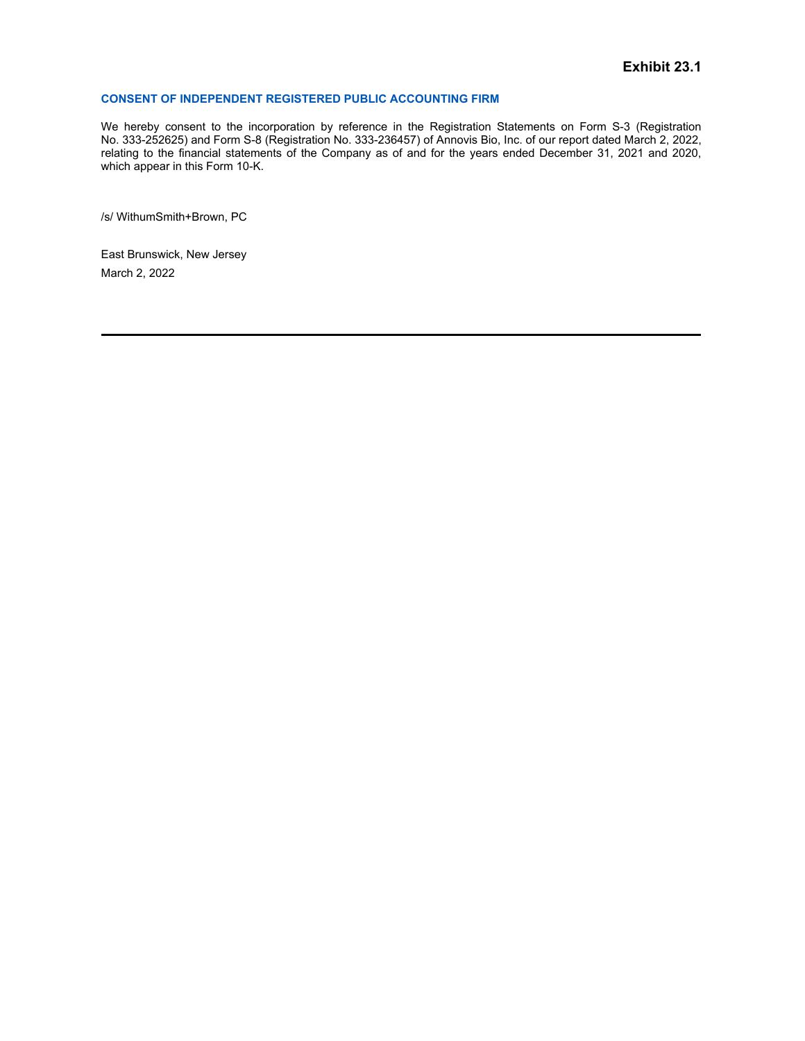**Exhibit 23.1**

## CONSENT OF INDEPENDENT REGISTERED PUBLIC ACCOUNTING FIRM

We hereby consent to the incorporation by reference in the Registration Statements on Form S-3 (Registration No. 333-252625) and Form S-8 (Registration No. 333-236457) of Annovis Bio, Inc. of our report dated March 2, 2022, relating to the financial statements of the Company as of and for the years ended December 31, 2021 and 2020, which appear in this Form 10-K.

/s/ WithumSmith+Brown, PC

East Brunswick, New Jersey
March 2, 2022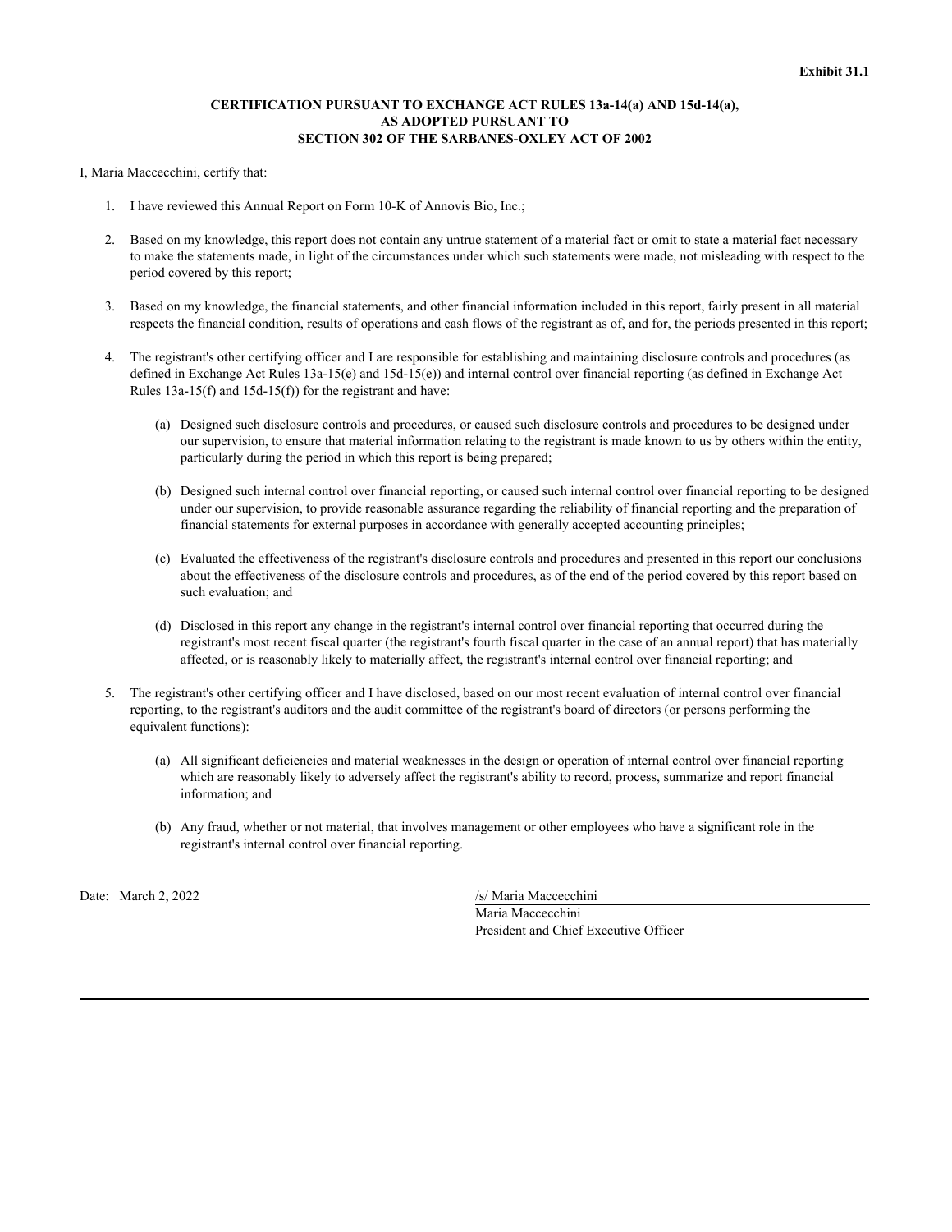**Exhibit 31.1**

**CERTIFICATION PURSUANT TO EXCHANGE ACT RULES 13a-14(a) AND 15d-14(a), AS ADOPTED PURSUANT TO SECTION 302 OF THE SARBANES-OXLEY ACT OF 2002**

I, Maria Maccecchini, certify that:

1. I have reviewed this Annual Report on Form 10-K of Annovis Bio, Inc.;

2. Based on my knowledge, this report does not contain any untrue statement of a material fact or omit to state a material fact necessary to make the statements made, in light of the circumstances under which such statements were made, not misleading with respect to the period covered by this report;

3. Based on my knowledge, the financial statements, and other financial information included in this report, fairly present in all material respects the financial condition, results of operations and cash flows of the registrant as of, and for, the periods presented in this report;

4. The registrant's other certifying officer and I are responsible for establishing and maintaining disclosure controls and procedures (as defined in Exchange Act Rules 13a-15(e) and 15d-15(e)) and internal control over financial reporting (as defined in Exchange Act Rules 13a-15(f) and 15d-15(f)) for the registrant and have:

   (a) Designed such disclosure controls and procedures, or caused such disclosure controls and procedures to be designed under our supervision, to ensure that material information relating to the registrant is made known to us by others within the entity, particularly during the period in which this report is being prepared;

   (b) Designed such internal control over financial reporting, or caused such internal control over financial reporting to be designed under our supervision, to provide reasonable assurance regarding the reliability of financial reporting and the preparation of financial statements for external purposes in accordance with generally accepted accounting principles;

   (c) Evaluated the effectiveness of the registrant's disclosure controls and procedures and presented in this report our conclusions about the effectiveness of the disclosure controls and procedures, as of the end of the period covered by this report based on such evaluation; and

   (d) Disclosed in this report any change in the registrant's internal control over financial reporting that occurred during the registrant's most recent fiscal quarter (the registrant's fourth fiscal quarter in the case of an annual report) that has materially affected, or is reasonably likely to materially affect, the registrant's internal control over financial reporting; and

5. The registrant's other certifying officer and I have disclosed, based on our most recent evaluation of internal control over financial reporting, to the registrant's auditors and the audit committee of the registrant's board of directors (or persons performing the equivalent functions):

   (a) All significant deficiencies and material weaknesses in the design or operation of internal control over financial reporting which are reasonably likely to adversely affect the registrant's ability to record, process, summarize and report financial information; and

   (b) Any fraud, whether or not material, that involves management or other employees who have a significant role in the registrant's internal control over financial reporting.

Date: March 2, 2022

/s/ Maria Maccecchini
Maria Maccecchini
President and Chief Executive Officer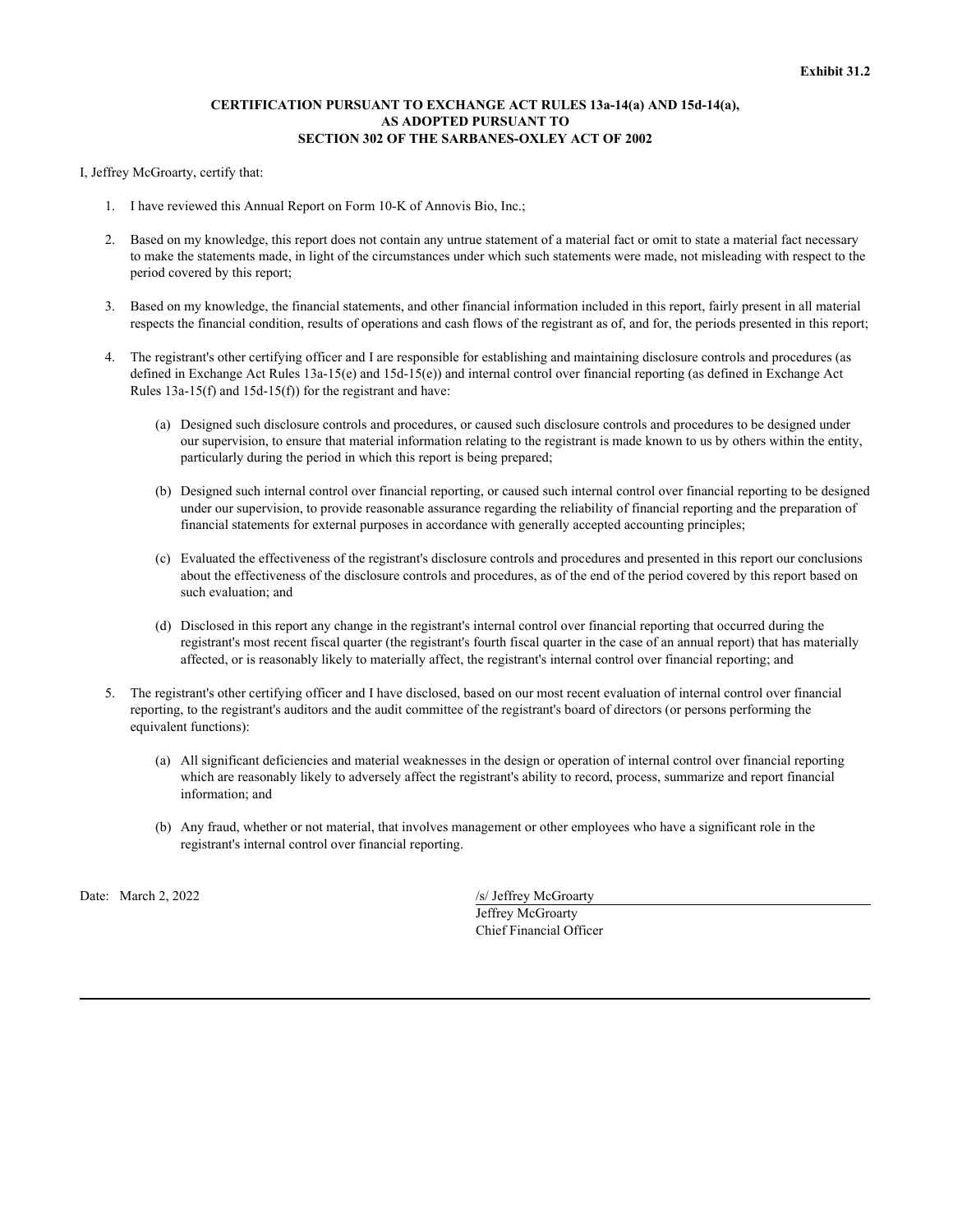**Exhibit 31.2**

**CERTIFICATION PURSUANT TO EXCHANGE ACT RULES 13a-14(a) AND 15d-14(a), AS ADOPTED PURSUANT TO SECTION 302 OF THE SARBANES-OXLEY ACT OF 2002**

I, Jeffrey McGroarty, certify that:

1. I have reviewed this Annual Report on Form 10-K of Annovis Bio, Inc.;

2. Based on my knowledge, this report does not contain any untrue statement of a material fact or omit to state a material fact necessary to make the statements made, in light of the circumstances under which such statements were made, not misleading with respect to the period covered by this report;

3. Based on my knowledge, the financial statements, and other financial information included in this report, fairly present in all material respects the financial condition, results of operations and cash flows of the registrant as of, and for, the periods presented in this report;

4. The registrant's other certifying officer and I are responsible for establishing and maintaining disclosure controls and procedures (as defined in Exchange Act Rules 13a-15(e) and 15d-15(e)) and internal control over financial reporting (as defined in Exchange Act Rules 13a-15(f) and 15d-15(f)) for the registrant and have:

   (a) Designed such disclosure controls and procedures, or caused such disclosure controls and procedures to be designed under our supervision, to ensure that material information relating to the registrant is made known to us by others within the entity, particularly during the period in which this report is being prepared;

   (b) Designed such internal control over financial reporting, or caused such internal control over financial reporting to be designed under our supervision, to provide reasonable assurance regarding the reliability of financial reporting and the preparation of financial statements for external purposes in accordance with generally accepted accounting principles;

   (c) Evaluated the effectiveness of the registrant's disclosure controls and procedures and presented in this report our conclusions about the effectiveness of the disclosure controls and procedures, as of the end of the period covered by this report based on such evaluation; and

   (d) Disclosed in this report any change in the registrant's internal control over financial reporting that occurred during the registrant's most recent fiscal quarter (the registrant's fourth fiscal quarter in the case of an annual report) that has materially affected, or is reasonably likely to materially affect, the registrant's internal control over financial reporting; and

5. The registrant's other certifying officer and I have disclosed, based on our most recent evaluation of internal control over financial reporting, to the registrant's auditors and the audit committee of the registrant's board of directors (or persons performing the equivalent functions):

   (a) All significant deficiencies and material weaknesses in the design or operation of internal control over financial reporting which are reasonably likely to adversely affect the registrant's ability to record, process, summarize and report financial information; and

   (b) Any fraud, whether or not material, that involves management or other employees who have a significant role in the registrant's internal control over financial reporting.

Date: March 2, 2022

/s/ Jeffrey McGroarty
Jeffrey McGroarty
Chief Financial Officer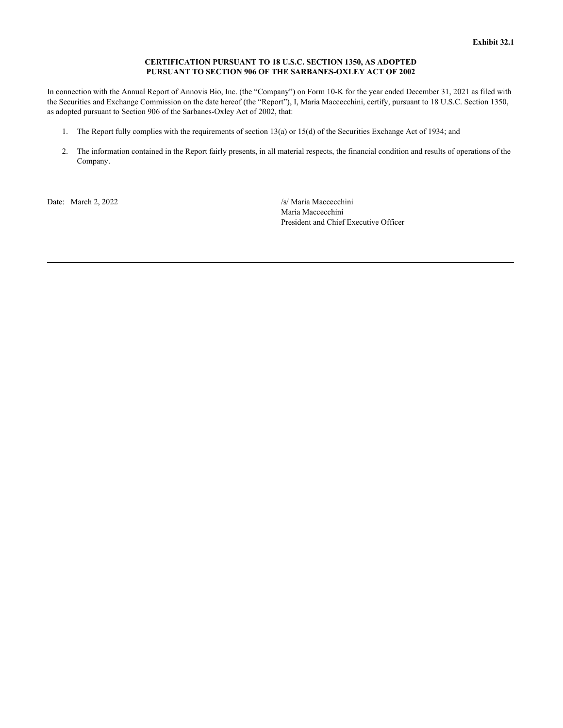**Exhibit 32.1**

**CERTIFICATION PURSUANT TO 18 U.S.C. SECTION 1350, AS ADOPTED PURSUANT TO SECTION 906 OF THE SARBANES-OXLEY ACT OF 2002**

In connection with the Annual Report of Annovis Bio, Inc. (the "Company") on Form 10-K for the year ended December 31, 2021 as filed with the Securities and Exchange Commission on the date hereof (the "Report"), I, Maria Maccecchini, certify, pursuant to 18 U.S.C. Section 1350, as adopted pursuant to Section 906 of the Sarbanes-Oxley Act of 2002, that:

1. The Report fully complies with the requirements of section 13(a) or 15(d) of the Securities Exchange Act of 1934; and

2. The information contained in the Report fairly presents, in all material respects, the financial condition and results of operations of the Company.

Date: March 2, 2022

/s/ Maria Maccecchini
Maria Maccecchini
President and Chief Executive Officer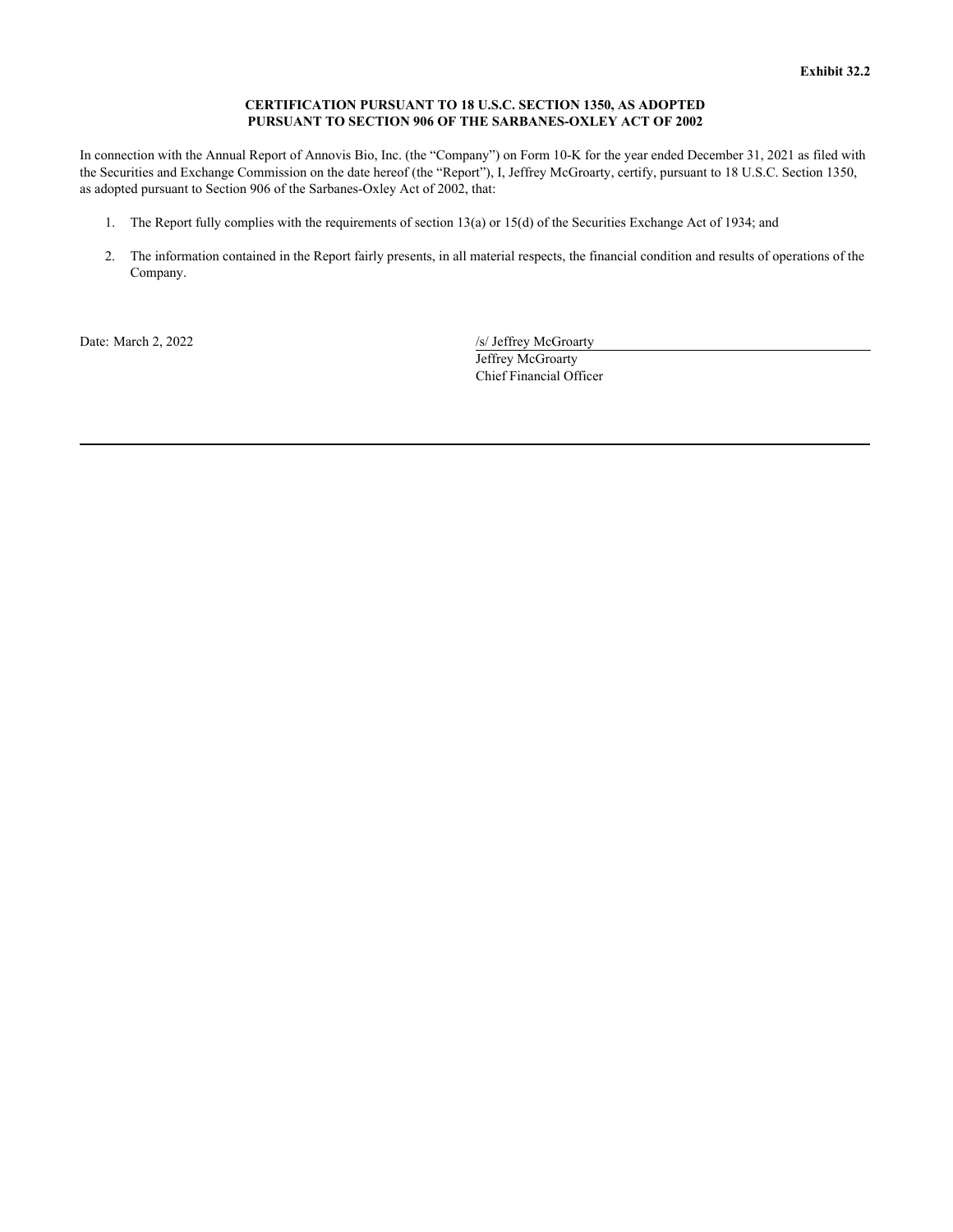**Exhibit 32.2**

**CERTIFICATION PURSUANT TO 18 U.S.C. SECTION 1350, AS ADOPTED PURSUANT TO SECTION 906 OF THE SARBANES-OXLEY ACT OF 2002**

In connection with the Annual Report of Annovis Bio, Inc. (the "Company") on Form 10-K for the year ended December 31, 2021 as filed with the Securities and Exchange Commission on the date hereof (the "Report"), I, Jeffrey McGroarty, certify, pursuant to 18 U.S.C. Section 1350, as adopted pursuant to Section 906 of the Sarbanes-Oxley Act of 2002, that:

1. The Report fully complies with the requirements of section 13(a) or 15(d) of the Securities Exchange Act of 1934; and

2. The information contained in the Report fairly presents, in all material respects, the financial condition and results of operations of the Company.

Date: March 2, 2022

/s/ Jeffrey McGroarty
Jeffrey McGroarty
Chief Financial Officer